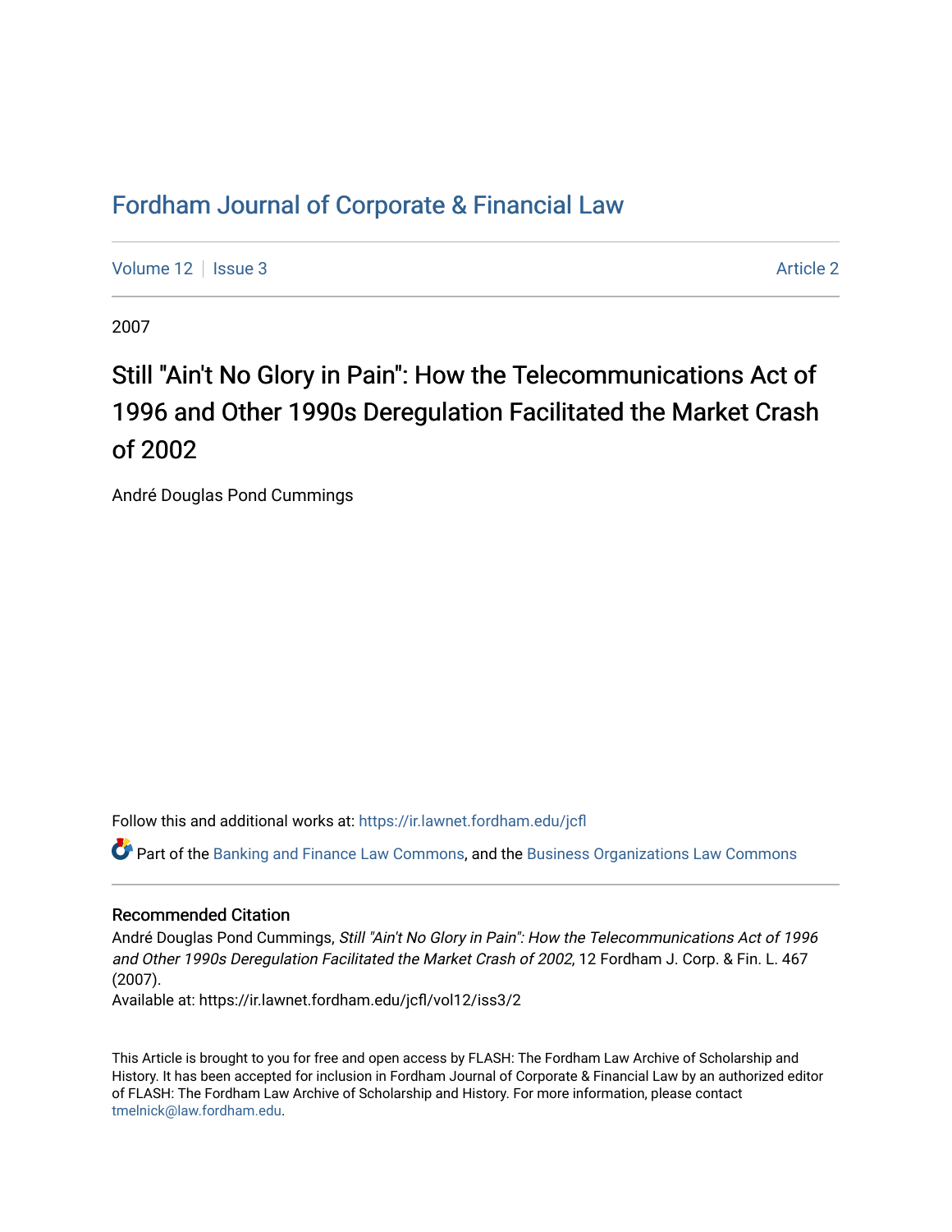# Fordham Journal of Corporate & Financial Law

Volume 12 | Issue 3 | Article 2

2007

## Still "Ain't No Glory in Pain": How the Telecommunications Act of 1996 and Other 1990s Deregulation Facilitated the Market Crash of 2002

André Douglas Pond Cummings

Follow this and additional works at: https://ir.lawnet.fordham.edu/jcfl

Part of the Banking and Finance Law Commons, and the Business Organizations Law Commons

### Recommended Citation

André Douglas Pond Cummings, *Still "Ain't No Glory in Pain": How the Telecommunications Act of 1996 and Other 1990s Deregulation Facilitated the Market Crash of 2002*, 12 Fordham J. Corp. & Fin. L. 467 (2007).

Available at: https://ir.lawnet.fordham.edu/jcfl/vol12/iss3/2

This Article is brought to you for free and open access by FLASH: The Fordham Law Archive of Scholarship and History. It has been accepted for inclusion in Fordham Journal of Corporate & Financial Law by an authorized editor of FLASH: The Fordham Law Archive of Scholarship and History. For more information, please contact tmelnick@law.fordham.edu.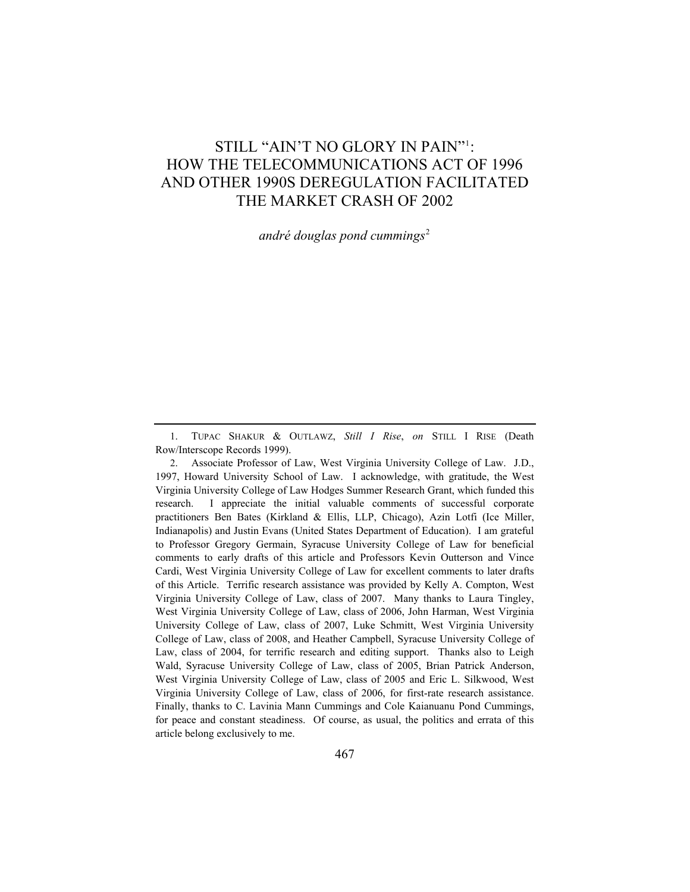# STILL "AIN'T NO GLORY IN PAIN"[1]: HOW THE TELECOMMUNICATIONS ACT OF 1996 AND OTHER 1990S DEREGULATION FACILITATED THE MARKET CRASH OF 2002

*andré douglas pond cummings*[2]

---

1. TUPAC SHAKUR & OUTLAWZ, *Still I Rise*, *on* STILL I RISE (Death Row/Interscope Records 1999).

2. Associate Professor of Law, West Virginia University College of Law. J.D., 1997, Howard University School of Law. I acknowledge, with gratitude, the West Virginia University College of Law Hodges Summer Research Grant, which funded this research. I appreciate the initial valuable comments of successful corporate practitioners Ben Bates (Kirkland & Ellis, LLP, Chicago), Azin Lotfi (Ice Miller, Indianapolis) and Justin Evans (United States Department of Education). I am grateful to Professor Gregory Germain, Syracuse University College of Law for beneficial comments to early drafts of this article and Professors Kevin Outterson and Vince Cardi, West Virginia University College of Law for excellent comments to later drafts of this Article. Terrific research assistance was provided by Kelly A. Compton, West Virginia University College of Law, class of 2007. Many thanks to Laura Tingley, West Virginia University College of Law, class of 2006, John Harman, West Virginia University College of Law, class of 2007, Luke Schmitt, West Virginia University College of Law, class of 2008, and Heather Campbell, Syracuse University College of Law, class of 2004, for terrific research and editing support. Thanks also to Leigh Wald, Syracuse University College of Law, class of 2005, Brian Patrick Anderson, West Virginia University College of Law, class of 2005 and Eric L. Silkwood, West Virginia University College of Law, class of 2006, for first-rate research assistance. Finally, thanks to C. Lavinia Mann Cummings and Cole Kaianuanu Pond Cummings, for peace and constant steadiness. Of course, as usual, the politics and errata of this article belong exclusively to me.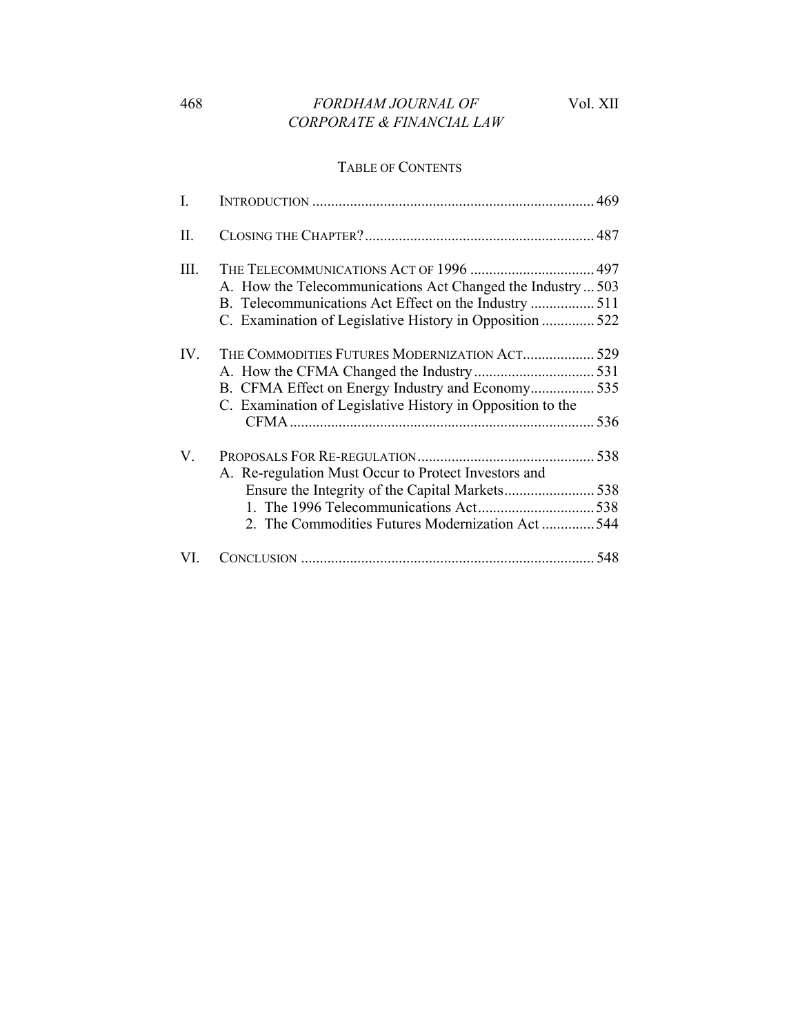## TABLE OF CONTENTS

I. INTRODUCTION .......................................................................... 469

II. CLOSING THE CHAPTER? ............................................................ 487

III. THE TELECOMMUNICATIONS ACT OF 1996 ................................. 497
- A. How the Telecommunications Act Changed the Industry ... 503
- B. Telecommunications Act Effect on the Industry ................. 511
- C. Examination of Legislative History in Opposition .............. 522

IV. THE COMMODITIES FUTURES MODERNIZATION ACT ................... 529
- A. How the CFMA Changed the Industry ................................ 531
- B. CFMA Effect on Energy Industry and Economy ................. 535
- C. Examination of Legislative History in Opposition to the CFMA ................................................................................ 536

V. PROPOSALS FOR RE-REGULATION ............................................... 538
- A. Re-regulation Must Occur to Protect Investors and Ensure the Integrity of the Capital Markets ........................ 538
  1. The 1996 Telecommunications Act ............................... 538
  2. The Commodities Futures Modernization Act .............. 544

VI. CONCLUSION ............................................................................. 548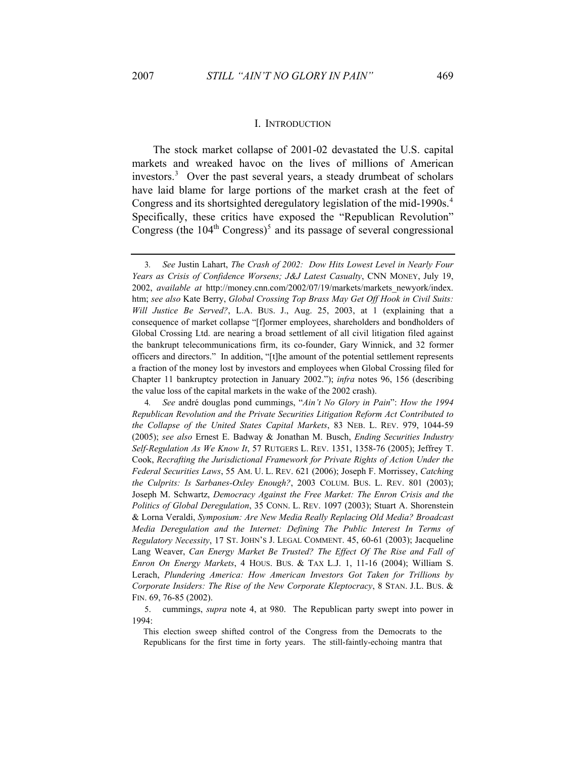## I. Introduction

The stock market collapse of 2001-02 devastated the U.S. capital markets and wreaked havoc on the lives of millions of American investors.[3] Over the past several years, a steady drumbeat of scholars have laid blame for large portions of the market crash at the feet of Congress and its shortsighted deregulatory legislation of the mid-1990s.[4] Specifically, these critics have exposed the "Republican Revolution" Congress (the 104th Congress)[5] and its passage of several congressional

---

3. *See* Justin Lahart, *The Crash of 2002: Dow Hits Lowest Level in Nearly Four Years as Crisis of Confidence Worsens; J&J Latest Casualty*, CNN MONEY, July 19, 2002, *available at* http://money.cnn.com/2002/07/19/markets/markets_newyork/index.htm; *see also* Kate Berry, *Global Crossing Top Brass May Get Off Hook in Civil Suits: Will Justice Be Served?*, L.A. BUS. J., Aug. 25, 2003, at 1 (explaining that a consequence of market collapse "[f]ormer employees, shareholders and bondholders of Global Crossing Ltd. are nearing a broad settlement of all civil litigation filed against the bankrupt telecommunications firm, its co-founder, Gary Winnick, and 32 former officers and directors." In addition, "[t]he amount of the potential settlement represents a fraction of the money lost by investors and employees when Global Crossing filed for Chapter 11 bankruptcy protection in January 2002."); *infra* notes 96, 156 (describing the value loss of the capital markets in the wake of the 2002 crash).

4. *See* andré douglas pond cummings, "*Ain't No Glory in Pain*": *How the 1994 Republican Revolution and the Private Securities Litigation Reform Act Contributed to the Collapse of the United States Capital Markets*, 83 NEB. L. REV. 979, 1044-59 (2005); *see also* Ernest E. Badway & Jonathan M. Busch, *Ending Securities Industry Self-Regulation As We Know It*, 57 RUTGERS L. REV. 1351, 1358-76 (2005); Jeffrey T. Cook, *Recrafting the Jurisdictional Framework for Private Rights of Action Under the Federal Securities Laws*, 55 AM. U. L. REV. 621 (2006); Joseph F. Morrissey, *Catching the Culprits: Is Sarbanes-Oxley Enough?*, 2003 COLUM. BUS. L. REV. 801 (2003); Joseph M. Schwartz, *Democracy Against the Free Market: The Enron Crisis and the Politics of Global Deregulation*, 35 CONN. L. REV. 1097 (2003); Stuart A. Shorenstein & Lorna Veraldi, *Symposium: Are New Media Really Replacing Old Media? Broadcast Media Deregulation and the Internet: Defining The Public Interest In Terms of Regulatory Necessity*, 17 ST. JOHN'S J. LEGAL COMMENT. 45, 60-61 (2003); Jacqueline Lang Weaver, *Can Energy Market Be Trusted? The Effect Of The Rise and Fall of Enron On Energy Markets*, 4 HOUS. BUS. & TAX L.J. 1, 11-16 (2004); William S. Lerach, *Plundering America: How American Investors Got Taken for Trillions by Corporate Insiders: The Rise of the New Corporate Kleptocracy*, 8 STAN. J.L. BUS. & FIN. 69, 76-85 (2002).

5. cummings, *supra* note 4, at 980. The Republican party swept into power in 1994:

> This election sweep shifted control of the Congress from the Democrats to the Republicans for the first time in forty years. The still-faintly-echoing mantra that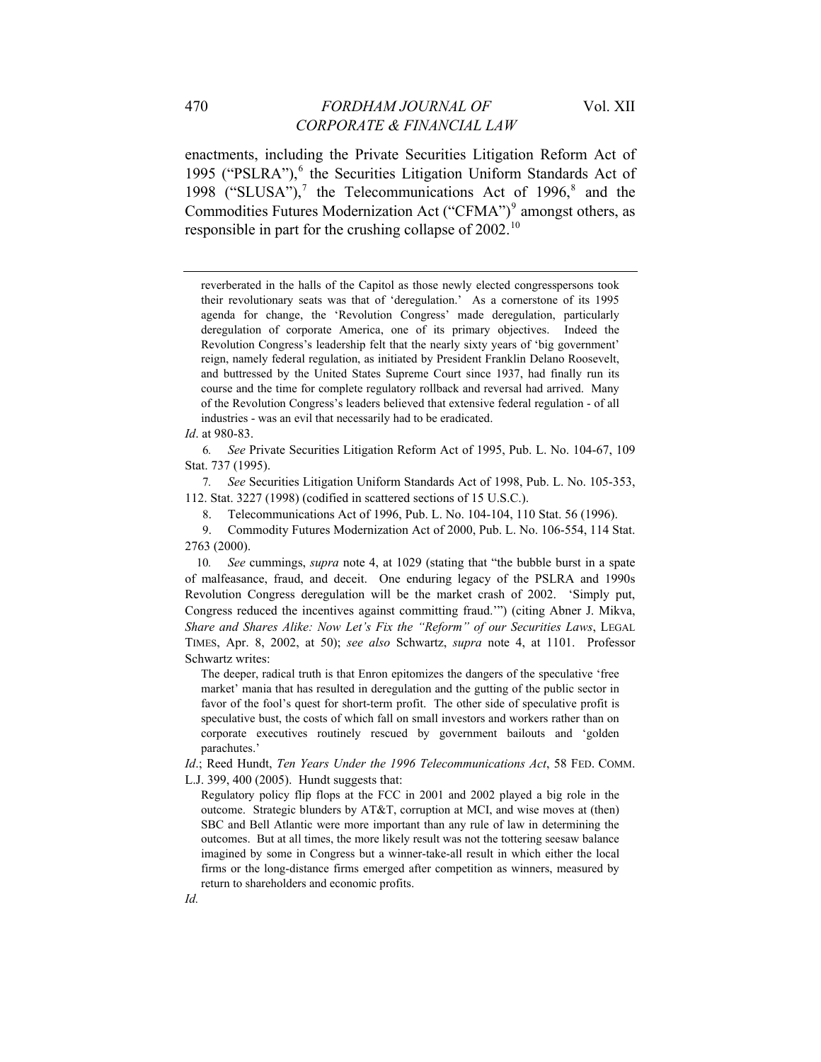enactments, including the Private Securities Litigation Reform Act of 1995 ("PSLRA"),[6] the Securities Litigation Uniform Standards Act of 1998 ("SLUSA"),[7] the Telecommunications Act of 1996,[8] and the Commodities Futures Modernization Act ("CFMA")[9] amongst others, as responsible in part for the crushing collapse of 2002.[10]

---

> reverberated in the halls of the Capitol as those newly elected congresspersons took their revolutionary seats was that of 'deregulation.' As a cornerstone of its 1995 agenda for change, the 'Revolution Congress' made deregulation, particularly deregulation of corporate America, one of its primary objectives. Indeed the Revolution Congress's leadership felt that the nearly sixty years of 'big government' reign, namely federal regulation, as initiated by President Franklin Delano Roosevelt, and buttressed by the United States Supreme Court since 1937, had finally run its course and the time for complete regulatory rollback and reversal had arrived. Many of the Revolution Congress's leaders believed that extensive federal regulation - of all industries - was an evil that necessarily had to be eradicated.

*Id*. at 980-83.

6. *See* Private Securities Litigation Reform Act of 1995, Pub. L. No. 104-67, 109 Stat. 737 (1995).

7. *See* Securities Litigation Uniform Standards Act of 1998, Pub. L. No. 105-353, 112. Stat. 3227 (1998) (codified in scattered sections of 15 U.S.C.).

8. Telecommunications Act of 1996, Pub. L. No. 104-104, 110 Stat. 56 (1996).

9. Commodity Futures Modernization Act of 2000, Pub. L. No. 106-554, 114 Stat. 2763 (2000).

10. *See* cummings, *supra* note 4, at 1029 (stating that "the bubble burst in a spate of malfeasance, fraud, and deceit. One enduring legacy of the PSLRA and 1990s Revolution Congress deregulation will be the market crash of 2002. 'Simply put, Congress reduced the incentives against committing fraud.'") (citing Abner J. Mikva, *Share and Shares Alike: Now Let's Fix the "Reform" of our Securities Laws*, LEGAL TIMES, Apr. 8, 2002, at 50); *see also* Schwartz, *supra* note 4, at 1101. Professor Schwartz writes:

> The deeper, radical truth is that Enron epitomizes the dangers of the speculative 'free market' mania that has resulted in deregulation and the gutting of the public sector in favor of the fool's quest for short-term profit. The other side of speculative profit is speculative bust, the costs of which fall on small investors and workers rather than on corporate executives routinely rescued by government bailouts and 'golden parachutes.'

*Id*.; Reed Hundt, *Ten Years Under the 1996 Telecommunications Act*, 58 FED. COMM. L.J. 399, 400 (2005). Hundt suggests that:

> Regulatory policy flip flops at the FCC in 2001 and 2002 played a big role in the outcome. Strategic blunders by AT&T, corruption at MCI, and wise moves at (then) SBC and Bell Atlantic were more important than any rule of law in determining the outcomes. But at all times, the more likely result was not the tottering seesaw balance imagined by some in Congress but a winner-take-all result in which either the local firms or the long-distance firms emerged after competition as winners, measured by return to shareholders and economic profits.

*Id.*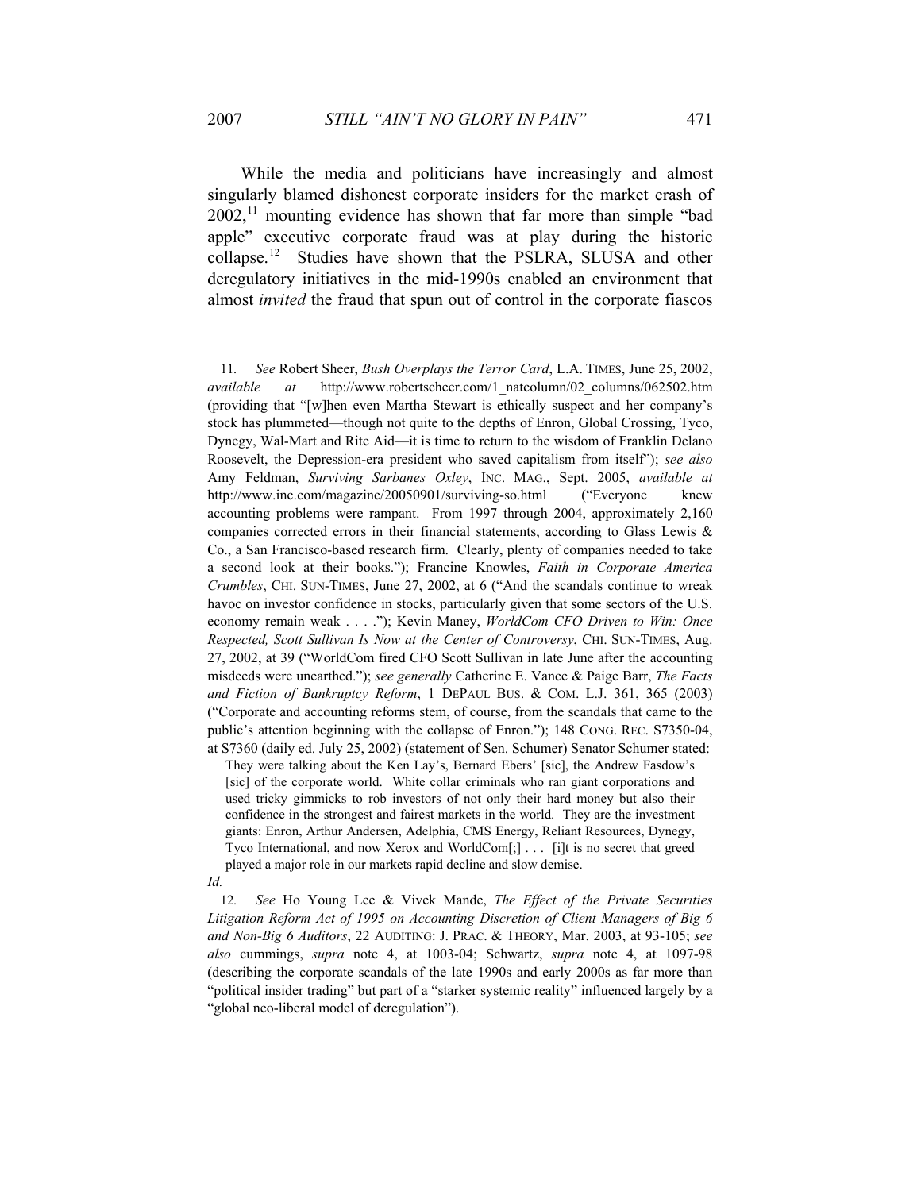While the media and politicians have increasingly and almost singularly blamed dishonest corporate insiders for the market crash of 2002,[11] mounting evidence has shown that far more than simple "bad apple" executive corporate fraud was at play during the historic collapse.[12] Studies have shown that the PSLRA, SLUSA and other deregulatory initiatives in the mid-1990s enabled an environment that almost *invited* the fraud that spun out of control in the corporate fiascos

---

11. *See* Robert Sheer, *Bush Overplays the Terror Card*, L.A. TIMES, June 25, 2002, *available at* http://www.robertscheer.com/1_natcolumn/02_columns/062502.htm (providing that "[w]hen even Martha Stewart is ethically suspect and her company's stock has plummeted—though not quite to the depths of Enron, Global Crossing, Tyco, Dynegy, Wal-Mart and Rite Aid—it is time to return to the wisdom of Franklin Delano Roosevelt, the Depression-era president who saved capitalism from itself"); *see also* Amy Feldman, *Surviving Sarbanes Oxley*, INC. MAG., Sept. 2005, *available at* http://www.inc.com/magazine/20050901/surviving-so.html ("Everyone knew accounting problems were rampant. From 1997 through 2004, approximately 2,160 companies corrected errors in their financial statements, according to Glass Lewis & Co., a San Francisco-based research firm. Clearly, plenty of companies needed to take a second look at their books."); Francine Knowles, *Faith in Corporate America Crumbles*, CHI. SUN-TIMES, June 27, 2002, at 6 ("And the scandals continue to wreak havoc on investor confidence in stocks, particularly given that some sectors of the U.S. economy remain weak . . . ."); Kevin Maney, *WorldCom CFO Driven to Win: Once Respected, Scott Sullivan Is Now at the Center of Controversy*, CHI. SUN-TIMES, Aug. 27, 2002, at 39 ("WorldCom fired CFO Scott Sullivan in late June after the accounting misdeeds were unearthed."); *see generally* Catherine E. Vance & Paige Barr, *The Facts and Fiction of Bankruptcy Reform*, 1 DEPAUL BUS. & COM. L.J. 361, 365 (2003) ("Corporate and accounting reforms stem, of course, from the scandals that came to the public's attention beginning with the collapse of Enron."); 148 CONG. REC. S7350-04, at S7360 (daily ed. July 25, 2002) (statement of Sen. Schumer) Senator Schumer stated:

> They were talking about the Ken Lay's, Bernard Ebers' [sic], the Andrew Fasdow's [sic] of the corporate world. White collar criminals who ran giant corporations and used tricky gimmicks to rob investors of not only their hard money but also their confidence in the strongest and fairest markets in the world. They are the investment giants: Enron, Arthur Andersen, Adelphia, CMS Energy, Reliant Resources, Dynegy, Tyco International, and now Xerox and WorldCom[;] . . . [i]t is no secret that greed played a major role in our markets rapid decline and slow demise.

*Id.*

12. *See* Ho Young Lee & Vivek Mande, *The Effect of the Private Securities Litigation Reform Act of 1995 on Accounting Discretion of Client Managers of Big 6 and Non-Big 6 Auditors*, 22 AUDITING: J. PRAC. & THEORY, Mar. 2003, at 93-105; *see also* cummings, *supra* note 4, at 1003-04; Schwartz, *supra* note 4, at 1097-98 (describing the corporate scandals of the late 1990s and early 2000s as far more than "political insider trading" but part of a "starker systemic reality" influenced largely by a "global neo-liberal model of deregulation").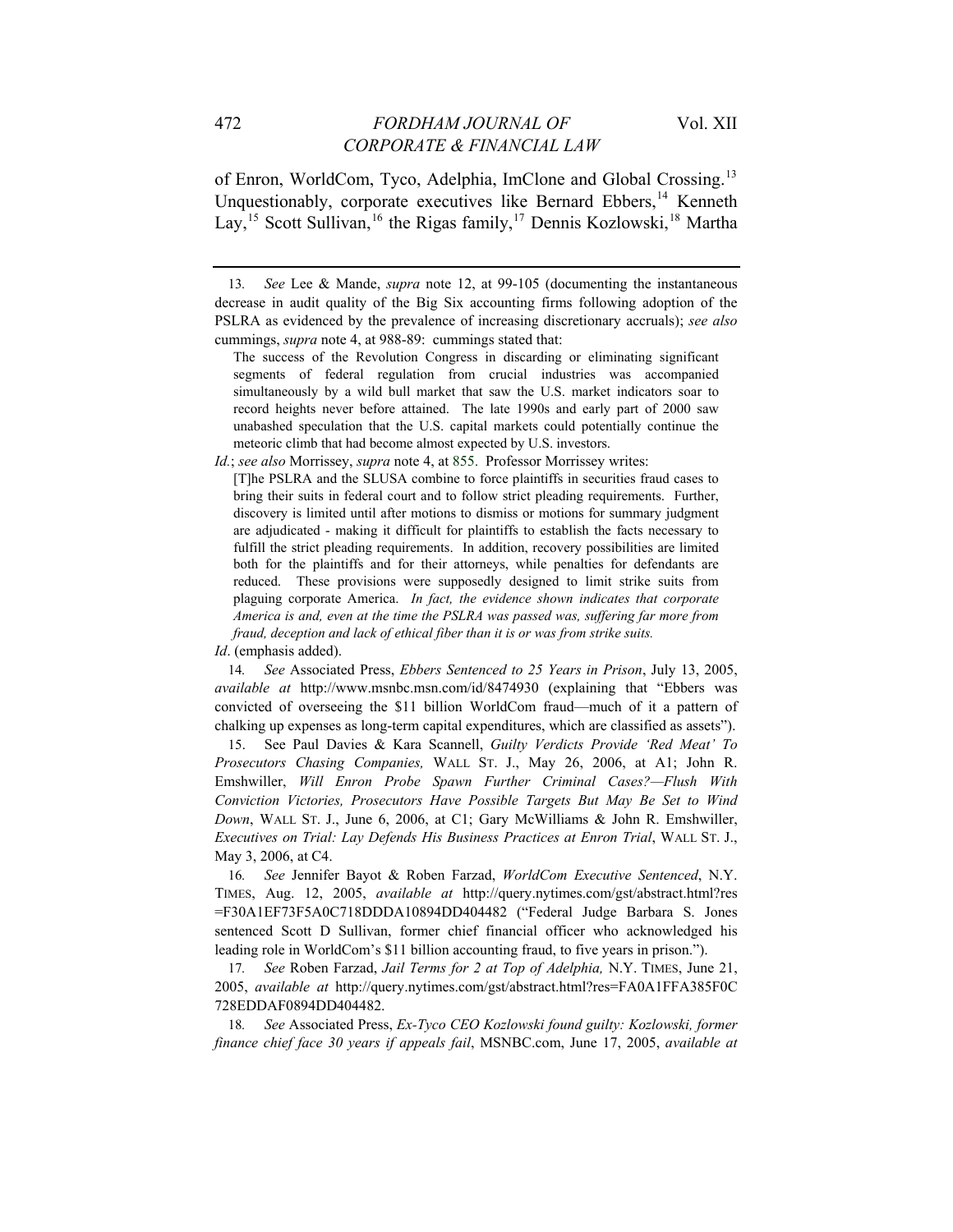of Enron, WorldCom, Tyco, Adelphia, ImClone and Global Crossing.[13] Unquestionably, corporate executives like Bernard Ebbers,[14] Kenneth Lay,[15] Scott Sullivan,[16] the Rigas family,[17] Dennis Kozlowski,[18] Martha

---

13. *See* Lee & Mande, *supra* note 12, at 99-105 (documenting the instantaneous decrease in audit quality of the Big Six accounting firms following adoption of the PSLRA as evidenced by the prevalence of increasing discretionary accruals); *see also* cummings, *supra* note 4, at 988-89: cummings stated that:

> The success of the Revolution Congress in discarding or eliminating significant segments of federal regulation from crucial industries was accompanied simultaneously by a wild bull market that saw the U.S. market indicators soar to record heights never before attained. The late 1990s and early part of 2000 saw unabashed speculation that the U.S. capital markets could potentially continue the meteoric climb that had become almost expected by U.S. investors.

*Id.*; *see also* Morrissey, *supra* note 4, at 855. Professor Morrissey writes:

> [T]he PSLRA and the SLUSA combine to force plaintiffs in securities fraud cases to bring their suits in federal court and to follow strict pleading requirements. Further, discovery is limited until after motions to dismiss or motions for summary judgment are adjudicated - making it difficult for plaintiffs to establish the facts necessary to fulfill the strict pleading requirements. In addition, recovery possibilities are limited both for the plaintiffs and for their attorneys, while penalties for defendants are reduced. These provisions were supposedly designed to limit strike suits from plaguing corporate America. *In fact, the evidence shown indicates that corporate America is and, even at the time the PSLRA was passed was, suffering far more from fraud, deception and lack of ethical fiber than it is or was from strike suits.*

*Id*. (emphasis added).

14. *See* Associated Press, *Ebbers Sentenced to 25 Years in Prison*, July 13, 2005, *available at* http://www.msnbc.msn.com/id/8474930 (explaining that "Ebbers was convicted of overseeing the $11 billion WorldCom fraud—much of it a pattern of chalking up expenses as long-term capital expenditures, which are classified as assets").

15. See Paul Davies & Kara Scannell, *Guilty Verdicts Provide 'Red Meat' To Prosecutors Chasing Companies,* WALL ST. J., May 26, 2006, at A1; John R. Emshwiller, *Will Enron Probe Spawn Further Criminal Cases?—Flush With Conviction Victories, Prosecutors Have Possible Targets But May Be Set to Wind Down*, WALL ST. J., June 6, 2006, at C1; Gary McWilliams & John R. Emshwiller, *Executives on Trial: Lay Defends His Business Practices at Enron Trial*, WALL ST. J., May 3, 2006, at C4.

16. *See* Jennifer Bayot & Roben Farzad, *WorldCom Executive Sentenced*, N.Y. TIMES, Aug. 12, 2005, *available at* http://query.nytimes.com/gst/abstract.html?res =F30A1EF73F5A0C718DDDA10894DD404482 ("Federal Judge Barbara S. Jones sentenced Scott D Sullivan, former chief financial officer who acknowledged his leading role in WorldCom's $11 billion accounting fraud, to five years in prison.").

17. *See* Roben Farzad, *Jail Terms for 2 at Top of Adelphia,* N.Y. TIMES, June 21, 2005, *available at* http://query.nytimes.com/gst/abstract.html?res=FA0A1FFA385F0C 728EDDAF0894DD404482.

18. *See* Associated Press, *Ex-Tyco CEO Kozlowski found guilty: Kozlowski, former finance chief face 30 years if appeals fail*, MSNBC.com, June 17, 2005, *available at*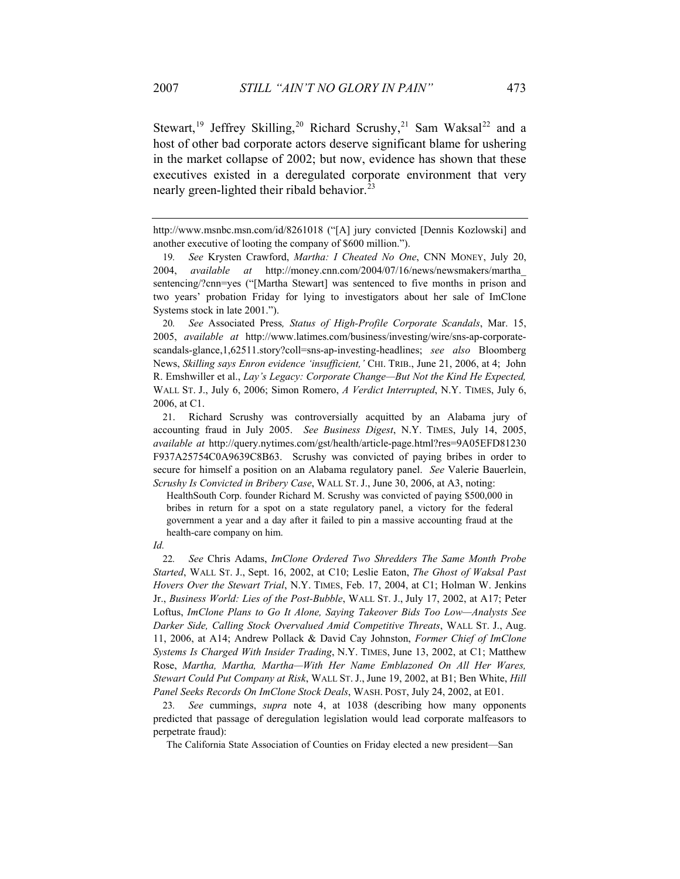Stewart,[19] Jeffrey Skilling,[20] Richard Scrushy,[21] Sam Waksal[22] and a host of other bad corporate actors deserve significant blame for ushering in the market collapse of 2002; but now, evidence has shown that these executives existed in a deregulated corporate environment that very nearly green-lighted their ribald behavior.[23]

---

http://www.msnbc.msn.com/id/8261018 ("[A] jury convicted [Dennis Kozlowski] and another executive of looting the company of $600 million.").

19. *See* Krysten Crawford, *Martha: I Cheated No One*, CNN MONEY, July 20, 2004, *available at* http://money.cnn.com/2004/07/16/news/newsmakers/martha_sentencing/?cnn=yes ("[Martha Stewart] was sentenced to five months in prison and two years' probation Friday for lying to investigators about her sale of ImClone Systems stock in late 2001.").

20. *See* Associated Press*, Status of High-Profile Corporate Scandals*, Mar. 15, 2005, *available at* http://www.latimes.com/business/investing/wire/sns-ap-corporate-scandals-glance,1,62511.story?coll=sns-ap-investing-headlines; *see also* Bloomberg News, *Skilling says Enron evidence 'insufficient,'* CHI. TRIB., June 21, 2006, at 4; John R. Emshwiller et al., *Lay's Legacy: Corporate Change—But Not the Kind He Expected,* WALL ST. J., July 6, 2006; Simon Romero, *A Verdict Interrupted*, N.Y. TIMES, July 6, 2006, at C1.

21. Richard Scrushy was controversially acquitted by an Alabama jury of accounting fraud in July 2005. *See Business Digest*, N.Y. TIMES, July 14, 2005, *available at* http://query.nytimes.com/gst/health/article-page.html?res=9A05EFD81230F937A25754C0A9639C8B63. Scrushy was convicted of paying bribes in order to secure for himself a position on an Alabama regulatory panel. *See* Valerie Bauerlein, *Scrushy Is Convicted in Bribery Case*, WALL ST. J., June 30, 2006, at A3, noting:

> HealthSouth Corp. founder Richard M. Scrushy was convicted of paying $500,000 in bribes in return for a spot on a state regulatory panel, a victory for the federal government a year and a day after it failed to pin a massive accounting fraud at the health-care company on him.

*Id.*

22. *See* Chris Adams, *ImClone Ordered Two Shredders The Same Month Probe Started*, WALL ST. J., Sept. 16, 2002, at C10; Leslie Eaton, *The Ghost of Waksal Past Hovers Over the Stewart Trial*, N.Y. TIMES, Feb. 17, 2004, at C1; Holman W. Jenkins Jr., *Business World: Lies of the Post-Bubble*, WALL ST. J., July 17, 2002, at A17; Peter Loftus, *ImClone Plans to Go It Alone, Saying Takeover Bids Too Low—Analysts See Darker Side, Calling Stock Overvalued Amid Competitive Threats*, WALL ST. J., Aug. 11, 2006, at A14; Andrew Pollack & David Cay Johnston, *Former Chief of ImClone Systems Is Charged With Insider Trading*, N.Y. TIMES, June 13, 2002, at C1; Matthew Rose, *Martha, Martha, Martha—With Her Name Emblazoned On All Her Wares, Stewart Could Put Company at Risk*, WALL ST. J., June 19, 2002, at B1; Ben White, *Hill Panel Seeks Records On ImClone Stock Deals*, WASH. POST, July 24, 2002, at E01.

23. *See* cummings, *supra* note 4, at 1038 (describing how many opponents predicted that passage of deregulation legislation would lead corporate malfeasors to perpetrate fraud):

> The California State Association of Counties on Friday elected a new president—San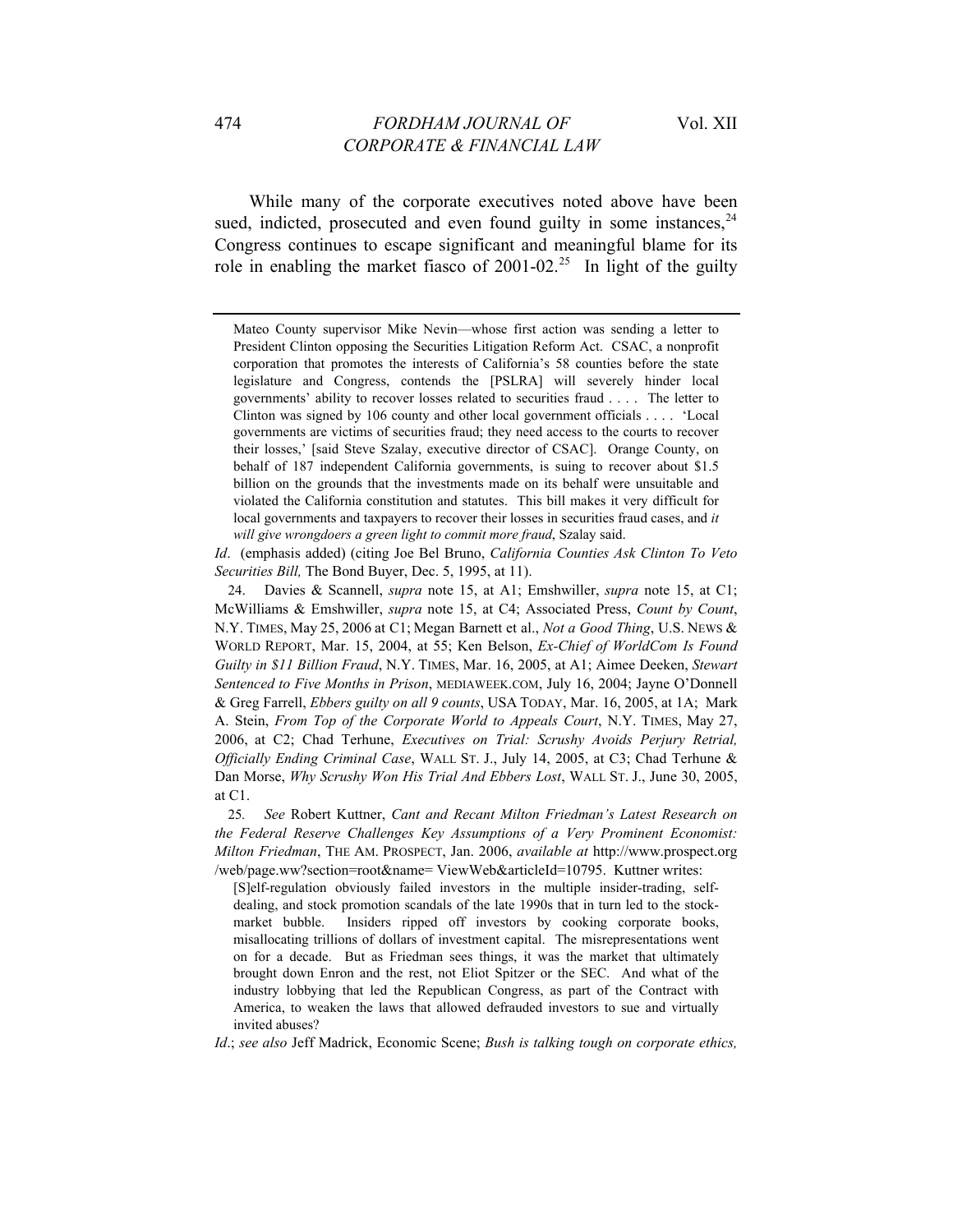While many of the corporate executives noted above have been sued, indicted, prosecuted and even found guilty in some instances,[24] Congress continues to escape significant and meaningful blame for its role in enabling the market fiasco of 2001-02.[25] In light of the guilty

---

> Mateo County supervisor Mike Nevin—whose first action was sending a letter to President Clinton opposing the Securities Litigation Reform Act. CSAC, a nonprofit corporation that promotes the interests of California's 58 counties before the state legislature and Congress, contends the [PSLRA] will severely hinder local governments' ability to recover losses related to securities fraud . . . . The letter to Clinton was signed by 106 county and other local government officials . . . . 'Local governments are victims of securities fraud; they need access to the courts to recover their losses,' [said Steve Szalay, executive director of CSAC]. Orange County, on behalf of 187 independent California governments, is suing to recover about $1.5 billion on the grounds that the investments made on its behalf were unsuitable and violated the California constitution and statutes. This bill makes it very difficult for local governments and taxpayers to recover their losses in securities fraud cases, and *it will give wrongdoers a green light to commit more fraud*, Szalay said.

*Id*. (emphasis added) (citing Joe Bel Bruno, *California Counties Ask Clinton To Veto Securities Bill,* The Bond Buyer, Dec. 5, 1995, at 11).

24. Davies & Scannell, *supra* note 15, at A1; Emshwiller, *supra* note 15, at C1; McWilliams & Emshwiller, *supra* note 15, at C4; Associated Press, *Count by Count*, N.Y. TIMES, May 25, 2006 at C1; Megan Barnett et al., *Not a Good Thing*, U.S. NEWS & WORLD REPORT, Mar. 15, 2004, at 55; Ken Belson, *Ex-Chief of WorldCom Is Found Guilty in $11 Billion Fraud*, N.Y. TIMES, Mar. 16, 2005, at A1; Aimee Deeken, *Stewart Sentenced to Five Months in Prison*, MEDIAWEEK.COM, July 16, 2004; Jayne O'Donnell & Greg Farrell, *Ebbers guilty on all 9 counts*, USA TODAY, Mar. 16, 2005, at 1A; Mark A. Stein, *From Top of the Corporate World to Appeals Court*, N.Y. TIMES, May 27, 2006, at C2; Chad Terhune, *Executives on Trial: Scrushy Avoids Perjury Retrial, Officially Ending Criminal Case*, WALL ST. J., July 14, 2005, at C3; Chad Terhune & Dan Morse, *Why Scrushy Won His Trial And Ebbers Lost*, WALL ST. J., June 30, 2005, at C1.

25. *See* Robert Kuttner, *Cant and Recant Milton Friedman's Latest Research on the Federal Reserve Challenges Key Assumptions of a Very Prominent Economist: Milton Friedman*, THE AM. PROSPECT, Jan. 2006, *available at* http://www.prospect.org/web/page.ww?section=root&name= ViewWeb&articleId=10795. Kuttner writes:

> [S]elf-regulation obviously failed investors in the multiple insider-trading, self-dealing, and stock promotion scandals of the late 1990s that in turn led to the stock-market bubble. Insiders ripped off investors by cooking corporate books, misallocating trillions of dollars of investment capital. The misrepresentations went on for a decade. But as Friedman sees things, it was the market that ultimately brought down Enron and the rest, not Eliot Spitzer or the SEC. And what of the industry lobbying that led the Republican Congress, as part of the Contract with America, to weaken the laws that allowed defrauded investors to sue and virtually invited abuses?

*Id*.; *see also* Jeff Madrick, Economic Scene; *Bush is talking tough on corporate ethics,*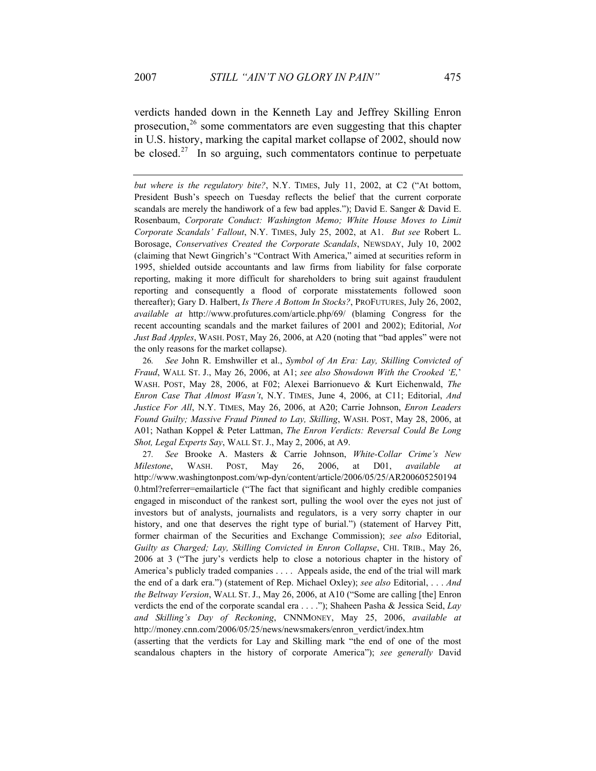verdicts handed down in the Kenneth Lay and Jeffrey Skilling Enron prosecution,[26] some commentators are even suggesting that this chapter in U.S. history, marking the capital market collapse of 2002, should now be closed.[27] In so arguing, such commentators continue to perpetuate

---

*but where is the regulatory bite?*, N.Y. TIMES, July 11, 2002, at C2 ("At bottom, President Bush's speech on Tuesday reflects the belief that the current corporate scandals are merely the handiwork of a few bad apples."); David E. Sanger & David E. Rosenbaum, *Corporate Conduct: Washington Memo; White House Moves to Limit Corporate Scandals' Fallout*, N.Y. TIMES, July 25, 2002, at A1. *But see* Robert L. Borosage, *Conservatives Created the Corporate Scandals*, NEWSDAY, July 10, 2002 (claiming that Newt Gingrich's "Contract With America," aimed at securities reform in 1995, shielded outside accountants and law firms from liability for false corporate reporting, making it more difficult for shareholders to bring suit against fraudulent reporting and consequently a flood of corporate misstatements followed soon thereafter); Gary D. Halbert, *Is There A Bottom In Stocks?*, PROFUTURES, July 26, 2002, *available at* http://www.profutures.com/article.php/69/ (blaming Congress for the recent accounting scandals and the market failures of 2001 and 2002); Editorial, *Not Just Bad Apples*, WASH. POST, May 26, 2006, at A20 (noting that "bad apples" were not the only reasons for the market collapse).

26. *See* John R. Emshwiller et al., *Symbol of An Era: Lay, Skilling Convicted of Fraud*, WALL ST. J., May 26, 2006, at A1; *see also Showdown With the Crooked 'E,'* WASH. POST, May 28, 2006, at F02; Alexei Barrionuevo & Kurt Eichenwald, *The Enron Case That Almost Wasn't*, N.Y. TIMES, June 4, 2006, at C11; Editorial, *And Justice For All*, N.Y. TIMES, May 26, 2006, at A20; Carrie Johnson, *Enron Leaders Found Guilty; Massive Fraud Pinned to Lay, Skilling*, WASH. POST, May 28, 2006, at A01; Nathan Koppel & Peter Lattman, *The Enron Verdicts: Reversal Could Be Long Shot, Legal Experts Say*, WALL ST. J., May 2, 2006, at A9.

27. *See* Brooke A. Masters & Carrie Johnson, *White-Collar Crime's New Milestone*, WASH. POST, May 26, 2006, at D01, *available at* http://www.washingtonpost.com/wp-dyn/content/article/2006/05/25/AR2006052501940.html?referrer=emailarticle ("The fact that significant and highly credible companies engaged in misconduct of the rankest sort, pulling the wool over the eyes not just of investors but of analysts, journalists and regulators, is a very sorry chapter in our history, and one that deserves the right type of burial.") (statement of Harvey Pitt, former chairman of the Securities and Exchange Commission); *see also* Editorial, *Guilty as Charged; Lay, Skilling Convicted in Enron Collapse*, CHI. TRIB., May 26, 2006 at 3 ("The jury's verdicts help to close a notorious chapter in the history of America's publicly traded companies . . . . Appeals aside, the end of the trial will mark the end of a dark era.") (statement of Rep. Michael Oxley); *see also* Editorial, *. . . And the Beltway Version*, WALL ST. J., May 26, 2006, at A10 ("Some are calling [the] Enron verdicts the end of the corporate scandal era . . . ."); Shaheen Pasha & Jessica Seid, *Lay and Skilling's Day of Reckoning*, CNNMONEY, May 25, 2006, *available at* http://money.cnn.com/2006/05/25/news/newsmakers/enron_verdict/index.htm (asserting that the verdicts for Lay and Skilling mark "the end of one of the most scandalous chapters in the history of corporate America"); *see generally* David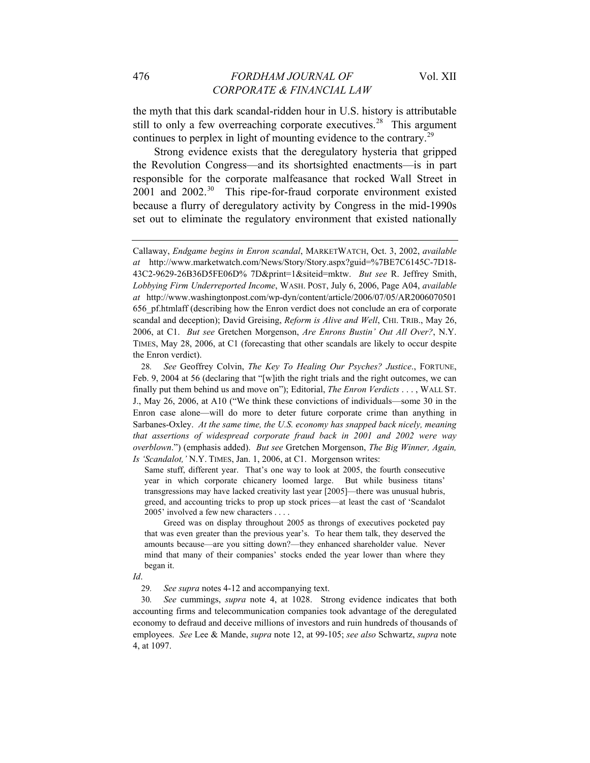the myth that this dark scandal-ridden hour in U.S. history is attributable still to only a few overreaching corporate executives.[28] This argument continues to perplex in light of mounting evidence to the contrary.[29]

Strong evidence exists that the deregulatory hysteria that gripped the Revolution Congress—and its shortsighted enactments—is in part responsible for the corporate malfeasance that rocked Wall Street in 2001 and 2002.[30] This ripe-for-fraud corporate environment existed because a flurry of deregulatory activity by Congress in the mid-1990s set out to eliminate the regulatory environment that existed nationally

---

Callaway, *Endgame begins in Enron scandal*, MARKETWATCH, Oct. 3, 2002, *available at* http://www.marketwatch.com/News/Story/Story.aspx?guid=%7BE7C6145C-7D18-43C2-9629-26B36D5FE06D% 7D&print=1&siteid=mktw. *But see* R. Jeffrey Smith, *Lobbying Firm Underreported Income*, WASH. POST, July 6, 2006, Page A04, *available at* http://www.washingtonpost.com/wp-dyn/content/article/2006/07/05/AR2006070501656_pf.htmlaff (describing how the Enron verdict does not conclude an era of corporate scandal and deception); David Greising, *Reform is Alive and Well*, CHI. TRIB., May 26, 2006, at C1. *But see* Gretchen Morgenson, *Are Enrons Bustin' Out All Over?*, N.Y. TIMES, May 28, 2006, at C1 (forecasting that other scandals are likely to occur despite the Enron verdict).

28. *See* Geoffrey Colvin, *The Key To Healing Our Psyches? Justice.*, FORTUNE, Feb. 9, 2004 at 56 (declaring that "[w]ith the right trials and the right outcomes, we can finally put them behind us and move on"); Editorial, *The Enron Verdicts* . . . , WALL ST. J., May 26, 2006, at A10 ("We think these convictions of individuals—some 30 in the Enron case alone—will do more to deter future corporate crime than anything in Sarbanes-Oxley. *At the same time, the U.S. economy has snapped back nicely, meaning that assertions of widespread corporate fraud back in 2001 and 2002 were way overblown*.") (emphasis added). *But see* Gretchen Morgenson, *The Big Winner, Again, Is 'Scandalot,'* N.Y. TIMES, Jan. 1, 2006, at C1. Morgenson writes:

> Same stuff, different year. That's one way to look at 2005, the fourth consecutive year in which corporate chicanery loomed large. But while business titans' transgressions may have lacked creativity last year [2005]—there was unusual hubris, greed, and accounting tricks to prop up stock prices—at least the cast of 'Scandalot 2005' involved a few new characters . . . .
>
> Greed was on display throughout 2005 as throngs of executives pocketed pay that was even greater than the previous year's. To hear them talk, they deserved the amounts because—are you sitting down?—they enhanced shareholder value. Never mind that many of their companies' stocks ended the year lower than where they began it.

*Id*.

29. *See supra* notes 4-12 and accompanying text.

30. *See* cummings, *supra* note 4, at 1028. Strong evidence indicates that both accounting firms and telecommunication companies took advantage of the deregulated economy to defraud and deceive millions of investors and ruin hundreds of thousands of employees. *See* Lee & Mande, *supra* note 12, at 99-105; *see also* Schwartz, *supra* note 4, at 1097.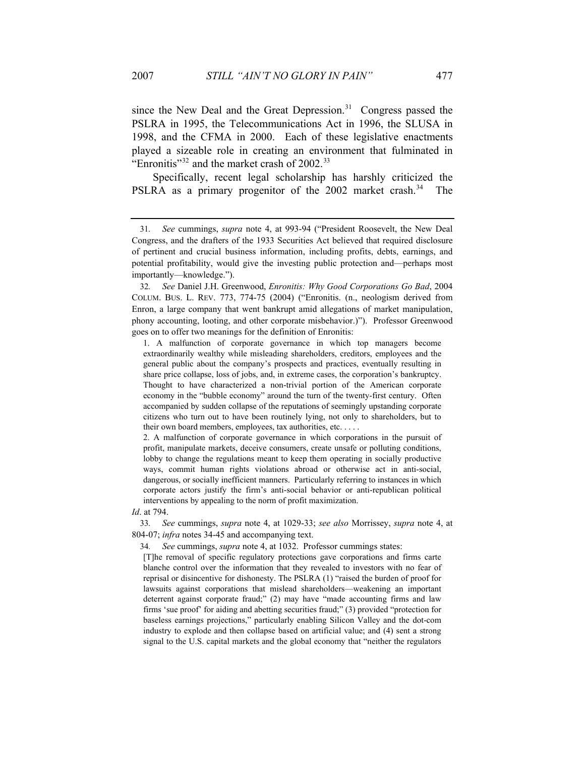since the New Deal and the Great Depression.[31] Congress passed the PSLRA in 1995, the Telecommunications Act in 1996, the SLUSA in 1998, and the CFMA in 2000. Each of these legislative enactments played a sizeable role in creating an environment that fulminated in "Enronitis"[32] and the market crash of 2002.[33]

Specifically, recent legal scholarship has harshly criticized the PSLRA as a primary progenitor of the 2002 market crash.[34] The

---

31. *See* cummings, *supra* note 4, at 993-94 ("President Roosevelt, the New Deal Congress, and the drafters of the 1933 Securities Act believed that required disclosure of pertinent and crucial business information, including profits, debts, earnings, and potential profitability, would give the investing public protection and—perhaps most importantly—knowledge.").

32. *See* Daniel J.H. Greenwood, *Enronitis: Why Good Corporations Go Bad*, 2004 COLUM. BUS. L. REV. 773, 774-75 (2004) ("Enronitis. (n., neologism derived from Enron, a large company that went bankrupt amid allegations of market manipulation, phony accounting, looting, and other corporate misbehavior.)"). Professor Greenwood goes on to offer two meanings for the definition of Enronitis:

> 1. A malfunction of corporate governance in which top managers become extraordinarily wealthy while misleading shareholders, creditors, employees and the general public about the company's prospects and practices, eventually resulting in share price collapse, loss of jobs, and, in extreme cases, the corporation's bankruptcy. Thought to have characterized a non-trivial portion of the American corporate economy in the "bubble economy" around the turn of the twenty-first century. Often accompanied by sudden collapse of the reputations of seemingly upstanding corporate citizens who turn out to have been routinely lying, not only to shareholders, but to their own board members, employees, tax authorities, etc. . . . .
>
> 2. A malfunction of corporate governance in which corporations in the pursuit of profit, manipulate markets, deceive consumers, create unsafe or polluting conditions, lobby to change the regulations meant to keep them operating in socially productive ways, commit human rights violations abroad or otherwise act in anti-social, dangerous, or socially inefficient manners. Particularly referring to instances in which corporate actors justify the firm's anti-social behavior or anti-republican political interventions by appealing to the norm of profit maximization.

*Id*. at 794.

33. *See* cummings, *supra* note 4, at 1029-33; *see also* Morrissey, *supra* note 4, at 804-07; *infra* notes 34-45 and accompanying text.

34. *See* cummings, *supra* note 4, at 1032. Professor cummings states:

> [T]he removal of specific regulatory protections gave corporations and firms carte blanche control over the information that they revealed to investors with no fear of reprisal or disincentive for dishonesty. The PSLRA (1) "raised the burden of proof for lawsuits against corporations that mislead shareholders—weakening an important deterrent against corporate fraud;" (2) may have "made accounting firms and law firms 'sue proof' for aiding and abetting securities fraud;" (3) provided "protection for baseless earnings projections," particularly enabling Silicon Valley and the dot-com industry to explode and then collapse based on artificial value; and (4) sent a strong signal to the U.S. capital markets and the global economy that "neither the regulators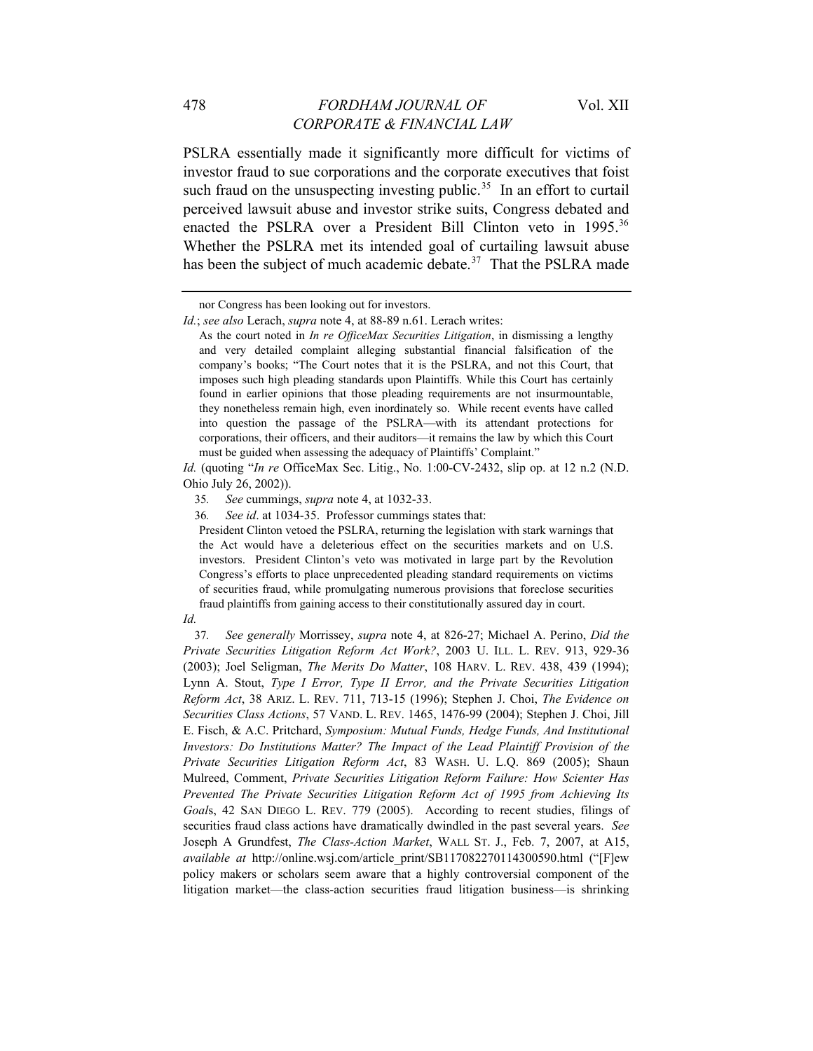PSLRA essentially made it significantly more difficult for victims of investor fraud to sue corporations and the corporate executives that foist such fraud on the unsuspecting investing public.[35] In an effort to curtail perceived lawsuit abuse and investor strike suits, Congress debated and enacted the PSLRA over a President Bill Clinton veto in 1995.[36] Whether the PSLRA met its intended goal of curtailing lawsuit abuse has been the subject of much academic debate.[37] That the PSLRA made

---

nor Congress has been looking out for investors.

*Id.*; *see also* Lerach, *supra* note 4, at 88-89 n.61. Lerach writes:

> As the court noted in *In re OfficeMax Securities Litigation*, in dismissing a lengthy and very detailed complaint alleging substantial financial falsification of the company's books; "The Court notes that it is the PSLRA, and not this Court, that imposes such high pleading standards upon Plaintiffs. While this Court has certainly found in earlier opinions that those pleading requirements are not insurmountable, they nonetheless remain high, even inordinately so. While recent events have called into question the passage of the PSLRA—with its attendant protections for corporations, their officers, and their auditors—it remains the law by which this Court must be guided when assessing the adequacy of Plaintiffs' Complaint."

*Id.* (quoting "*In re* OfficeMax Sec. Litig., No. 1:00-CV-2432, slip op. at 12 n.2 (N.D. Ohio July 26, 2002)).

35. *See* cummings, *supra* note 4, at 1032-33.

36. *See id*. at 1034-35. Professor cummings states that:

> President Clinton vetoed the PSLRA, returning the legislation with stark warnings that the Act would have a deleterious effect on the securities markets and on U.S. investors. President Clinton's veto was motivated in large part by the Revolution Congress's efforts to place unprecedented pleading standard requirements on victims of securities fraud, while promulgating numerous provisions that foreclose securities fraud plaintiffs from gaining access to their constitutionally assured day in court.

*Id.*

37. *See generally* Morrissey, *supra* note 4, at 826-27; Michael A. Perino, *Did the Private Securities Litigation Reform Act Work?*, 2003 U. ILL. L. REV. 913, 929-36 (2003); Joel Seligman, *The Merits Do Matter*, 108 HARV. L. REV. 438, 439 (1994); Lynn A. Stout, *Type I Error, Type II Error, and the Private Securities Litigation Reform Act*, 38 ARIZ. L. REV. 711, 713-15 (1996); Stephen J. Choi, *The Evidence on Securities Class Actions*, 57 VAND. L. REV. 1465, 1476-99 (2004); Stephen J. Choi, Jill E. Fisch, & A.C. Pritchard, *Symposium: Mutual Funds, Hedge Funds, And Institutional Investors: Do Institutions Matter? The Impact of the Lead Plaintiff Provision of the Private Securities Litigation Reform Act*, 83 WASH. U. L.Q. 869 (2005); Shaun Mulreed, Comment, *Private Securities Litigation Reform Failure: How Scienter Has Prevented The Private Securities Litigation Reform Act of 1995 from Achieving Its Goals*, 42 SAN DIEGO L. REV. 779 (2005). According to recent studies, filings of securities fraud class actions have dramatically dwindled in the past several years. *See* Joseph A Grundfest, *The Class-Action Market*, WALL ST. J., Feb. 7, 2007, at A15, *available at* http://online.wsj.com/article_print/SB117082270114300590.html ("[F]ew policy makers or scholars seem aware that a highly controversial component of the litigation market—the class-action securities fraud litigation business—is shrinking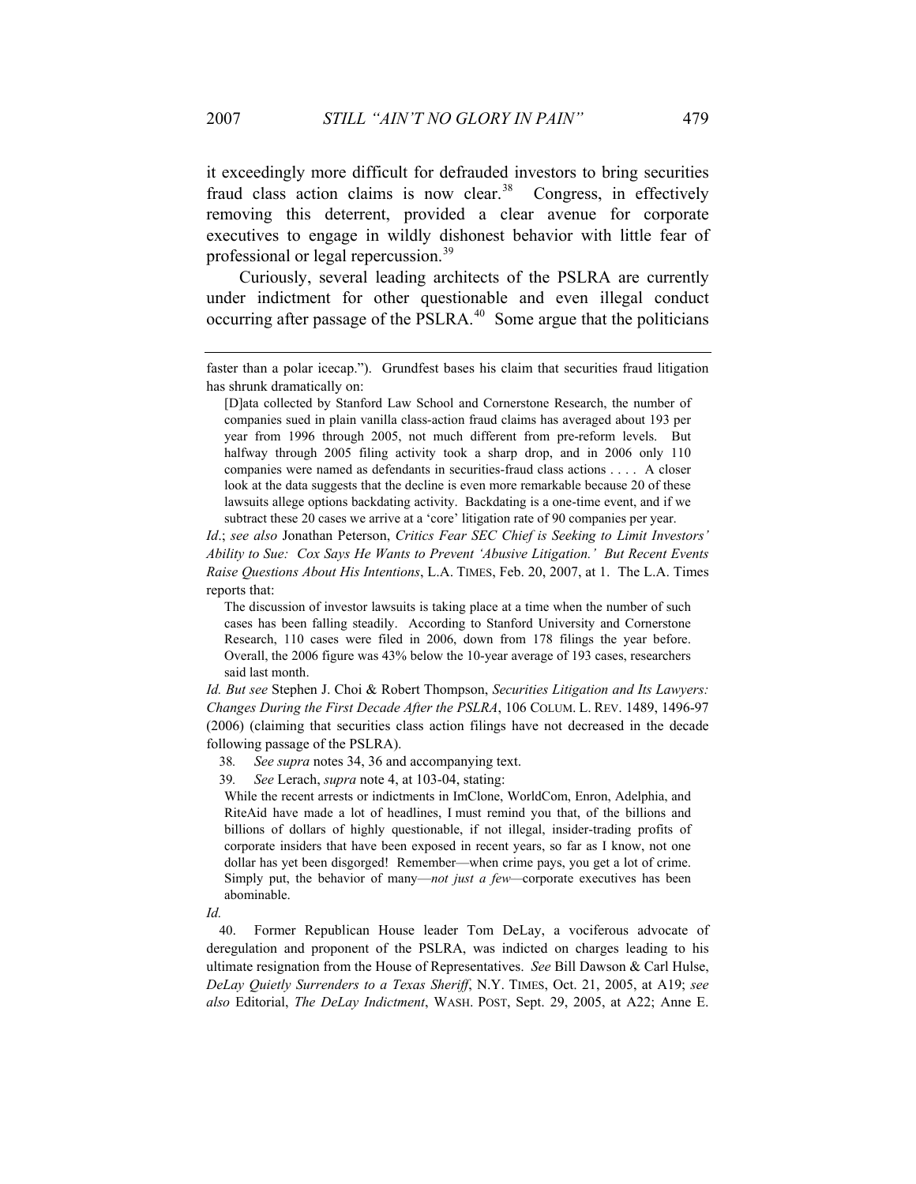it exceedingly more difficult for defrauded investors to bring securities fraud class action claims is now clear.[38] Congress, in effectively removing this deterrent, provided a clear avenue for corporate executives to engage in wildly dishonest behavior with little fear of professional or legal repercussion.[39]

Curiously, several leading architects of the PSLRA are currently under indictment for other questionable and even illegal conduct occurring after passage of the PSLRA.[40] Some argue that the politicians

---

faster than a polar icecap."). Grundfest bases his claim that securities fraud litigation has shrunk dramatically on:

> [D]ata collected by Stanford Law School and Cornerstone Research, the number of companies sued in plain vanilla class-action fraud claims has averaged about 193 per year from 1996 through 2005, not much different from pre-reform levels. But halfway through 2005 filing activity took a sharp drop, and in 2006 only 110 companies were named as defendants in securities-fraud class actions . . . . A closer look at the data suggests that the decline is even more remarkable because 20 of these lawsuits allege options backdating activity. Backdating is a one-time event, and if we subtract these 20 cases we arrive at a 'core' litigation rate of 90 companies per year.

*Id*.; *see also* Jonathan Peterson, *Critics Fear SEC Chief is Seeking to Limit Investors' Ability to Sue: Cox Says He Wants to Prevent 'Abusive Litigation.' But Recent Events Raise Questions About His Intentions*, L.A. TIMES, Feb. 20, 2007, at 1. The L.A. Times reports that:

> The discussion of investor lawsuits is taking place at a time when the number of such cases has been falling steadily. According to Stanford University and Cornerstone Research, 110 cases were filed in 2006, down from 178 filings the year before. Overall, the 2006 figure was 43% below the 10-year average of 193 cases, researchers said last month.

*Id. But see* Stephen J. Choi & Robert Thompson, *Securities Litigation and Its Lawyers: Changes During the First Decade After the PSLRA*, 106 COLUM. L. REV. 1489, 1496-97 (2006) (claiming that securities class action filings have not decreased in the decade following passage of the PSLRA).

38. *See supra* notes 34, 36 and accompanying text.

39. *See* Lerach, *supra* note 4, at 103-04, stating:

> While the recent arrests or indictments in ImClone, WorldCom, Enron, Adelphia, and RiteAid have made a lot of headlines, I must remind you that, of the billions and billions of dollars of highly questionable, if not illegal, insider-trading profits of corporate insiders that have been exposed in recent years, so far as I know, not one dollar has yet been disgorged! Remember—when crime pays, you get a lot of crime. Simply put, the behavior of many—*not just a few*—corporate executives has been abominable.

*Id.*

40. Former Republican House leader Tom DeLay, a vociferous advocate of deregulation and proponent of the PSLRA, was indicted on charges leading to his ultimate resignation from the House of Representatives. *See* Bill Dawson & Carl Hulse, *DeLay Quietly Surrenders to a Texas Sheriff*, N.Y. TIMES, Oct. 21, 2005, at A19; *see also* Editorial, *The DeLay Indictment*, WASH. POST, Sept. 29, 2005, at A22; Anne E.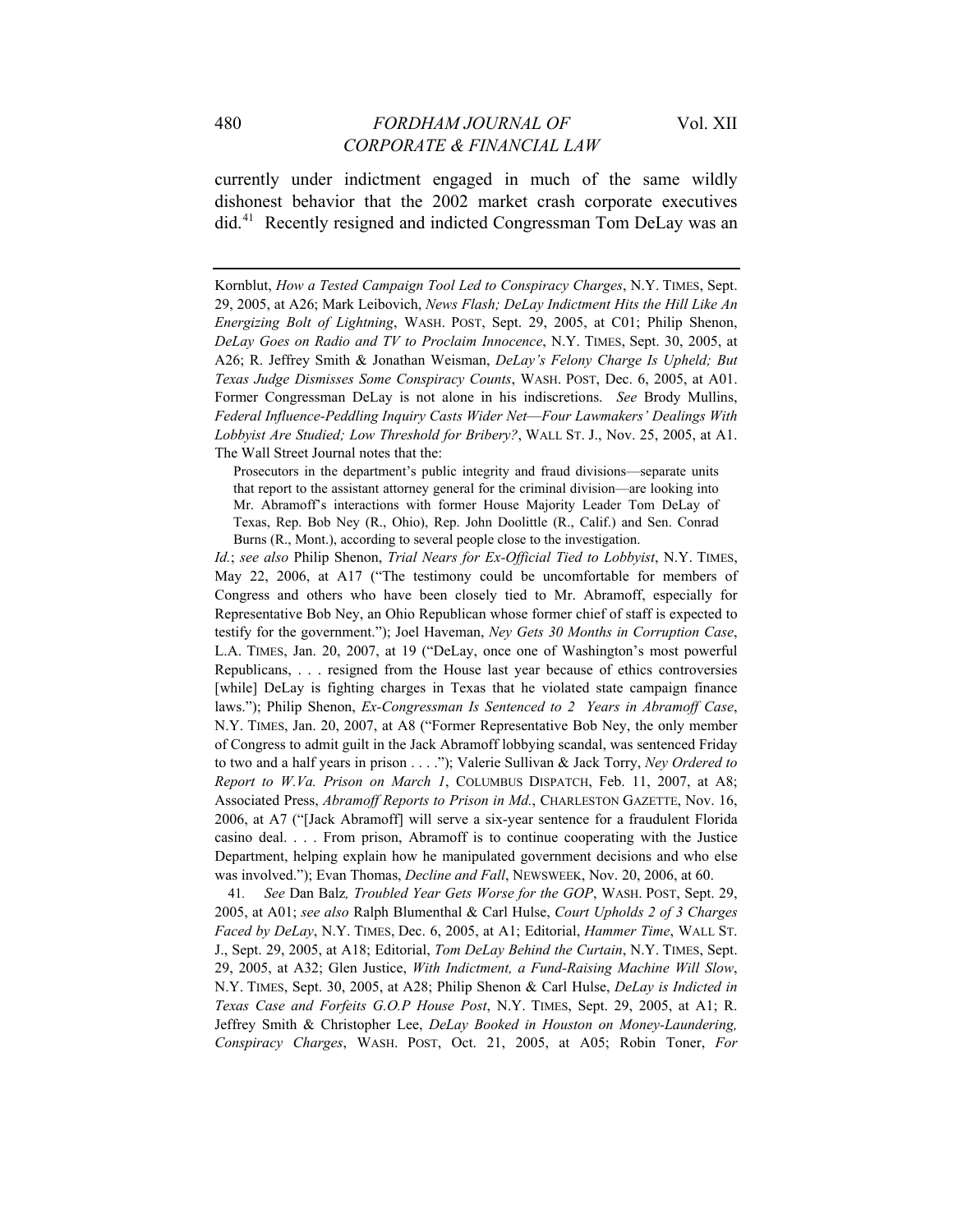currently under indictment engaged in much of the same wildly dishonest behavior that the 2002 market crash corporate executives did.[41] Recently resigned and indicted Congressman Tom DeLay was an

---

Kornblut, *How a Tested Campaign Tool Led to Conspiracy Charges*, N.Y. TIMES, Sept. 29, 2005, at A26; Mark Leibovich, *News Flash; DeLay Indictment Hits the Hill Like An Energizing Bolt of Lightning*, WASH. POST, Sept. 29, 2005, at C01; Philip Shenon, *DeLay Goes on Radio and TV to Proclaim Innocence*, N.Y. TIMES, Sept. 30, 2005, at A26; R. Jeffrey Smith & Jonathan Weisman, *DeLay's Felony Charge Is Upheld; But Texas Judge Dismisses Some Conspiracy Counts*, WASH. POST, Dec. 6, 2005, at A01. Former Congressman DeLay is not alone in his indiscretions. *See* Brody Mullins, *Federal Influence-Peddling Inquiry Casts Wider Net—Four Lawmakers' Dealings With Lobbyist Are Studied; Low Threshold for Bribery?*, WALL ST. J., Nov. 25, 2005, at A1. The Wall Street Journal notes that the:

> Prosecutors in the department's public integrity and fraud divisions—separate units that report to the assistant attorney general for the criminal division—are looking into Mr. Abramoff's interactions with former House Majority Leader Tom DeLay of Texas, Rep. Bob Ney (R., Ohio), Rep. John Doolittle (R., Calif.) and Sen. Conrad Burns (R., Mont.), according to several people close to the investigation.

*Id.*; *see also* Philip Shenon, *Trial Nears for Ex-Official Tied to Lobbyist*, N.Y. TIMES, May 22, 2006, at A17 ("The testimony could be uncomfortable for members of Congress and others who have been closely tied to Mr. Abramoff, especially for Representative Bob Ney, an Ohio Republican whose former chief of staff is expected to testify for the government."); Joel Haveman, *Ney Gets 30 Months in Corruption Case*, L.A. TIMES, Jan. 20, 2007, at 19 ("DeLay, once one of Washington's most powerful Republicans, . . . resigned from the House last year because of ethics controversies [while] DeLay is fighting charges in Texas that he violated state campaign finance laws."); Philip Shenon, *Ex-Congressman Is Sentenced to 2 Years in Abramoff Case*, N.Y. TIMES, Jan. 20, 2007, at A8 ("Former Representative Bob Ney, the only member of Congress to admit guilt in the Jack Abramoff lobbying scandal, was sentenced Friday to two and a half years in prison . . . ."); Valerie Sullivan & Jack Torry, *Ney Ordered to Report to W.Va. Prison on March 1*, COLUMBUS DISPATCH, Feb. 11, 2007, at A8; Associated Press, *Abramoff Reports to Prison in Md.*, CHARLESTON GAZETTE, Nov. 16, 2006, at A7 ("[Jack Abramoff] will serve a six-year sentence for a fraudulent Florida casino deal. . . . From prison, Abramoff is to continue cooperating with the Justice Department, helping explain how he manipulated government decisions and who else was involved."); Evan Thomas, *Decline and Fall*, NEWSWEEK, Nov. 20, 2006, at 60.

41. *See* Dan Balz*, Troubled Year Gets Worse for the GOP*, WASH. POST, Sept. 29, 2005, at A01; *see also* Ralph Blumenthal & Carl Hulse, *Court Upholds 2 of 3 Charges Faced by DeLay*, N.Y. TIMES, Dec. 6, 2005, at A1; Editorial, *Hammer Time*, WALL ST. J., Sept. 29, 2005, at A18; Editorial, *Tom DeLay Behind the Curtain*, N.Y. TIMES, Sept. 29, 2005, at A32; Glen Justice, *With Indictment, a Fund-Raising Machine Will Slow*, N.Y. TIMES, Sept. 30, 2005, at A28; Philip Shenon & Carl Hulse, *DeLay is Indicted in Texas Case and Forfeits G.O.P House Post*, N.Y. TIMES, Sept. 29, 2005, at A1; R. Jeffrey Smith & Christopher Lee, *DeLay Booked in Houston on Money-Laundering, Conspiracy Charges*, WASH. POST, Oct. 21, 2005, at A05; Robin Toner, *For*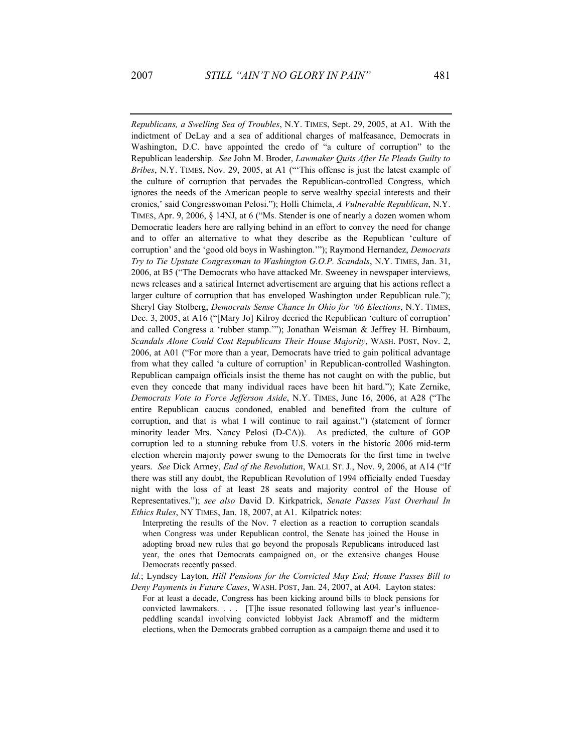*Republicans, a Swelling Sea of Troubles*, N.Y. TIMES, Sept. 29, 2005, at A1. With the indictment of DeLay and a sea of additional charges of malfeasance, Democrats in Washington, D.C. have appointed the credo of "a culture of corruption" to the Republican leadership. *See* John M. Broder, *Lawmaker Quits After He Pleads Guilty to Bribes*, N.Y. TIMES, Nov. 29, 2005, at A1 ("'This offense is just the latest example of the culture of corruption that pervades the Republican-controlled Congress, which ignores the needs of the American people to serve wealthy special interests and their cronies,' said Congresswoman Pelosi."); Holli Chimela, *A Vulnerable Republican*, N.Y. TIMES, Apr. 9, 2006, § 14NJ, at 6 ("Ms. Stender is one of nearly a dozen women whom Democratic leaders here are rallying behind in an effort to convey the need for change and to offer an alternative to what they describe as the Republican 'culture of corruption' and the 'good old boys in Washington.'"); Raymond Hernandez, *Democrats Try to Tie Upstate Congressman to Washington G.O.P. Scandals*, N.Y. TIMES, Jan. 31, 2006, at B5 ("The Democrats who have attacked Mr. Sweeney in newspaper interviews, news releases and a satirical Internet advertisement are arguing that his actions reflect a larger culture of corruption that has enveloped Washington under Republican rule."); Sheryl Gay Stolberg, *Democrats Sense Chance In Ohio for '06 Elections*, N.Y. TIMES, Dec. 3, 2005, at A16 ("[Mary Jo] Kilroy decried the Republican 'culture of corruption' and called Congress a 'rubber stamp.'"); Jonathan Weisman & Jeffrey H. Birnbaum, *Scandals Alone Could Cost Republicans Their House Majority*, WASH. POST, Nov. 2, 2006, at A01 ("For more than a year, Democrats have tried to gain political advantage from what they called 'a culture of corruption' in Republican-controlled Washington. Republican campaign officials insist the theme has not caught on with the public, but even they concede that many individual races have been hit hard."); Kate Zernike, *Democrats Vote to Force Jefferson Aside*, N.Y. TIMES, June 16, 2006, at A28 ("The entire Republican caucus condoned, enabled and benefited from the culture of corruption, and that is what I will continue to rail against.") (statement of former minority leader Mrs. Nancy Pelosi (D-CA)). As predicted, the culture of GOP corruption led to a stunning rebuke from U.S. voters in the historic 2006 mid-term election wherein majority power swung to the Democrats for the first time in twelve years. *See* Dick Armey, *End of the Revolution*, WALL ST. J., Nov. 9, 2006, at A14 ("If there was still any doubt, the Republican Revolution of 1994 officially ended Tuesday night with the loss of at least 28 seats and majority control of the House of Representatives."); *see also* David D. Kirkpatrick, *Senate Passes Vast Overhaul In Ethics Rules*, NY TIMES, Jan. 18, 2007, at A1. Kilpatrick notes:

> Interpreting the results of the Nov. 7 election as a reaction to corruption scandals when Congress was under Republican control, the Senate has joined the House in adopting broad new rules that go beyond the proposals Republicans introduced last year, the ones that Democrats campaigned on, or the extensive changes House Democrats recently passed.

*Id.*; Lyndsey Layton, *Hill Pensions for the Convicted May End; House Passes Bill to Deny Payments in Future Cases*, WASH. POST, Jan. 24, 2007, at A04. Layton states:

> For at least a decade, Congress has been kicking around bills to block pensions for convicted lawmakers. . . . [T]he issue resonated following last year's influence-peddling scandal involving convicted lobbyist Jack Abramoff and the midterm elections, when the Democrats grabbed corruption as a campaign theme and used it to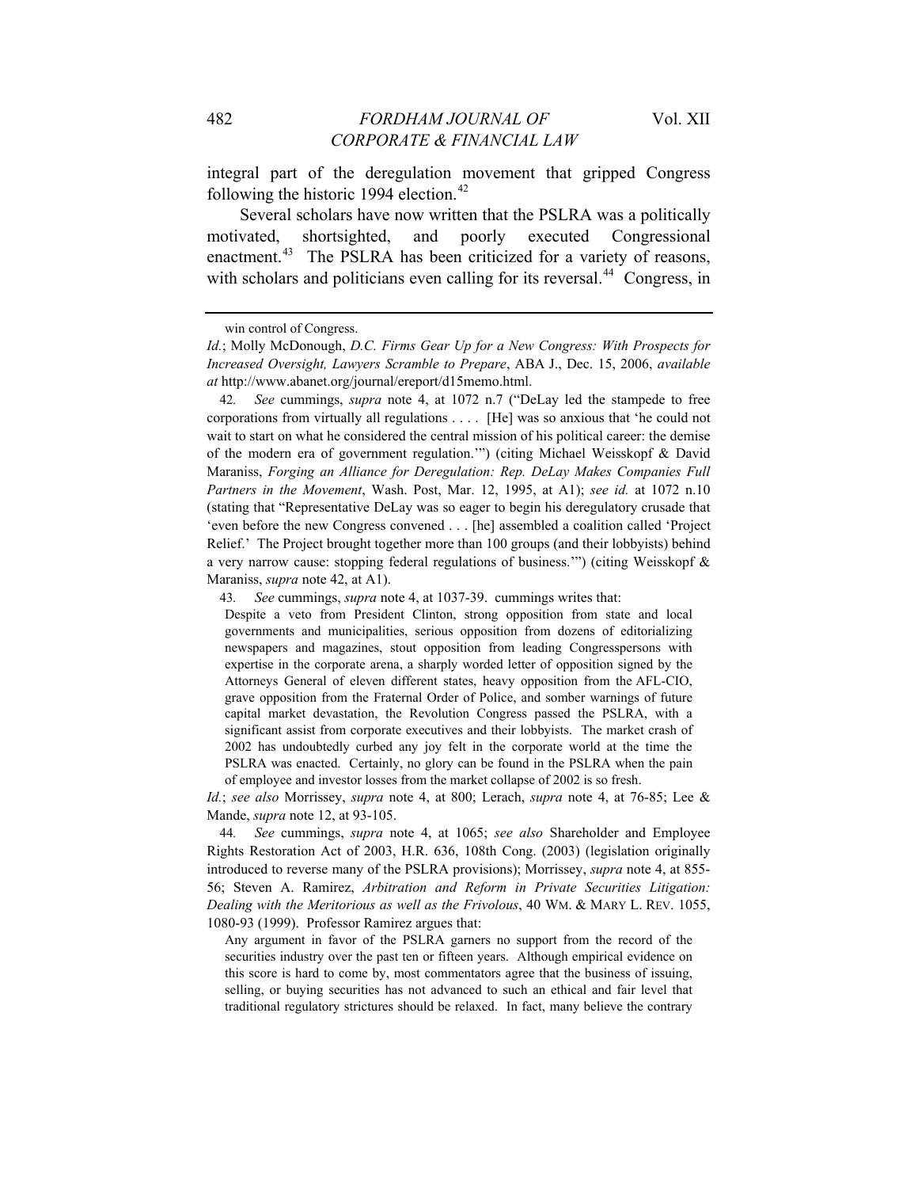integral part of the deregulation movement that gripped Congress following the historic 1994 election.[42]

Several scholars have now written that the PSLRA was a politically motivated, shortsighted, and poorly executed Congressional enactment.[43] The PSLRA has been criticized for a variety of reasons, with scholars and politicians even calling for its reversal.[44] Congress, in

---

win control of Congress.

*Id.*; Molly McDonough, *D.C. Firms Gear Up for a New Congress: With Prospects for Increased Oversight, Lawyers Scramble to Prepare*, ABA J., Dec. 15, 2006, *available at* http://www.abanet.org/journal/ereport/d15memo.html.

42. *See* cummings, *supra* note 4, at 1072 n.7 ("DeLay led the stampede to free corporations from virtually all regulations . . . . [He] was so anxious that 'he could not wait to start on what he considered the central mission of his political career: the demise of the modern era of government regulation.'") (citing Michael Weisskopf & David Maraniss, *Forging an Alliance for Deregulation: Rep. DeLay Makes Companies Full Partners in the Movement*, Wash. Post, Mar. 12, 1995, at A1); *see id.* at 1072 n.10 (stating that "Representative DeLay was so eager to begin his deregulatory crusade that 'even before the new Congress convened . . . [he] assembled a coalition called 'Project Relief.' The Project brought together more than 100 groups (and their lobbyists) behind a very narrow cause: stopping federal regulations of business.'") (citing Weisskopf & Maraniss, *supra* note 42, at A1).

43. *See* cummings, *supra* note 4, at 1037-39. cummings writes that:

> Despite a veto from President Clinton, strong opposition from state and local governments and municipalities, serious opposition from dozens of editorializing newspapers and magazines, stout opposition from leading Congresspersons with expertise in the corporate arena, a sharply worded letter of opposition signed by the Attorneys General of eleven different states, heavy opposition from the AFL-CIO, grave opposition from the Fraternal Order of Police, and somber warnings of future capital market devastation, the Revolution Congress passed the PSLRA, with a significant assist from corporate executives and their lobbyists. The market crash of 2002 has undoubtedly curbed any joy felt in the corporate world at the time the PSLRA was enacted. Certainly, no glory can be found in the PSLRA when the pain of employee and investor losses from the market collapse of 2002 is so fresh.

*Id.*; *see also* Morrissey, *supra* note 4, at 800; Lerach, *supra* note 4, at 76-85; Lee & Mande, *supra* note 12, at 93-105.

44. *See* cummings, *supra* note 4, at 1065; *see also* Shareholder and Employee Rights Restoration Act of 2003, H.R. 636, 108th Cong. (2003) (legislation originally introduced to reverse many of the PSLRA provisions); Morrissey, *supra* note 4, at 855-56; Steven A. Ramirez, *Arbitration and Reform in Private Securities Litigation: Dealing with the Meritorious as well as the Frivolous*, 40 WM. & MARY L. REV. 1055, 1080-93 (1999). Professor Ramirez argues that:

> Any argument in favor of the PSLRA garners no support from the record of the securities industry over the past ten or fifteen years. Although empirical evidence on this score is hard to come by, most commentators agree that the business of issuing, selling, or buying securities has not advanced to such an ethical and fair level that traditional regulatory strictures should be relaxed. In fact, many believe the contrary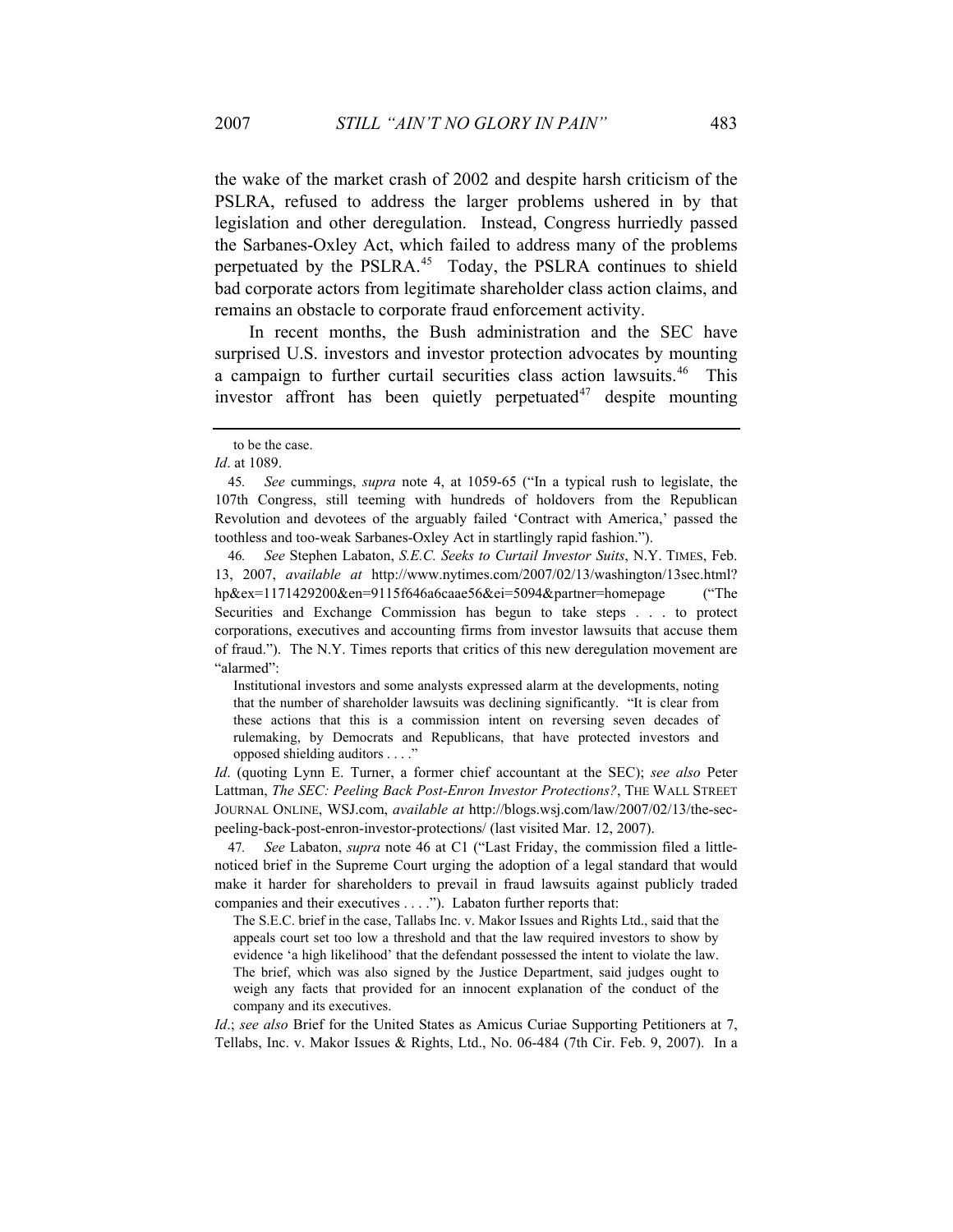the wake of the market crash of 2002 and despite harsh criticism of the PSLRA, refused to address the larger problems ushered in by that legislation and other deregulation. Instead, Congress hurriedly passed the Sarbanes-Oxley Act, which failed to address many of the problems perpetuated by the PSLRA.[45] Today, the PSLRA continues to shield bad corporate actors from legitimate shareholder class action claims, and remains an obstacle to corporate fraud enforcement activity.

In recent months, the Bush administration and the SEC have surprised U.S. investors and investor protection advocates by mounting a campaign to further curtail securities class action lawsuits.[46] This investor affront has been quietly perpetuated[47] despite mounting

---

to be the case.

*Id*. at 1089.

45. *See* cummings, *supra* note 4, at 1059-65 ("In a typical rush to legislate, the 107th Congress, still teeming with hundreds of holdovers from the Republican Revolution and devotees of the arguably failed 'Contract with America,' passed the toothless and too-weak Sarbanes-Oxley Act in startlingly rapid fashion.").

46. *See* Stephen Labaton, *S.E.C. Seeks to Curtail Investor Suits*, N.Y. TIMES, Feb. 13, 2007, *available at* http://www.nytimes.com/2007/02/13/washington/13sec.html?hp&ex=1171429200&en=9115f646a6caae56&ei=5094&partner=homepage ("The Securities and Exchange Commission has begun to take steps . . . to protect corporations, executives and accounting firms from investor lawsuits that accuse them of fraud."). The N.Y. Times reports that critics of this new deregulation movement are "alarmed":

> Institutional investors and some analysts expressed alarm at the developments, noting that the number of shareholder lawsuits was declining significantly. "It is clear from these actions that this is a commission intent on reversing seven decades of rulemaking, by Democrats and Republicans, that have protected investors and opposed shielding auditors . . . ."

*Id*. (quoting Lynn E. Turner, a former chief accountant at the SEC); *see also* Peter Lattman, *The SEC: Peeling Back Post-Enron Investor Protections?*, THE WALL STREET JOURNAL ONLINE, WSJ.com, *available at* http://blogs.wsj.com/law/2007/02/13/the-sec-peeling-back-post-enron-investor-protections/ (last visited Mar. 12, 2007).

47. *See* Labaton, *supra* note 46 at C1 ("Last Friday, the commission filed a little-noticed brief in the Supreme Court urging the adoption of a legal standard that would make it harder for shareholders to prevail in fraud lawsuits against publicly traded companies and their executives . . . ."). Labaton further reports that:

> The S.E.C. brief in the case, Tallabs Inc. v. Makor Issues and Rights Ltd., said that the appeals court set too low a threshold and that the law required investors to show by evidence 'a high likelihood' that the defendant possessed the intent to violate the law. The brief, which was also signed by the Justice Department, said judges ought to weigh any facts that provided for an innocent explanation of the conduct of the company and its executives.

*Id*.; *see also* Brief for the United States as Amicus Curiae Supporting Petitioners at 7, Tellabs, Inc. v. Makor Issues & Rights, Ltd., No. 06-484 (7th Cir. Feb. 9, 2007). In a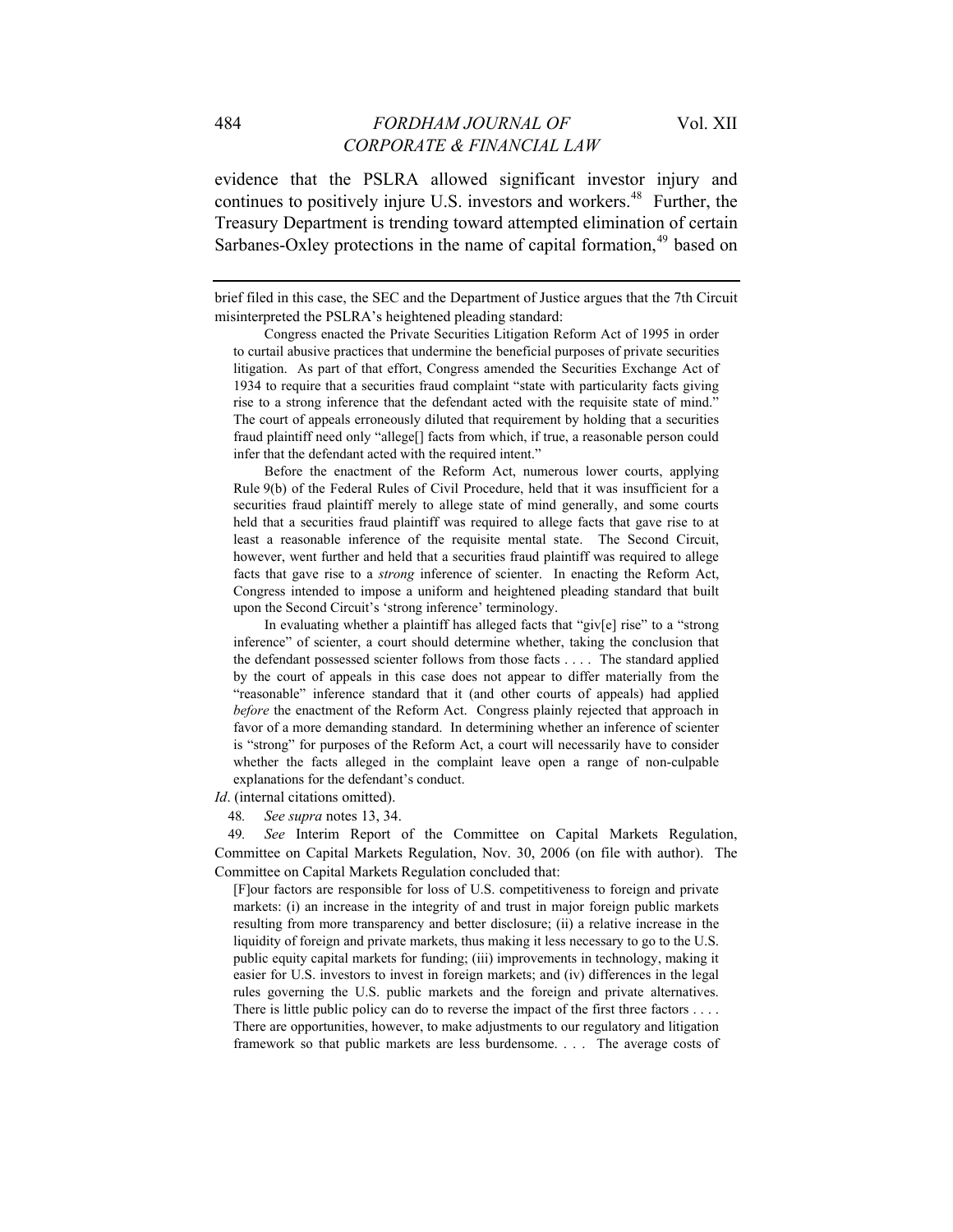evidence that the PSLRA allowed significant investor injury and continues to positively injure U.S. investors and workers.[48] Further, the Treasury Department is trending toward attempted elimination of certain Sarbanes-Oxley protections in the name of capital formation,[49] based on

---

brief filed in this case, the SEC and the Department of Justice argues that the 7th Circuit misinterpreted the PSLRA's heightened pleading standard:

> Congress enacted the Private Securities Litigation Reform Act of 1995 in order to curtail abusive practices that undermine the beneficial purposes of private securities litigation. As part of that effort, Congress amended the Securities Exchange Act of 1934 to require that a securities fraud complaint "state with particularity facts giving rise to a strong inference that the defendant acted with the requisite state of mind." The court of appeals erroneously diluted that requirement by holding that a securities fraud plaintiff need only "allege[] facts from which, if true, a reasonable person could infer that the defendant acted with the required intent."
>
> Before the enactment of the Reform Act, numerous lower courts, applying Rule 9(b) of the Federal Rules of Civil Procedure, held that it was insufficient for a securities fraud plaintiff merely to allege state of mind generally, and some courts held that a securities fraud plaintiff was required to allege facts that gave rise to at least a reasonable inference of the requisite mental state. The Second Circuit, however, went further and held that a securities fraud plaintiff was required to allege facts that gave rise to a *strong* inference of scienter. In enacting the Reform Act, Congress intended to impose a uniform and heightened pleading standard that built upon the Second Circuit's 'strong inference' terminology.
>
> In evaluating whether a plaintiff has alleged facts that "giv[e] rise" to a "strong inference" of scienter, a court should determine whether, taking the conclusion that the defendant possessed scienter follows from those facts . . . . The standard applied by the court of appeals in this case does not appear to differ materially from the "reasonable" inference standard that it (and other courts of appeals) had applied *before* the enactment of the Reform Act. Congress plainly rejected that approach in favor of a more demanding standard. In determining whether an inference of scienter is "strong" for purposes of the Reform Act, a court will necessarily have to consider whether the facts alleged in the complaint leave open a range of non-culpable explanations for the defendant's conduct.

*Id*. (internal citations omitted).

48. *See supra* notes 13, 34.

49. *See* Interim Report of the Committee on Capital Markets Regulation, Committee on Capital Markets Regulation, Nov. 30, 2006 (on file with author). The Committee on Capital Markets Regulation concluded that:

> [F]our factors are responsible for loss of U.S. competitiveness to foreign and private markets: (i) an increase in the integrity of and trust in major foreign public markets resulting from more transparency and better disclosure; (ii) a relative increase in the liquidity of foreign and private markets, thus making it less necessary to go to the U.S. public equity capital markets for funding; (iii) improvements in technology, making it easier for U.S. investors to invest in foreign markets; and (iv) differences in the legal rules governing the U.S. public markets and the foreign and private alternatives. There is little public policy can do to reverse the impact of the first three factors . . . . There are opportunities, however, to make adjustments to our regulatory and litigation framework so that public markets are less burdensome. . . . The average costs of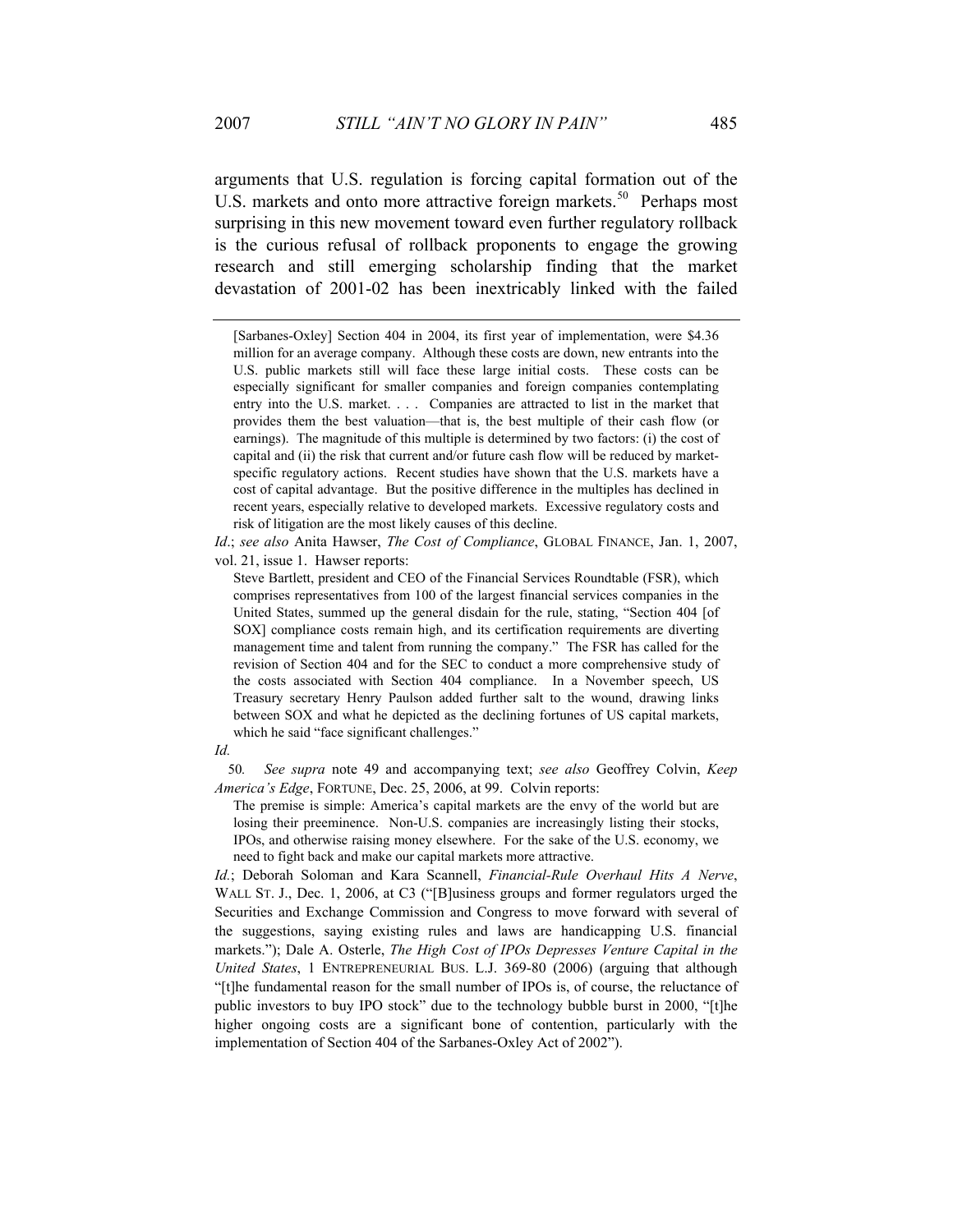arguments that U.S. regulation is forcing capital formation out of the U.S. markets and onto more attractive foreign markets.[50] Perhaps most surprising in this new movement toward even further regulatory rollback is the curious refusal of rollback proponents to engage the growing research and still emerging scholarship finding that the market devastation of 2001-02 has been inextricably linked with the failed

---

> [Sarbanes-Oxley] Section 404 in 2004, its first year of implementation, were $4.36 million for an average company. Although these costs are down, new entrants into the U.S. public markets still will face these large initial costs. These costs can be especially significant for smaller companies and foreign companies contemplating entry into the U.S. market. . . . Companies are attracted to list in the market that provides them the best valuation—that is, the best multiple of their cash flow (or earnings). The magnitude of this multiple is determined by two factors: (i) the cost of capital and (ii) the risk that current and/or future cash flow will be reduced by market-specific regulatory actions. Recent studies have shown that the U.S. markets have a cost of capital advantage. But the positive difference in the multiples has declined in recent years, especially relative to developed markets. Excessive regulatory costs and risk of litigation are the most likely causes of this decline.

*Id*.; *see also* Anita Hawser, *The Cost of Compliance*, GLOBAL FINANCE, Jan. 1, 2007, vol. 21, issue 1. Hawser reports:

> Steve Bartlett, president and CEO of the Financial Services Roundtable (FSR), which comprises representatives from 100 of the largest financial services companies in the United States, summed up the general disdain for the rule, stating, "Section 404 [of SOX] compliance costs remain high, and its certification requirements are diverting management time and talent from running the company." The FSR has called for the revision of Section 404 and for the SEC to conduct a more comprehensive study of the costs associated with Section 404 compliance. In a November speech, US Treasury secretary Henry Paulson added further salt to the wound, drawing links between SOX and what he depicted as the declining fortunes of US capital markets, which he said "face significant challenges."

*Id.*

50. *See supra* note 49 and accompanying text; *see also* Geoffrey Colvin, *Keep America's Edge*, FORTUNE, Dec. 25, 2006, at 99. Colvin reports:

> The premise is simple: America's capital markets are the envy of the world but are losing their preeminence. Non-U.S. companies are increasingly listing their stocks, IPOs, and otherwise raising money elsewhere. For the sake of the U.S. economy, we need to fight back and make our capital markets more attractive.

*Id.*; Deborah Soloman and Kara Scannell, *Financial-Rule Overhaul Hits A Nerve*, WALL ST. J., Dec. 1, 2006, at C3 ("[B]usiness groups and former regulators urged the Securities and Exchange Commission and Congress to move forward with several of the suggestions, saying existing rules and laws are handicapping U.S. financial markets."); Dale A. Osterle, *The High Cost of IPOs Depresses Venture Capital in the United States*, 1 ENTREPRENEURIAL BUS. L.J. 369-80 (2006) (arguing that although "[t]he fundamental reason for the small number of IPOs is, of course, the reluctance of public investors to buy IPO stock" due to the technology bubble burst in 2000, "[t]he higher ongoing costs are a significant bone of contention, particularly with the implementation of Section 404 of the Sarbanes-Oxley Act of 2002").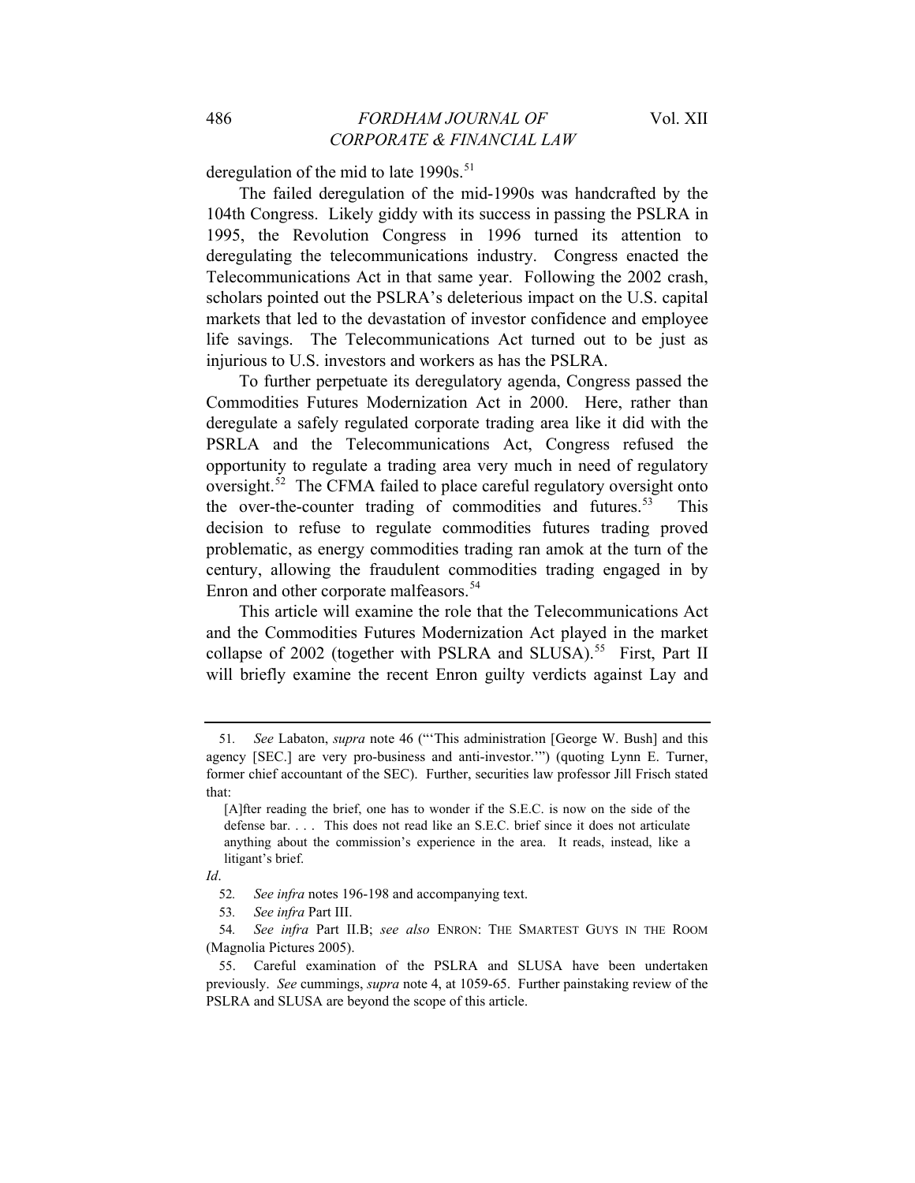deregulation of the mid to late 1990s.[51]

The failed deregulation of the mid-1990s was handcrafted by the 104th Congress. Likely giddy with its success in passing the PSLRA in 1995, the Revolution Congress in 1996 turned its attention to deregulating the telecommunications industry. Congress enacted the Telecommunications Act in that same year. Following the 2002 crash, scholars pointed out the PSLRA's deleterious impact on the U.S. capital markets that led to the devastation of investor confidence and employee life savings. The Telecommunications Act turned out to be just as injurious to U.S. investors and workers as has the PSLRA.

To further perpetuate its deregulatory agenda, Congress passed the Commodities Futures Modernization Act in 2000. Here, rather than deregulate a safely regulated corporate trading area like it did with the PSRLA and the Telecommunications Act, Congress refused the opportunity to regulate a trading area very much in need of regulatory oversight.[52] The CFMA failed to place careful regulatory oversight onto the over-the-counter trading of commodities and futures.[53] This decision to refuse to regulate commodities futures trading proved problematic, as energy commodities trading ran amok at the turn of the century, allowing the fraudulent commodities trading engaged in by Enron and other corporate malfeasors.[54]

This article will examine the role that the Telecommunications Act and the Commodities Futures Modernization Act played in the market collapse of 2002 (together with PSLRA and SLUSA).[55] First, Part II will briefly examine the recent Enron guilty verdicts against Lay and

---

51. *See* Labaton, *supra* note 46 ("'This administration [George W. Bush] and this agency [SEC.] are very pro-business and anti-investor.'") (quoting Lynn E. Turner, former chief accountant of the SEC). Further, securities law professor Jill Frisch stated that:

> [A]fter reading the brief, one has to wonder if the S.E.C. is now on the side of the defense bar. . . . This does not read like an S.E.C. brief since it does not articulate anything about the commission's experience in the area. It reads, instead, like a litigant's brief.

*Id*.

52. *See infra* notes 196-198 and accompanying text.

53. *See infra* Part III.

54. *See infra* Part II.B; *see also* ENRON: THE SMARTEST GUYS IN THE ROOM (Magnolia Pictures 2005).

55. Careful examination of the PSLRA and SLUSA have been undertaken previously. *See* cummings, *supra* note 4, at 1059-65. Further painstaking review of the PSLRA and SLUSA are beyond the scope of this article.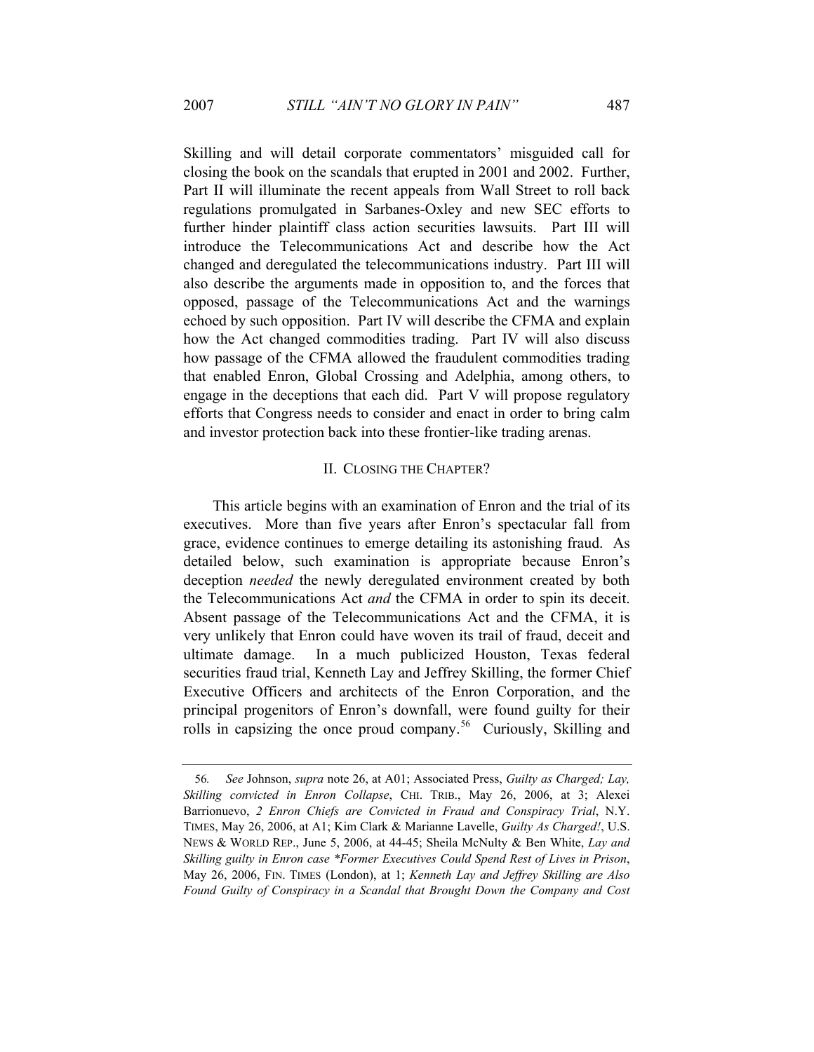Skilling and will detail corporate commentators' misguided call for closing the book on the scandals that erupted in 2001 and 2002. Further, Part II will illuminate the recent appeals from Wall Street to roll back regulations promulgated in Sarbanes-Oxley and new SEC efforts to further hinder plaintiff class action securities lawsuits. Part III will introduce the Telecommunications Act and describe how the Act changed and deregulated the telecommunications industry. Part III will also describe the arguments made in opposition to, and the forces that opposed, passage of the Telecommunications Act and the warnings echoed by such opposition. Part IV will describe the CFMA and explain how the Act changed commodities trading. Part IV will also discuss how passage of the CFMA allowed the fraudulent commodities trading that enabled Enron, Global Crossing and Adelphia, among others, to engage in the deceptions that each did. Part V will propose regulatory efforts that Congress needs to consider and enact in order to bring calm and investor protection back into these frontier-like trading arenas.

## II. CLOSING THE CHAPTER?

This article begins with an examination of Enron and the trial of its executives. More than five years after Enron's spectacular fall from grace, evidence continues to emerge detailing its astonishing fraud. As detailed below, such examination is appropriate because Enron's deception *needed* the newly deregulated environment created by both the Telecommunications Act *and* the CFMA in order to spin its deceit. Absent passage of the Telecommunications Act and the CFMA, it is very unlikely that Enron could have woven its trail of fraud, deceit and ultimate damage. In a much publicized Houston, Texas federal securities fraud trial, Kenneth Lay and Jeffrey Skilling, the former Chief Executive Officers and architects of the Enron Corporation, and the principal progenitors of Enron's downfall, were found guilty for their rolls in capsizing the once proud company.[56] Curiously, Skilling and

---

56. *See* Johnson, *supra* note 26, at A01; Associated Press, *Guilty as Charged; Lay, Skilling convicted in Enron Collapse*, CHI. TRIB., May 26, 2006, at 3; Alexei Barrionuevo, *2 Enron Chiefs are Convicted in Fraud and Conspiracy Trial*, N.Y. TIMES, May 26, 2006, at A1; Kim Clark & Marianne Lavelle, *Guilty As Charged!*, U.S. NEWS & WORLD REP., June 5, 2006, at 44-45; Sheila McNulty & Ben White, *Lay and Skilling guilty in Enron case *Former Executives Could Spend Rest of Lives in Prison*, May 26, 2006, FIN. TIMES (London), at 1; *Kenneth Lay and Jeffrey Skilling are Also Found Guilty of Conspiracy in a Scandal that Brought Down the Company and Cost*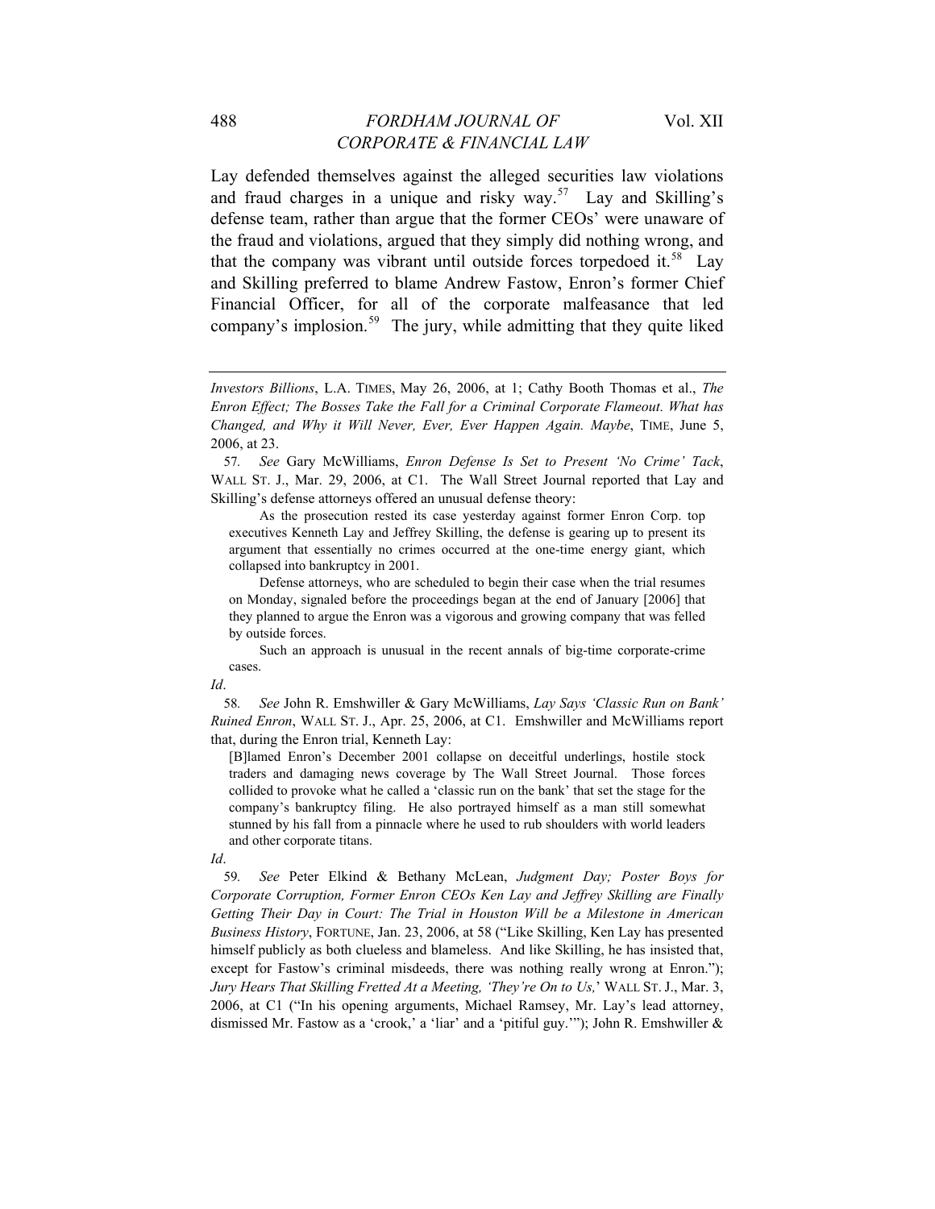Lay defended themselves against the alleged securities law violations and fraud charges in a unique and risky way.[57] Lay and Skilling's defense team, rather than argue that the former CEOs' were unaware of the fraud and violations, argued that they simply did nothing wrong, and that the company was vibrant until outside forces torpedoed it.[58] Lay and Skilling preferred to blame Andrew Fastow, Enron's former Chief Financial Officer, for all of the corporate malfeasance that led company's implosion.[59] The jury, while admitting that they quite liked

---

*Investors Billions*, L.A. TIMES, May 26, 2006, at 1; Cathy Booth Thomas et al., *The Enron Effect; The Bosses Take the Fall for a Criminal Corporate Flameout. What has Changed, and Why it Will Never, Ever, Ever Happen Again. Maybe*, TIME, June 5, 2006, at 23.

57. *See* Gary McWilliams, *Enron Defense Is Set to Present 'No Crime' Tack*, WALL ST. J., Mar. 29, 2006, at C1. The Wall Street Journal reported that Lay and Skilling's defense attorneys offered an unusual defense theory:

> As the prosecution rested its case yesterday against former Enron Corp. top executives Kenneth Lay and Jeffrey Skilling, the defense is gearing up to present its argument that essentially no crimes occurred at the one-time energy giant, which collapsed into bankruptcy in 2001.
>
> Defense attorneys, who are scheduled to begin their case when the trial resumes on Monday, signaled before the proceedings began at the end of January [2006] that they planned to argue the Enron was a vigorous and growing company that was felled by outside forces.
>
> Such an approach is unusual in the recent annals of big-time corporate-crime cases.

*Id*.

58. *See* John R. Emshwiller & Gary McWilliams, *Lay Says 'Classic Run on Bank' Ruined Enron*, WALL ST. J., Apr. 25, 2006, at C1. Emshwiller and McWilliams report that, during the Enron trial, Kenneth Lay:

> [B]lamed Enron's December 2001 collapse on deceitful underlings, hostile stock traders and damaging news coverage by The Wall Street Journal. Those forces collided to provoke what he called a 'classic run on the bank' that set the stage for the company's bankruptcy filing. He also portrayed himself as a man still somewhat stunned by his fall from a pinnacle where he used to rub shoulders with world leaders and other corporate titans.

*Id*.

59. *See* Peter Elkind & Bethany McLean, *Judgment Day; Poster Boys for Corporate Corruption, Former Enron CEOs Ken Lay and Jeffrey Skilling are Finally Getting Their Day in Court: The Trial in Houston Will be a Milestone in American Business History*, FORTUNE, Jan. 23, 2006, at 58 ("Like Skilling, Ken Lay has presented himself publicly as both clueless and blameless. And like Skilling, he has insisted that, except for Fastow's criminal misdeeds, there was nothing really wrong at Enron."); *Jury Hears That Skilling Fretted At a Meeting, 'They're On to Us,'* WALL ST. J., Mar. 3, 2006, at C1 ("In his opening arguments, Michael Ramsey, Mr. Lay's lead attorney, dismissed Mr. Fastow as a 'crook,' a 'liar' and a 'pitiful guy.'"); John R. Emshwiller &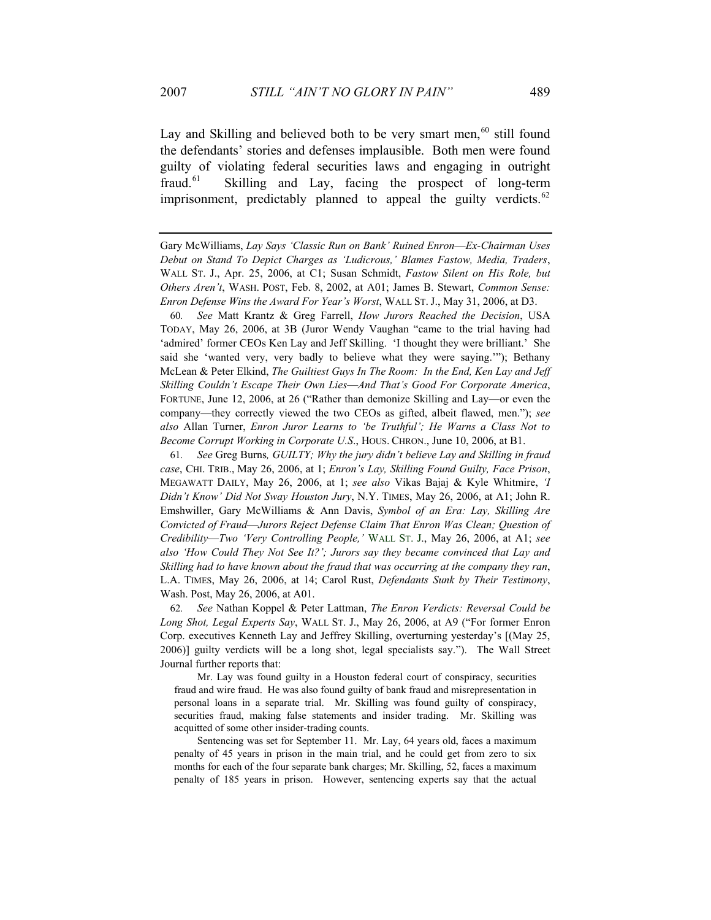Lay and Skilling and believed both to be very smart men,[60] still found the defendants' stories and defenses implausible. Both men were found guilty of violating federal securities laws and engaging in outright fraud.[61] Skilling and Lay, facing the prospect of long-term imprisonment, predictably planned to appeal the guilty verdicts.[62]

---

Gary McWilliams, *Lay Says 'Classic Run on Bank' Ruined Enron—Ex-Chairman Uses Debut on Stand To Depict Charges as 'Ludicrous,' Blames Fastow, Media, Traders*, WALL ST. J., Apr. 25, 2006, at C1; Susan Schmidt, *Fastow Silent on His Role, but Others Aren't*, WASH. POST, Feb. 8, 2002, at A01; James B. Stewart, *Common Sense: Enron Defense Wins the Award For Year's Worst*, WALL ST. J., May 31, 2006, at D3.

60. *See* Matt Krantz & Greg Farrell, *How Jurors Reached the Decision*, USA TODAY, May 26, 2006, at 3B (Juror Wendy Vaughan "came to the trial having had 'admired' former CEOs Ken Lay and Jeff Skilling. 'I thought they were brilliant.' She said she 'wanted very, very badly to believe what they were saying.'"); Bethany McLean & Peter Elkind, *The Guiltiest Guys In The Room: In the End, Ken Lay and Jeff Skilling Couldn't Escape Their Own Lies—And That's Good For Corporate America*, FORTUNE, June 12, 2006, at 26 ("Rather than demonize Skilling and Lay—or even the company—they correctly viewed the two CEOs as gifted, albeit flawed, men."); *see also* Allan Turner, *Enron Juror Learns to 'be Truthful'; He Warns a Class Not to Become Corrupt Working in Corporate U.S.*, HOUS. CHRON., June 10, 2006, at B1.

61. *See* Greg Burns*, GUILTY; Why the jury didn't believe Lay and Skilling in fraud case*, CHI. TRIB., May 26, 2006, at 1; *Enron's Lay, Skilling Found Guilty, Face Prison*, MEGAWATT DAILY, May 26, 2006, at 1; *see also* Vikas Bajaj & Kyle Whitmire, *'I Didn't Know' Did Not Sway Houston Jury*, N.Y. TIMES, May 26, 2006, at A1; John R. Emshwiller, Gary McWilliams & Ann Davis, *Symbol of an Era: Lay, Skilling Are Convicted of Fraud—Jurors Reject Defense Claim That Enron Was Clean; Question of Credibility—Two 'Very Controlling People,'* WALL ST. J., May 26, 2006, at A1; *see also 'How Could They Not See It?'; Jurors say they became convinced that Lay and Skilling had to have known about the fraud that was occurring at the company they ran*, L.A. TIMES, May 26, 2006, at 14; Carol Rust, *Defendants Sunk by Their Testimony*, Wash. Post, May 26, 2006, at A01.

62. *See* Nathan Koppel & Peter Lattman, *The Enron Verdicts: Reversal Could be Long Shot, Legal Experts Say*, WALL ST. J., May 26, 2006, at A9 ("For former Enron Corp. executives Kenneth Lay and Jeffrey Skilling, overturning yesterday's [(May 25, 2006)] guilty verdicts will be a long shot, legal specialists say."). The Wall Street Journal further reports that:

> Mr. Lay was found guilty in a Houston federal court of conspiracy, securities fraud and wire fraud. He was also found guilty of bank fraud and misrepresentation in personal loans in a separate trial. Mr. Skilling was found guilty of conspiracy, securities fraud, making false statements and insider trading. Mr. Skilling was acquitted of some other insider-trading counts.
>
> Sentencing was set for September 11. Mr. Lay, 64 years old, faces a maximum penalty of 45 years in prison in the main trial, and he could get from zero to six months for each of the four separate bank charges; Mr. Skilling, 52, faces a maximum penalty of 185 years in prison. However, sentencing experts say that the actual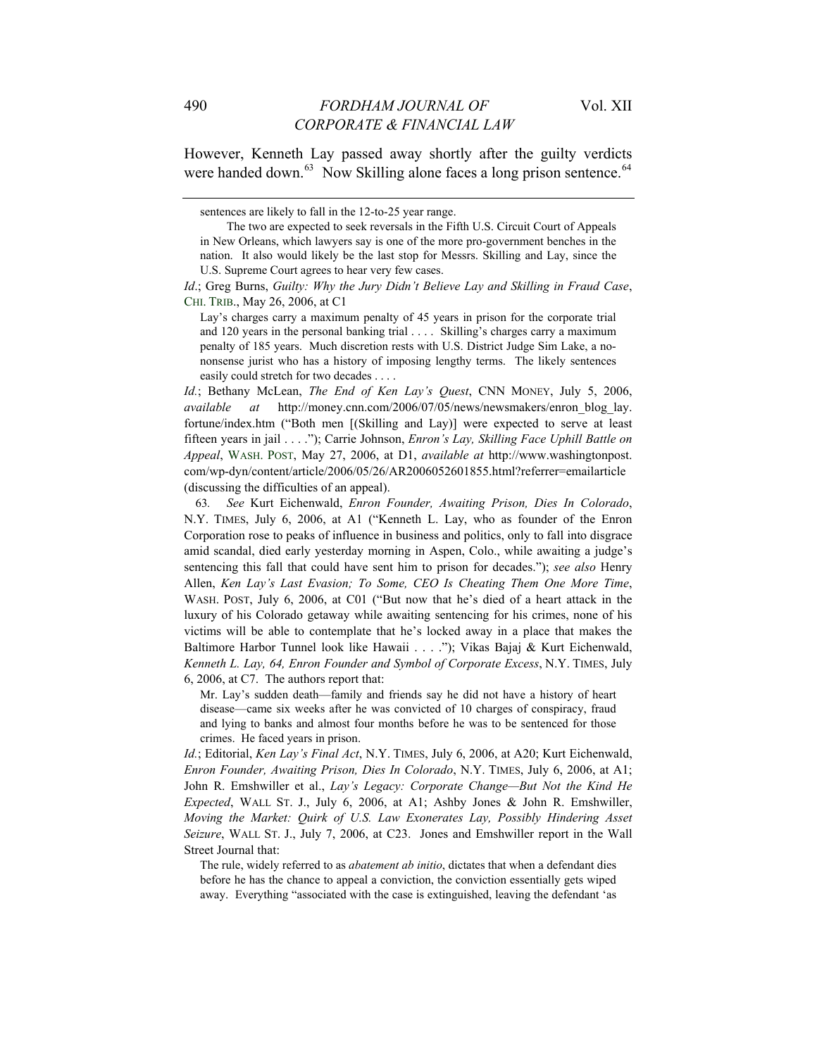However, Kenneth Lay passed away shortly after the guilty verdicts were handed down.[63] Now Skilling alone faces a long prison sentence.[64]

---

> sentences are likely to fall in the 12-to-25 year range.
>
> The two are expected to seek reversals in the Fifth U.S. Circuit Court of Appeals in New Orleans, which lawyers say is one of the more pro-government benches in the nation. It also would likely be the last stop for Messrs. Skilling and Lay, since the U.S. Supreme Court agrees to hear very few cases.

*Id.*; Greg Burns, *Guilty: Why the Jury Didn't Believe Lay and Skilling in Fraud Case*, CHI. TRIB., May 26, 2006, at C1

> Lay's charges carry a maximum penalty of 45 years in prison for the corporate trial and 120 years in the personal banking trial . . . . Skilling's charges carry a maximum penalty of 185 years. Much discretion rests with U.S. District Judge Sim Lake, a no-nonsense jurist who has a history of imposing lengthy terms. The likely sentences easily could stretch for two decades . . . .

*Id.*; Bethany McLean, *The End of Ken Lay's Quest*, CNN MONEY, July 5, 2006, *available at* http://money.cnn.com/2006/07/05/news/newsmakers/enron_blog_lay.fortune/index.htm ("Both men [(Skilling and Lay)] were expected to serve at least fifteen years in jail . . . ."); Carrie Johnson, *Enron's Lay, Skilling Face Uphill Battle on Appeal*, WASH. POST, May 27, 2006, at D1, *available at* http://www.washingtonpost.com/wp-dyn/content/article/2006/05/26/AR2006052601855.html?referrer=emailarticle (discussing the difficulties of an appeal).

63. *See* Kurt Eichenwald, *Enron Founder, Awaiting Prison, Dies In Colorado*, N.Y. TIMES, July 6, 2006, at A1 ("Kenneth L. Lay, who as founder of the Enron Corporation rose to peaks of influence in business and politics, only to fall into disgrace amid scandal, died early yesterday morning in Aspen, Colo., while awaiting a judge's sentencing this fall that could have sent him to prison for decades."); *see also* Henry Allen, *Ken Lay's Last Evasion; To Some, CEO Is Cheating Them One More Time*, WASH. POST, July 6, 2006, at C01 ("But now that he's died of a heart attack in the luxury of his Colorado getaway while awaiting sentencing for his crimes, none of his victims will be able to contemplate that he's locked away in a place that makes the Baltimore Harbor Tunnel look like Hawaii . . . ."); Vikas Bajaj & Kurt Eichenwald, *Kenneth L. Lay, 64, Enron Founder and Symbol of Corporate Excess*, N.Y. TIMES, July 6, 2006, at C7. The authors report that:

> Mr. Lay's sudden death—family and friends say he did not have a history of heart disease—came six weeks after he was convicted of 10 charges of conspiracy, fraud and lying to banks and almost four months before he was to be sentenced for those crimes. He faced years in prison.

*Id.*; Editorial, *Ken Lay's Final Act*, N.Y. TIMES, July 6, 2006, at A20; Kurt Eichenwald, *Enron Founder, Awaiting Prison, Dies In Colorado*, N.Y. TIMES, July 6, 2006, at A1; John R. Emshwiller et al., *Lay's Legacy: Corporate Change—But Not the Kind He Expected*, WALL ST. J., July 6, 2006, at A1; Ashby Jones & John R. Emshwiller, *Moving the Market: Quirk of U.S. Law Exonerates Lay, Possibly Hindering Asset Seizure*, WALL ST. J., July 7, 2006, at C23. Jones and Emshwiller report in the Wall Street Journal that:

> The rule, widely referred to as *abatement ab initio*, dictates that when a defendant dies before he has the chance to appeal a conviction, the conviction essentially gets wiped away. Everything "associated with the case is extinguished, leaving the defendant 'as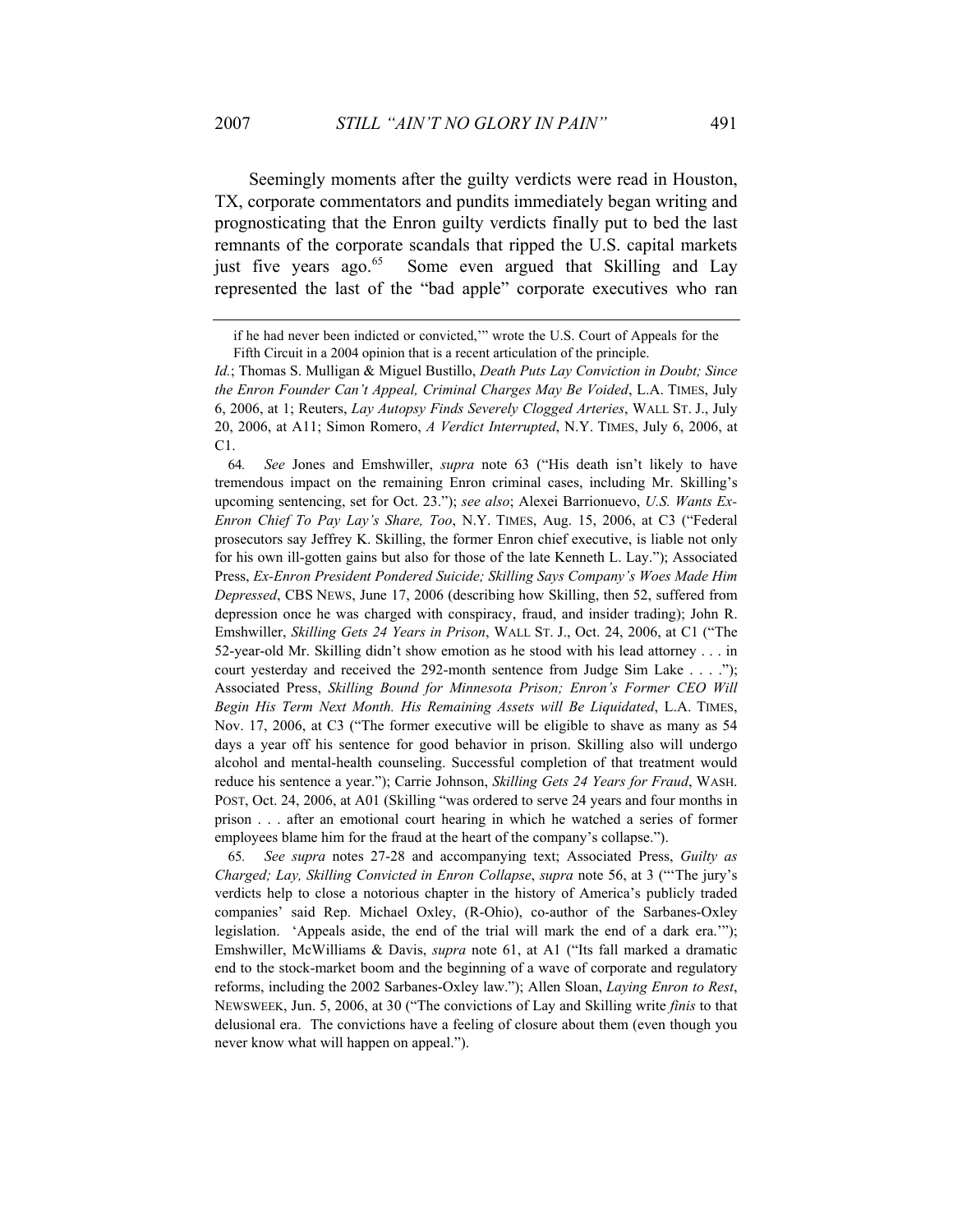Seemingly moments after the guilty verdicts were read in Houston, TX, corporate commentators and pundits immediately began writing and prognosticating that the Enron guilty verdicts finally put to bed the last remnants of the corporate scandals that ripped the U.S. capital markets just five years ago.[65] Some even argued that Skilling and Lay represented the last of the "bad apple" corporate executives who ran

---

if he had never been indicted or convicted,'" wrote the U.S. Court of Appeals for the Fifth Circuit in a 2004 opinion that is a recent articulation of the principle.

*Id.*; Thomas S. Mulligan & Miguel Bustillo, *Death Puts Lay Conviction in Doubt; Since the Enron Founder Can't Appeal, Criminal Charges May Be Voided*, L.A. TIMES, July 6, 2006, at 1; Reuters, *Lay Autopsy Finds Severely Clogged Arteries*, WALL ST. J., July 20, 2006, at A11; Simon Romero, *A Verdict Interrupted*, N.Y. TIMES, July 6, 2006, at C1.

64. *See* Jones and Emshwiller, *supra* note 63 ("His death isn't likely to have tremendous impact on the remaining Enron criminal cases, including Mr. Skilling's upcoming sentencing, set for Oct. 23."); *see also*; Alexei Barrionuevo, *U.S. Wants Ex-Enron Chief To Pay Lay's Share, Too*, N.Y. TIMES, Aug. 15, 2006, at C3 ("Federal prosecutors say Jeffrey K. Skilling, the former Enron chief executive, is liable not only for his own ill-gotten gains but also for those of the late Kenneth L. Lay."); Associated Press, *Ex-Enron President Pondered Suicide; Skilling Says Company's Woes Made Him Depressed*, CBS NEWS, June 17, 2006 (describing how Skilling, then 52, suffered from depression once he was charged with conspiracy, fraud, and insider trading); John R. Emshwiller, *Skilling Gets 24 Years in Prison*, WALL ST. J., Oct. 24, 2006, at C1 ("The 52-year-old Mr. Skilling didn't show emotion as he stood with his lead attorney . . . in court yesterday and received the 292-month sentence from Judge Sim Lake . . . ."); Associated Press, *Skilling Bound for Minnesota Prison; Enron's Former CEO Will Begin His Term Next Month. His Remaining Assets will Be Liquidated*, L.A. TIMES, Nov. 17, 2006, at C3 ("The former executive will be eligible to shave as many as 54 days a year off his sentence for good behavior in prison. Skilling also will undergo alcohol and mental-health counseling. Successful completion of that treatment would reduce his sentence a year."); Carrie Johnson, *Skilling Gets 24 Years for Fraud*, WASH. POST, Oct. 24, 2006, at A01 (Skilling "was ordered to serve 24 years and four months in prison . . . after an emotional court hearing in which he watched a series of former employees blame him for the fraud at the heart of the company's collapse.").

65. *See supra* notes 27-28 and accompanying text; Associated Press, *Guilty as Charged; Lay, Skilling Convicted in Enron Collapse*, *supra* note 56, at 3 ("'The jury's verdicts help to close a notorious chapter in the history of America's publicly traded companies' said Rep. Michael Oxley, (R-Ohio), co-author of the Sarbanes-Oxley legislation. 'Appeals aside, the end of the trial will mark the end of a dark era.'"); Emshwiller, McWilliams & Davis, *supra* note 61, at A1 ("Its fall marked a dramatic end to the stock-market boom and the beginning of a wave of corporate and regulatory reforms, including the 2002 Sarbanes-Oxley law."); Allen Sloan, *Laying Enron to Rest*, NEWSWEEK, Jun. 5, 2006, at 30 ("The convictions of Lay and Skilling write *finis* to that delusional era. The convictions have a feeling of closure about them (even though you never know what will happen on appeal.").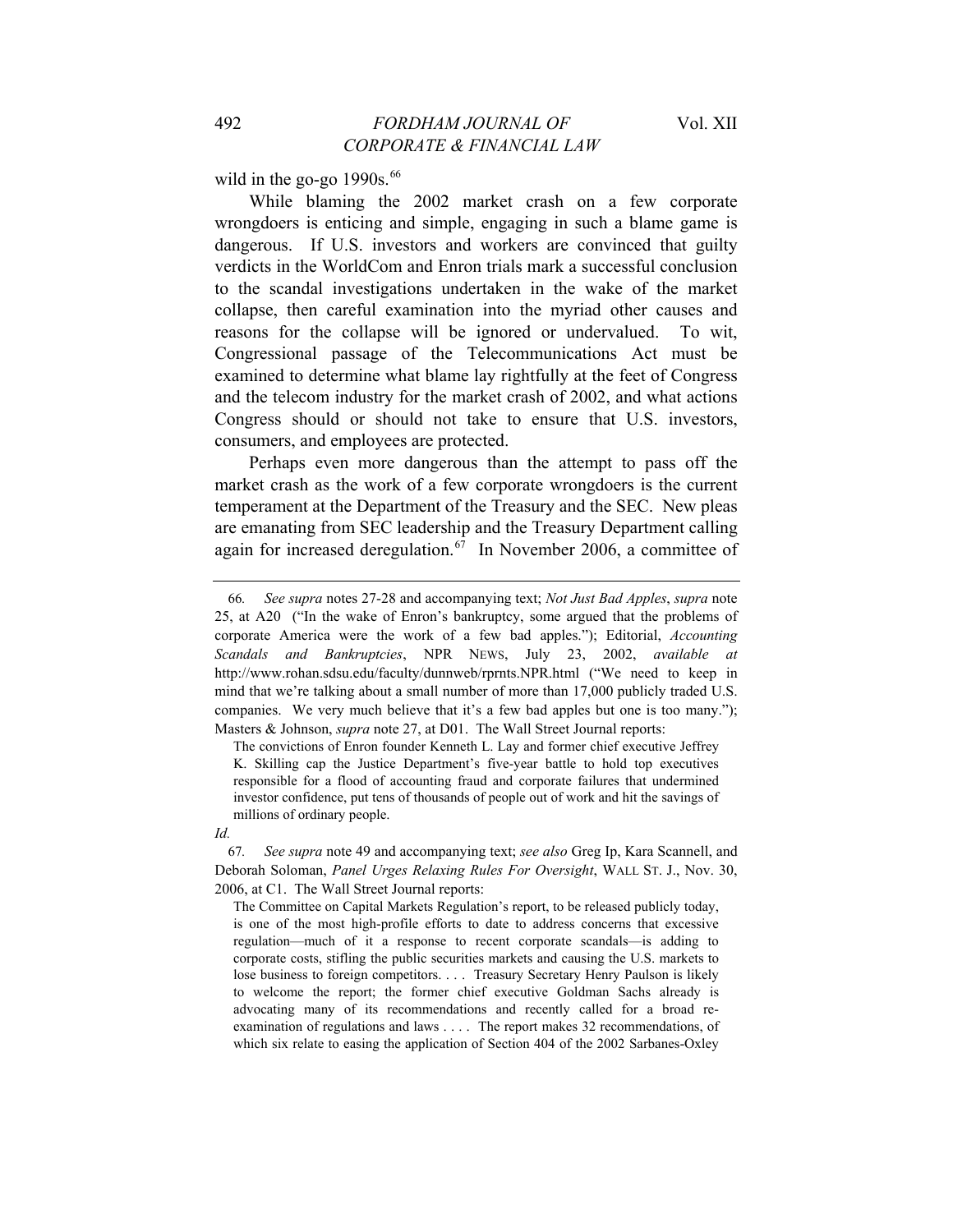wild in the go-go 1990s.[66]

While blaming the 2002 market crash on a few corporate wrongdoers is enticing and simple, engaging in such a blame game is dangerous. If U.S. investors and workers are convinced that guilty verdicts in the WorldCom and Enron trials mark a successful conclusion to the scandal investigations undertaken in the wake of the market collapse, then careful examination into the myriad other causes and reasons for the collapse will be ignored or undervalued. To wit, Congressional passage of the Telecommunications Act must be examined to determine what blame lay rightfully at the feet of Congress and the telecom industry for the market crash of 2002, and what actions Congress should or should not take to ensure that U.S. investors, consumers, and employees are protected.

Perhaps even more dangerous than the attempt to pass off the market crash as the work of a few corporate wrongdoers is the current temperament at the Department of the Treasury and the SEC. New pleas are emanating from SEC leadership and the Treasury Department calling again for increased deregulation.[67] In November 2006, a committee of

---

66. *See supra* notes 27-28 and accompanying text; *Not Just Bad Apples*, *supra* note 25, at A20 ("In the wake of Enron's bankruptcy, some argued that the problems of corporate America were the work of a few bad apples."); Editorial, *Accounting Scandals and Bankruptcies*, NPR NEWS, July 23, 2002, *available at* http://www.rohan.sdsu.edu/faculty/dunnweb/rprnts.NPR.html ("We need to keep in mind that we're talking about a small number of more than 17,000 publicly traded U.S. companies. We very much believe that it's a few bad apples but one is too many."); Masters & Johnson, *supra* note 27, at D01. The Wall Street Journal reports:

> The convictions of Enron founder Kenneth L. Lay and former chief executive Jeffrey K. Skilling cap the Justice Department's five-year battle to hold top executives responsible for a flood of accounting fraud and corporate failures that undermined investor confidence, put tens of thousands of people out of work and hit the savings of millions of ordinary people.

*Id.*

67. *See supra* note 49 and accompanying text; *see also* Greg Ip, Kara Scannell, and Deborah Soloman, *Panel Urges Relaxing Rules For Oversight*, WALL ST. J., Nov. 30, 2006, at C1. The Wall Street Journal reports:

> The Committee on Capital Markets Regulation's report, to be released publicly today, is one of the most high-profile efforts to date to address concerns that excessive regulation—much of it a response to recent corporate scandals—is adding to corporate costs, stifling the public securities markets and causing the U.S. markets to lose business to foreign competitors. . . . Treasury Secretary Henry Paulson is likely to welcome the report; the former chief executive Goldman Sachs already is advocating many of its recommendations and recently called for a broad re-examination of regulations and laws . . . . The report makes 32 recommendations, of which six relate to easing the application of Section 404 of the 2002 Sarbanes-Oxley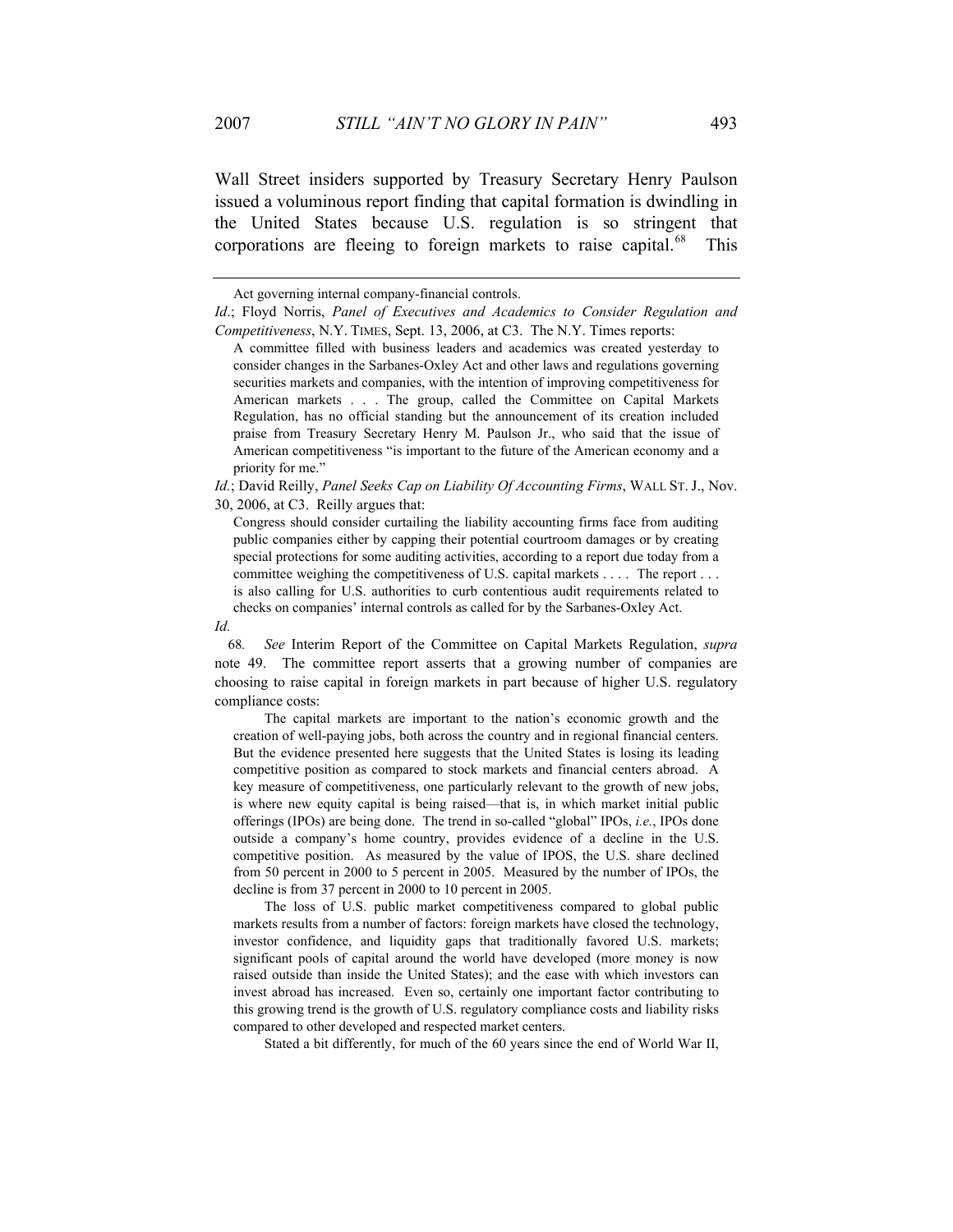Wall Street insiders supported by Treasury Secretary Henry Paulson issued a voluminous report finding that capital formation is dwindling in the United States because U.S. regulation is so stringent that corporations are fleeing to foreign markets to raise capital.[68] This

---

Act governing internal company-financial controls.

*Id*.; Floyd Norris, *Panel of Executives and Academics to Consider Regulation and Competitiveness*, N.Y. TIMES, Sept. 13, 2006, at C3. The N.Y. Times reports:

> A committee filled with business leaders and academics was created yesterday to consider changes in the Sarbanes-Oxley Act and other laws and regulations governing securities markets and companies, with the intention of improving competitiveness for American markets . . . The group, called the Committee on Capital Markets Regulation, has no official standing but the announcement of its creation included praise from Treasury Secretary Henry M. Paulson Jr., who said that the issue of American competitiveness "is important to the future of the American economy and a priority for me."

*Id.*; David Reilly, *Panel Seeks Cap on Liability Of Accounting Firms*, WALL ST. J., Nov. 30, 2006, at C3. Reilly argues that:

> Congress should consider curtailing the liability accounting firms face from auditing public companies either by capping their potential courtroom damages or by creating special protections for some auditing activities, according to a report due today from a committee weighing the competitiveness of U.S. capital markets . . . . The report . . . is also calling for U.S. authorities to curb contentious audit requirements related to checks on companies' internal controls as called for by the Sarbanes-Oxley Act.

*Id.*

68. *See* Interim Report of the Committee on Capital Markets Regulation, *supra* note 49. The committee report asserts that a growing number of companies are choosing to raise capital in foreign markets in part because of higher U.S. regulatory compliance costs:

> The capital markets are important to the nation's economic growth and the creation of well-paying jobs, both across the country and in regional financial centers. But the evidence presented here suggests that the United States is losing its leading competitive position as compared to stock markets and financial centers abroad. A key measure of competitiveness, one particularly relevant to the growth of new jobs, is where new equity capital is being raised—that is, in which market initial public offerings (IPOs) are being done. The trend in so-called "global" IPOs, *i.e.*, IPOs done outside a company's home country, provides evidence of a decline in the U.S. competitive position. As measured by the value of IPOS, the U.S. share declined from 50 percent in 2000 to 5 percent in 2005. Measured by the number of IPOs, the decline is from 37 percent in 2000 to 10 percent in 2005.
>
> The loss of U.S. public market competitiveness compared to global public markets results from a number of factors: foreign markets have closed the technology, investor confidence, and liquidity gaps that traditionally favored U.S. markets; significant pools of capital around the world have developed (more money is now raised outside than inside the United States); and the ease with which investors can invest abroad has increased. Even so, certainly one important factor contributing to this growing trend is the growth of U.S. regulatory compliance costs and liability risks compared to other developed and respected market centers.
>
> Stated a bit differently, for much of the 60 years since the end of World War II,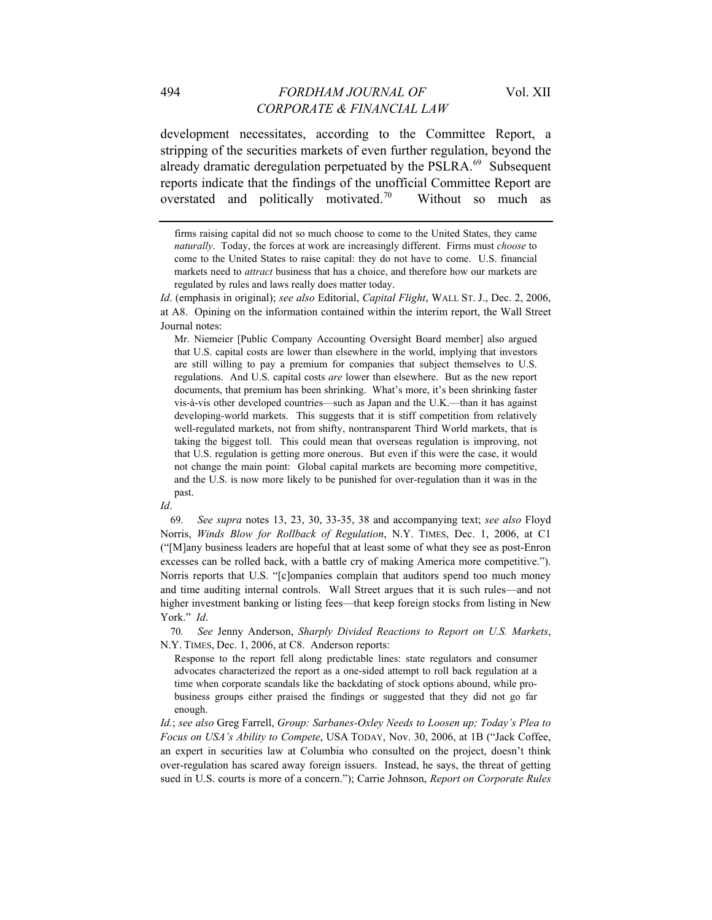development necessitates, according to the Committee Report, a stripping of the securities markets of even further regulation, beyond the already dramatic deregulation perpetuated by the PSLRA.[69] Subsequent reports indicate that the findings of the unofficial Committee Report are overstated and politically motivated.[70] Without so much as

---

> firms raising capital did not so much choose to come to the United States, they came *naturally*. Today, the forces at work are increasingly different. Firms must *choose* to come to the United States to raise capital: they do not have to come. U.S. financial markets need to *attract* business that has a choice, and therefore how our markets are regulated by rules and laws really does matter today.

*Id*. (emphasis in original); *see also* Editorial, *Capital Flight*, WALL ST. J., Dec. 2, 2006, at A8. Opining on the information contained within the interim report, the Wall Street Journal notes:

> Mr. Niemeier [Public Company Accounting Oversight Board member] also argued that U.S. capital costs are lower than elsewhere in the world, implying that investors are still willing to pay a premium for companies that subject themselves to U.S. regulations. And U.S. capital costs *are* lower than elsewhere. But as the new report documents, that premium has been shrinking. What's more, it's been shrinking faster vis-à-vis other developed countries—such as Japan and the U.K.—than it has against developing-world markets. This suggests that it is stiff competition from relatively well-regulated markets, not from shifty, nontransparent Third World markets, that is taking the biggest toll. This could mean that overseas regulation is improving, not that U.S. regulation is getting more onerous. But even if this were the case, it would not change the main point: Global capital markets are becoming more competitive, and the U.S. is now more likely to be punished for over-regulation than it was in the past.

*Id*.

69. *See supra* notes 13, 23, 30, 33-35, 38 and accompanying text; *see also* Floyd Norris, *Winds Blow for Rollback of Regulation*, N.Y. TIMES, Dec. 1, 2006, at C1 ("[M]any business leaders are hopeful that at least some of what they see as post-Enron excesses can be rolled back, with a battle cry of making America more competitive."). Norris reports that U.S. "[c]ompanies complain that auditors spend too much money and time auditing internal controls. Wall Street argues that it is such rules—and not higher investment banking or listing fees—that keep foreign stocks from listing in New York." *Id*.

70. *See* Jenny Anderson, *Sharply Divided Reactions to Report on U.S. Markets*, N.Y. TIMES, Dec. 1, 2006, at C8. Anderson reports:

> Response to the report fell along predictable lines: state regulators and consumer advocates characterized the report as a one-sided attempt to roll back regulation at a time when corporate scandals like the backdating of stock options abound, while pro-business groups either praised the findings or suggested that they did not go far enough.

*Id.*; *see also* Greg Farrell, *Group: Sarbanes-Oxley Needs to Loosen up; Today's Plea to Focus on USA's Ability to Compete*, USA TODAY, Nov. 30, 2006, at 1B ("Jack Coffee, an expert in securities law at Columbia who consulted on the project, doesn't think over-regulation has scared away foreign issuers. Instead, he says, the threat of getting sued in U.S. courts is more of a concern."); Carrie Johnson, *Report on Corporate Rules*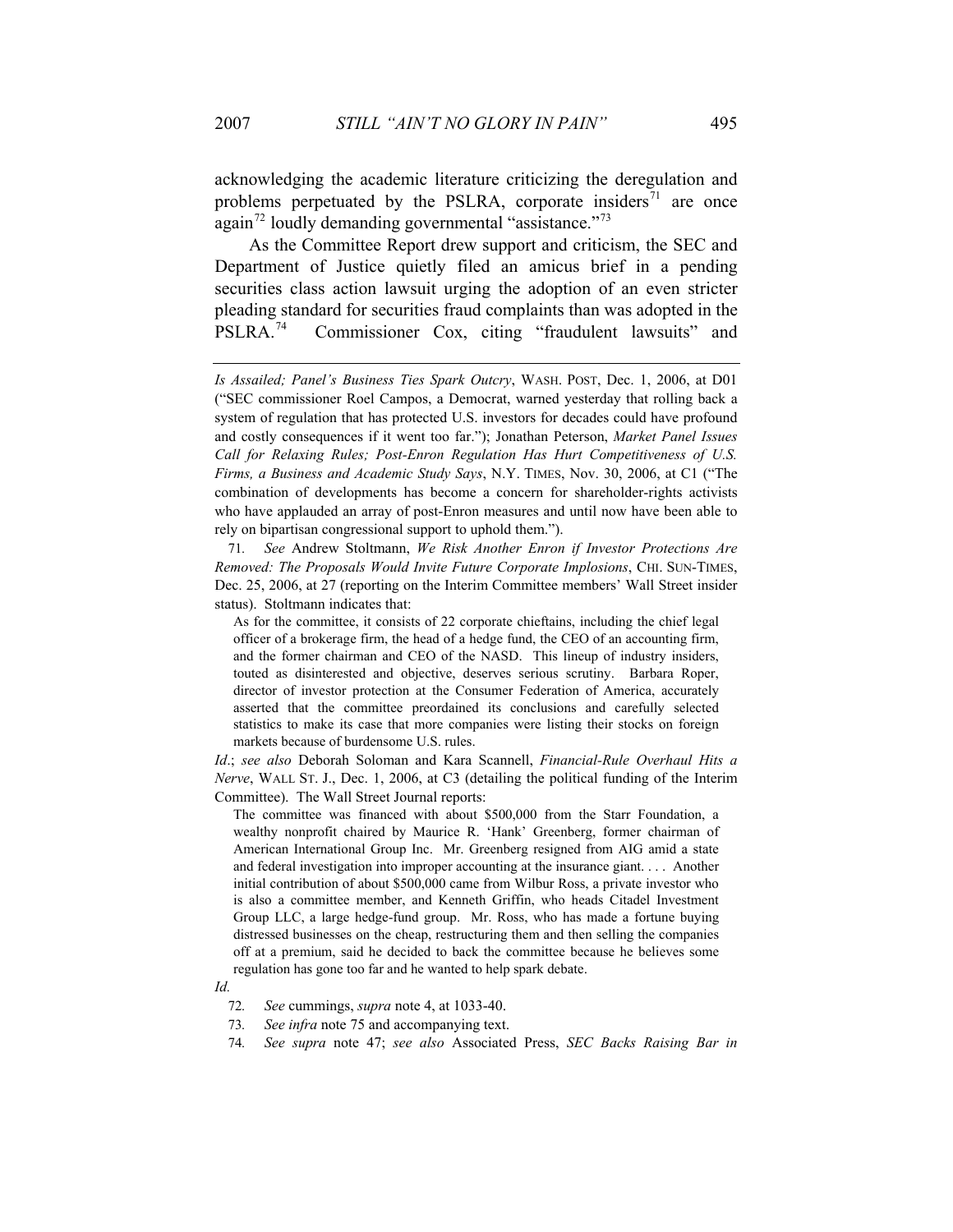acknowledging the academic literature criticizing the deregulation and problems perpetuated by the PSLRA, corporate insiders[71] are once again[72] loudly demanding governmental "assistance."[73]

As the Committee Report drew support and criticism, the SEC and Department of Justice quietly filed an amicus brief in a pending securities class action lawsuit urging the adoption of an even stricter pleading standard for securities fraud complaints than was adopted in the PSLRA.[74] Commissioner Cox, citing "fraudulent lawsuits" and

---

*Is Assailed; Panel's Business Ties Spark Outcry*, WASH. POST, Dec. 1, 2006, at D01 ("SEC commissioner Roel Campos, a Democrat, warned yesterday that rolling back a system of regulation that has protected U.S. investors for decades could have profound and costly consequences if it went too far."); Jonathan Peterson, *Market Panel Issues Call for Relaxing Rules; Post-Enron Regulation Has Hurt Competitiveness of U.S. Firms, a Business and Academic Study Says*, N.Y. TIMES, Nov. 30, 2006, at C1 ("The combination of developments has become a concern for shareholder-rights activists who have applauded an array of post-Enron measures and until now have been able to rely on bipartisan congressional support to uphold them.").

71. *See* Andrew Stoltmann, *We Risk Another Enron if Investor Protections Are Removed: The Proposals Would Invite Future Corporate Implosions*, CHI. SUN-TIMES, Dec. 25, 2006, at 27 (reporting on the Interim Committee members' Wall Street insider status). Stoltmann indicates that:

> As for the committee, it consists of 22 corporate chieftains, including the chief legal officer of a brokerage firm, the head of a hedge fund, the CEO of an accounting firm, and the former chairman and CEO of the NASD. This lineup of industry insiders, touted as disinterested and objective, deserves serious scrutiny. Barbara Roper, director of investor protection at the Consumer Federation of America, accurately asserted that the committee preordained its conclusions and carefully selected statistics to make its case that more companies were listing their stocks on foreign markets because of burdensome U.S. rules.

*Id*.; *see also* Deborah Soloman and Kara Scannell, *Financial-Rule Overhaul Hits a Nerve*, WALL ST. J., Dec. 1, 2006, at C3 (detailing the political funding of the Interim Committee). The Wall Street Journal reports:

> The committee was financed with about $500,000 from the Starr Foundation, a wealthy nonprofit chaired by Maurice R. 'Hank' Greenberg, former chairman of American International Group Inc. Mr. Greenberg resigned from AIG amid a state and federal investigation into improper accounting at the insurance giant. . . . Another initial contribution of about $500,000 came from Wilbur Ross, a private investor who is also a committee member, and Kenneth Griffin, who heads Citadel Investment Group LLC, a large hedge-fund group. Mr. Ross, who has made a fortune buying distressed businesses on the cheap, restructuring them and then selling the companies off at a premium, said he decided to back the committee because he believes some regulation has gone too far and he wanted to help spark debate.

*Id.*

72. *See* cummings, *supra* note 4, at 1033-40.

73. *See infra* note 75 and accompanying text.

74. *See supra* note 47; *see also* Associated Press, *SEC Backs Raising Bar in*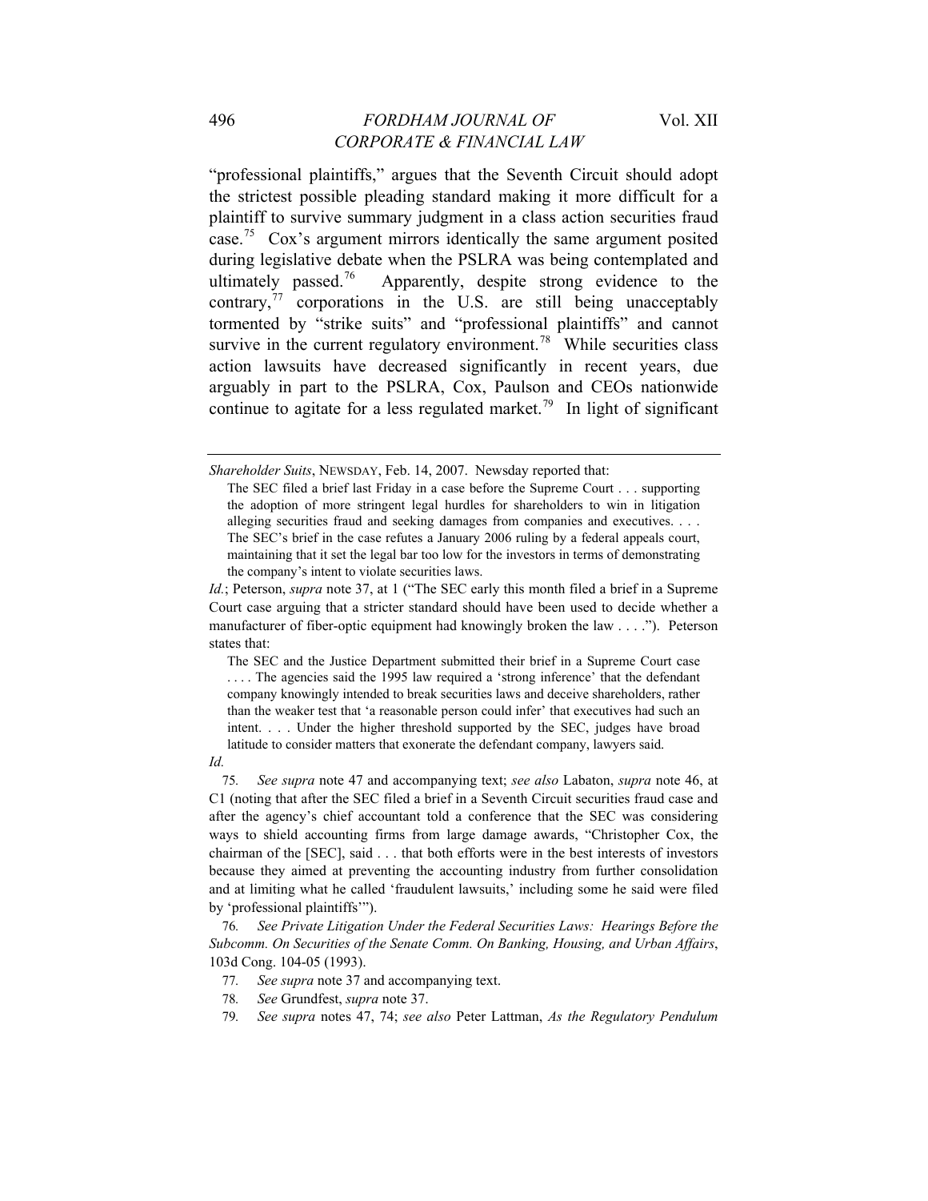"professional plaintiffs," argues that the Seventh Circuit should adopt the strictest possible pleading standard making it more difficult for a plaintiff to survive summary judgment in a class action securities fraud case.[75] Cox's argument mirrors identically the same argument posited during legislative debate when the PSLRA was being contemplated and ultimately passed.[76] Apparently, despite strong evidence to the contrary,[77] corporations in the U.S. are still being unacceptably tormented by "strike suits" and "professional plaintiffs" and cannot survive in the current regulatory environment.[78] While securities class action lawsuits have decreased significantly in recent years, due arguably in part to the PSLRA, Cox, Paulson and CEOs nationwide continue to agitate for a less regulated market.[79] In light of significant

---

*Shareholder Suits*, NEWSDAY, Feb. 14, 2007. Newsday reported that:

> The SEC filed a brief last Friday in a case before the Supreme Court . . . supporting the adoption of more stringent legal hurdles for shareholders to win in litigation alleging securities fraud and seeking damages from companies and executives. . . . The SEC's brief in the case refutes a January 2006 ruling by a federal appeals court, maintaining that it set the legal bar too low for the investors in terms of demonstrating the company's intent to violate securities laws.

*Id.*; Peterson, *supra* note 37, at 1 ("The SEC early this month filed a brief in a Supreme Court case arguing that a stricter standard should have been used to decide whether a manufacturer of fiber-optic equipment had knowingly broken the law . . . ."). Peterson states that:

> The SEC and the Justice Department submitted their brief in a Supreme Court case . . . . The agencies said the 1995 law required a 'strong inference' that the defendant company knowingly intended to break securities laws and deceive shareholders, rather than the weaker test that 'a reasonable person could infer' that executives had such an intent. . . . Under the higher threshold supported by the SEC, judges have broad latitude to consider matters that exonerate the defendant company, lawyers said.

*Id.*

75. *See supra* note 47 and accompanying text; *see also* Labaton, *supra* note 46, at C1 (noting that after the SEC filed a brief in a Seventh Circuit securities fraud case and after the agency's chief accountant told a conference that the SEC was considering ways to shield accounting firms from large damage awards, "Christopher Cox, the chairman of the [SEC], said . . . that both efforts were in the best interests of investors because they aimed at preventing the accounting industry from further consolidation and at limiting what he called 'fraudulent lawsuits,' including some he said were filed by 'professional plaintiffs'").

76. *See Private Litigation Under the Federal Securities Laws: Hearings Before the Subcomm. On Securities of the Senate Comm. On Banking, Housing, and Urban Affairs*, 103d Cong. 104-05 (1993).

77. *See supra* note 37 and accompanying text.

78. *See* Grundfest, *supra* note 37.

79. *See supra* notes 47, 74; *see also* Peter Lattman, *As the Regulatory Pendulum*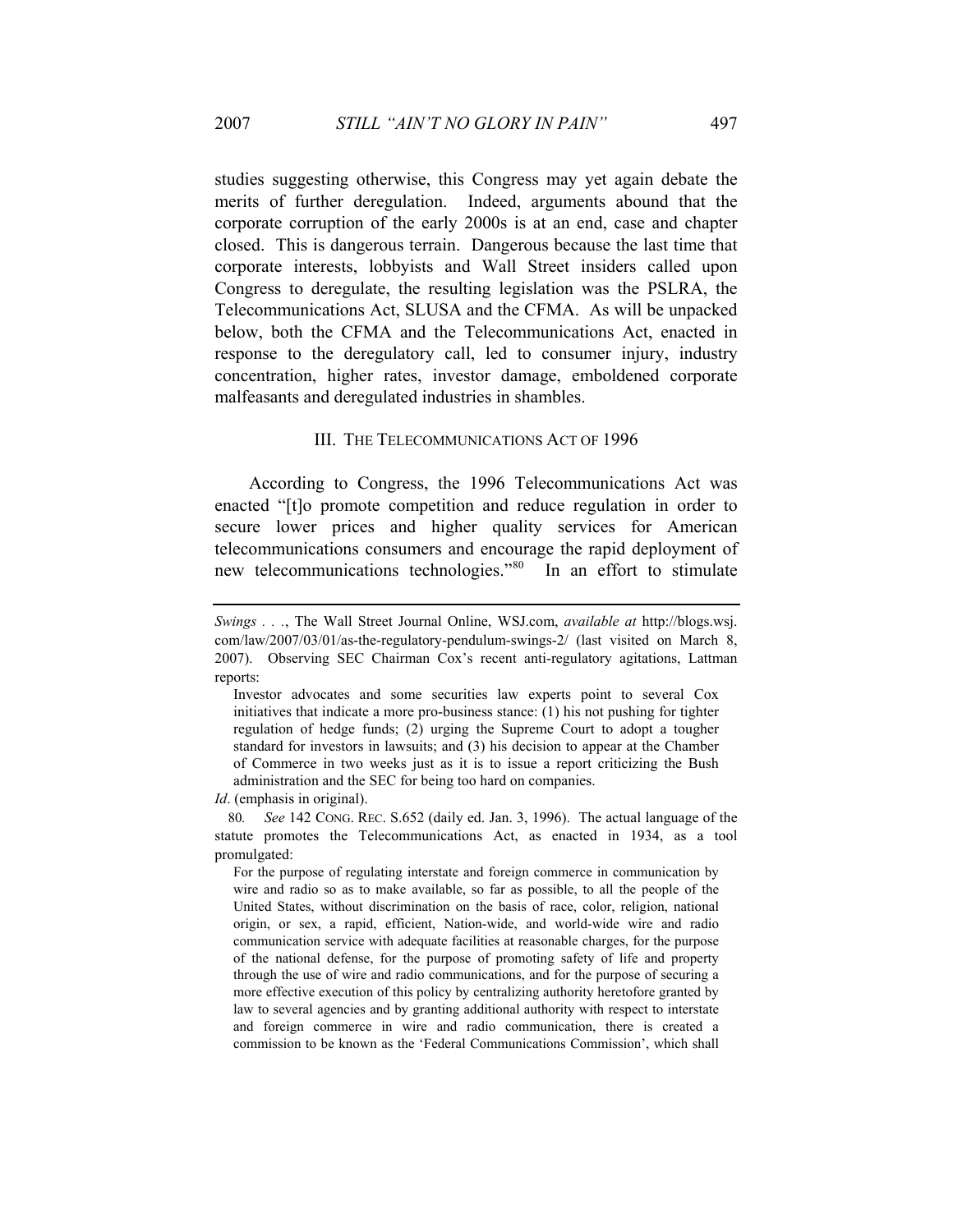studies suggesting otherwise, this Congress may yet again debate the merits of further deregulation. Indeed, arguments abound that the corporate corruption of the early 2000s is at an end, case and chapter closed. This is dangerous terrain. Dangerous because the last time that corporate interests, lobbyists and Wall Street insiders called upon Congress to deregulate, the resulting legislation was the PSLRA, the Telecommunications Act, SLUSA and the CFMA. As will be unpacked below, both the CFMA and the Telecommunications Act, enacted in response to the deregulatory call, led to consumer injury, industry concentration, higher rates, investor damage, emboldened corporate malfeasants and deregulated industries in shambles.

## III. THE TELECOMMUNICATIONS ACT OF 1996

According to Congress, the 1996 Telecommunications Act was enacted "[t]o promote competition and reduce regulation in order to secure lower prices and higher quality services for American telecommunications consumers and encourage the rapid deployment of new telecommunications technologies."[80] In an effort to stimulate

---

*Swings . . .*, The Wall Street Journal Online, WSJ.com, *available at* http://blogs.wsj.com/law/2007/03/01/as-the-regulatory-pendulum-swings-2/ (last visited on March 8, 2007). Observing SEC Chairman Cox's recent anti-regulatory agitations, Lattman reports:

> Investor advocates and some securities law experts point to several Cox initiatives that indicate a more pro-business stance: (1) his not pushing for tighter regulation of hedge funds; (2) urging the Supreme Court to adopt a tougher standard for investors in lawsuits; and (3) his decision to appear at the Chamber of Commerce in two weeks just as it is to issue a report criticizing the Bush administration and the SEC for being too hard on companies.

*Id*. (emphasis in original).

80. *See* 142 CONG. REC. S.652 (daily ed. Jan. 3, 1996). The actual language of the statute promotes the Telecommunications Act, as enacted in 1934, as a tool promulgated:

> For the purpose of regulating interstate and foreign commerce in communication by wire and radio so as to make available, so far as possible, to all the people of the United States, without discrimination on the basis of race, color, religion, national origin, or sex, a rapid, efficient, Nation-wide, and world-wide wire and radio communication service with adequate facilities at reasonable charges, for the purpose of the national defense, for the purpose of promoting safety of life and property through the use of wire and radio communications, and for the purpose of securing a more effective execution of this policy by centralizing authority heretofore granted by law to several agencies and by granting additional authority with respect to interstate and foreign commerce in wire and radio communication, there is created a commission to be known as the 'Federal Communications Commission', which shall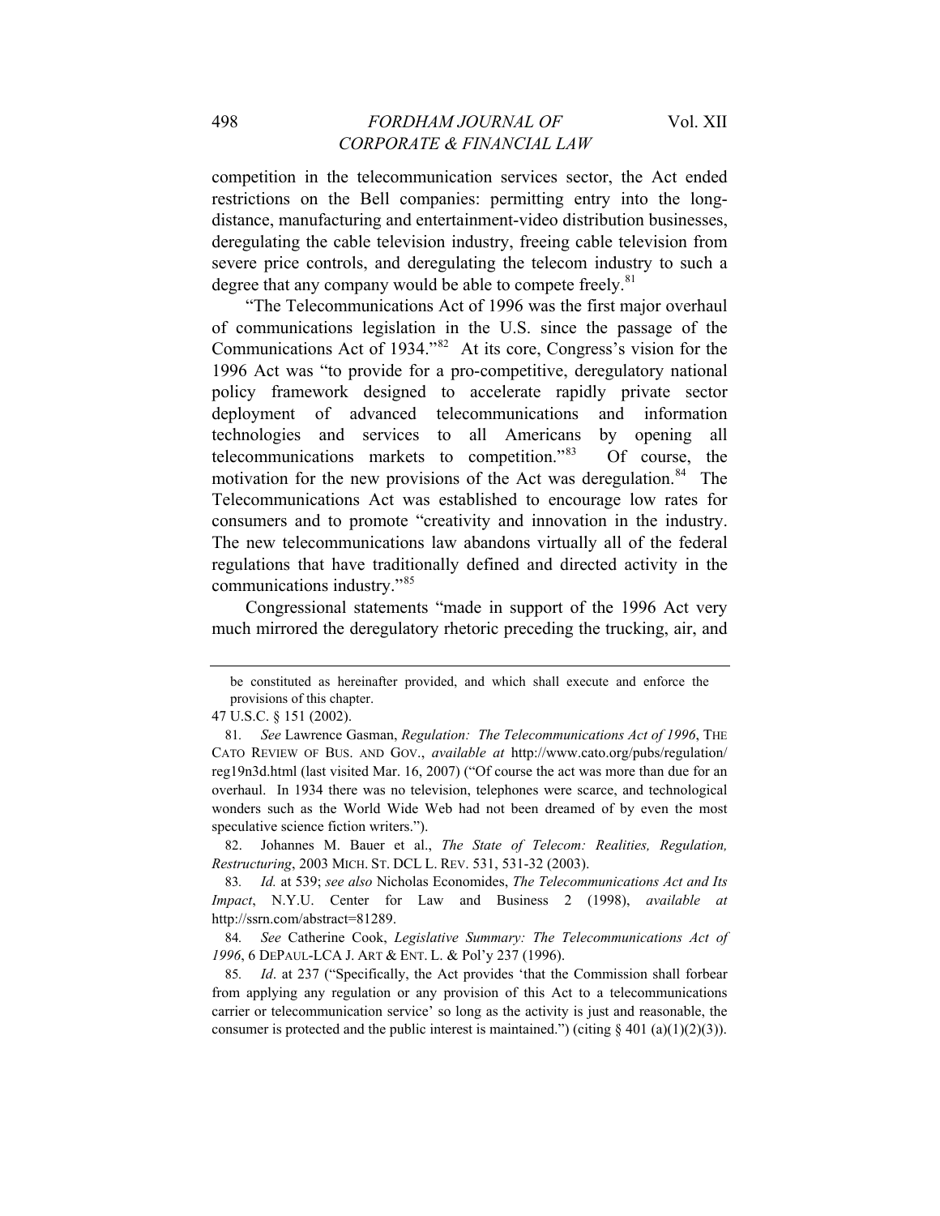competition in the telecommunication services sector, the Act ended restrictions on the Bell companies: permitting entry into the long-distance, manufacturing and entertainment-video distribution businesses, deregulating the cable television industry, freeing cable television from severe price controls, and deregulating the telecom industry to such a degree that any company would be able to compete freely.[81]

"The Telecommunications Act of 1996 was the first major overhaul of communications legislation in the U.S. since the passage of the Communications Act of 1934."[82] At its core, Congress's vision for the 1996 Act was "to provide for a pro-competitive, deregulatory national policy framework designed to accelerate rapidly private sector deployment of advanced telecommunications and information technologies and services to all Americans by opening all telecommunications markets to competition."[83] Of course, the motivation for the new provisions of the Act was deregulation.[84] The Telecommunications Act was established to encourage low rates for consumers and to promote "creativity and innovation in the industry. The new telecommunications law abandons virtually all of the federal regulations that have traditionally defined and directed activity in the communications industry."[85]

Congressional statements "made in support of the 1996 Act very much mirrored the deregulatory rhetoric preceding the trucking, air, and

---

be constituted as hereinafter provided, and which shall execute and enforce the provisions of this chapter.

47 U.S.C. § 151 (2002).

81. *See* Lawrence Gasman, *Regulation: The Telecommunications Act of 1996*, THE CATO REVIEW OF BUS. AND GOV., *available at* http://www.cato.org/pubs/regulation/reg19n3d.html (last visited Mar. 16, 2007) ("Of course the act was more than due for an overhaul. In 1934 there was no television, telephones were scarce, and technological wonders such as the World Wide Web had not been dreamed of by even the most speculative science fiction writers.").

82. Johannes M. Bauer et al., *The State of Telecom: Realities, Regulation, Restructuring*, 2003 MICH. ST. DCL L. REV. 531, 531-32 (2003).

83. *Id.* at 539; *see also* Nicholas Economides, *The Telecommunications Act and Its Impact*, N.Y.U. Center for Law and Business 2 (1998), *available at* http://ssrn.com/abstract=81289.

84. *See* Catherine Cook, *Legislative Summary: The Telecommunications Act of 1996*, 6 DEPAUL-LCA J. ART & ENT. L. & Pol'y 237 (1996).

85. *Id*. at 237 ("Specifically, the Act provides 'that the Commission shall forbear from applying any regulation or any provision of this Act to a telecommunications carrier or telecommunication service' so long as the activity is just and reasonable, the consumer is protected and the public interest is maintained.") (citing § 401 (a)(1)(2)(3)).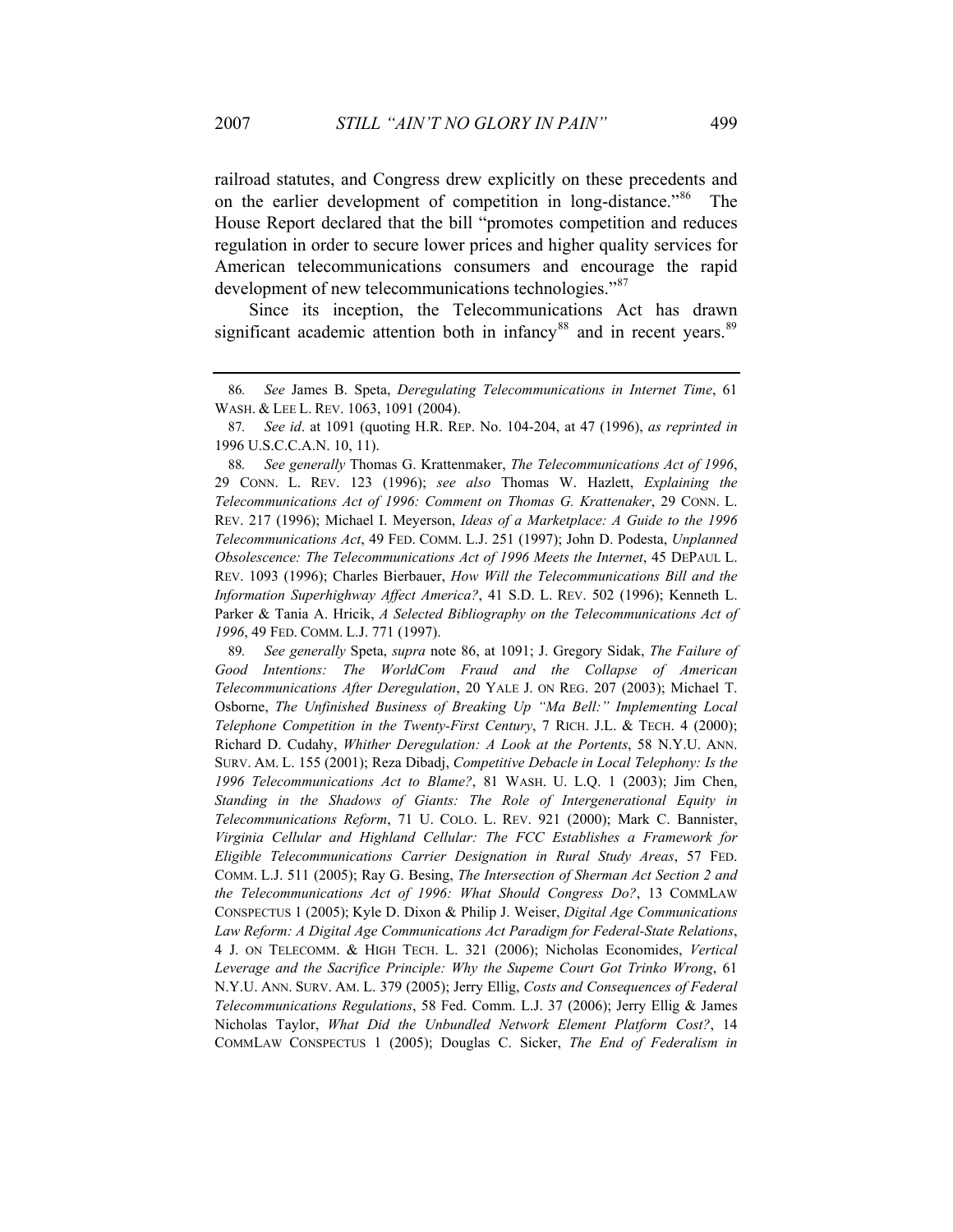railroad statutes, and Congress drew explicitly on these precedents and on the earlier development of competition in long-distance."[86] The House Report declared that the bill "promotes competition and reduces regulation in order to secure lower prices and higher quality services for American telecommunications consumers and encourage the rapid development of new telecommunications technologies."[87]

Since its inception, the Telecommunications Act has drawn significant academic attention both in infancy[88] and in recent years.[89]

---

86. *See* James B. Speta, *Deregulating Telecommunications in Internet Time*, 61 WASH. & LEE L. REV. 1063, 1091 (2004).

87. *See id*. at 1091 (quoting H.R. REP. No. 104-204, at 47 (1996), *as reprinted in* 1996 U.S.C.C.A.N. 10, 11).

88. *See generally* Thomas G. Krattenmaker, *The Telecommunications Act of 1996*, 29 CONN. L. REV. 123 (1996); *see also* Thomas W. Hazlett, *Explaining the Telecommunications Act of 1996: Comment on Thomas G. Krattenaker*, 29 CONN. L. REV. 217 (1996); Michael I. Meyerson, *Ideas of a Marketplace: A Guide to the 1996 Telecommunications Act*, 49 FED. COMM. L.J. 251 (1997); John D. Podesta, *Unplanned Obsolescence: The Telecommunications Act of 1996 Meets the Internet*, 45 DEPAUL L. REV. 1093 (1996); Charles Bierbauer, *How Will the Telecommunications Bill and the Information Superhighway Affect America?*, 41 S.D. L. REV. 502 (1996); Kenneth L. Parker & Tania A. Hricik, *A Selected Bibliography on the Telecommunications Act of 1996*, 49 FED. COMM. L.J. 771 (1997).

89. *See generally* Speta, *supra* note 86, at 1091; J. Gregory Sidak, *The Failure of Good Intentions: The WorldCom Fraud and the Collapse of American Telecommunications After Deregulation*, 20 YALE J. ON REG. 207 (2003); Michael T. Osborne, *The Unfinished Business of Breaking Up "Ma Bell:" Implementing Local Telephone Competition in the Twenty-First Century*, 7 RICH. J.L. & TECH. 4 (2000); Richard D. Cudahy, *Whither Deregulation: A Look at the Portents*, 58 N.Y.U. ANN. SURV. AM. L. 155 (2001); Reza Dibadj, *Competitive Debacle in Local Telephony: Is the 1996 Telecommunications Act to Blame?*, 81 WASH. U. L.Q. 1 (2003); Jim Chen, *Standing in the Shadows of Giants: The Role of Intergenerational Equity in Telecommunications Reform*, 71 U. COLO. L. REV. 921 (2000); Mark C. Bannister, *Virginia Cellular and Highland Cellular: The FCC Establishes a Framework for Eligible Telecommunications Carrier Designation in Rural Study Areas*, 57 FED. COMM. L.J. 511 (2005); Ray G. Besing, *The Intersection of Sherman Act Section 2 and the Telecommunications Act of 1996: What Should Congress Do?*, 13 COMMLAW CONSPECTUS 1 (2005); Kyle D. Dixon & Philip J. Weiser, *Digital Age Communications Law Reform: A Digital Age Communications Act Paradigm for Federal-State Relations*, 4 J. ON TELECOMM. & HIGH TECH. L. 321 (2006); Nicholas Economides, *Vertical Leverage and the Sacrifice Principle: Why the Supeme Court Got Trinko Wrong*, 61 N.Y.U. ANN. SURV. AM. L. 379 (2005); Jerry Ellig, *Costs and Consequences of Federal Telecommunications Regulations*, 58 Fed. Comm. L.J. 37 (2006); Jerry Ellig & James Nicholas Taylor, *What Did the Unbundled Network Element Platform Cost?*, 14 COMMLAW CONSPECTUS 1 (2005); Douglas C. Sicker, *The End of Federalism in*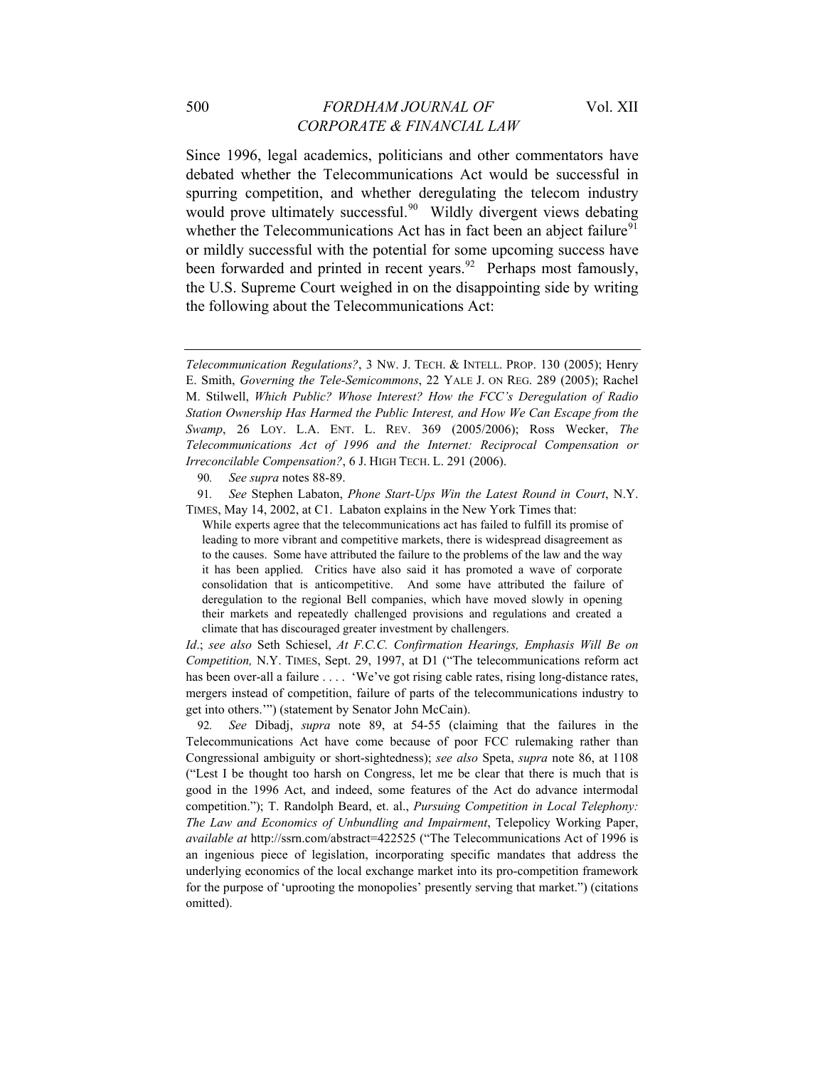Since 1996, legal academics, politicians and other commentators have debated whether the Telecommunications Act would be successful in spurring competition, and whether deregulating the telecom industry would prove ultimately successful.[90] Wildly divergent views debating whether the Telecommunications Act has in fact been an abject failure[91] or mildly successful with the potential for some upcoming success have been forwarded and printed in recent years.[92] Perhaps most famously, the U.S. Supreme Court weighed in on the disappointing side by writing the following about the Telecommunications Act:

---

*Telecommunication Regulations?*, 3 NW. J. TECH. & INTELL. PROP. 130 (2005); Henry E. Smith, *Governing the Tele-Semicommons*, 22 YALE J. ON REG. 289 (2005); Rachel M. Stilwell, *Which Public? Whose Interest? How the FCC's Deregulation of Radio Station Ownership Has Harmed the Public Interest, and How We Can Escape from the Swamp*, 26 LOY. L.A. ENT. L. REV. 369 (2005/2006); Ross Wecker, *The Telecommunications Act of 1996 and the Internet: Reciprocal Compensation or Irreconcilable Compensation?*, 6 J. HIGH TECH. L. 291 (2006).

90. *See supra* notes 88-89.

91. *See* Stephen Labaton, *Phone Start-Ups Win the Latest Round in Court*, N.Y. TIMES, May 14, 2002, at C1. Labaton explains in the New York Times that:

> While experts agree that the telecommunications act has failed to fulfill its promise of leading to more vibrant and competitive markets, there is widespread disagreement as to the causes. Some have attributed the failure to the problems of the law and the way it has been applied. Critics have also said it has promoted a wave of corporate consolidation that is anticompetitive. And some have attributed the failure of deregulation to the regional Bell companies, which have moved slowly in opening their markets and repeatedly challenged provisions and regulations and created a climate that has discouraged greater investment by challengers.

*Id*.; *see also* Seth Schiesel, *At F.C.C. Confirmation Hearings, Emphasis Will Be on Competition,* N.Y. TIMES, Sept. 29, 1997, at D1 ("The telecommunications reform act has been over-all a failure . . . . 'We've got rising cable rates, rising long-distance rates, mergers instead of competition, failure of parts of the telecommunications industry to get into others.'") (statement by Senator John McCain).

92. *See* Dibadj, *supra* note 89, at 54-55 (claiming that the failures in the Telecommunications Act have come because of poor FCC rulemaking rather than Congressional ambiguity or short-sightedness); *see also* Speta, *supra* note 86, at 1108 ("Lest I be thought too harsh on Congress, let me be clear that there is much that is good in the 1996 Act, and indeed, some features of the Act do advance intermodal competition."); T. Randolph Beard, et. al., *Pursuing Competition in Local Telephony: The Law and Economics of Unbundling and Impairment*, Telepolicy Working Paper, *available at* http://ssrn.com/abstract=422525 ("The Telecommunications Act of 1996 is an ingenious piece of legislation, incorporating specific mandates that address the underlying economics of the local exchange market into its pro-competition framework for the purpose of 'uprooting the monopolies' presently serving that market.") (citations omitted).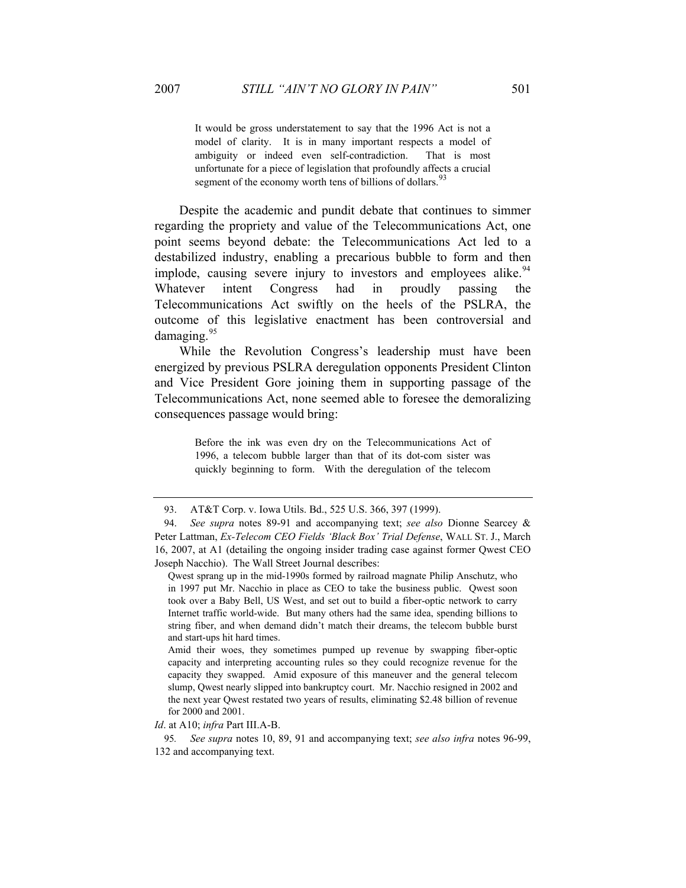> It would be gross understatement to say that the 1996 Act is not a model of clarity. It is in many important respects a model of ambiguity or indeed even self-contradiction. That is most unfortunate for a piece of legislation that profoundly affects a crucial segment of the economy worth tens of billions of dollars.[93]

Despite the academic and pundit debate that continues to simmer regarding the propriety and value of the Telecommunications Act, one point seems beyond debate: the Telecommunications Act led to a destabilized industry, enabling a precarious bubble to form and then implode, causing severe injury to investors and employees alike.[94] Whatever intent Congress had in proudly passing the Telecommunications Act swiftly on the heels of the PSLRA, the outcome of this legislative enactment has been controversial and damaging.[95]

While the Revolution Congress's leadership must have been energized by previous PSLRA deregulation opponents President Clinton and Vice President Gore joining them in supporting passage of the Telecommunications Act, none seemed able to foresee the demoralizing consequences passage would bring:

> Before the ink was even dry on the Telecommunications Act of 1996, a telecom bubble larger than that of its dot-com sister was quickly beginning to form. With the deregulation of the telecom

---

93. AT&T Corp. v. Iowa Utils. Bd., 525 U.S. 366, 397 (1999).

94. *See supra* notes 89-91 and accompanying text; *see also* Dionne Searcey & Peter Lattman, *Ex-Telecom CEO Fields 'Black Box' Trial Defense*, WALL ST. J., March 16, 2007, at A1 (detailing the ongoing insider trading case against former Qwest CEO Joseph Nacchio). The Wall Street Journal describes:

> Qwest sprang up in the mid-1990s formed by railroad magnate Philip Anschutz, who in 1997 put Mr. Nacchio in place as CEO to take the business public. Qwest soon took over a Baby Bell, US West, and set out to build a fiber-optic network to carry Internet traffic world-wide. But many others had the same idea, spending billions to string fiber, and when demand didn't match their dreams, the telecom bubble burst and start-ups hit hard times.
>
> Amid their woes, they sometimes pumped up revenue by swapping fiber-optic capacity and interpreting accounting rules so they could recognize revenue for the capacity they swapped. Amid exposure of this maneuver and the general telecom slump, Qwest nearly slipped into bankruptcy court. Mr. Nacchio resigned in 2002 and the next year Qwest restated two years of results, eliminating $2.48 billion of revenue for 2000 and 2001.

*Id*. at A10; *infra* Part III.A-B.

95. *See supra* notes 10, 89, 91 and accompanying text; *see also infra* notes 96-99, 132 and accompanying text.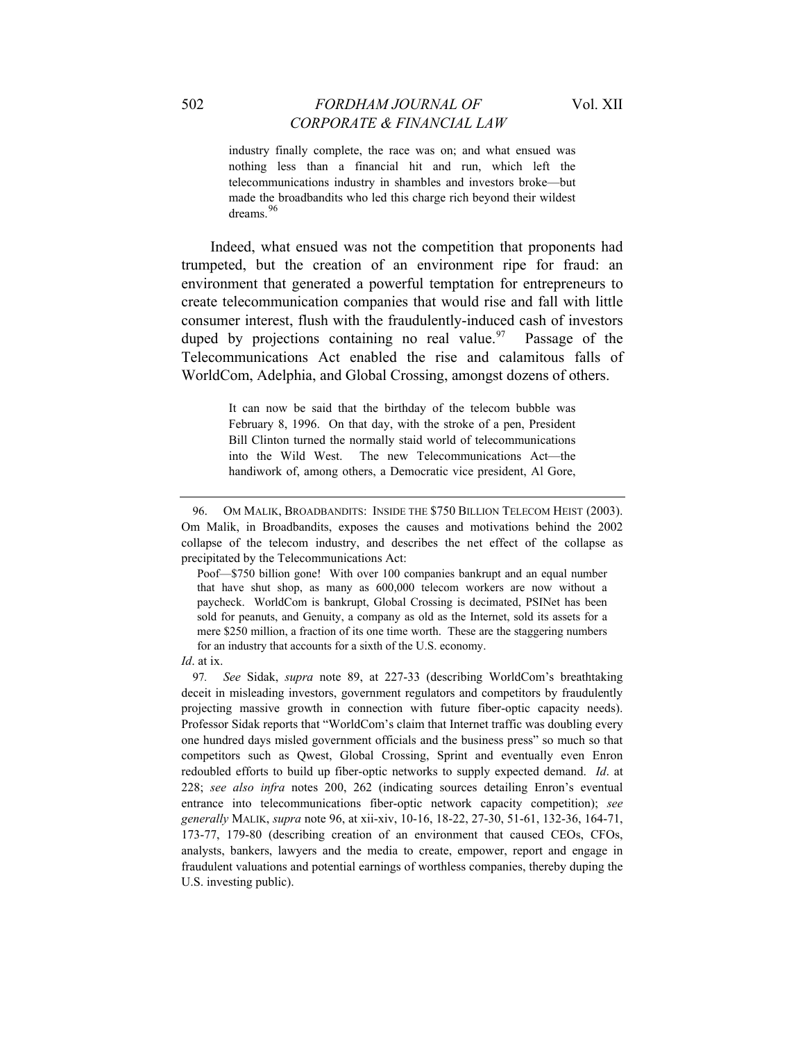> industry finally complete, the race was on; and what ensued was nothing less than a financial hit and run, which left the telecommunications industry in shambles and investors broke—but made the broadbandits who led this charge rich beyond their wildest dreams.[96]

Indeed, what ensued was not the competition that proponents had trumpeted, but the creation of an environment ripe for fraud: an environment that generated a powerful temptation for entrepreneurs to create telecommunication companies that would rise and fall with little consumer interest, flush with the fraudulently-induced cash of investors duped by projections containing no real value.[97] Passage of the Telecommunications Act enabled the rise and calamitous falls of WorldCom, Adelphia, and Global Crossing, amongst dozens of others.

> It can now be said that the birthday of the telecom bubble was February 8, 1996. On that day, with the stroke of a pen, President Bill Clinton turned the normally staid world of telecommunications into the Wild West. The new Telecommunications Act—the handiwork of, among others, a Democratic vice president, Al Gore,

---

96. OM MALIK, BROADBANDITS: INSIDE THE $750 BILLION TELECOM HEIST (2003). Om Malik, in Broadbandits, exposes the causes and motivations behind the 2002 collapse of the telecom industry, and describes the net effect of the collapse as precipitated by the Telecommunications Act:

> Poof—$750 billion gone! With over 100 companies bankrupt and an equal number that have shut shop, as many as 600,000 telecom workers are now without a paycheck. WorldCom is bankrupt, Global Crossing is decimated, PSINet has been sold for peanuts, and Genuity, a company as old as the Internet, sold its assets for a mere $250 million, a fraction of its one time worth. These are the staggering numbers for an industry that accounts for a sixth of the U.S. economy.

*Id*. at ix.

97. *See* Sidak, *supra* note 89, at 227-33 (describing WorldCom's breathtaking deceit in misleading investors, government regulators and competitors by fraudulently projecting massive growth in connection with future fiber-optic capacity needs). Professor Sidak reports that "WorldCom's claim that Internet traffic was doubling every one hundred days misled government officials and the business press" so much so that competitors such as Qwest, Global Crossing, Sprint and eventually even Enron redoubled efforts to build up fiber-optic networks to supply expected demand. *Id*. at 228; *see also infra* notes 200, 262 (indicating sources detailing Enron's eventual entrance into telecommunications fiber-optic network capacity competition); *see generally* MALIK, *supra* note 96, at xii-xiv, 10-16, 18-22, 27-30, 51-61, 132-36, 164-71, 173-77, 179-80 (describing creation of an environment that caused CEOs, CFOs, analysts, bankers, lawyers and the media to create, empower, report and engage in fraudulent valuations and potential earnings of worthless companies, thereby duping the U.S. investing public).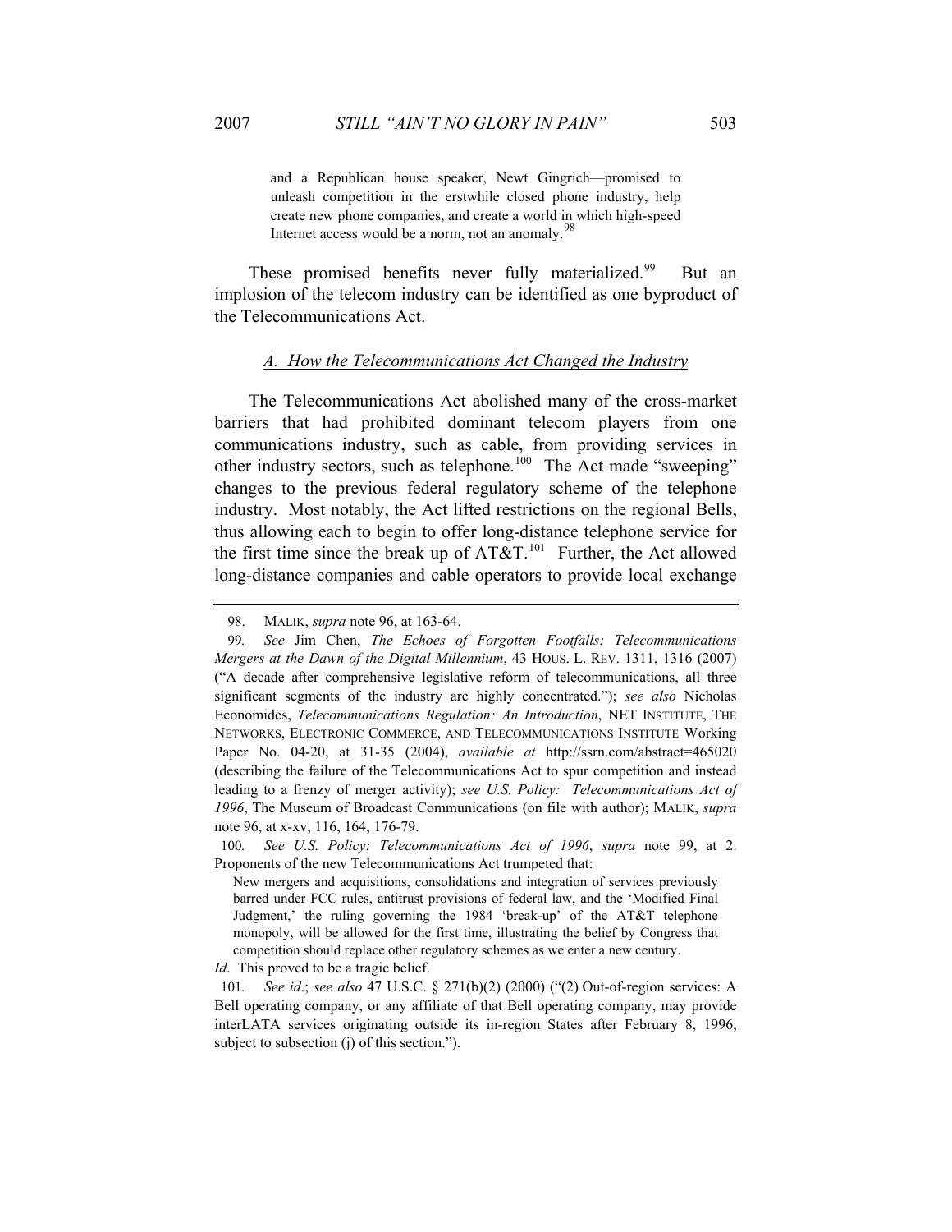> and a Republican house speaker, Newt Gingrich—promised to unleash competition in the erstwhile closed phone industry, help create new phone companies, and create a world in which high-speed Internet access would be a norm, not an anomaly.[98]

These promised benefits never fully materialized.[99] But an implosion of the telecom industry can be identified as one byproduct of the Telecommunications Act.

### A. How the Telecommunications Act Changed the Industry

The Telecommunications Act abolished many of the cross-market barriers that had prohibited dominant telecom players from one communications industry, such as cable, from providing services in other industry sectors, such as telephone.[100] The Act made "sweeping" changes to the previous federal regulatory scheme of the telephone industry. Most notably, the Act lifted restrictions on the regional Bells, thus allowing each to begin to offer long-distance telephone service for the first time since the break up of AT&T.[101] Further, the Act allowed long-distance companies and cable operators to provide local exchange

---

98. MALIK, *supra* note 96, at 163-64.

99. *See* Jim Chen, *The Echoes of Forgotten Footfalls: Telecommunications Mergers at the Dawn of the Digital Millennium*, 43 HOUS. L. REV. 1311, 1316 (2007) ("A decade after comprehensive legislative reform of telecommunications, all three significant segments of the industry are highly concentrated."); *see also* Nicholas Economides, *Telecommunications Regulation: An Introduction*, NET INSTITUTE, THE NETWORKS, ELECTRONIC COMMERCE, AND TELECOMMUNICATIONS INSTITUTE Working Paper No. 04-20, at 31-35 (2004), *available at* http://ssrn.com/abstract=465020 (describing the failure of the Telecommunications Act to spur competition and instead leading to a frenzy of merger activity); *see U.S. Policy: Telecommunications Act of 1996*, The Museum of Broadcast Communications (on file with author); MALIK, *supra* note 96, at x-xv, 116, 164, 176-79.

100. *See U.S. Policy: Telecommunications Act of 1996*, *supra* note 99, at 2. Proponents of the new Telecommunications Act trumpeted that:

> New mergers and acquisitions, consolidations and integration of services previously barred under FCC rules, antitrust provisions of federal law, and the 'Modified Final Judgment,' the ruling governing the 1984 'break-up' of the AT&T telephone monopoly, will be allowed for the first time, illustrating the belief by Congress that competition should replace other regulatory schemes as we enter a new century.

*Id*. This proved to be a tragic belief.

101. *See id*.; *see also* 47 U.S.C. § 271(b)(2) (2000) ("(2) Out-of-region services: A Bell operating company, or any affiliate of that Bell operating company, may provide interLATA services originating outside its in-region States after February 8, 1996, subject to subsection (j) of this section.").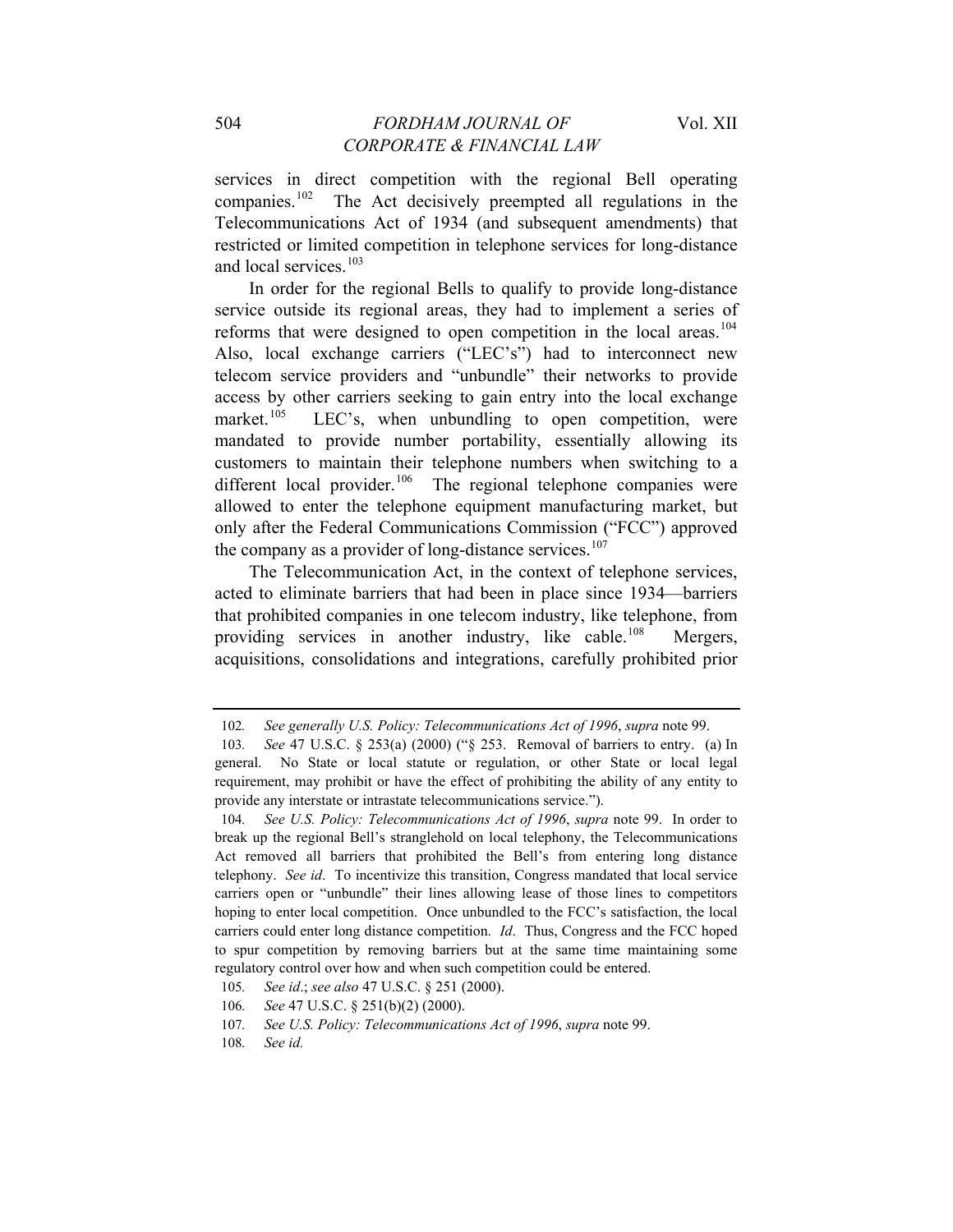services in direct competition with the regional Bell operating companies.[102] The Act decisively preempted all regulations in the Telecommunications Act of 1934 (and subsequent amendments) that restricted or limited competition in telephone services for long-distance and local services.[103]

In order for the regional Bells to qualify to provide long-distance service outside its regional areas, they had to implement a series of reforms that were designed to open competition in the local areas.[104] Also, local exchange carriers ("LEC's") had to interconnect new telecom service providers and "unbundle" their networks to provide access by other carriers seeking to gain entry into the local exchange market.[105] LEC's, when unbundling to open competition, were mandated to provide number portability, essentially allowing its customers to maintain their telephone numbers when switching to a different local provider.[106] The regional telephone companies were allowed to enter the telephone equipment manufacturing market, but only after the Federal Communications Commission ("FCC") approved the company as a provider of long-distance services.[107]

The Telecommunication Act, in the context of telephone services, acted to eliminate barriers that had been in place since 1934—barriers that prohibited companies in one telecom industry, like telephone, from providing services in another industry, like cable.[108] Mergers, acquisitions, consolidations and integrations, carefully prohibited prior

---

102. *See generally U.S. Policy: Telecommunications Act of 1996*, *supra* note 99.

103. *See* 47 U.S.C. § 253(a) (2000) ("§ 253. Removal of barriers to entry. (a) In general. No State or local statute or regulation, or other State or local legal requirement, may prohibit or have the effect of prohibiting the ability of any entity to provide any interstate or intrastate telecommunications service.").

104. *See U.S. Policy: Telecommunications Act of 1996*, *supra* note 99. In order to break up the regional Bell's stranglehold on local telephony, the Telecommunications Act removed all barriers that prohibited the Bell's from entering long distance telephony. *See id*. To incentivize this transition, Congress mandated that local service carriers open or "unbundle" their lines allowing lease of those lines to competitors hoping to enter local competition. Once unbundled to the FCC's satisfaction, the local carriers could enter long distance competition. *Id*. Thus, Congress and the FCC hoped to spur competition by removing barriers but at the same time maintaining some regulatory control over how and when such competition could be entered.

105. *See id*.; *see also* 47 U.S.C. § 251 (2000).

106. *See* 47 U.S.C. § 251(b)(2) (2000).

107. *See U.S. Policy: Telecommunications Act of 1996*, *supra* note 99.

108. *See id.*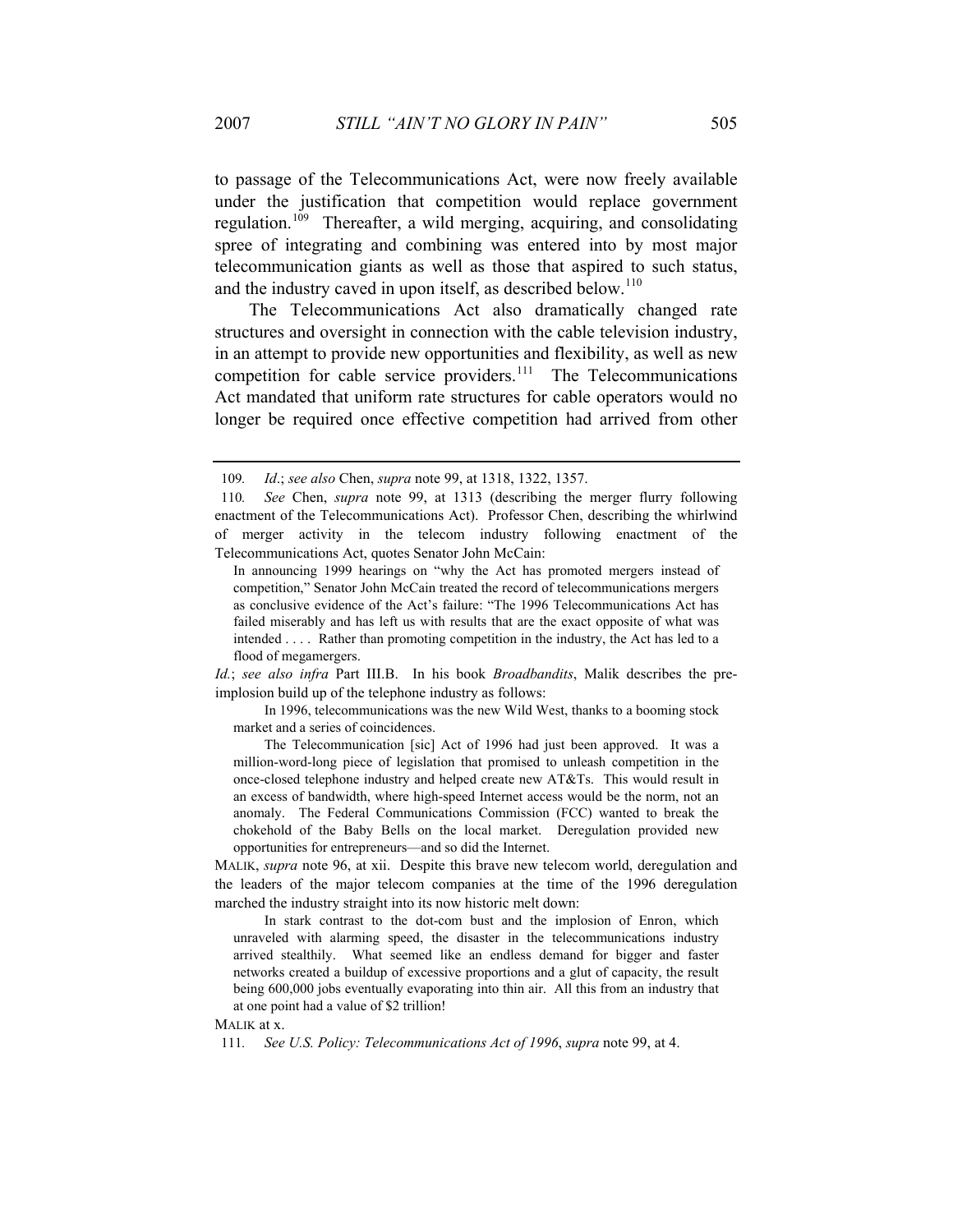to passage of the Telecommunications Act, were now freely available under the justification that competition would replace government regulation.[109] Thereafter, a wild merging, acquiring, and consolidating spree of integrating and combining was entered into by most major telecommunication giants as well as those that aspired to such status, and the industry caved in upon itself, as described below.[110]

The Telecommunications Act also dramatically changed rate structures and oversight in connection with the cable television industry, in an attempt to provide new opportunities and flexibility, as well as new competition for cable service providers.[111] The Telecommunications Act mandated that uniform rate structures for cable operators would no longer be required once effective competition had arrived from other

---

109. *Id*.; *see also* Chen, *supra* note 99, at 1318, 1322, 1357.

110. *See* Chen, *supra* note 99, at 1313 (describing the merger flurry following enactment of the Telecommunications Act). Professor Chen, describing the whirlwind of merger activity in the telecom industry following enactment of the Telecommunications Act, quotes Senator John McCain:

> In announcing 1999 hearings on "why the Act has promoted mergers instead of competition," Senator John McCain treated the record of telecommunications mergers as conclusive evidence of the Act's failure: "The 1996 Telecommunications Act has failed miserably and has left us with results that are the exact opposite of what was intended . . . . Rather than promoting competition in the industry, the Act has led to a flood of megamergers.

*Id.*; *see also infra* Part III.B. In his book *Broadbandits*, Malik describes the pre-implosion build up of the telephone industry as follows:

> In 1996, telecommunications was the new Wild West, thanks to a booming stock market and a series of coincidences.
>
> The Telecommunication [sic] Act of 1996 had just been approved. It was a million-word-long piece of legislation that promised to unleash competition in the once-closed telephone industry and helped create new AT&Ts. This would result in an excess of bandwidth, where high-speed Internet access would be the norm, not an anomaly. The Federal Communications Commission (FCC) wanted to break the chokehold of the Baby Bells on the local market. Deregulation provided new opportunities for entrepreneurs—and so did the Internet.

MALIK, *supra* note 96, at xii. Despite this brave new telecom world, deregulation and the leaders of the major telecom companies at the time of the 1996 deregulation marched the industry straight into its now historic melt down:

> In stark contrast to the dot-com bust and the implosion of Enron, which unraveled with alarming speed, the disaster in the telecommunications industry arrived stealthily. What seemed like an endless demand for bigger and faster networks created a buildup of excessive proportions and a glut of capacity, the result being 600,000 jobs eventually evaporating into thin air. All this from an industry that at one point had a value of $2 trillion!

MALIK at x.

111. *See U.S. Policy: Telecommunications Act of 1996*, *supra* note 99, at 4.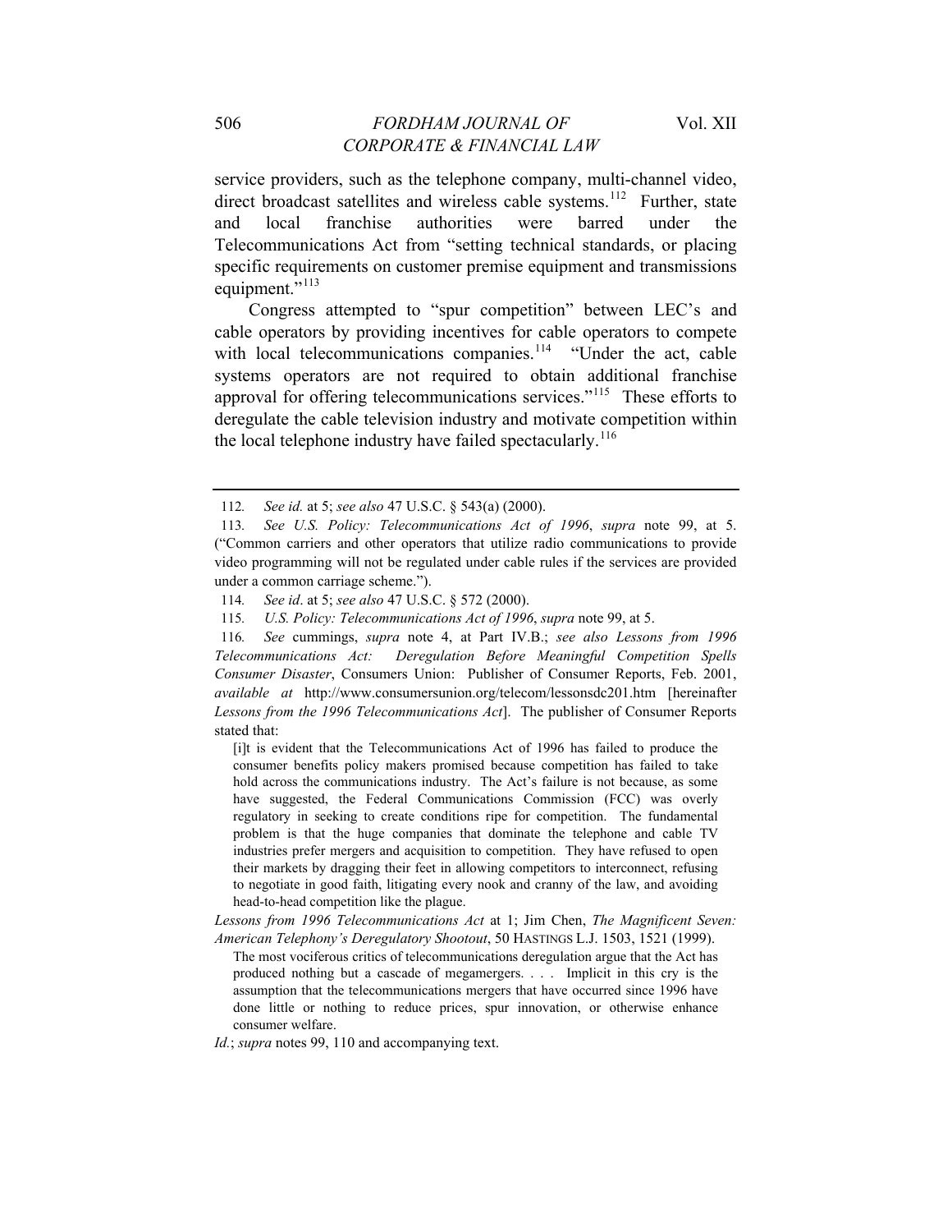service providers, such as the telephone company, multi-channel video, direct broadcast satellites and wireless cable systems.[112] Further, state and local franchise authorities were barred under the Telecommunications Act from "setting technical standards, or placing specific requirements on customer premise equipment and transmissions equipment."[113]

Congress attempted to "spur competition" between LEC's and cable operators by providing incentives for cable operators to compete with local telecommunications companies.[114] "Under the act, cable systems operators are not required to obtain additional franchise approval for offering telecommunications services."[115] These efforts to deregulate the cable television industry and motivate competition within the local telephone industry have failed spectacularly.[116]

---

112. *See id.* at 5; *see also* 47 U.S.C. § 543(a) (2000).

113. *See U.S. Policy: Telecommunications Act of 1996*, *supra* note 99, at 5. ("Common carriers and other operators that utilize radio communications to provide video programming will not be regulated under cable rules if the services are provided under a common carriage scheme.").

114. *See id*. at 5; *see also* 47 U.S.C. § 572 (2000).

115. *U.S. Policy: Telecommunications Act of 1996*, *supra* note 99, at 5.

116. *See* cummings, *supra* note 4, at Part IV.B.; *see also Lessons from 1996 Telecommunications Act: Deregulation Before Meaningful Competition Spells Consumer Disaster*, Consumers Union: Publisher of Consumer Reports, Feb. 2001, *available at* http://www.consumersunion.org/telecom/lessonsdc201.htm [hereinafter *Lessons from the 1996 Telecommunications Act*]. The publisher of Consumer Reports stated that:

> [i]t is evident that the Telecommunications Act of 1996 has failed to produce the consumer benefits policy makers promised because competition has failed to take hold across the communications industry. The Act's failure is not because, as some have suggested, the Federal Communications Commission (FCC) was overly regulatory in seeking to create conditions ripe for competition. The fundamental problem is that the huge companies that dominate the telephone and cable TV industries prefer mergers and acquisition to competition. They have refused to open their markets by dragging their feet in allowing competitors to interconnect, refusing to negotiate in good faith, litigating every nook and cranny of the law, and avoiding head-to-head competition like the plague.

*Lessons from 1996 Telecommunications Act* at 1; Jim Chen, *The Magnificent Seven: American Telephony's Deregulatory Shootout*, 50 HASTINGS L.J. 1503, 1521 (1999).

> The most vociferous critics of telecommunications deregulation argue that the Act has produced nothing but a cascade of megamergers. . . . Implicit in this cry is the assumption that the telecommunications mergers that have occurred since 1996 have done little or nothing to reduce prices, spur innovation, or otherwise enhance consumer welfare.

*Id.*; *supra* notes 99, 110 and accompanying text.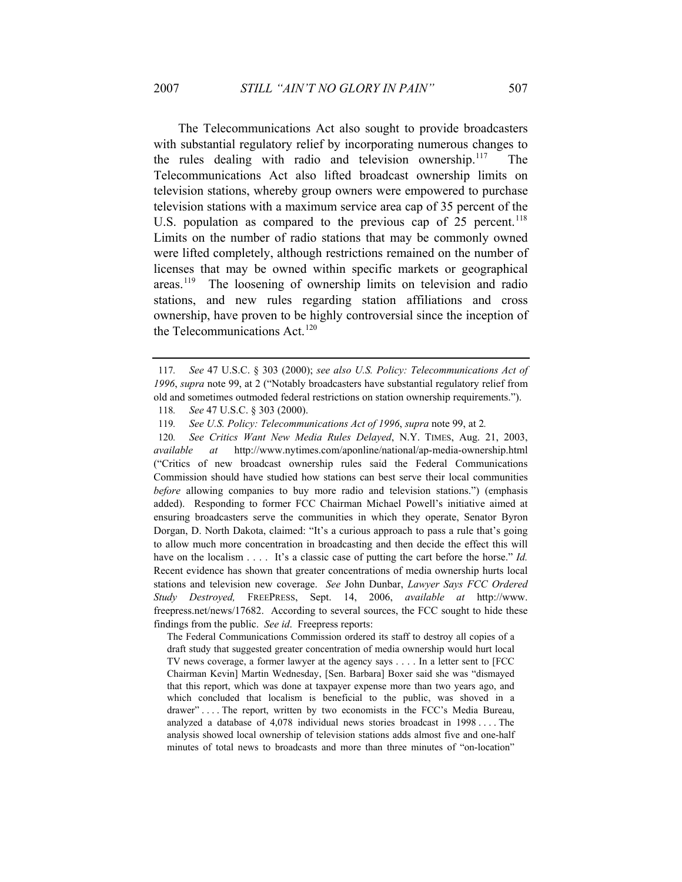The Telecommunications Act also sought to provide broadcasters with substantial regulatory relief by incorporating numerous changes to the rules dealing with radio and television ownership.[117] The Telecommunications Act also lifted broadcast ownership limits on television stations, whereby group owners were empowered to purchase television stations with a maximum service area cap of 35 percent of the U.S. population as compared to the previous cap of 25 percent.[118] Limits on the number of radio stations that may be commonly owned were lifted completely, although restrictions remained on the number of licenses that may be owned within specific markets or geographical areas.[119] The loosening of ownership limits on television and radio stations, and new rules regarding station affiliations and cross ownership, have proven to be highly controversial since the inception of the Telecommunications Act.[120]

---

117. *See* 47 U.S.C. § 303 (2000); *see also U.S. Policy: Telecommunications Act of 1996*, *supra* note 99, at 2 ("Notably broadcasters have substantial regulatory relief from old and sometimes outmoded federal restrictions on station ownership requirements.").

118. *See* 47 U.S.C. § 303 (2000).

119. *See U.S. Policy: Telecommunications Act of 1996*, *supra* note 99, at 2*.*

120. *See Critics Want New Media Rules Delayed*, N.Y. TIMES, Aug. 21, 2003, *available at* http://www.nytimes.com/aponline/national/ap-media-ownership.html ("Critics of new broadcast ownership rules said the Federal Communications Commission should have studied how stations can best serve their local communities *before* allowing companies to buy more radio and television stations.") (emphasis added). Responding to former FCC Chairman Michael Powell's initiative aimed at ensuring broadcasters serve the communities in which they operate, Senator Byron Dorgan, D. North Dakota, claimed: "It's a curious approach to pass a rule that's going to allow much more concentration in broadcasting and then decide the effect this will have on the localism . . . . It's a classic case of putting the cart before the horse." *Id.* Recent evidence has shown that greater concentrations of media ownership hurts local stations and television new coverage. *See* John Dunbar, *Lawyer Says FCC Ordered Study Destroyed,* FREEPRESS, Sept. 14, 2006, *available at* http://www.freepress.net/news/17682. According to several sources, the FCC sought to hide these findings from the public. *See id*. Freepress reports:

> The Federal Communications Commission ordered its staff to destroy all copies of a draft study that suggested greater concentration of media ownership would hurt local TV news coverage, a former lawyer at the agency says . . . . In a letter sent to [FCC Chairman Kevin] Martin Wednesday, [Sen. Barbara] Boxer said she was "dismayed that this report, which was done at taxpayer expense more than two years ago, and which concluded that localism is beneficial to the public, was shoved in a drawer" . . . . The report, written by two economists in the FCC's Media Bureau, analyzed a database of 4,078 individual news stories broadcast in 1998 . . . . The analysis showed local ownership of television stations adds almost five and one-half minutes of total news to broadcasts and more than three minutes of "on-location"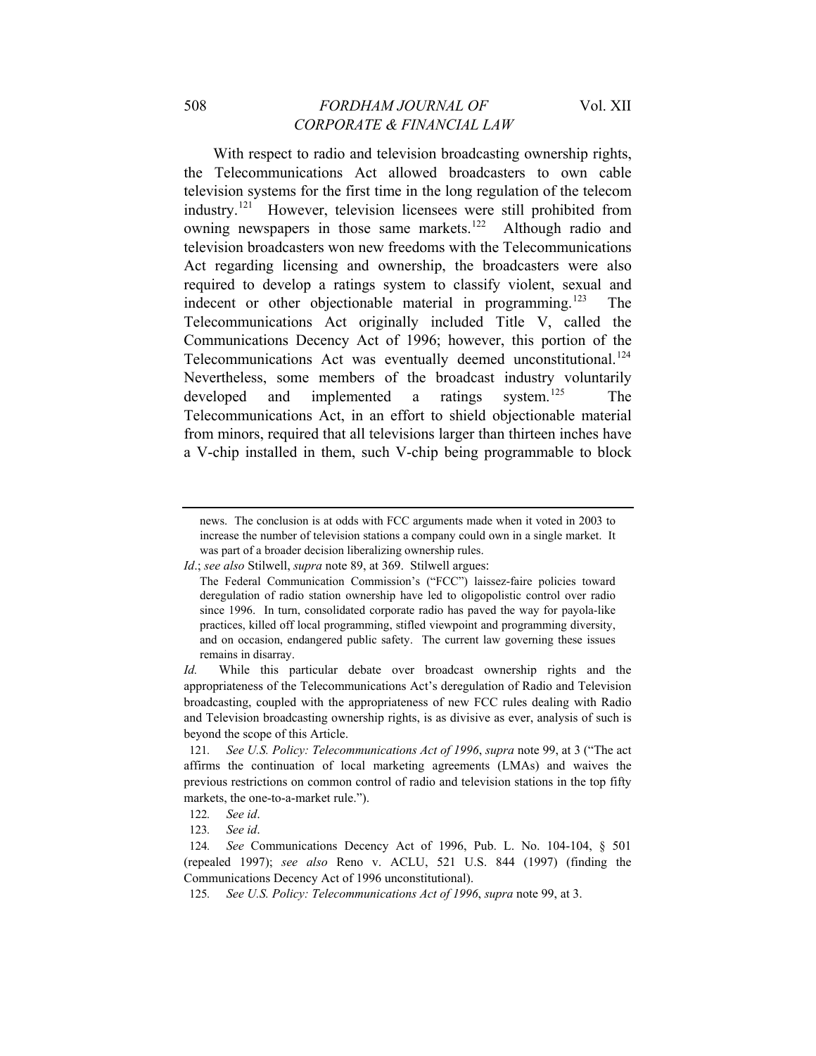With respect to radio and television broadcasting ownership rights, the Telecommunications Act allowed broadcasters to own cable television systems for the first time in the long regulation of the telecom industry.[121] However, television licensees were still prohibited from owning newspapers in those same markets.[122] Although radio and television broadcasters won new freedoms with the Telecommunications Act regarding licensing and ownership, the broadcasters were also required to develop a ratings system to classify violent, sexual and indecent or other objectionable material in programming.[123] The Telecommunications Act originally included Title V, called the Communications Decency Act of 1996; however, this portion of the Telecommunications Act was eventually deemed unconstitutional.[124] Nevertheless, some members of the broadcast industry voluntarily developed and implemented a ratings system.[125] The Telecommunications Act, in an effort to shield objectionable material from minors, required that all televisions larger than thirteen inches have a V-chip installed in them, such V-chip being programmable to block

---

news. The conclusion is at odds with FCC arguments made when it voted in 2003 to increase the number of television stations a company could own in a single market. It was part of a broader decision liberalizing ownership rules.

*Id*.; *see also* Stilwell, *supra* note 89, at 369. Stilwell argues:

> The Federal Communication Commission's ("FCC") laissez-faire policies toward deregulation of radio station ownership have led to oligopolistic control over radio since 1996. In turn, consolidated corporate radio has paved the way for payola-like practices, killed off local programming, stifled viewpoint and programming diversity, and on occasion, endangered public safety. The current law governing these issues remains in disarray.

*Id.* While this particular debate over broadcast ownership rights and the appropriateness of the Telecommunications Act's deregulation of Radio and Television broadcasting, coupled with the appropriateness of new FCC rules dealing with Radio and Television broadcasting ownership rights, is as divisive as ever, analysis of such is beyond the scope of this Article.

121. *See U.S. Policy: Telecommunications Act of 1996*, *supra* note 99, at 3 ("The act affirms the continuation of local marketing agreements (LMAs) and waives the previous restrictions on common control of radio and television stations in the top fifty markets, the one-to-a-market rule.").

122. *See id*.

123. *See id*.

124. *See* Communications Decency Act of 1996, Pub. L. No. 104-104, § 501 (repealed 1997); *see also* Reno v. ACLU, 521 U.S. 844 (1997) (finding the Communications Decency Act of 1996 unconstitutional).

125. *See U.S. Policy: Telecommunications Act of 1996*, *supra* note 99, at 3.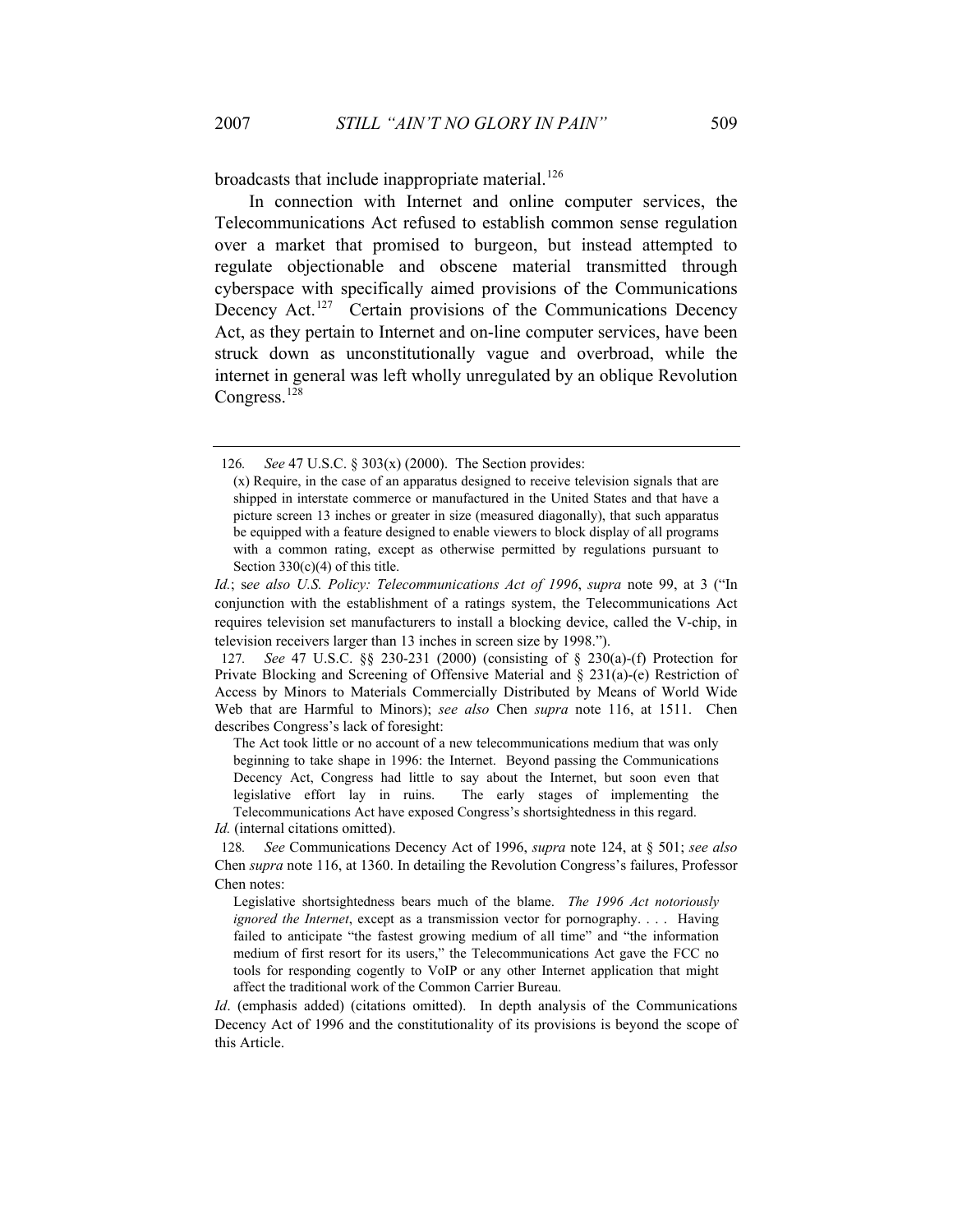broadcasts that include inappropriate material.[126]

In connection with Internet and online computer services, the Telecommunications Act refused to establish common sense regulation over a market that promised to burgeon, but instead attempted to regulate objectionable and obscene material transmitted through cyberspace with specifically aimed provisions of the Communications Decency Act.[127] Certain provisions of the Communications Decency Act, as they pertain to Internet and on-line computer services, have been struck down as unconstitutionally vague and overbroad, while the internet in general was left wholly unregulated by an oblique Revolution Congress.[128]

---

126. *See* 47 U.S.C. § 303(x) (2000). The Section provides:

> (x) Require, in the case of an apparatus designed to receive television signals that are shipped in interstate commerce or manufactured in the United States and that have a picture screen 13 inches or greater in size (measured diagonally), that such apparatus be equipped with a feature designed to enable viewers to block display of all programs with a common rating, except as otherwise permitted by regulations pursuant to Section 330(c)(4) of this title.

*Id.*; s*ee also U.S. Policy: Telecommunications Act of 1996*, *supra* note 99, at 3 ("In conjunction with the establishment of a ratings system, the Telecommunications Act requires television set manufacturers to install a blocking device, called the V-chip, in television receivers larger than 13 inches in screen size by 1998.").

127. *See* 47 U.S.C. §§ 230-231 (2000) (consisting of § 230(a)-(f) Protection for Private Blocking and Screening of Offensive Material and § 231(a)-(e) Restriction of Access by Minors to Materials Commercially Distributed by Means of World Wide Web that are Harmful to Minors); *see also* Chen *supra* note 116, at 1511. Chen describes Congress's lack of foresight:

> The Act took little or no account of a new telecommunications medium that was only beginning to take shape in 1996: the Internet. Beyond passing the Communications Decency Act, Congress had little to say about the Internet, but soon even that legislative effort lay in ruins. The early stages of implementing the Telecommunications Act have exposed Congress's shortsightedness in this regard.

*Id.* (internal citations omitted).

128. *See* Communications Decency Act of 1996, *supra* note 124, at § 501; *see also* Chen *supra* note 116, at 1360. In detailing the Revolution Congress's failures, Professor Chen notes:

> Legislative shortsightedness bears much of the blame. *The 1996 Act notoriously ignored the Internet*, except as a transmission vector for pornography. . . . Having failed to anticipate "the fastest growing medium of all time" and "the information medium of first resort for its users," the Telecommunications Act gave the FCC no tools for responding cogently to VoIP or any other Internet application that might affect the traditional work of the Common Carrier Bureau.

*Id*. (emphasis added) (citations omitted). In depth analysis of the Communications Decency Act of 1996 and the constitutionality of its provisions is beyond the scope of this Article.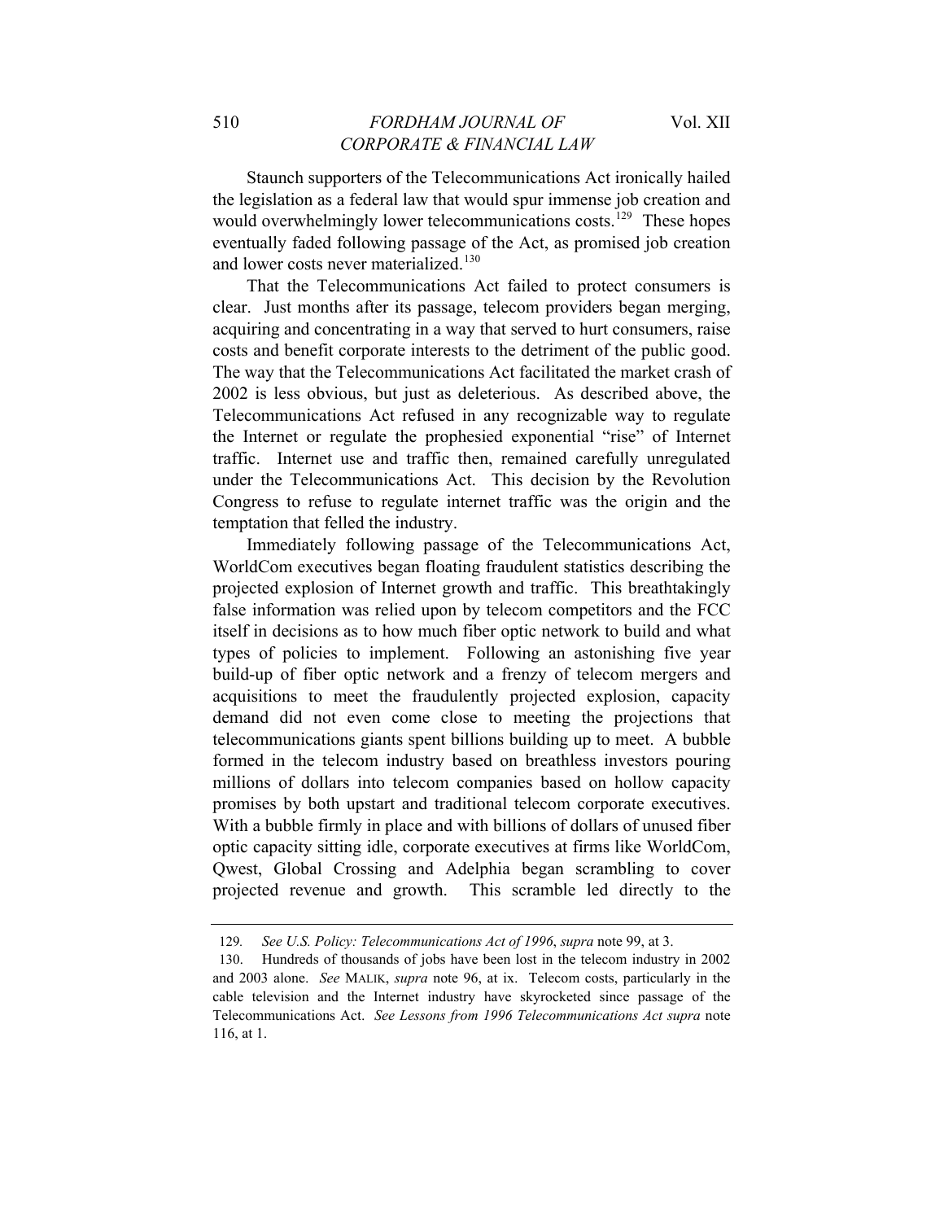Staunch supporters of the Telecommunications Act ironically hailed the legislation as a federal law that would spur immense job creation and would overwhelmingly lower telecommunications costs.[129] These hopes eventually faded following passage of the Act, as promised job creation and lower costs never materialized.[130]

That the Telecommunications Act failed to protect consumers is clear. Just months after its passage, telecom providers began merging, acquiring and concentrating in a way that served to hurt consumers, raise costs and benefit corporate interests to the detriment of the public good. The way that the Telecommunications Act facilitated the market crash of 2002 is less obvious, but just as deleterious. As described above, the Telecommunications Act refused in any recognizable way to regulate the Internet or regulate the prophesied exponential "rise" of Internet traffic. Internet use and traffic then, remained carefully unregulated under the Telecommunications Act. This decision by the Revolution Congress to refuse to regulate internet traffic was the origin and the temptation that felled the industry.

Immediately following passage of the Telecommunications Act, WorldCom executives began floating fraudulent statistics describing the projected explosion of Internet growth and traffic. This breathtakingly false information was relied upon by telecom competitors and the FCC itself in decisions as to how much fiber optic network to build and what types of policies to implement. Following an astonishing five year build-up of fiber optic network and a frenzy of telecom mergers and acquisitions to meet the fraudulently projected explosion, capacity demand did not even come close to meeting the projections that telecommunications giants spent billions building up to meet. A bubble formed in the telecom industry based on breathless investors pouring millions of dollars into telecom companies based on hollow capacity promises by both upstart and traditional telecom corporate executives. With a bubble firmly in place and with billions of dollars of unused fiber optic capacity sitting idle, corporate executives at firms like WorldCom, Qwest, Global Crossing and Adelphia began scrambling to cover projected revenue and growth. This scramble led directly to the

---

129. *See U.S. Policy: Telecommunications Act of 1996*, *supra* note 99, at 3.

130. Hundreds of thousands of jobs have been lost in the telecom industry in 2002 and 2003 alone. *See* MALIK, *supra* note 96, at ix. Telecom costs, particularly in the cable television and the Internet industry have skyrocketed since passage of the Telecommunications Act. *See Lessons from 1996 Telecommunications Act supra* note 116, at 1.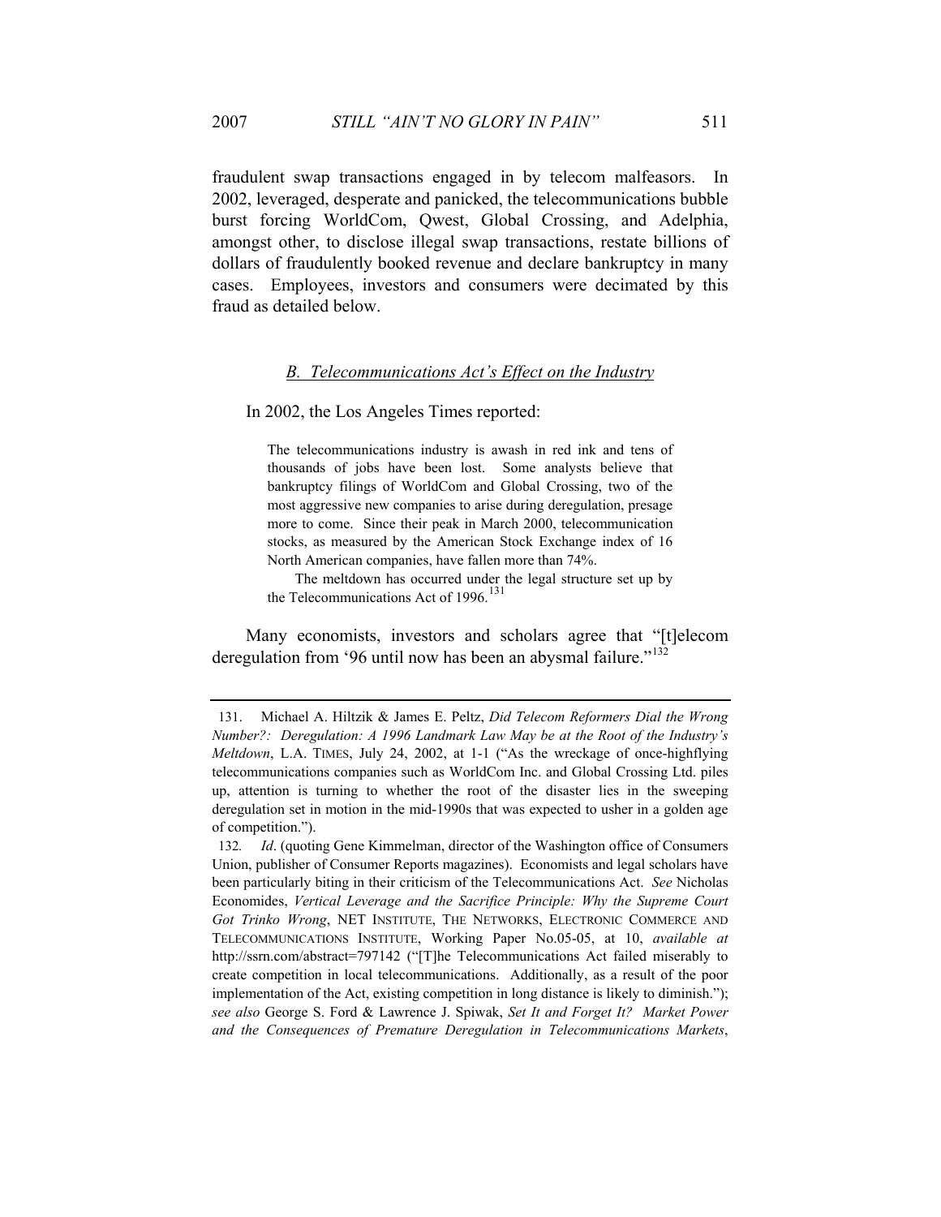fraudulent swap transactions engaged in by telecom malfeasors. In 2002, leveraged, desperate and panicked, the telecommunications bubble burst forcing WorldCom, Qwest, Global Crossing, and Adelphia, amongst other, to disclose illegal swap transactions, restate billions of dollars of fraudulently booked revenue and declare bankruptcy in many cases. Employees, investors and consumers were decimated by this fraud as detailed below.

### *B. Telecommunications Act's Effect on the Industry*

In 2002, the Los Angeles Times reported:

> The telecommunications industry is awash in red ink and tens of thousands of jobs have been lost. Some analysts believe that bankruptcy filings of WorldCom and Global Crossing, two of the most aggressive new companies to arise during deregulation, presage more to come. Since their peak in March 2000, telecommunication stocks, as measured by the American Stock Exchange index of 16 North American companies, have fallen more than 74%.
>
> The meltdown has occurred under the legal structure set up by the Telecommunications Act of 1996.[131]

Many economists, investors and scholars agree that "[t]elecom deregulation from '96 until now has been an abysmal failure."[132]

---

131. Michael A. Hiltzik & James E. Peltz, *Did Telecom Reformers Dial the Wrong Number?: Deregulation: A 1996 Landmark Law May be at the Root of the Industry's Meltdown*, L.A. TIMES, July 24, 2002, at 1-1 ("As the wreckage of once-highflying telecommunications companies such as WorldCom Inc. and Global Crossing Ltd. piles up, attention is turning to whether the root of the disaster lies in the sweeping deregulation set in motion in the mid-1990s that was expected to usher in a golden age of competition.").

132. *Id*. (quoting Gene Kimmelman, director of the Washington office of Consumers Union, publisher of Consumer Reports magazines). Economists and legal scholars have been particularly biting in their criticism of the Telecommunications Act. *See* Nicholas Economides, *Vertical Leverage and the Sacrifice Principle: Why the Supreme Court Got Trinko Wrong*, NET INSTITUTE, THE NETWORKS, ELECTRONIC COMMERCE AND TELECOMMUNICATIONS INSTITUTE, Working Paper No.05-05, at 10, *available at* http://ssrn.com/abstract=797142 ("[T]he Telecommunications Act failed miserably to create competition in local telecommunications. Additionally, as a result of the poor implementation of the Act, existing competition in long distance is likely to diminish."); *see also* George S. Ford & Lawrence J. Spiwak, *Set It and Forget It? Market Power and the Consequences of Premature Deregulation in Telecommunications Markets*,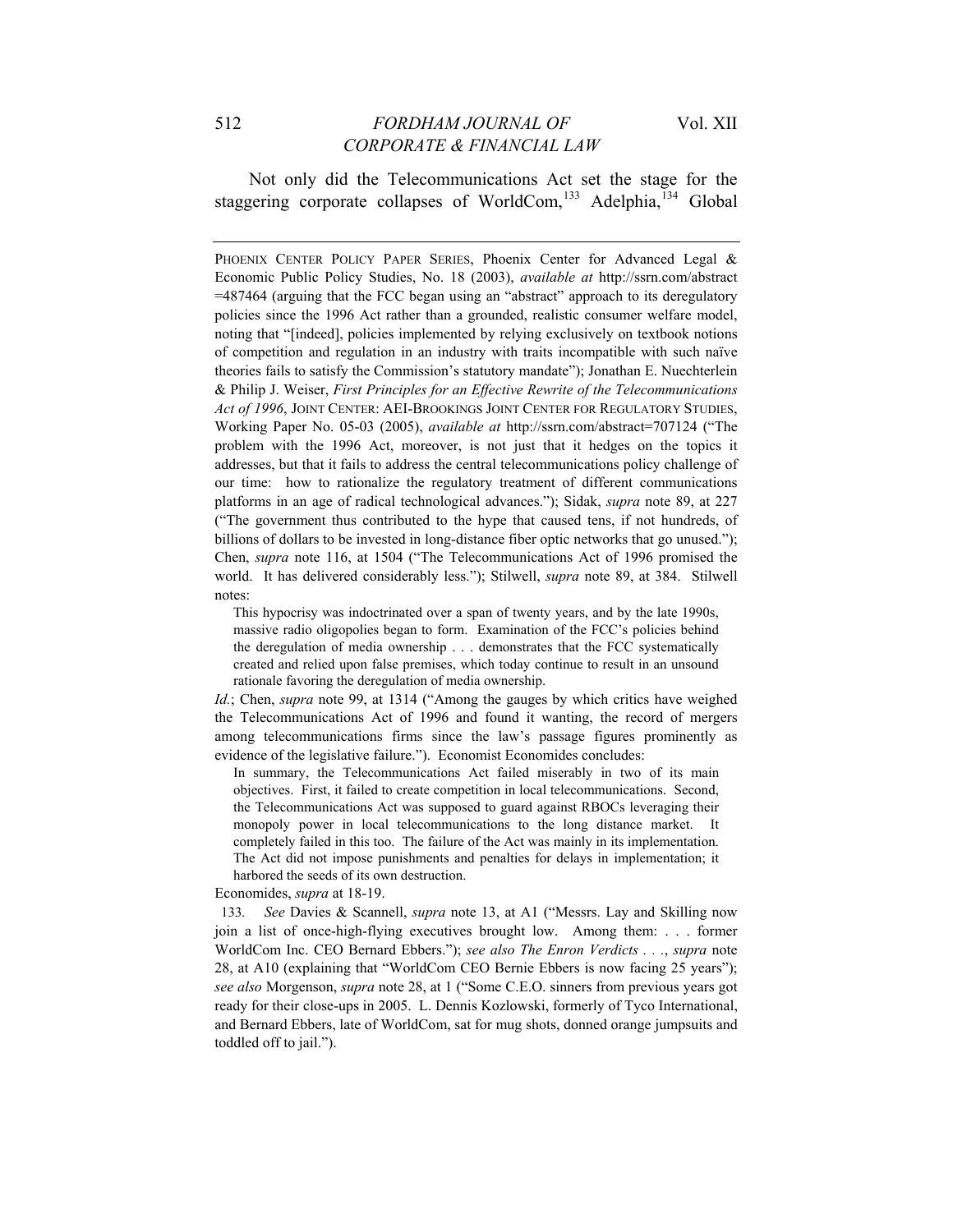Not only did the Telecommunications Act set the stage for the staggering corporate collapses of WorldCom,[133] Adelphia,[134] Global

---

PHOENIX CENTER POLICY PAPER SERIES, Phoenix Center for Advanced Legal & Economic Public Policy Studies, No. 18 (2003), *available at* http://ssrn.com/abstract=487464 (arguing that the FCC began using an "abstract" approach to its deregulatory policies since the 1996 Act rather than a grounded, realistic consumer welfare model, noting that "[indeed], policies implemented by relying exclusively on textbook notions of competition and regulation in an industry with traits incompatible with such naïve theories fails to satisfy the Commission's statutory mandate"); Jonathan E. Nuechterlein & Philip J. Weiser, *First Principles for an Effective Rewrite of the Telecommunications Act of 1996*, JOINT CENTER: AEI-BROOKINGS JOINT CENTER FOR REGULATORY STUDIES, Working Paper No. 05-03 (2005), *available at* http://ssrn.com/abstract=707124 ("The problem with the 1996 Act, moreover, is not just that it hedges on the topics it addresses, but that it fails to address the central telecommunications policy challenge of our time: how to rationalize the regulatory treatment of different communications platforms in an age of radical technological advances."); Sidak, *supra* note 89, at 227 ("The government thus contributed to the hype that caused tens, if not hundreds, of billions of dollars to be invested in long-distance fiber optic networks that go unused."); Chen, *supra* note 116, at 1504 ("The Telecommunications Act of 1996 promised the world. It has delivered considerably less."); Stilwell, *supra* note 89, at 384. Stilwell notes:

> This hypocrisy was indoctrinated over a span of twenty years, and by the late 1990s, massive radio oligopolies began to form. Examination of the FCC's policies behind the deregulation of media ownership . . . demonstrates that the FCC systematically created and relied upon false premises, which today continue to result in an unsound rationale favoring the deregulation of media ownership.

*Id.*; Chen, *supra* note 99, at 1314 ("Among the gauges by which critics have weighed the Telecommunications Act of 1996 and found it wanting, the record of mergers among telecommunications firms since the law's passage figures prominently as evidence of the legislative failure."). Economist Economides concludes:

> In summary, the Telecommunications Act failed miserably in two of its main objectives. First, it failed to create competition in local telecommunications. Second, the Telecommunications Act was supposed to guard against RBOCs leveraging their monopoly power in local telecommunications to the long distance market. It completely failed in this too. The failure of the Act was mainly in its implementation. The Act did not impose punishments and penalties for delays in implementation; it harbored the seeds of its own destruction.

Economides, *supra* at 18-19.

133. *See* Davies & Scannell, *supra* note 13, at A1 ("Messrs. Lay and Skilling now join a list of once-high-flying executives brought low. Among them: . . . former WorldCom Inc. CEO Bernard Ebbers."); *see also The Enron Verdicts . . .*, *supra* note 28, at A10 (explaining that "WorldCom CEO Bernie Ebbers is now facing 25 years"); *see also* Morgenson, *supra* note 28, at 1 ("Some C.E.O. sinners from previous years got ready for their close-ups in 2005. L. Dennis Kozlowski, formerly of Tyco International, and Bernard Ebbers, late of WorldCom, sat for mug shots, donned orange jumpsuits and toddled off to jail.").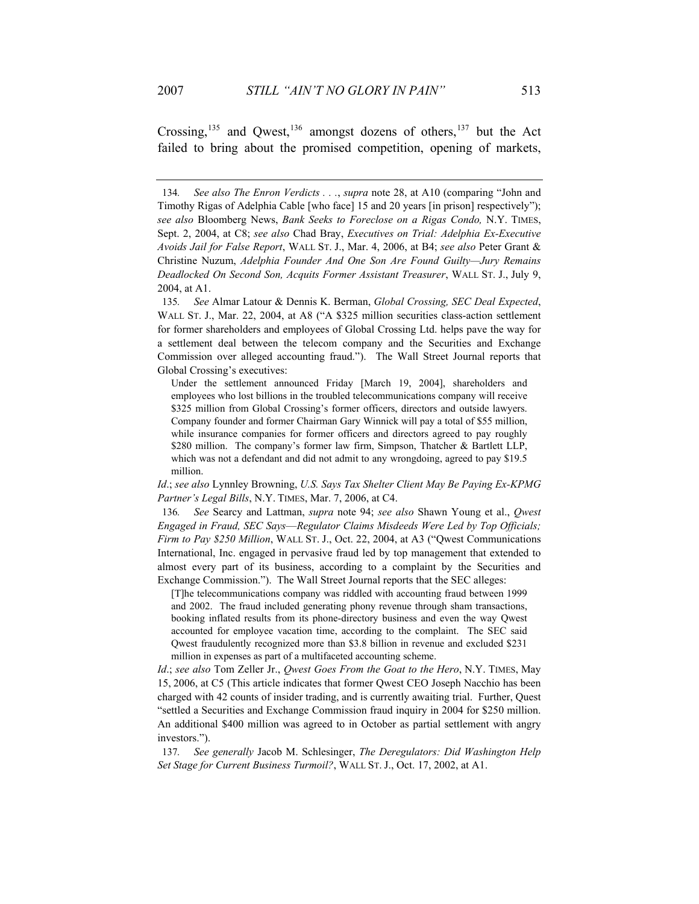Crossing,[135] and Qwest,[136] amongst dozens of others,[137] but the Act failed to bring about the promised competition, opening of markets,

---

134. *See also The Enron Verdicts . . .*, *supra* note 28, at A10 (comparing "John and Timothy Rigas of Adelphia Cable [who face] 15 and 20 years [in prison] respectively"); *see also* Bloomberg News, *Bank Seeks to Foreclose on a Rigas Condo,* N.Y. TIMES, Sept. 2, 2004, at C8; *see also* Chad Bray, *Executives on Trial: Adelphia Ex-Executive Avoids Jail for False Report*, WALL ST. J., Mar. 4, 2006, at B4; *see also* Peter Grant & Christine Nuzum, *Adelphia Founder And One Son Are Found Guilty—Jury Remains Deadlocked On Second Son, Acquits Former Assistant Treasurer*, WALL ST. J., July 9, 2004, at A1.

135. *See* Almar Latour & Dennis K. Berman, *Global Crossing, SEC Deal Expected*, WALL ST. J., Mar. 22, 2004, at A8 ("A $325 million securities class-action settlement for former shareholders and employees of Global Crossing Ltd. helps pave the way for a settlement deal between the telecom company and the Securities and Exchange Commission over alleged accounting fraud."). The Wall Street Journal reports that Global Crossing's executives:

> Under the settlement announced Friday [March 19, 2004], shareholders and employees who lost billions in the troubled telecommunications company will receive $325 million from Global Crossing's former officers, directors and outside lawyers. Company founder and former Chairman Gary Winnick will pay a total of $55 million, while insurance companies for former officers and directors agreed to pay roughly $280 million. The company's former law firm, Simpson, Thatcher & Bartlett LLP, which was not a defendant and did not admit to any wrongdoing, agreed to pay $19.5 million.

*Id*.; *see also* Lynnley Browning, *U.S. Says Tax Shelter Client May Be Paying Ex-KPMG Partner's Legal Bills*, N.Y. TIMES, Mar. 7, 2006, at C4.

136. *See* Searcy and Lattman, *supra* note 94; *see also* Shawn Young et al., *Qwest Engaged in Fraud, SEC Says—Regulator Claims Misdeeds Were Led by Top Officials; Firm to Pay $250 Million*, WALL ST. J., Oct. 22, 2004, at A3 ("Qwest Communications International, Inc. engaged in pervasive fraud led by top management that extended to almost every part of its business, according to a complaint by the Securities and Exchange Commission."). The Wall Street Journal reports that the SEC alleges:

> [T]he telecommunications company was riddled with accounting fraud between 1999 and 2002. The fraud included generating phony revenue through sham transactions, booking inflated results from its phone-directory business and even the way Qwest accounted for employee vacation time, according to the complaint. The SEC said Qwest fraudulently recognized more than $3.8 billion in revenue and excluded $231 million in expenses as part of a multifaceted accounting scheme.

*Id*.; *see also* Tom Zeller Jr., *Qwest Goes From the Goat to the Hero*, N.Y. TIMES, May 15, 2006, at C5 (This article indicates that former Qwest CEO Joseph Nacchio has been charged with 42 counts of insider trading, and is currently awaiting trial. Further, Quest "settled a Securities and Exchange Commission fraud inquiry in 2004 for $250 million. An additional $400 million was agreed to in October as partial settlement with angry investors.").

137. *See generally* Jacob M. Schlesinger, *The Deregulators: Did Washington Help Set Stage for Current Business Turmoil?*, WALL ST. J., Oct. 17, 2002, at A1.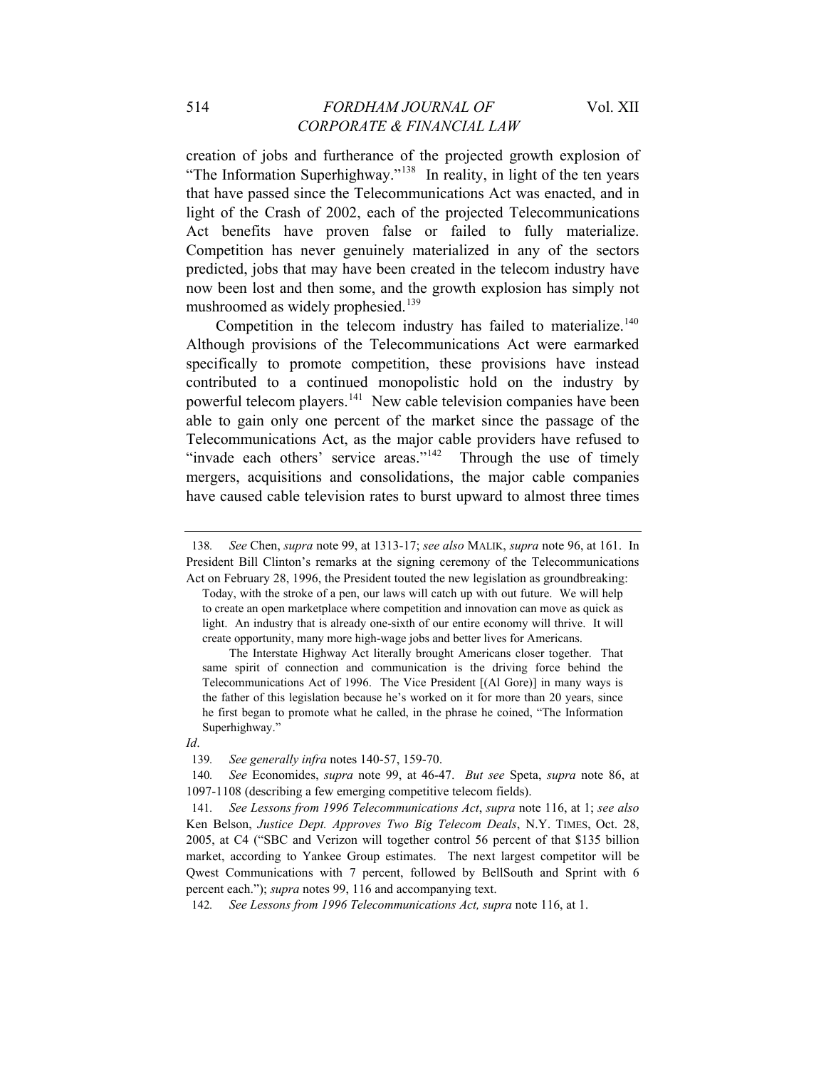creation of jobs and furtherance of the projected growth explosion of "The Information Superhighway."[138] In reality, in light of the ten years that have passed since the Telecommunications Act was enacted, and in light of the Crash of 2002, each of the projected Telecommunications Act benefits have proven false or failed to fully materialize. Competition has never genuinely materialized in any of the sectors predicted, jobs that may have been created in the telecom industry have now been lost and then some, and the growth explosion has simply not mushroomed as widely prophesied.[139]

Competition in the telecom industry has failed to materialize.[140] Although provisions of the Telecommunications Act were earmarked specifically to promote competition, these provisions have instead contributed to a continued monopolistic hold on the industry by powerful telecom players.[141] New cable television companies have been able to gain only one percent of the market since the passage of the Telecommunications Act, as the major cable providers have refused to "invade each others' service areas."[142] Through the use of timely mergers, acquisitions and consolidations, the major cable companies have caused cable television rates to burst upward to almost three times

---

138. *See* Chen, *supra* note 99, at 1313-17; *see also* MALIK, *supra* note 96, at 161. In President Bill Clinton's remarks at the signing ceremony of the Telecommunications Act on February 28, 1996, the President touted the new legislation as groundbreaking:

> Today, with the stroke of a pen, our laws will catch up with out future. We will help to create an open marketplace where competition and innovation can move as quick as light. An industry that is already one-sixth of our entire economy will thrive. It will create opportunity, many more high-wage jobs and better lives for Americans.
>
> The Interstate Highway Act literally brought Americans closer together. That same spirit of connection and communication is the driving force behind the Telecommunications Act of 1996. The Vice President [(Al Gore)] in many ways is the father of this legislation because he's worked on it for more than 20 years, since he first began to promote what he called, in the phrase he coined, "The Information Superhighway."

*Id*.

139. *See generally infra* notes 140-57, 159-70.

140. *See* Economides, *supra* note 99, at 46-47. *But see* Speta, *supra* note 86, at 1097-1108 (describing a few emerging competitive telecom fields).

141. *See Lessons from 1996 Telecommunications Act*, *supra* note 116, at 1; *see also* Ken Belson, *Justice Dept. Approves Two Big Telecom Deals*, N.Y. TIMES, Oct. 28, 2005, at C4 ("SBC and Verizon will together control 56 percent of that $135 billion market, according to Yankee Group estimates. The next largest competitor will be Qwest Communications with 7 percent, followed by BellSouth and Sprint with 6 percent each."); *supra* notes 99, 116 and accompanying text.

142. *See Lessons from 1996 Telecommunications Act, supra* note 116, at 1.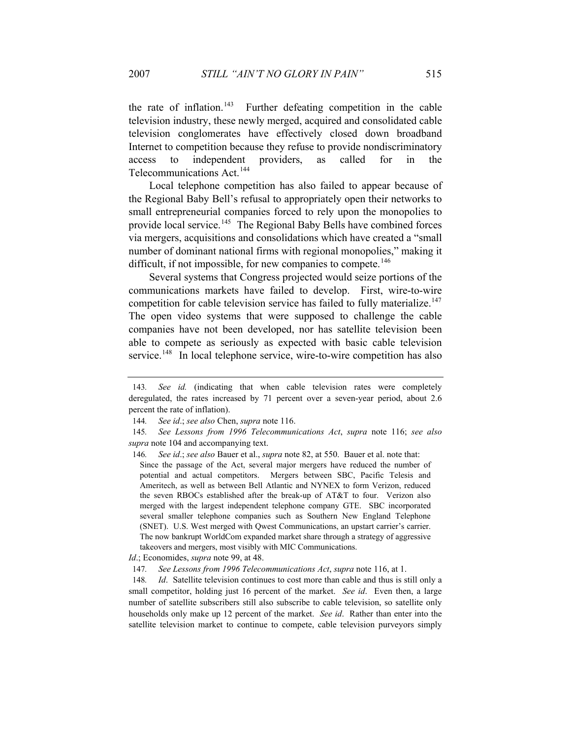the rate of inflation.[143] Further defeating competition in the cable television industry, these newly merged, acquired and consolidated cable television conglomerates have effectively closed down broadband Internet to competition because they refuse to provide nondiscriminatory access to independent providers, as called for in the Telecommunications Act.[144]

Local telephone competition has also failed to appear because of the Regional Baby Bell's refusal to appropriately open their networks to small entrepreneurial companies forced to rely upon the monopolies to provide local service.[145] The Regional Baby Bells have combined forces via mergers, acquisitions and consolidations which have created a "small number of dominant national firms with regional monopolies," making it difficult, if not impossible, for new companies to compete.[146]

Several systems that Congress projected would seize portions of the communications markets have failed to develop. First, wire-to-wire competition for cable television service has failed to fully materialize.[147] The open video systems that were supposed to challenge the cable companies have not been developed, nor has satellite television been able to compete as seriously as expected with basic cable television service.[148] In local telephone service, wire-to-wire competition has also

---

143. *See id.* (indicating that when cable television rates were completely deregulated, the rates increased by 71 percent over a seven-year period, about 2.6 percent the rate of inflation).

144. *See id*.; *see also* Chen, *supra* note 116.

145. *See Lessons from 1996 Telecommunications Act*, *supra* note 116; *see also supra* note 104 and accompanying text.

146. *See id*.; *see also* Bauer et al., *supra* note 82, at 550. Bauer et al. note that:

> Since the passage of the Act, several major mergers have reduced the number of potential and actual competitors. Mergers between SBC, Pacific Telesis and Ameritech, as well as between Bell Atlantic and NYNEX to form Verizon, reduced the seven RBOCs established after the break-up of AT&T to four. Verizon also merged with the largest independent telephone company GTE. SBC incorporated several smaller telephone companies such as Southern New England Telephone (SNET). U.S. West merged with Qwest Communications, an upstart carrier's carrier. The now bankrupt WorldCom expanded market share through a strategy of aggressive takeovers and mergers, most visibly with MIC Communications.

*Id*.; Economides, *supra* note 99, at 48.

147. *See Lessons from 1996 Telecommunications Act*, *supra* note 116, at 1.

148. *Id*. Satellite television continues to cost more than cable and thus is still only a small competitor, holding just 16 percent of the market. *See id*. Even then, a large number of satellite subscribers still also subscribe to cable television, so satellite only households only make up 12 percent of the market. *See id*. Rather than enter into the satellite television market to continue to compete, cable television purveyors simply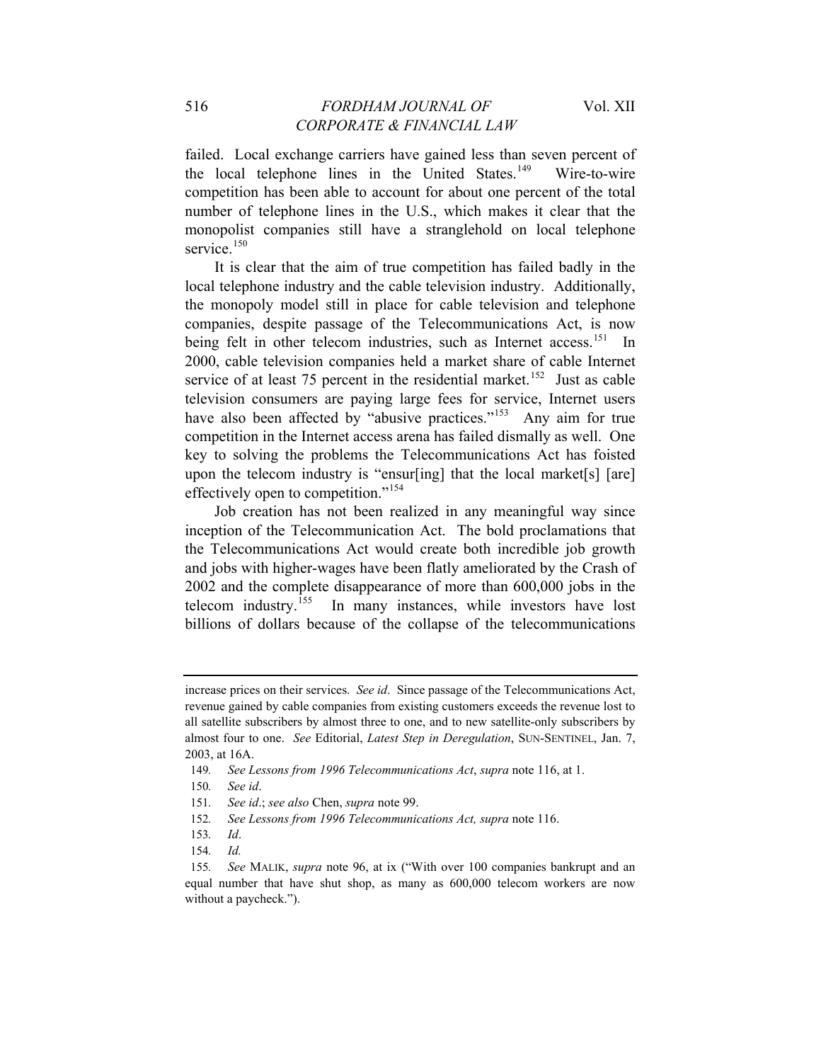failed. Local exchange carriers have gained less than seven percent of the local telephone lines in the United States.[149] Wire-to-wire competition has been able to account for about one percent of the total number of telephone lines in the U.S., which makes it clear that the monopolist companies still have a stranglehold on local telephone service.[150]

It is clear that the aim of true competition has failed badly in the local telephone industry and the cable television industry. Additionally, the monopoly model still in place for cable television and telephone companies, despite passage of the Telecommunications Act, is now being felt in other telecom industries, such as Internet access.[151] In 2000, cable television companies held a market share of cable Internet service of at least 75 percent in the residential market.[152] Just as cable television consumers are paying large fees for service, Internet users have also been affected by "abusive practices."[153] Any aim for true competition in the Internet access arena has failed dismally as well. One key to solving the problems the Telecommunications Act has foisted upon the telecom industry is "ensur[ing] that the local market[s] [are] effectively open to competition."[154]

Job creation has not been realized in any meaningful way since inception of the Telecommunication Act. The bold proclamations that the Telecommunications Act would create both incredible job growth and jobs with higher-wages have been flatly ameliorated by the Crash of 2002 and the complete disappearance of more than 600,000 jobs in the telecom industry.[155] In many instances, while investors have lost billions of dollars because of the collapse of the telecommunications

---

increase prices on their services. *See id*. Since passage of the Telecommunications Act, revenue gained by cable companies from existing customers exceeds the revenue lost to all satellite subscribers by almost three to one, and to new satellite-only subscribers by almost four to one. *See* Editorial, *Latest Step in Deregulation*, SUN-SENTINEL, Jan. 7, 2003, at 16A.

149. *See Lessons from 1996 Telecommunications Act*, *supra* note 116, at 1.

150. *See id*.

151. *See id*.; *see also* Chen, *supra* note 99.

152. *See Lessons from 1996 Telecommunications Act, supra* note 116.

153. *Id*.

154. *Id.*

155. *See* MALIK, *supra* note 96, at ix ("With over 100 companies bankrupt and an equal number that have shut shop, as many as 600,000 telecom workers are now without a paycheck.").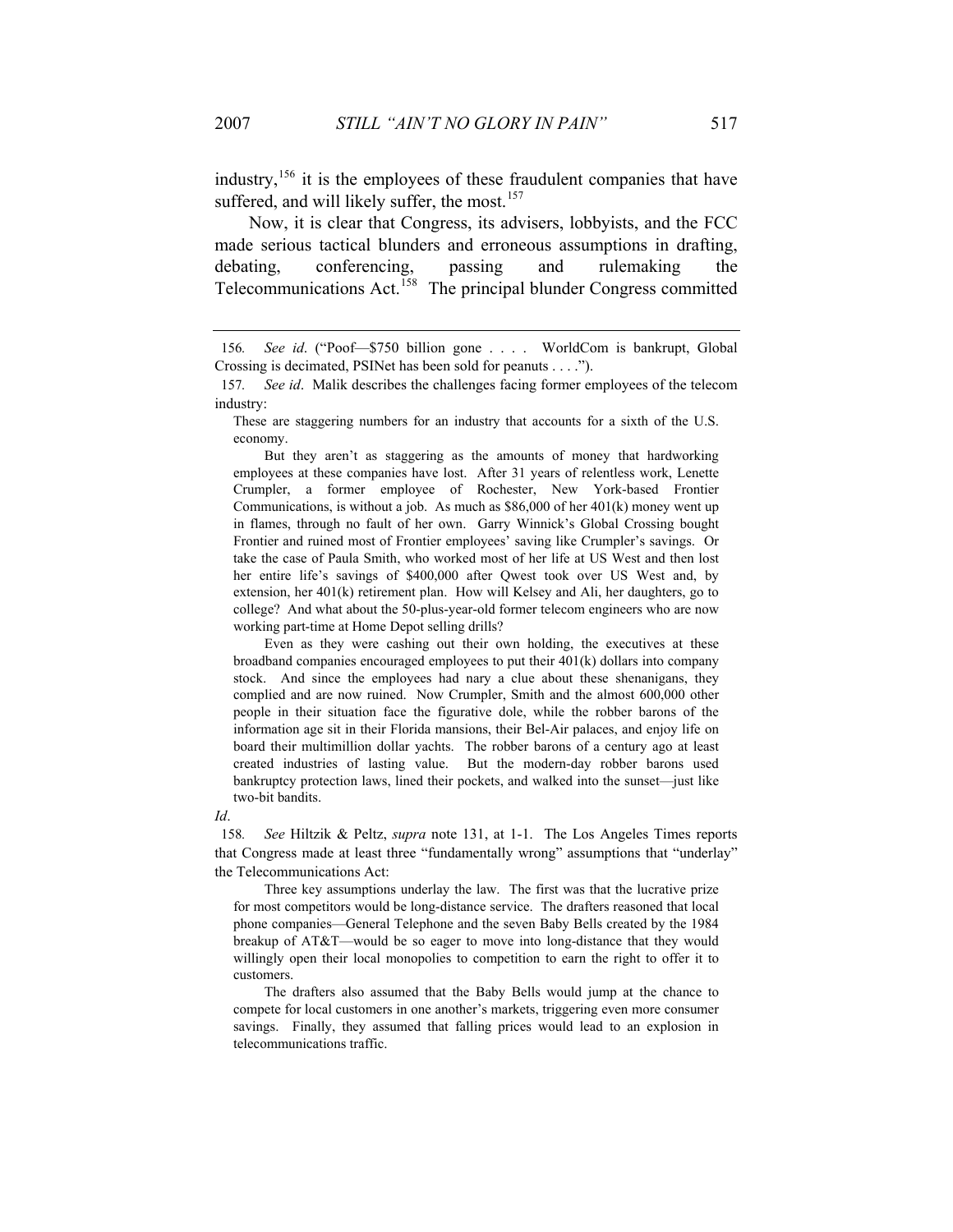industry,[156] it is the employees of these fraudulent companies that have suffered, and will likely suffer, the most.[157]

Now, it is clear that Congress, its advisers, lobbyists, and the FCC made serious tactical blunders and erroneous assumptions in drafting, debating, conferencing, passing and rulemaking the Telecommunications Act.[158] The principal blunder Congress committed

---

156. *See id*. ("Poof—$750 billion gone . . . . WorldCom is bankrupt, Global Crossing is decimated, PSINet has been sold for peanuts . . . .").

157. *See id*. Malik describes the challenges facing former employees of the telecom industry:

> These are staggering numbers for an industry that accounts for a sixth of the U.S. economy.
>
> But they aren't as staggering as the amounts of money that hardworking employees at these companies have lost. After 31 years of relentless work, Lenette Crumpler, a former employee of Rochester, New York-based Frontier Communications, is without a job. As much as $86,000 of her 401(k) money went up in flames, through no fault of her own. Garry Winnick's Global Crossing bought Frontier and ruined most of Frontier employees' saving like Crumpler's savings. Or take the case of Paula Smith, who worked most of her life at US West and then lost her entire life's savings of $400,000 after Qwest took over US West and, by extension, her 401(k) retirement plan. How will Kelsey and Ali, her daughters, go to college? And what about the 50-plus-year-old former telecom engineers who are now working part-time at Home Depot selling drills?
>
> Even as they were cashing out their own holding, the executives at these broadband companies encouraged employees to put their 401(k) dollars into company stock. And since the employees had nary a clue about these shenanigans, they complied and are now ruined. Now Crumpler, Smith and the almost 600,000 other people in their situation face the figurative dole, while the robber barons of the information age sit in their Florida mansions, their Bel-Air palaces, and enjoy life on board their multimillion dollar yachts. The robber barons of a century ago at least created industries of lasting value. But the modern-day robber barons used bankruptcy protection laws, lined their pockets, and walked into the sunset—just like two-bit bandits.

*Id*.

158. *See* Hiltzik & Peltz, *supra* note 131, at 1-1. The Los Angeles Times reports that Congress made at least three "fundamentally wrong" assumptions that "underlay" the Telecommunications Act:

> Three key assumptions underlay the law. The first was that the lucrative prize for most competitors would be long-distance service. The drafters reasoned that local phone companies—General Telephone and the seven Baby Bells created by the 1984 breakup of AT&T—would be so eager to move into long-distance that they would willingly open their local monopolies to competition to earn the right to offer it to customers.
>
> The drafters also assumed that the Baby Bells would jump at the chance to compete for local customers in one another's markets, triggering even more consumer savings. Finally, they assumed that falling prices would lead to an explosion in telecommunications traffic.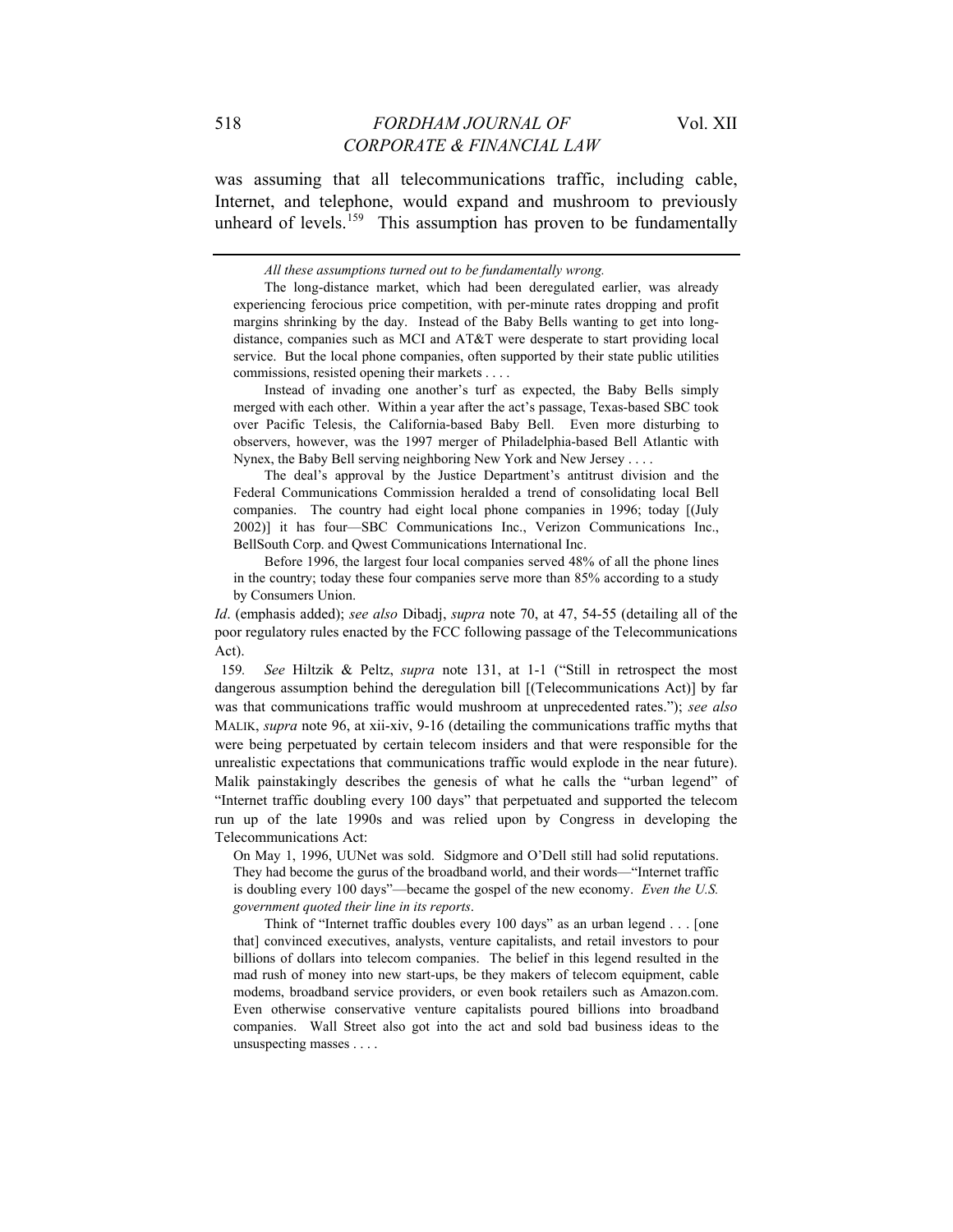was assuming that all telecommunications traffic, including cable, Internet, and telephone, would expand and mushroom to previously unheard of levels.[159] This assumption has proven to be fundamentally

---

> *All these assumptions turned out to be fundamentally wrong.*
>
> The long-distance market, which had been deregulated earlier, was already experiencing ferocious price competition, with per-minute rates dropping and profit margins shrinking by the day. Instead of the Baby Bells wanting to get into long-distance, companies such as MCI and AT&T were desperate to start providing local service. But the local phone companies, often supported by their state public utilities commissions, resisted opening their markets . . . .
>
> Instead of invading one another's turf as expected, the Baby Bells simply merged with each other. Within a year after the act's passage, Texas-based SBC took over Pacific Telesis, the California-based Baby Bell. Even more disturbing to observers, however, was the 1997 merger of Philadelphia-based Bell Atlantic with Nynex, the Baby Bell serving neighboring New York and New Jersey . . . .
>
> The deal's approval by the Justice Department's antitrust division and the Federal Communications Commission heralded a trend of consolidating local Bell companies. The country had eight local phone companies in 1996; today [(July 2002)] it has four—SBC Communications Inc., Verizon Communications Inc., BellSouth Corp. and Qwest Communications International Inc.
>
> Before 1996, the largest four local companies served 48% of all the phone lines in the country; today these four companies serve more than 85% according to a study by Consumers Union.

*Id*. (emphasis added); *see also* Dibadj, *supra* note 70, at 47, 54-55 (detailing all of the poor regulatory rules enacted by the FCC following passage of the Telecommunications Act).

159. *See* Hiltzik & Peltz, *supra* note 131, at 1-1 ("Still in retrospect the most dangerous assumption behind the deregulation bill [(Telecommunications Act)] by far was that communications traffic would mushroom at unprecedented rates."); *see also* MALIK, *supra* note 96, at xii-xiv, 9-16 (detailing the communications traffic myths that were being perpetuated by certain telecom insiders and that were responsible for the unrealistic expectations that communications traffic would explode in the near future). Malik painstakingly describes the genesis of what he calls the "urban legend" of "Internet traffic doubling every 100 days" that perpetuated and supported the telecom run up of the late 1990s and was relied upon by Congress in developing the Telecommunications Act:

> On May 1, 1996, UUNet was sold. Sidgmore and O'Dell still had solid reputations. They had become the gurus of the broadband world, and their words—"Internet traffic is doubling every 100 days"—became the gospel of the new economy. *Even the U.S. government quoted their line in its reports*.
>
> Think of "Internet traffic doubles every 100 days" as an urban legend . . . [one that] convinced executives, analysts, venture capitalists, and retail investors to pour billions of dollars into telecom companies. The belief in this legend resulted in the mad rush of money into new start-ups, be they makers of telecom equipment, cable modems, broadband service providers, or even book retailers such as Amazon.com. Even otherwise conservative venture capitalists poured billions into broadband companies. Wall Street also got into the act and sold bad business ideas to the unsuspecting masses . . . .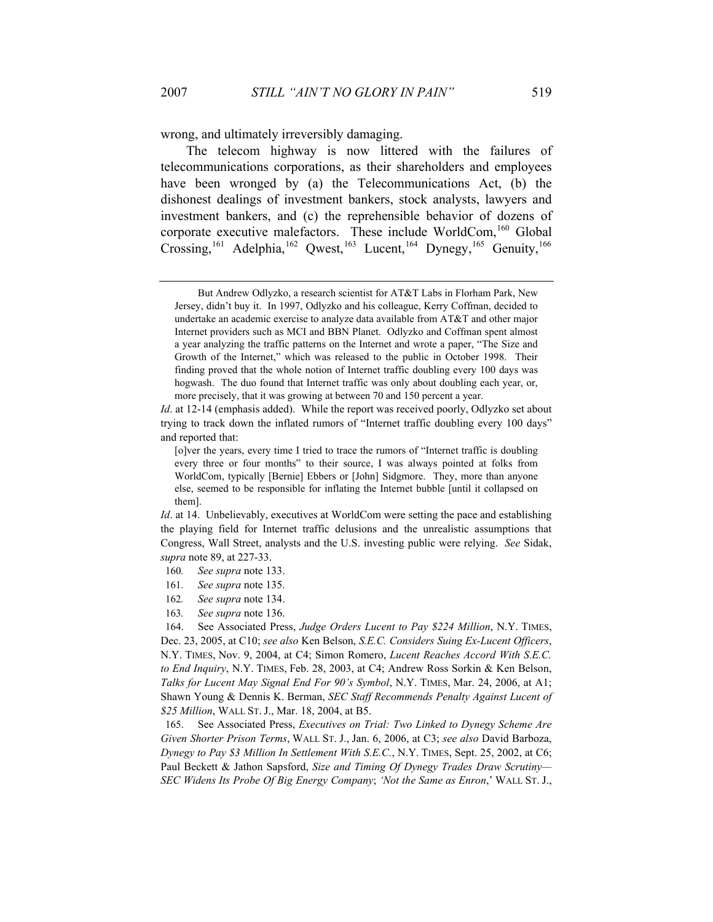wrong, and ultimately irreversibly damaging.

The telecom highway is now littered with the failures of telecommunications corporations, as their shareholders and employees have been wronged by (a) the Telecommunications Act, (b) the dishonest dealings of investment bankers, stock analysts, lawyers and investment bankers, and (c) the reprehensible behavior of dozens of corporate executive malefactors. These include WorldCom,[160] Global Crossing,[161] Adelphia,[162] Qwest,[163] Lucent,[164] Dynegy,[165] Genuity,[166]

---

> But Andrew Odlyzko, a research scientist for AT&T Labs in Florham Park, New Jersey, didn't buy it. In 1997, Odlyzko and his colleague, Kerry Coffman, decided to undertake an academic exercise to analyze data available from AT&T and other major Internet providers such as MCI and BBN Planet. Odlyzko and Coffman spent almost a year analyzing the traffic patterns on the Internet and wrote a paper, "The Size and Growth of the Internet," which was released to the public in October 1998. Their finding proved that the whole notion of Internet traffic doubling every 100 days was hogwash. The duo found that Internet traffic was only about doubling each year, or, more precisely, that it was growing at between 70 and 150 percent a year.

*Id*. at 12-14 (emphasis added). While the report was received poorly, Odlyzko set about trying to track down the inflated rumors of "Internet traffic doubling every 100 days" and reported that:

> [o]ver the years, every time I tried to trace the rumors of "Internet traffic is doubling every three or four months" to their source, I was always pointed at folks from WorldCom, typically [Bernie] Ebbers or [John] Sidgmore. They, more than anyone else, seemed to be responsible for inflating the Internet bubble [until it collapsed on them].

*Id*. at 14. Unbelievably, executives at WorldCom were setting the pace and establishing the playing field for Internet traffic delusions and the unrealistic assumptions that Congress, Wall Street, analysts and the U.S. investing public were relying. *See* Sidak, *supra* note 89, at 227-33.

160. *See supra* note 133.

161. *See supra* note 135.

162. *See supra* note 134.

163. *See supra* note 136.

164. See Associated Press, *Judge Orders Lucent to Pay $224 Million*, N.Y. TIMES, Dec. 23, 2005, at C10; *see also* Ken Belson, *S.E.C. Considers Suing Ex-Lucent Officers*, N.Y. TIMES, Nov. 9, 2004, at C4; Simon Romero, *Lucent Reaches Accord With S.E.C. to End Inquiry*, N.Y. TIMES, Feb. 28, 2003, at C4; Andrew Ross Sorkin & Ken Belson, *Talks for Lucent May Signal End For 90's Symbol*, N.Y. TIMES, Mar. 24, 2006, at A1; Shawn Young & Dennis K. Berman, *SEC Staff Recommends Penalty Against Lucent of $25 Million*, WALL ST. J., Mar. 18, 2004, at B5.

165. See Associated Press, *Executives on Trial: Two Linked to Dynegy Scheme Are Given Shorter Prison Terms*, WALL ST. J., Jan. 6, 2006, at C3; *see also* David Barboza, *Dynegy to Pay $3 Million In Settlement With S.E.C.*, N.Y. TIMES, Sept. 25, 2002, at C6; Paul Beckett & Jathon Sapsford, *Size and Timing Of Dynegy Trades Draw Scrutiny—SEC Widens Its Probe Of Big Energy Company*; *'Not the Same as Enron*,' WALL ST. J.,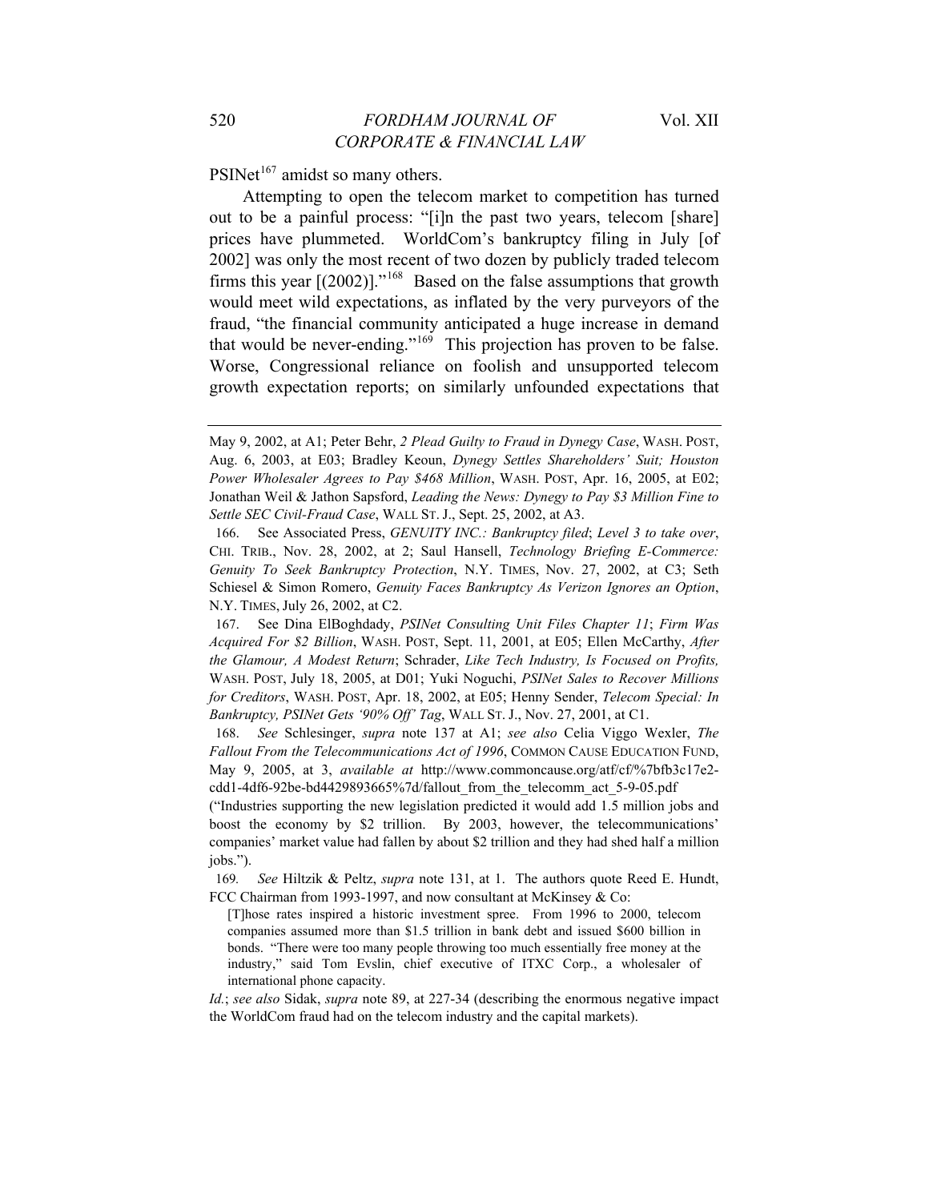PSINet[167] amidst so many others.

Attempting to open the telecom market to competition has turned out to be a painful process: "[i]n the past two years, telecom [share] prices have plummeted. WorldCom's bankruptcy filing in July [of 2002] was only the most recent of two dozen by publicly traded telecom firms this year [(2002)]."[168] Based on the false assumptions that growth would meet wild expectations, as inflated by the very purveyors of the fraud, "the financial community anticipated a huge increase in demand that would be never-ending."[169] This projection has proven to be false. Worse, Congressional reliance on foolish and unsupported telecom growth expectation reports; on similarly unfounded expectations that

---

May 9, 2002, at A1; Peter Behr, *2 Plead Guilty to Fraud in Dynegy Case*, WASH. POST, Aug. 6, 2003, at E03; Bradley Keoun, *Dynegy Settles Shareholders' Suit; Houston Power Wholesaler Agrees to Pay $468 Million*, WASH. POST, Apr. 16, 2005, at E02; Jonathan Weil & Jathon Sapsford, *Leading the News: Dynegy to Pay $3 Million Fine to Settle SEC Civil-Fraud Case*, WALL ST. J., Sept. 25, 2002, at A3.

166. See Associated Press, *GENUITY INC.: Bankruptcy filed*; *Level 3 to take over*, CHI. TRIB., Nov. 28, 2002, at 2; Saul Hansell, *Technology Briefing E-Commerce: Genuity To Seek Bankruptcy Protection*, N.Y. TIMES, Nov. 27, 2002, at C3; Seth Schiesel & Simon Romero, *Genuity Faces Bankruptcy As Verizon Ignores an Option*, N.Y. TIMES, July 26, 2002, at C2.

167. See Dina ElBoghdady, *PSINet Consulting Unit Files Chapter 11*; *Firm Was Acquired For $2 Billion*, WASH. POST, Sept. 11, 2001, at E05; Ellen McCarthy, *After the Glamour, A Modest Return*; Schrader, *Like Tech Industry, Is Focused on Profits,* WASH. POST, July 18, 2005, at D01; Yuki Noguchi, *PSINet Sales to Recover Millions for Creditors*, WASH. POST, Apr. 18, 2002, at E05; Henny Sender, *Telecom Special: In Bankruptcy, PSINet Gets '90% Off' Tag*, WALL ST. J., Nov. 27, 2001, at C1.

168. *See* Schlesinger, *supra* note 137 at A1; *see also* Celia Viggo Wexler, *The Fallout From the Telecommunications Act of 1996*, COMMON CAUSE EDUCATION FUND, May 9, 2005, at 3, *available at* http://www.commoncause.org/atf/cf/%7bfb3c17e2-cdd1-4df6-92be-bd4429893665%7d/fallout_from_the_telecomm_act_5-9-05.pdf ("Industries supporting the new legislation predicted it would add 1.5 million jobs and boost the economy by $2 trillion. By 2003, however, the telecommunications' companies' market value had fallen by about $2 trillion and they had shed half a million jobs.").

169. *See* Hiltzik & Peltz, *supra* note 131, at 1. The authors quote Reed E. Hundt, FCC Chairman from 1993-1997, and now consultant at McKinsey & Co:

> [T]hose rates inspired a historic investment spree. From 1996 to 2000, telecom companies assumed more than $1.5 trillion in bank debt and issued $600 billion in bonds. "There were too many people throwing too much essentially free money at the industry," said Tom Evslin, chief executive of ITXC Corp., a wholesaler of international phone capacity.

*Id.*; *see also* Sidak, *supra* note 89, at 227-34 (describing the enormous negative impact the WorldCom fraud had on the telecom industry and the capital markets).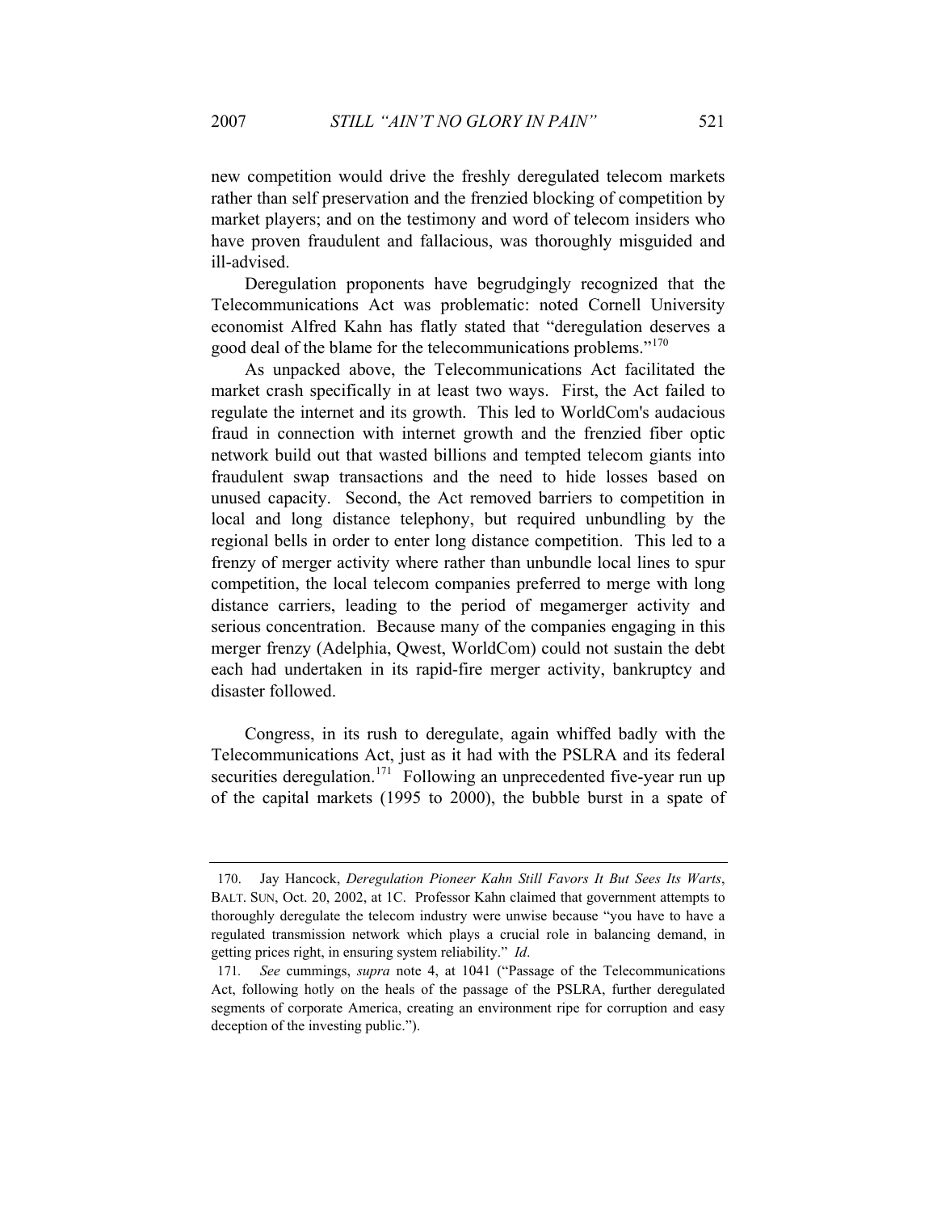new competition would drive the freshly deregulated telecom markets rather than self preservation and the frenzied blocking of competition by market players; and on the testimony and word of telecom insiders who have proven fraudulent and fallacious, was thoroughly misguided and ill-advised.

Deregulation proponents have begrudgingly recognized that the Telecommunications Act was problematic: noted Cornell University economist Alfred Kahn has flatly stated that "deregulation deserves a good deal of the blame for the telecommunications problems."[170]

As unpacked above, the Telecommunications Act facilitated the market crash specifically in at least two ways. First, the Act failed to regulate the internet and its growth. This led to WorldCom's audacious fraud in connection with internet growth and the frenzied fiber optic network build out that wasted billions and tempted telecom giants into fraudulent swap transactions and the need to hide losses based on unused capacity. Second, the Act removed barriers to competition in local and long distance telephony, but required unbundling by the regional bells in order to enter long distance competition. This led to a frenzy of merger activity where rather than unbundle local lines to spur competition, the local telecom companies preferred to merge with long distance carriers, leading to the period of megamerger activity and serious concentration. Because many of the companies engaging in this merger frenzy (Adelphia, Qwest, WorldCom) could not sustain the debt each had undertaken in its rapid-fire merger activity, bankruptcy and disaster followed.

Congress, in its rush to deregulate, again whiffed badly with the Telecommunications Act, just as it had with the PSLRA and its federal securities deregulation.[171] Following an unprecedented five-year run up of the capital markets (1995 to 2000), the bubble burst in a spate of

---

170. Jay Hancock, *Deregulation Pioneer Kahn Still Favors It But Sees Its Warts*, BALT. SUN, Oct. 20, 2002, at 1C. Professor Kahn claimed that government attempts to thoroughly deregulate the telecom industry were unwise because "you have to have a regulated transmission network which plays a crucial role in balancing demand, in getting prices right, in ensuring system reliability." *Id*.

171. *See* cummings, *supra* note 4, at 1041 ("Passage of the Telecommunications Act, following hotly on the heals of the passage of the PSLRA, further deregulated segments of corporate America, creating an environment ripe for corruption and easy deception of the investing public.").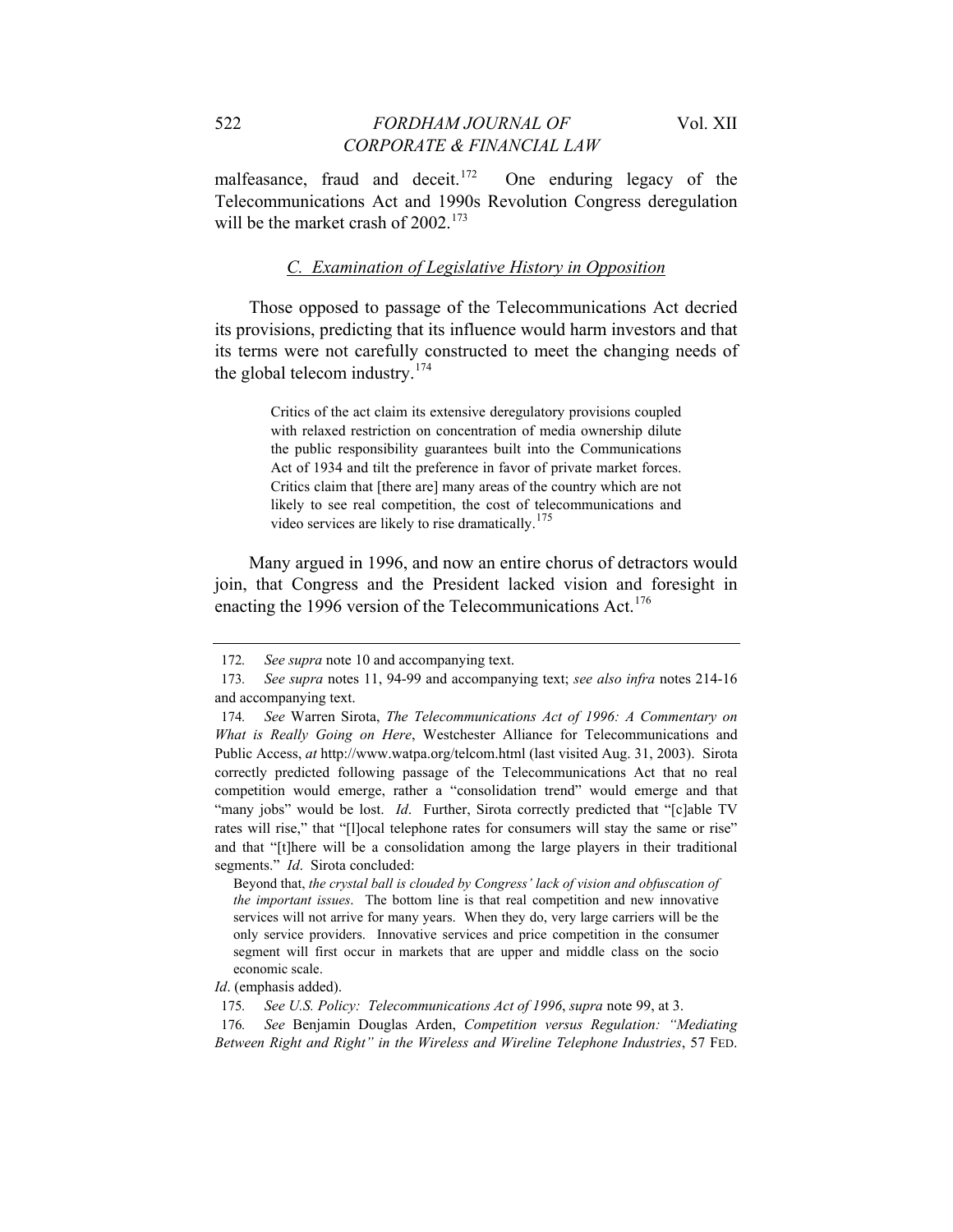malfeasance, fraud and deceit.[172] One enduring legacy of the Telecommunications Act and 1990s Revolution Congress deregulation will be the market crash of 2002.[173]

### C. Examination of Legislative History in Opposition

Those opposed to passage of the Telecommunications Act decried its provisions, predicting that its influence would harm investors and that its terms were not carefully constructed to meet the changing needs of the global telecom industry.[174]

> Critics of the act claim its extensive deregulatory provisions coupled with relaxed restriction on concentration of media ownership dilute the public responsibility guarantees built into the Communications Act of 1934 and tilt the preference in favor of private market forces. Critics claim that [there are] many areas of the country which are not likely to see real competition, the cost of telecommunications and video services are likely to rise dramatically.[175]

Many argued in 1996, and now an entire chorus of detractors would join, that Congress and the President lacked vision and foresight in enacting the 1996 version of the Telecommunications Act.[176]

---

172. *See supra* note 10 and accompanying text.

173. *See supra* notes 11, 94-99 and accompanying text; *see also infra* notes 214-16 and accompanying text.

174. *See* Warren Sirota, *The Telecommunications Act of 1996: A Commentary on What is Really Going on Here*, Westchester Alliance for Telecommunications and Public Access, *at* http://www.watpa.org/telcom.html (last visited Aug. 31, 2003). Sirota correctly predicted following passage of the Telecommunications Act that no real competition would emerge, rather a "consolidation trend" would emerge and that "many jobs" would be lost. *Id*. Further, Sirota correctly predicted that "[c]able TV rates will rise," that "[l]ocal telephone rates for consumers will stay the same or rise" and that "[t]here will be a consolidation among the large players in their traditional segments." *Id*. Sirota concluded:

> Beyond that, *the crystal ball is clouded by Congress' lack of vision and obfuscation of the important issues*. The bottom line is that real competition and new innovative services will not arrive for many years. When they do, very large carriers will be the only service providers. Innovative services and price competition in the consumer segment will first occur in markets that are upper and middle class on the socio economic scale.

*Id*. (emphasis added).

175. *See U.S. Policy: Telecommunications Act of 1996*, *supra* note 99, at 3.

176. *See* Benjamin Douglas Arden, *Competition versus Regulation: "Mediating Between Right and Right" in the Wireless and Wireline Telephone Industries*, 57 FED.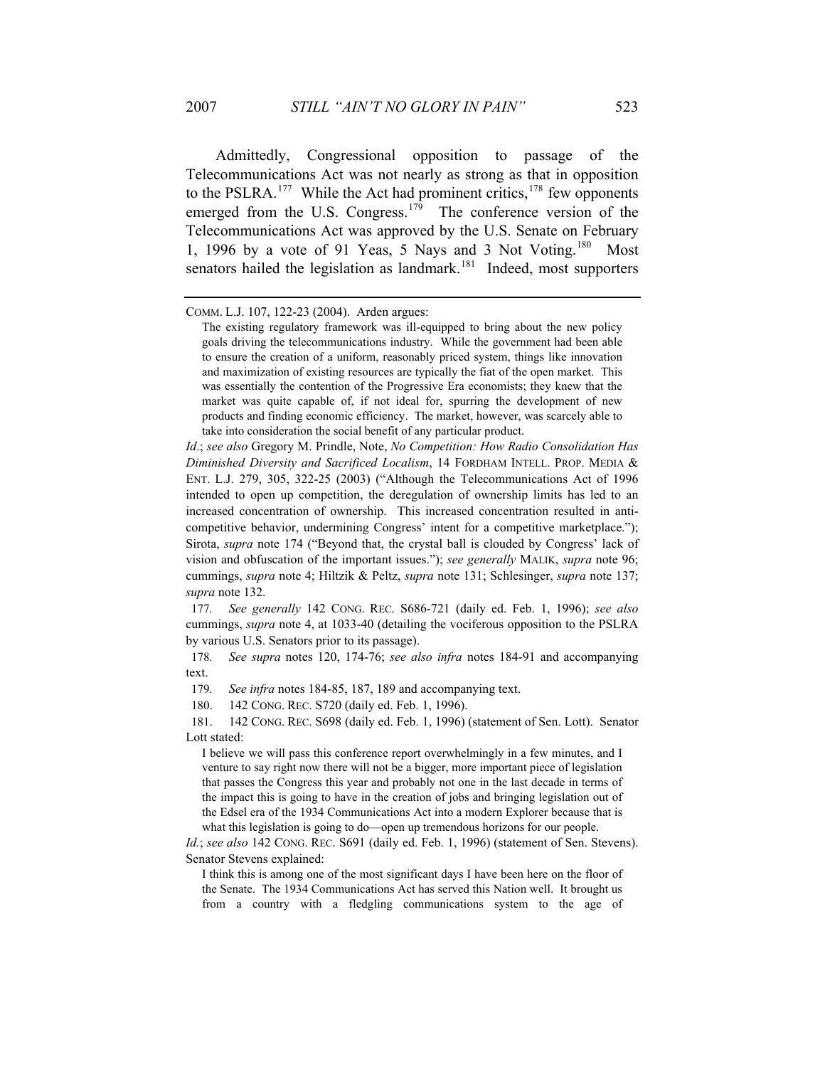Admittedly, Congressional opposition to passage of the Telecommunications Act was not nearly as strong as that in opposition to the PSLRA.[177] While the Act had prominent critics,[178] few opponents emerged from the U.S. Congress.[179] The conference version of the Telecommunications Act was approved by the U.S. Senate on February 1, 1996 by a vote of 91 Yeas, 5 Nays and 3 Not Voting.[180] Most senators hailed the legislation as landmark.[181] Indeed, most supporters

---

COMM. L.J. 107, 122-23 (2004). Arden argues:

> The existing regulatory framework was ill-equipped to bring about the new policy goals driving the telecommunications industry. While the government had been able to ensure the creation of a uniform, reasonably priced system, things like innovation and maximization of existing resources are typically the fiat of the open market. This was essentially the contention of the Progressive Era economists; they knew that the market was quite capable of, if not ideal for, spurring the development of new products and finding economic efficiency. The market, however, was scarcely able to take into consideration the social benefit of any particular product.

*Id*.; *see also* Gregory M. Prindle, Note, *No Competition: How Radio Consolidation Has Diminished Diversity and Sacrificed Localism*, 14 FORDHAM INTELL. PROP. MEDIA & ENT. L.J. 279, 305, 322-25 (2003) ("Although the Telecommunications Act of 1996 intended to open up competition, the deregulation of ownership limits has led to an increased concentration of ownership. This increased concentration resulted in anti-competitive behavior, undermining Congress' intent for a competitive marketplace."); Sirota, *supra* note 174 ("Beyond that, the crystal ball is clouded by Congress' lack of vision and obfuscation of the important issues."); *see generally* MALIK, *supra* note 96; cummings, *supra* note 4; Hiltzik & Peltz, *supra* note 131; Schlesinger, *supra* note 137; *supra* note 132.

177. *See generally* 142 CONG. REC. S686-721 (daily ed. Feb. 1, 1996); *see also* cummings, *supra* note 4, at 1033-40 (detailing the vociferous opposition to the PSLRA by various U.S. Senators prior to its passage).

178. *See supra* notes 120, 174-76; *see also infra* notes 184-91 and accompanying text.

179. *See infra* notes 184-85, 187, 189 and accompanying text.

180. 142 CONG. REC. S720 (daily ed. Feb. 1, 1996).

181. 142 CONG. REC. S698 (daily ed. Feb. 1, 1996) (statement of Sen. Lott). Senator Lott stated:

> I believe we will pass this conference report overwhelmingly in a few minutes, and I venture to say right now there will not be a bigger, more important piece of legislation that passes the Congress this year and probably not one in the last decade in terms of the impact this is going to have in the creation of jobs and bringing legislation out of the Edsel era of the 1934 Communications Act into a modern Explorer because that is what this legislation is going to do—open up tremendous horizons for our people.

*Id.*; *see also* 142 CONG. REC. S691 (daily ed. Feb. 1, 1996) (statement of Sen. Stevens). Senator Stevens explained:

> I think this is among one of the most significant days I have been here on the floor of the Senate. The 1934 Communications Act has served this Nation well. It brought us from a country with a fledgling communications system to the age of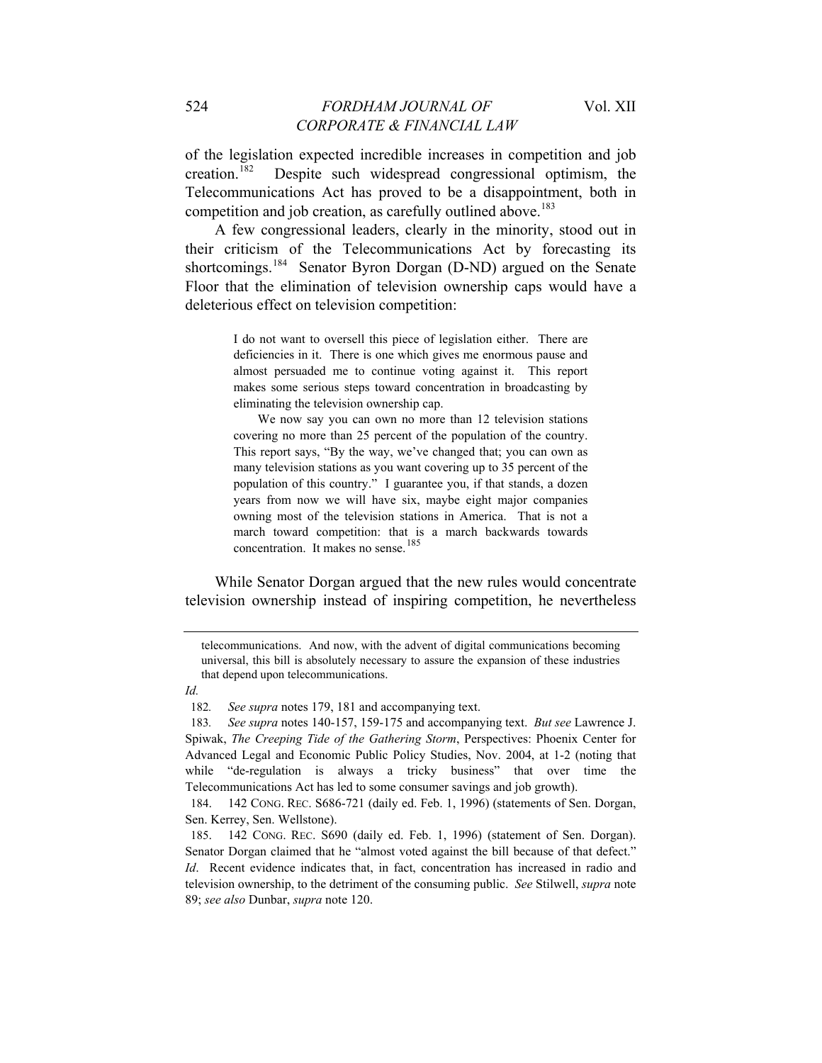of the legislation expected incredible increases in competition and job creation.[182] Despite such widespread congressional optimism, the Telecommunications Act has proved to be a disappointment, both in competition and job creation, as carefully outlined above.[183]

A few congressional leaders, clearly in the minority, stood out in their criticism of the Telecommunications Act by forecasting its shortcomings.[184] Senator Byron Dorgan (D-ND) argued on the Senate Floor that the elimination of television ownership caps would have a deleterious effect on television competition:

> I do not want to oversell this piece of legislation either. There are deficiencies in it. There is one which gives me enormous pause and almost persuaded me to continue voting against it. This report makes some serious steps toward concentration in broadcasting by eliminating the television ownership cap.
>
> We now say you can own no more than 12 television stations covering no more than 25 percent of the population of the country. This report says, "By the way, we've changed that; you can own as many television stations as you want covering up to 35 percent of the population of this country." I guarantee you, if that stands, a dozen years from now we will have six, maybe eight major companies owning most of the television stations in America. That is not a march toward competition: that is a march backwards towards concentration. It makes no sense.[185]

While Senator Dorgan argued that the new rules would concentrate television ownership instead of inspiring competition, he nevertheless

---

telecommunications. And now, with the advent of digital communications becoming universal, this bill is absolutely necessary to assure the expansion of these industries that depend upon telecommunications.

*Id.*

182. *See supra* notes 179, 181 and accompanying text.

183. *See supra* notes 140-157, 159-175 and accompanying text. *But see* Lawrence J. Spiwak, *The Creeping Tide of the Gathering Storm*, Perspectives: Phoenix Center for Advanced Legal and Economic Public Policy Studies, Nov. 2004, at 1-2 (noting that while "de-regulation is always a tricky business" that over time the Telecommunications Act has led to some consumer savings and job growth).

184. 142 CONG. REC. S686-721 (daily ed. Feb. 1, 1996) (statements of Sen. Dorgan, Sen. Kerrey, Sen. Wellstone).

185. 142 CONG. REC. S690 (daily ed. Feb. 1, 1996) (statement of Sen. Dorgan). Senator Dorgan claimed that he "almost voted against the bill because of that defect." *Id*. Recent evidence indicates that, in fact, concentration has increased in radio and television ownership, to the detriment of the consuming public. *See* Stilwell, *supra* note 89; *see also* Dunbar, *supra* note 120.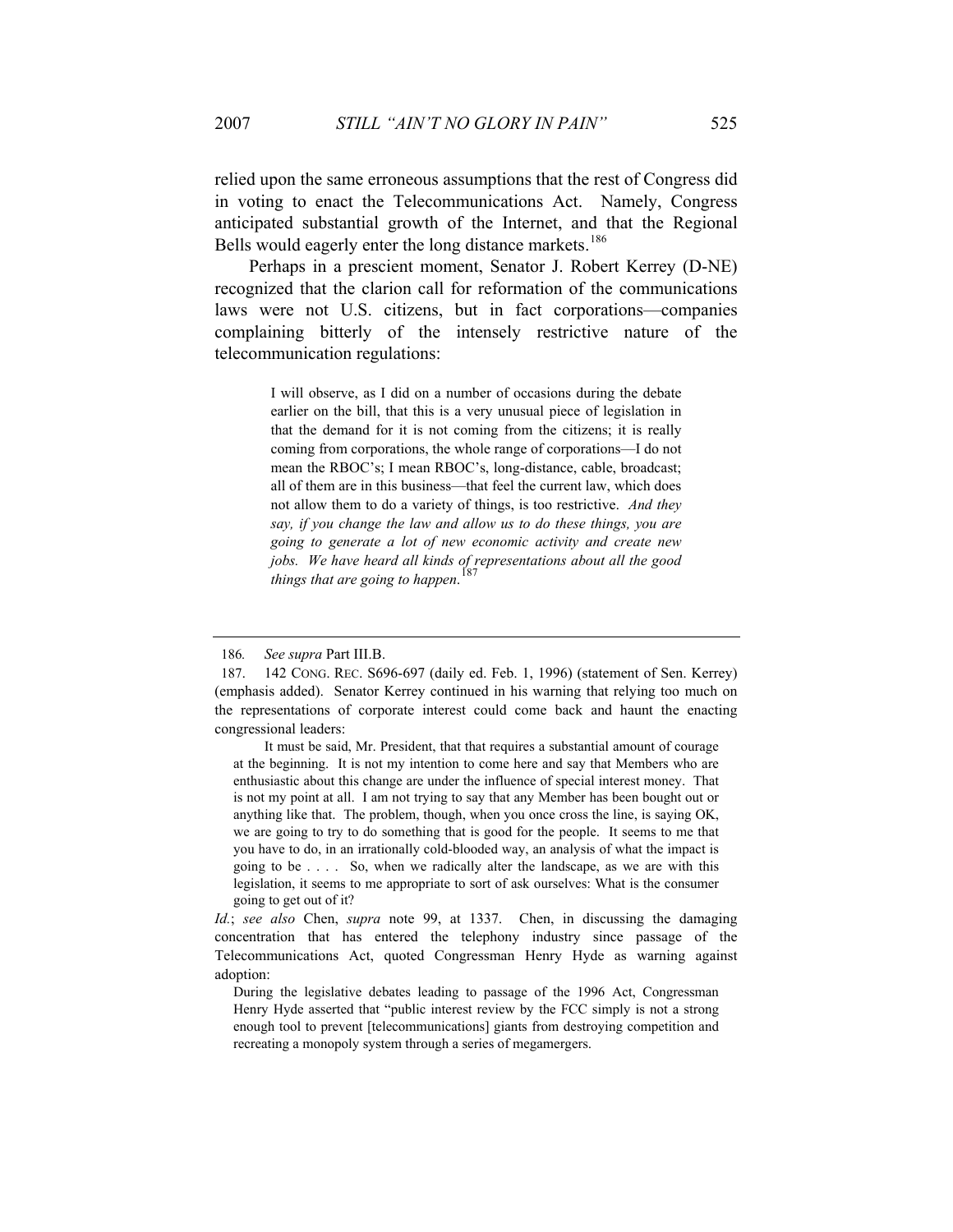relied upon the same erroneous assumptions that the rest of Congress did in voting to enact the Telecommunications Act. Namely, Congress anticipated substantial growth of the Internet, and that the Regional Bells would eagerly enter the long distance markets.[186]

Perhaps in a prescient moment, Senator J. Robert Kerrey (D-NE) recognized that the clarion call for reformation of the communications laws were not U.S. citizens, but in fact corporations—companies complaining bitterly of the intensely restrictive nature of the telecommunication regulations:

> I will observe, as I did on a number of occasions during the debate earlier on the bill, that this is a very unusual piece of legislation in that the demand for it is not coming from the citizens; it is really coming from corporations, the whole range of corporations—I do not mean the RBOC's; I mean RBOC's, long-distance, cable, broadcast; all of them are in this business—that feel the current law, which does not allow them to do a variety of things, is too restrictive. *And they say, if you change the law and allow us to do these things, you are going to generate a lot of new economic activity and create new jobs. We have heard all kinds of representations about all the good things that are going to happen.*[187]

---

186. *See supra* Part III.B.

187. 142 CONG. REC. S696-697 (daily ed. Feb. 1, 1996) (statement of Sen. Kerrey) (emphasis added). Senator Kerrey continued in his warning that relying too much on the representations of corporate interest could come back and haunt the enacting congressional leaders:

> It must be said, Mr. President, that that requires a substantial amount of courage at the beginning. It is not my intention to come here and say that Members who are enthusiastic about this change are under the influence of special interest money. That is not my point at all. I am not trying to say that any Member has been bought out or anything like that. The problem, though, when you once cross the line, is saying OK, we are going to try to do something that is good for the people. It seems to me that you have to do, in an irrationally cold-blooded way, an analysis of what the impact is going to be . . . . So, when we radically alter the landscape, as we are with this legislation, it seems to me appropriate to sort of ask ourselves: What is the consumer going to get out of it?

*Id.*; *see also* Chen, *supra* note 99, at 1337. Chen, in discussing the damaging concentration that has entered the telephony industry since passage of the Telecommunications Act, quoted Congressman Henry Hyde as warning against adoption:

> During the legislative debates leading to passage of the 1996 Act, Congressman Henry Hyde asserted that "public interest review by the FCC simply is not a strong enough tool to prevent [telecommunications] giants from destroying competition and recreating a monopoly system through a series of megamergers.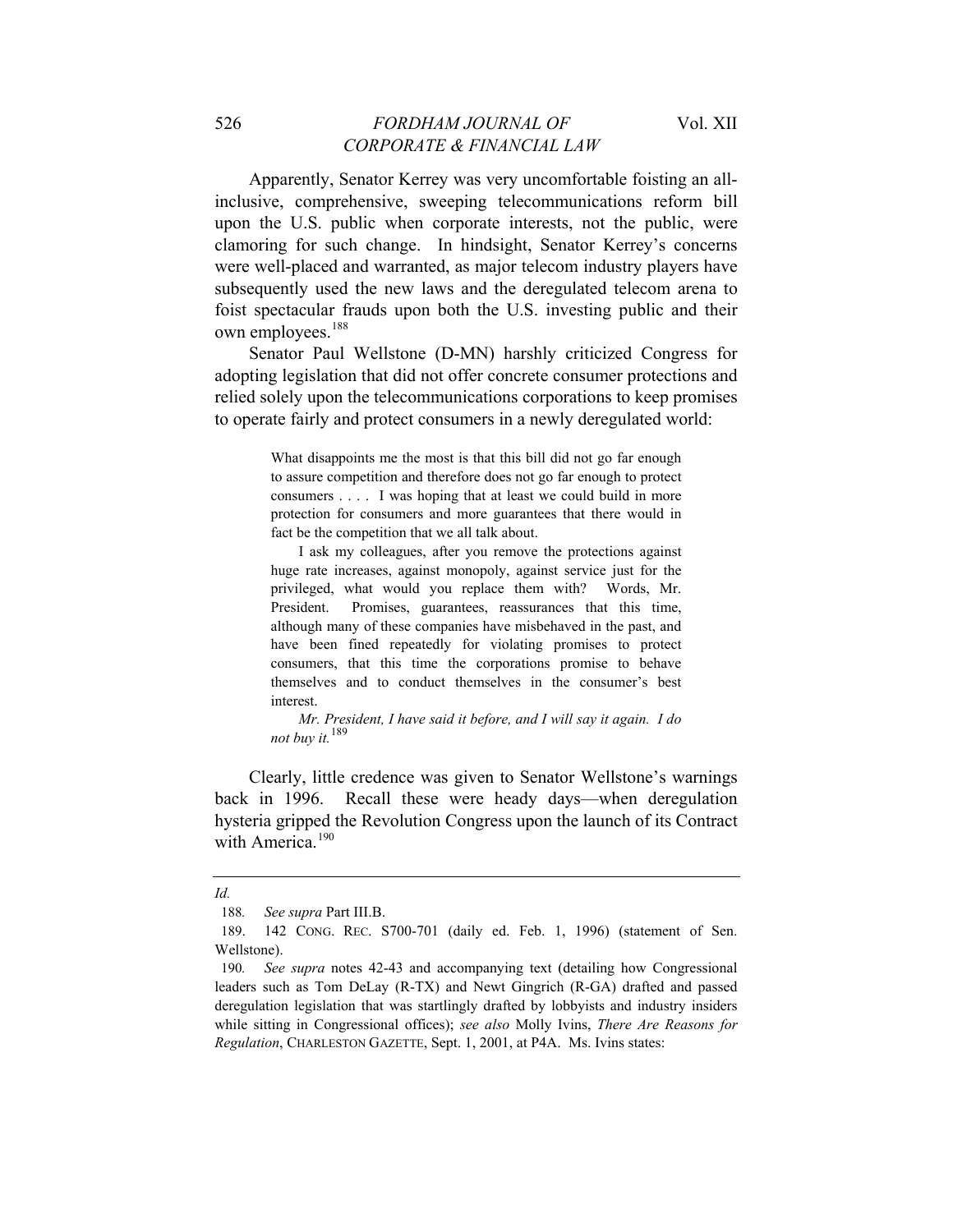Apparently, Senator Kerrey was very uncomfortable foisting an all-inclusive, comprehensive, sweeping telecommunications reform bill upon the U.S. public when corporate interests, not the public, were clamoring for such change. In hindsight, Senator Kerrey's concerns were well-placed and warranted, as major telecom industry players have subsequently used the new laws and the deregulated telecom arena to foist spectacular frauds upon both the U.S. investing public and their own employees.[188]

Senator Paul Wellstone (D-MN) harshly criticized Congress for adopting legislation that did not offer concrete consumer protections and relied solely upon the telecommunications corporations to keep promises to operate fairly and protect consumers in a newly deregulated world:

> What disappoints me the most is that this bill did not go far enough to assure competition and therefore does not go far enough to protect consumers . . . . I was hoping that at least we could build in more protection for consumers and more guarantees that there would in fact be the competition that we all talk about.
>
> I ask my colleagues, after you remove the protections against huge rate increases, against monopoly, against service just for the privileged, what would you replace them with? Words, Mr. President. Promises, guarantees, reassurances that this time, although many of these companies have misbehaved in the past, and have been fined repeatedly for violating promises to protect consumers, that this time the corporations promise to behave themselves and to conduct themselves in the consumer's best interest.
>
> *Mr. President, I have said it before, and I will say it again. I do not buy it.*[189]

Clearly, little credence was given to Senator Wellstone's warnings back in 1996. Recall these were heady days—when deregulation hysteria gripped the Revolution Congress upon the launch of its Contract with America.[190]

---

*Id.*

188. *See supra* Part III.B.

189. 142 CONG. REC. S700-701 (daily ed. Feb. 1, 1996) (statement of Sen. Wellstone).

190. *See supra* notes 42-43 and accompanying text (detailing how Congressional leaders such as Tom DeLay (R-TX) and Newt Gingrich (R-GA) drafted and passed deregulation legislation that was startlingly drafted by lobbyists and industry insiders while sitting in Congressional offices); *see also* Molly Ivins, *There Are Reasons for Regulation*, CHARLESTON GAZETTE, Sept. 1, 2001, at P4A. Ms. Ivins states: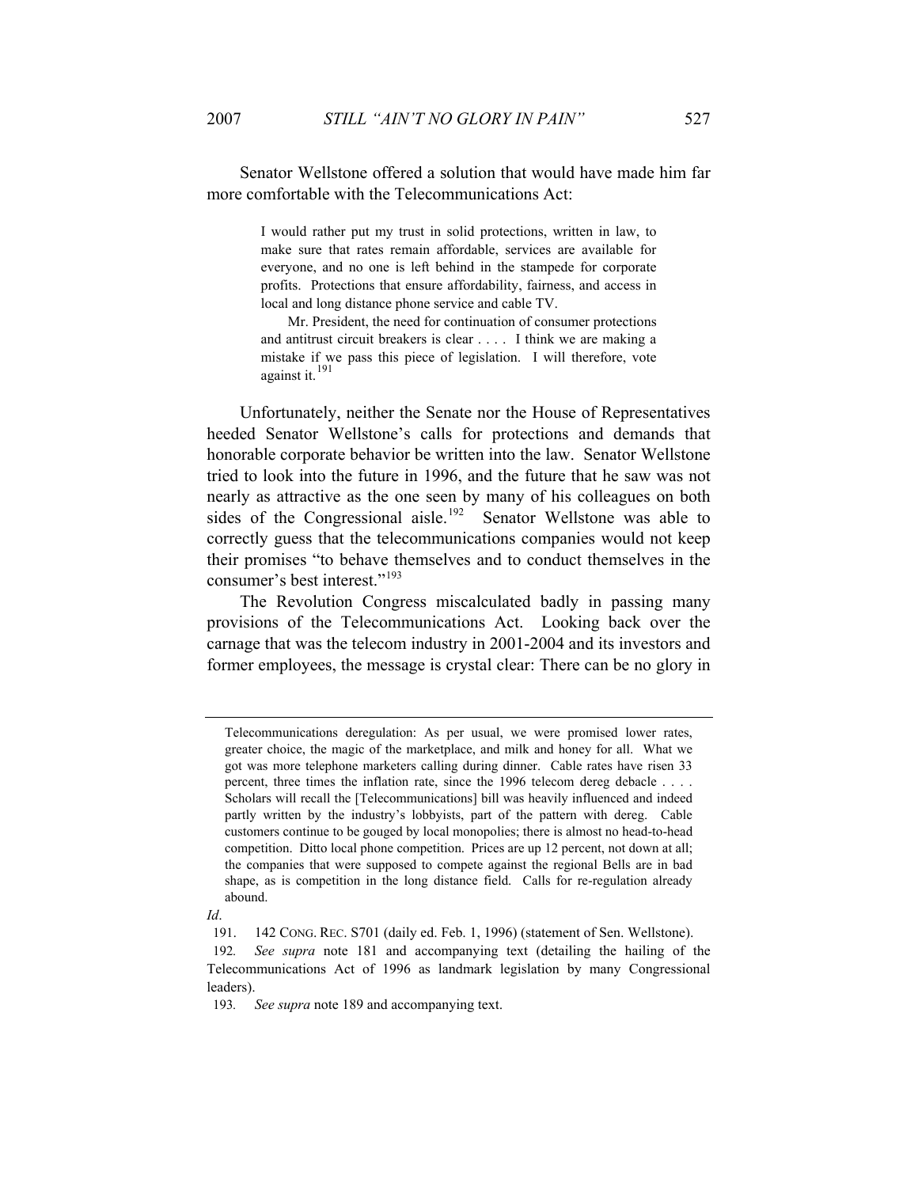Senator Wellstone offered a solution that would have made him far more comfortable with the Telecommunications Act:

> I would rather put my trust in solid protections, written in law, to make sure that rates remain affordable, services are available for everyone, and no one is left behind in the stampede for corporate profits. Protections that ensure affordability, fairness, and access in local and long distance phone service and cable TV.
>
> Mr. President, the need for continuation of consumer protections and antitrust circuit breakers is clear . . . . I think we are making a mistake if we pass this piece of legislation. I will therefore, vote against it.[191]

Unfortunately, neither the Senate nor the House of Representatives heeded Senator Wellstone's calls for protections and demands that honorable corporate behavior be written into the law. Senator Wellstone tried to look into the future in 1996, and the future that he saw was not nearly as attractive as the one seen by many of his colleagues on both sides of the Congressional aisle.[192] Senator Wellstone was able to correctly guess that the telecommunications companies would not keep their promises "to behave themselves and to conduct themselves in the consumer's best interest."[193]

The Revolution Congress miscalculated badly in passing many provisions of the Telecommunications Act. Looking back over the carnage that was the telecom industry in 2001-2004 and its investors and former employees, the message is crystal clear: There can be no glory in

---

> Telecommunications deregulation: As per usual, we were promised lower rates, greater choice, the magic of the marketplace, and milk and honey for all. What we got was more telephone marketers calling during dinner. Cable rates have risen 33 percent, three times the inflation rate, since the 1996 telecom dereg debacle . . . . Scholars will recall the [Telecommunications] bill was heavily influenced and indeed partly written by the industry's lobbyists, part of the pattern with dereg. Cable customers continue to be gouged by local monopolies; there is almost no head-to-head competition. Ditto local phone competition. Prices are up 12 percent, not down at all; the companies that were supposed to compete against the regional Bells are in bad shape, as is competition in the long distance field. Calls for re-regulation already abound.

*Id*.

191. 142 CONG. REC. S701 (daily ed. Feb. 1, 1996) (statement of Sen. Wellstone).

192. *See supra* note 181 and accompanying text (detailing the hailing of the Telecommunications Act of 1996 as landmark legislation by many Congressional leaders).

193. *See supra* note 189 and accompanying text.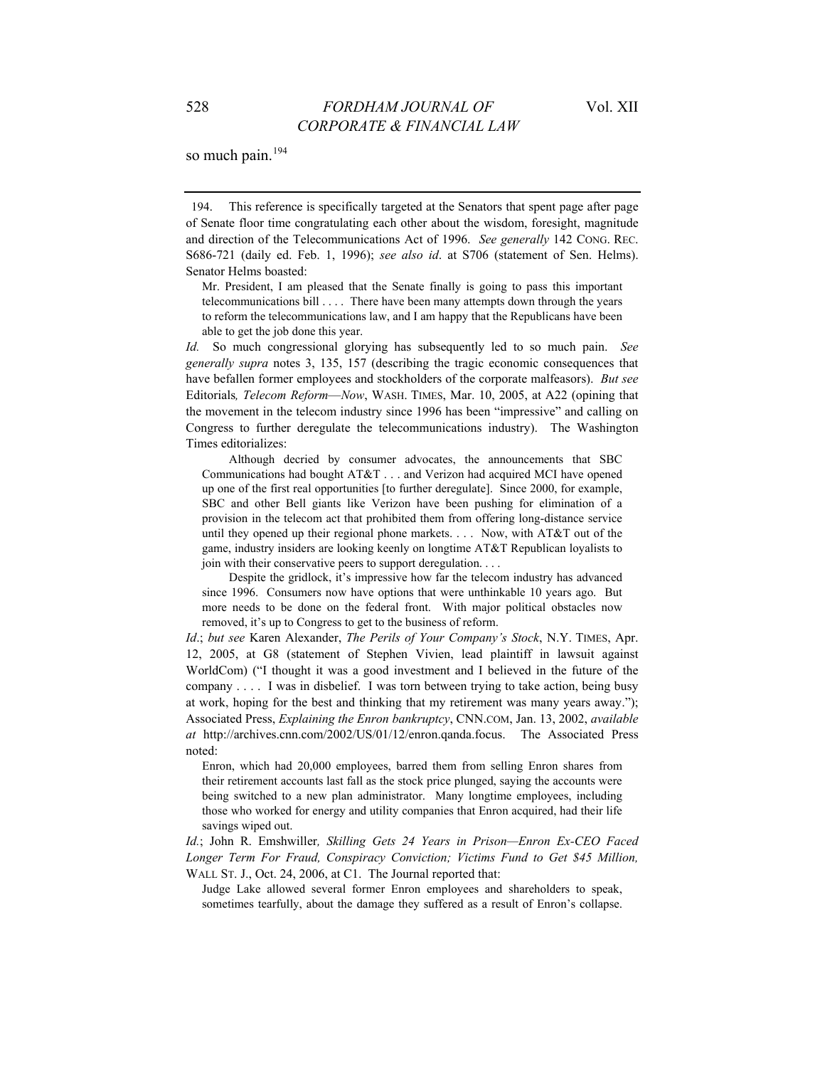so much pain.[194]

---

194. This reference is specifically targeted at the Senators that spent page after page of Senate floor time congratulating each other about the wisdom, foresight, magnitude and direction of the Telecommunications Act of 1996. *See generally* 142 CONG. REC. S686-721 (daily ed. Feb. 1, 1996); *see also id*. at S706 (statement of Sen. Helms). Senator Helms boasted:

> Mr. President, I am pleased that the Senate finally is going to pass this important telecommunications bill . . . . There have been many attempts down through the years to reform the telecommunications law, and I am happy that the Republicans have been able to get the job done this year.

*Id.* So much congressional glorying has subsequently led to so much pain. *See generally supra* notes 3, 135, 157 (describing the tragic economic consequences that have befallen former employees and stockholders of the corporate malfeasors). *But see* Editorials*, Telecom Reform—Now*, WASH. TIMES, Mar. 10, 2005, at A22 (opining that the movement in the telecom industry since 1996 has been "impressive" and calling on Congress to further deregulate the telecommunications industry). The Washington Times editorializes:

> Although decried by consumer advocates, the announcements that SBC Communications had bought AT&T . . . and Verizon had acquired MCI have opened up one of the first real opportunities [to further deregulate]. Since 2000, for example, SBC and other Bell giants like Verizon have been pushing for elimination of a provision in the telecom act that prohibited them from offering long-distance service until they opened up their regional phone markets. . . . Now, with AT&T out of the game, industry insiders are looking keenly on longtime AT&T Republican loyalists to join with their conservative peers to support deregulation. . . .
>
> Despite the gridlock, it's impressive how far the telecom industry has advanced since 1996. Consumers now have options that were unthinkable 10 years ago. But more needs to be done on the federal front. With major political obstacles now removed, it's up to Congress to get to the business of reform.

*Id*.; *but see* Karen Alexander, *The Perils of Your Company's Stock*, N.Y. TIMES, Apr. 12, 2005, at G8 (statement of Stephen Vivien, lead plaintiff in lawsuit against WorldCom) ("I thought it was a good investment and I believed in the future of the company . . . . I was in disbelief. I was torn between trying to take action, being busy at work, hoping for the best and thinking that my retirement was many years away."); Associated Press, *Explaining the Enron bankruptcy*, CNN.COM, Jan. 13, 2002, *available at* http://archives.cnn.com/2002/US/01/12/enron.qanda.focus. The Associated Press noted:

> Enron, which had 20,000 employees, barred them from selling Enron shares from their retirement accounts last fall as the stock price plunged, saying the accounts were being switched to a new plan administrator. Many longtime employees, including those who worked for energy and utility companies that Enron acquired, had their life savings wiped out.

*Id.*; John R. Emshwiller*, Skilling Gets 24 Years in Prison—Enron Ex-CEO Faced Longer Term For Fraud, Conspiracy Conviction; Victims Fund to Get $45 Million,* WALL ST. J., Oct. 24, 2006, at C1. The Journal reported that:

> Judge Lake allowed several former Enron employees and shareholders to speak, sometimes tearfully, about the damage they suffered as a result of Enron's collapse.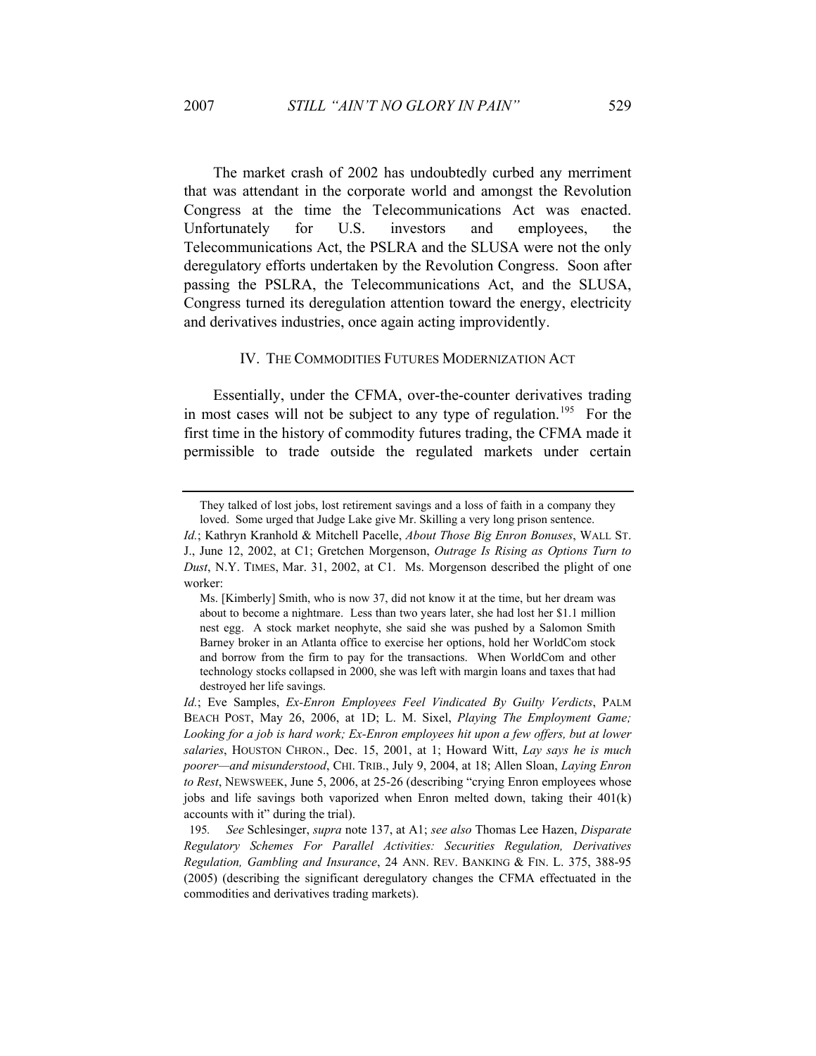The market crash of 2002 has undoubtedly curbed any merriment that was attendant in the corporate world and amongst the Revolution Congress at the time the Telecommunications Act was enacted. Unfortunately for U.S. investors and employees, the Telecommunications Act, the PSLRA and the SLUSA were not the only deregulatory efforts undertaken by the Revolution Congress. Soon after passing the PSLRA, the Telecommunications Act, and the SLUSA, Congress turned its deregulation attention toward the energy, electricity and derivatives industries, once again acting improvidently.

## IV. THE COMMODITIES FUTURES MODERNIZATION ACT

Essentially, under the CFMA, over-the-counter derivatives trading in most cases will not be subject to any type of regulation.[195] For the first time in the history of commodity futures trading, the CFMA made it permissible to trade outside the regulated markets under certain

---

> They talked of lost jobs, lost retirement savings and a loss of faith in a company they loved. Some urged that Judge Lake give Mr. Skilling a very long prison sentence.

*Id.*; Kathryn Kranhold & Mitchell Pacelle, *About Those Big Enron Bonuses*, WALL ST. J., June 12, 2002, at C1; Gretchen Morgenson, *Outrage Is Rising as Options Turn to Dust*, N.Y. TIMES, Mar. 31, 2002, at C1. Ms. Morgenson described the plight of one worker:

> Ms. [Kimberly] Smith, who is now 37, did not know it at the time, but her dream was about to become a nightmare. Less than two years later, she had lost her $1.1 million nest egg. A stock market neophyte, she said she was pushed by a Salomon Smith Barney broker in an Atlanta office to exercise her options, hold her WorldCom stock and borrow from the firm to pay for the transactions. When WorldCom and other technology stocks collapsed in 2000, she was left with margin loans and taxes that had destroyed her life savings.

*Id.*; Eve Samples, *Ex-Enron Employees Feel Vindicated By Guilty Verdicts*, PALM BEACH POST, May 26, 2006, at 1D; L. M. Sixel, *Playing The Employment Game; Looking for a job is hard work; Ex-Enron employees hit upon a few offers, but at lower salaries*, HOUSTON CHRON., Dec. 15, 2001, at 1; Howard Witt, *Lay says he is much poorer—and misunderstood*, CHI. TRIB., July 9, 2004, at 18; Allen Sloan, *Laying Enron to Rest*, NEWSWEEK, June 5, 2006, at 25-26 (describing "crying Enron employees whose jobs and life savings both vaporized when Enron melted down, taking their 401(k) accounts with it" during the trial).

195. *See* Schlesinger, *supra* note 137, at A1; *see also* Thomas Lee Hazen, *Disparate Regulatory Schemes For Parallel Activities: Securities Regulation, Derivatives Regulation, Gambling and Insurance*, 24 ANN. REV. BANKING & FIN. L. 375, 388-95 (2005) (describing the significant deregulatory changes the CFMA effectuated in the commodities and derivatives trading markets).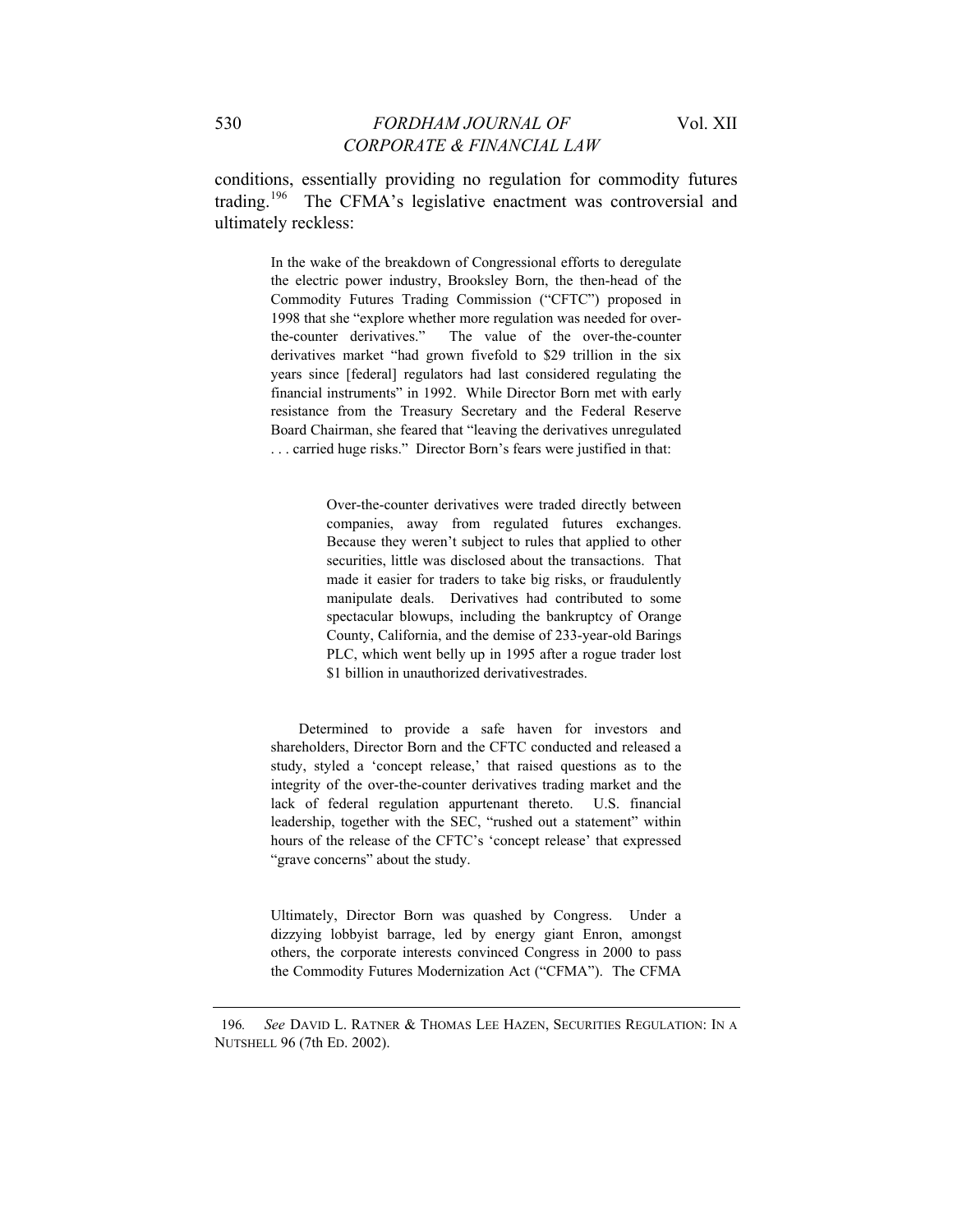conditions, essentially providing no regulation for commodity futures trading.[196] The CFMA's legislative enactment was controversial and ultimately reckless:

> In the wake of the breakdown of Congressional efforts to deregulate the electric power industry, Brooksley Born, the then-head of the Commodity Futures Trading Commission ("CFTC") proposed in 1998 that she "explore whether more regulation was needed for over-the-counter derivatives." The value of the over-the-counter derivatives market "had grown fivefold to $29 trillion in the six years since [federal] regulators had last considered regulating the financial instruments" in 1992. While Director Born met with early resistance from the Treasury Secretary and the Federal Reserve Board Chairman, she feared that "leaving the derivatives unregulated . . . carried huge risks." Director Born's fears were justified in that:
>
>> Over-the-counter derivatives were traded directly between companies, away from regulated futures exchanges. Because they weren't subject to rules that applied to other securities, little was disclosed about the transactions. That made it easier for traders to take big risks, or fraudulently manipulate deals. Derivatives had contributed to some spectacular blowups, including the bankruptcy of Orange County, California, and the demise of 233-year-old Barings PLC, which went belly up in 1995 after a rogue trader lost $1 billion in unauthorized derivativestrades.
>
> Determined to provide a safe haven for investors and shareholders, Director Born and the CFTC conducted and released a study, styled a 'concept release,' that raised questions as to the integrity of the over-the-counter derivatives trading market and the lack of federal regulation appurtenant thereto. U.S. financial leadership, together with the SEC, "rushed out a statement" within hours of the release of the CFTC's 'concept release' that expressed "grave concerns" about the study.
>
> Ultimately, Director Born was quashed by Congress. Under a dizzying lobbyist barrage, led by energy giant Enron, amongst others, the corporate interests convinced Congress in 2000 to pass the Commodity Futures Modernization Act ("CFMA"). The CFMA

196. *See* DAVID L. RATNER & THOMAS LEE HAZEN, SECURITIES REGULATION: IN A NUTSHELL 96 (7th ED. 2002).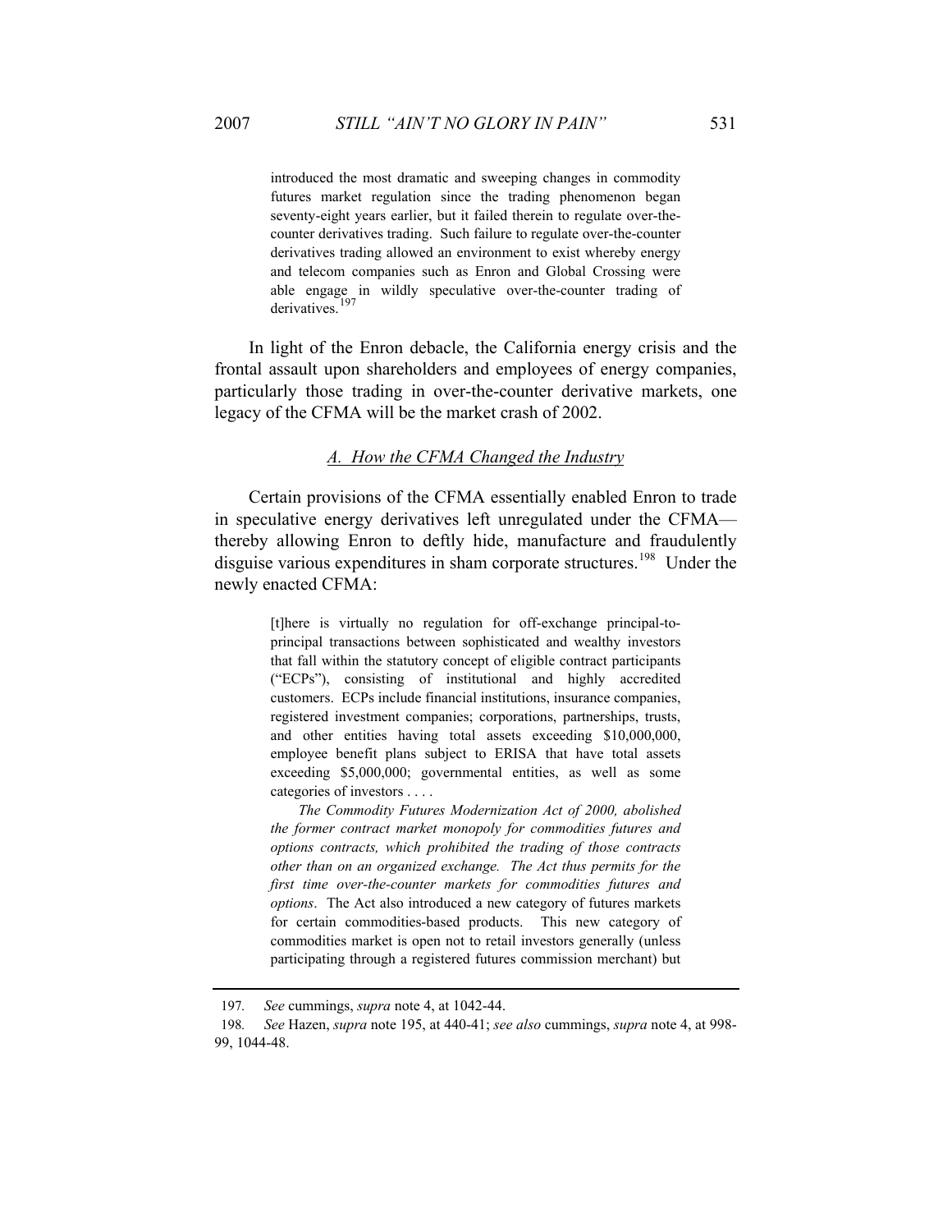> introduced the most dramatic and sweeping changes in commodity futures market regulation since the trading phenomenon began seventy-eight years earlier, but it failed therein to regulate over-the-counter derivatives trading. Such failure to regulate over-the-counter derivatives trading allowed an environment to exist whereby energy and telecom companies such as Enron and Global Crossing were able engage in wildly speculative over-the-counter trading of derivatives.[197]

In light of the Enron debacle, the California energy crisis and the frontal assault upon shareholders and employees of energy companies, particularly those trading in over-the-counter derivative markets, one legacy of the CFMA will be the market crash of 2002.

### *A. How the CFMA Changed the Industry*

Certain provisions of the CFMA essentially enabled Enron to trade in speculative energy derivatives left unregulated under the CFMA—thereby allowing Enron to deftly hide, manufacture and fraudulently disguise various expenditures in sham corporate structures.[198] Under the newly enacted CFMA:

> [t]here is virtually no regulation for off-exchange principal-to-principal transactions between sophisticated and wealthy investors that fall within the statutory concept of eligible contract participants ("ECPs"), consisting of institutional and highly accredited customers. ECPs include financial institutions, insurance companies, registered investment companies; corporations, partnerships, trusts, and other entities having total assets exceeding $10,000,000, employee benefit plans subject to ERISA that have total assets exceeding $5,000,000; governmental entities, as well as some categories of investors . . . .
>
> *The Commodity Futures Modernization Act of 2000, abolished the former contract market monopoly for commodities futures and options contracts, which prohibited the trading of those contracts other than on an organized exchange. The Act thus permits for the first time over-the-counter markets for commodities futures and options*. The Act also introduced a new category of futures markets for certain commodities-based products. This new category of commodities market is open not to retail investors generally (unless participating through a registered futures commission merchant) but

---

197. *See* cummings, *supra* note 4, at 1042-44.

198. *See* Hazen, *supra* note 195, at 440-41; *see also* cummings, *supra* note 4, at 998-99, 1044-48.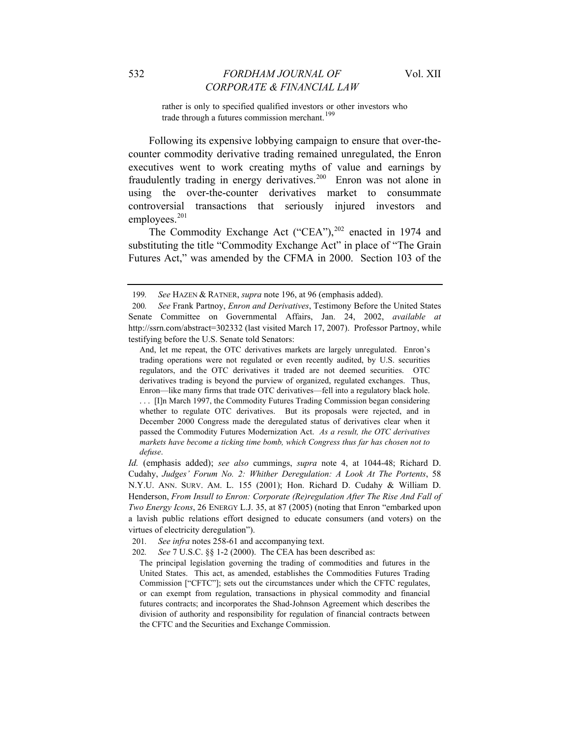> rather is only to specified qualified investors or other investors who trade through a futures commission merchant.[199]

Following its expensive lobbying campaign to ensure that over-the-counter commodity derivative trading remained unregulated, the Enron executives went to work creating myths of value and earnings by fraudulently trading in energy derivatives.[200] Enron was not alone in using the over-the-counter derivatives market to consummate controversial transactions that seriously injured investors and employees.[201]

The Commodity Exchange Act ("CEA"),[202] enacted in 1974 and substituting the title "Commodity Exchange Act" in place of "The Grain Futures Act," was amended by the CFMA in 2000. Section 103 of the

---

199. *See* HAZEN & RATNER, *supra* note 196, at 96 (emphasis added).

200. *See* Frank Partnoy, *Enron and Derivatives*, Testimony Before the United States Senate Committee on Governmental Affairs, Jan. 24, 2002, *available at* http://ssrn.com/abstract=302332 (last visited March 17, 2007). Professor Partnoy, while testifying before the U.S. Senate told Senators:

> And, let me repeat, the OTC derivatives markets are largely unregulated. Enron's trading operations were not regulated or even recently audited, by U.S. securities regulators, and the OTC derivatives it traded are not deemed securities. OTC derivatives trading is beyond the purview of organized, regulated exchanges. Thus, Enron—like many firms that trade OTC derivatives—fell into a regulatory black hole. . . . [I]n March 1997, the Commodity Futures Trading Commission began considering whether to regulate OTC derivatives. But its proposals were rejected, and in December 2000 Congress made the deregulated status of derivatives clear when it passed the Commodity Futures Modernization Act. *As a result, the OTC derivatives markets have become a ticking time bomb, which Congress thus far has chosen not to defuse*.

*Id.* (emphasis added); *see also* cummings, *supra* note 4, at 1044-48; Richard D. Cudahy, *Judges' Forum No. 2: Whither Deregulation: A Look At The Portents*, 58 N.Y.U. ANN. SURV. AM. L. 155 (2001); Hon. Richard D. Cudahy & William D. Henderson, *From Insull to Enron: Corporate (Re)regulation After The Rise And Fall of Two Energy Icons*, 26 ENERGY L.J. 35, at 87 (2005) (noting that Enron "embarked upon a lavish public relations effort designed to educate consumers (and voters) on the virtues of electricity deregulation").

201. *See infra* notes 258-61 and accompanying text.

202. *See* 7 U.S.C. §§ 1-2 (2000). The CEA has been described as:

> The principal legislation governing the trading of commodities and futures in the United States. This act, as amended, establishes the Commodities Futures Trading Commission ["CFTC"]; sets out the circumstances under which the CFTC regulates, or can exempt from regulation, transactions in physical commodity and financial futures contracts; and incorporates the Shad-Johnson Agreement which describes the division of authority and responsibility for regulation of financial contracts between the CFTC and the Securities and Exchange Commission.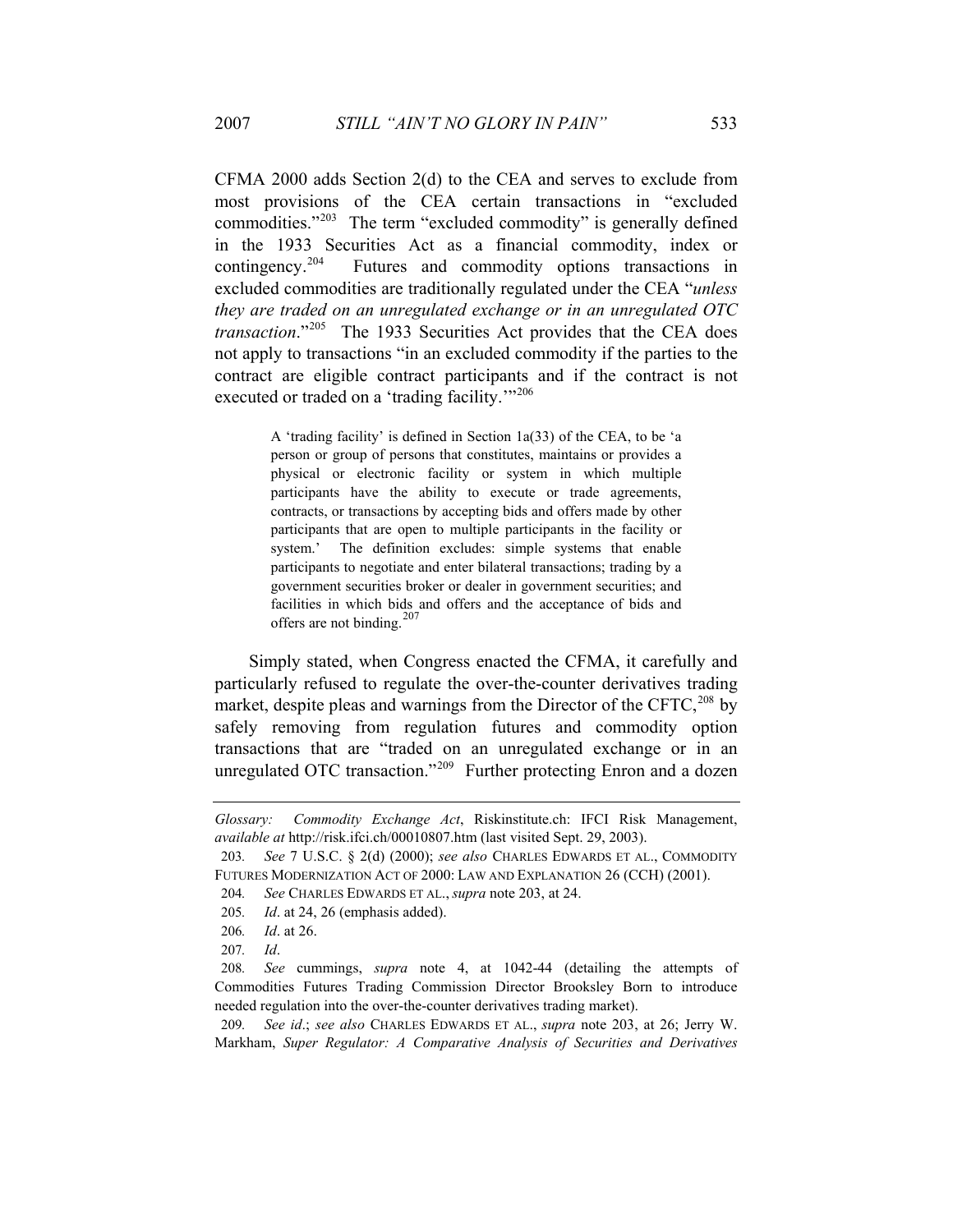CFMA 2000 adds Section 2(d) to the CEA and serves to exclude from most provisions of the CEA certain transactions in "excluded commodities."[203] The term "excluded commodity" is generally defined in the 1933 Securities Act as a financial commodity, index or contingency.[204] Futures and commodity options transactions in excluded commodities are traditionally regulated under the CEA "*unless they are traded on an unregulated exchange or in an unregulated OTC transaction*."[205] The 1933 Securities Act provides that the CEA does not apply to transactions "in an excluded commodity if the parties to the contract are eligible contract participants and if the contract is not executed or traded on a 'trading facility.'"[206]

> A 'trading facility' is defined in Section 1a(33) of the CEA, to be 'a person or group of persons that constitutes, maintains or provides a physical or electronic facility or system in which multiple participants have the ability to execute or trade agreements, contracts, or transactions by accepting bids and offers made by other participants that are open to multiple participants in the facility or system.' The definition excludes: simple systems that enable participants to negotiate and enter bilateral transactions; trading by a government securities broker or dealer in government securities; and facilities in which bids and offers and the acceptance of bids and offers are not binding.[207]

Simply stated, when Congress enacted the CFMA, it carefully and particularly refused to regulate the over-the-counter derivatives trading market, despite pleas and warnings from the Director of the CFTC,[208] by safely removing from regulation futures and commodity option transactions that are "traded on an unregulated exchange or in an unregulated OTC transaction."[209] Further protecting Enron and a dozen

---

*Glossary: Commodity Exchange Act*, Riskinstitute.ch: IFCI Risk Management, *available at* http://risk.ifci.ch/00010807.htm (last visited Sept. 29, 2003).

203. *See* 7 U.S.C. § 2(d) (2000); *see also* CHARLES EDWARDS ET AL., COMMODITY FUTURES MODERNIZATION ACT OF 2000: LAW AND EXPLANATION 26 (CCH) (2001).

204. *See* CHARLES EDWARDS ET AL., *supra* note 203, at 24.

205. *Id*. at 24, 26 (emphasis added).

206. *Id*. at 26.

207. *Id*.

208. *See* cummings, *supra* note 4, at 1042-44 (detailing the attempts of Commodities Futures Trading Commission Director Brooksley Born to introduce needed regulation into the over-the-counter derivatives trading market).

209. *See id*.; *see also* CHARLES EDWARDS ET AL., *supra* note 203, at 26; Jerry W. Markham, *Super Regulator: A Comparative Analysis of Securities and Derivatives*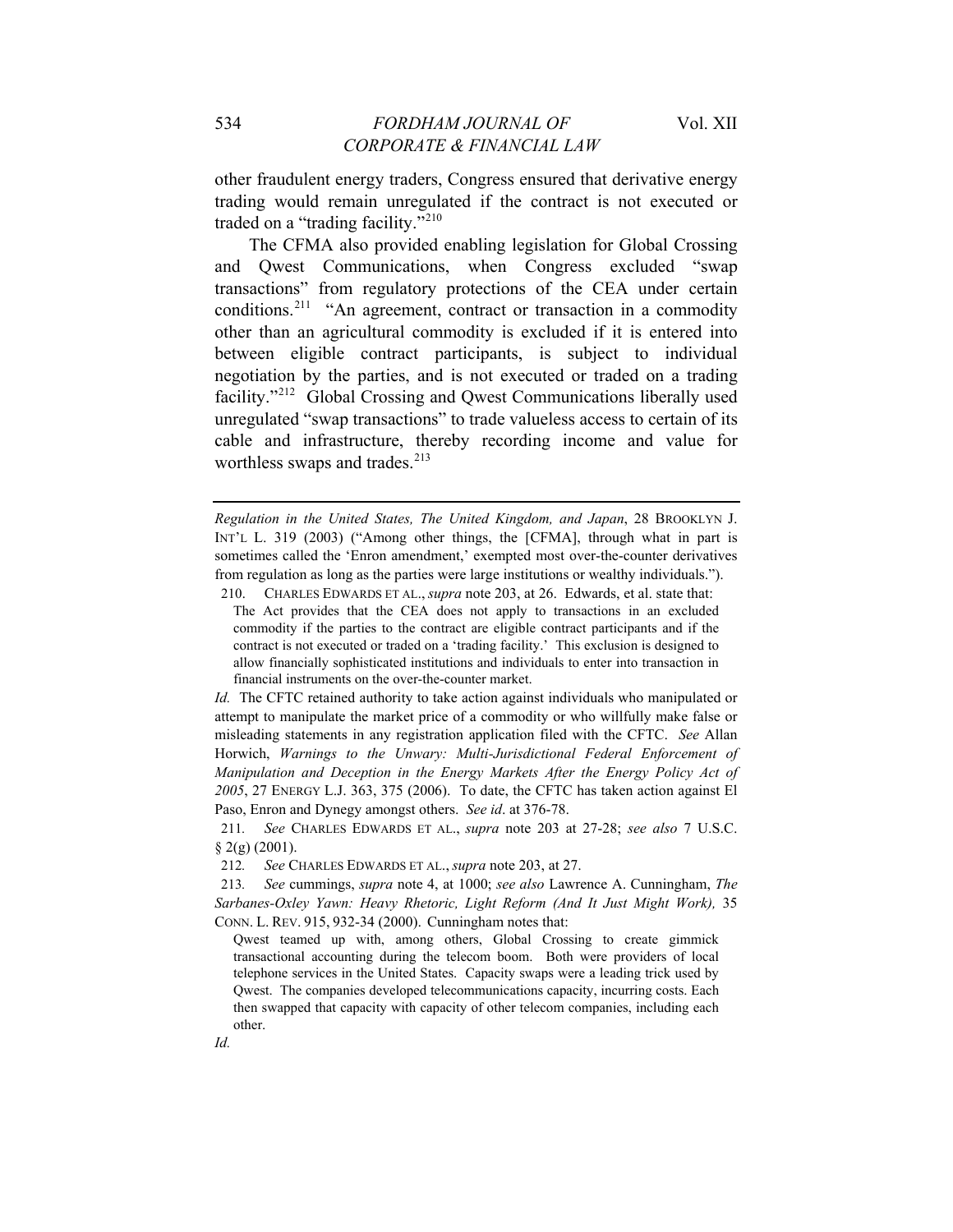other fraudulent energy traders, Congress ensured that derivative energy trading would remain unregulated if the contract is not executed or traded on a "trading facility."[210]

The CFMA also provided enabling legislation for Global Crossing and Qwest Communications, when Congress excluded "swap transactions" from regulatory protections of the CEA under certain conditions.[211] "An agreement, contract or transaction in a commodity other than an agricultural commodity is excluded if it is entered into between eligible contract participants, is subject to individual negotiation by the parties, and is not executed or traded on a trading facility."[212] Global Crossing and Qwest Communications liberally used unregulated "swap transactions" to trade valueless access to certain of its cable and infrastructure, thereby recording income and value for worthless swaps and trades.[213]

---

*Regulation in the United States, The United Kingdom, and Japan*, 28 BROOKLYN J. INT'L L. 319 (2003) ("Among other things, the [CFMA], through what in part is sometimes called the 'Enron amendment,' exempted most over-the-counter derivatives from regulation as long as the parties were large institutions or wealthy individuals.").

210. CHARLES EDWARDS ET AL., *supra* note 203, at 26. Edwards, et al. state that:

> The Act provides that the CEA does not apply to transactions in an excluded commodity if the parties to the contract are eligible contract participants and if the contract is not executed or traded on a 'trading facility.' This exclusion is designed to allow financially sophisticated institutions and individuals to enter into transaction in financial instruments on the over-the-counter market.

*Id.* The CFTC retained authority to take action against individuals who manipulated or attempt to manipulate the market price of a commodity or who willfully make false or misleading statements in any registration application filed with the CFTC. *See* Allan Horwich, *Warnings to the Unwary: Multi-Jurisdictional Federal Enforcement of Manipulation and Deception in the Energy Markets After the Energy Policy Act of 2005*, 27 ENERGY L.J. 363, 375 (2006). To date, the CFTC has taken action against El Paso, Enron and Dynegy amongst others. *See id*. at 376-78.

211. *See* CHARLES EDWARDS ET AL., *supra* note 203 at 27-28; *see also* 7 U.S.C. § 2(g) (2001).

212. *See* CHARLES EDWARDS ET AL., *supra* note 203, at 27.

213. *See* cummings, *supra* note 4, at 1000; *see also* Lawrence A. Cunningham, *The Sarbanes-Oxley Yawn: Heavy Rhetoric, Light Reform (And It Just Might Work),* 35 CONN. L. REV. 915, 932-34 (2000). Cunningham notes that:

> Qwest teamed up with, among others, Global Crossing to create gimmick transactional accounting during the telecom boom. Both were providers of local telephone services in the United States. Capacity swaps were a leading trick used by Qwest. The companies developed telecommunications capacity, incurring costs. Each then swapped that capacity with capacity of other telecom companies, including each other.

*Id.*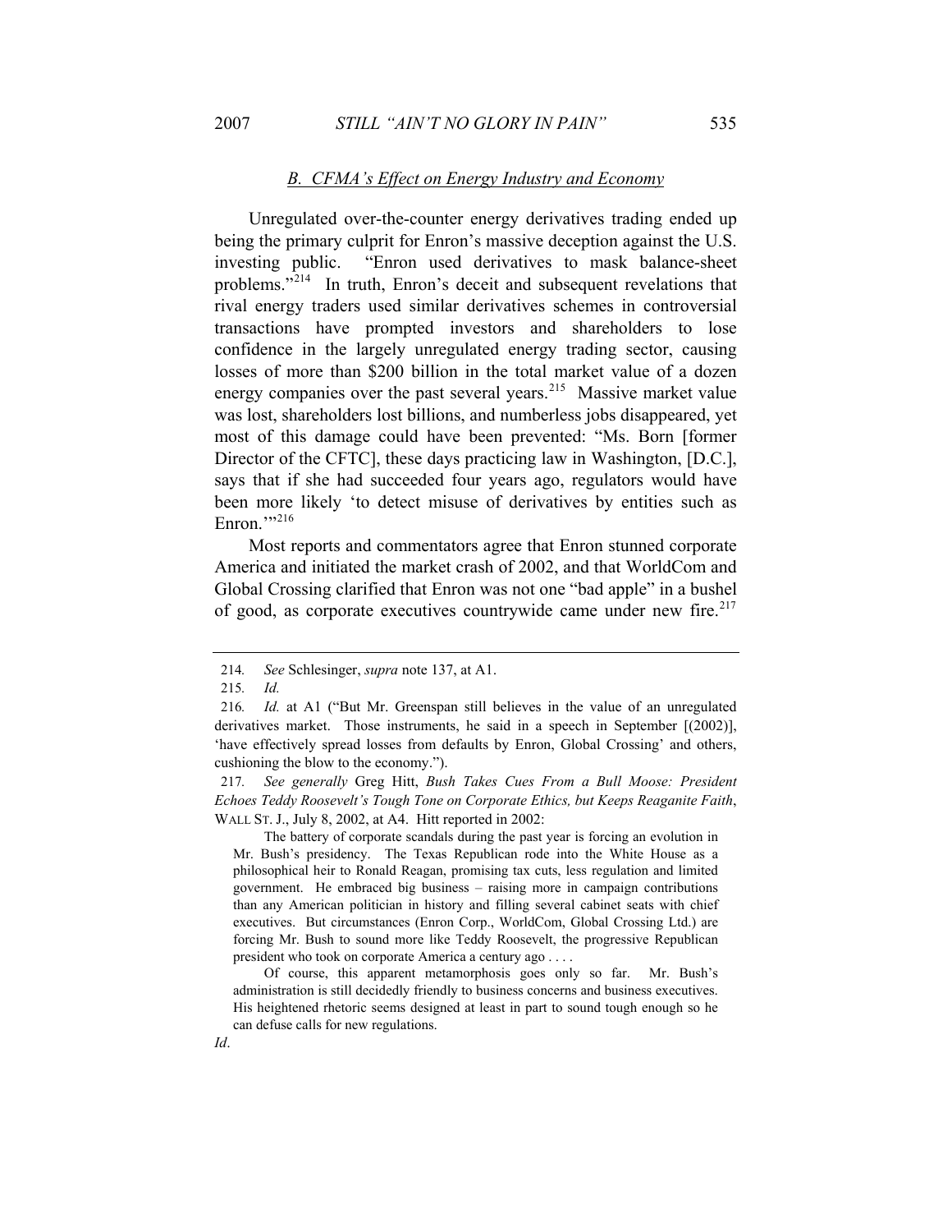### *B. CFMA's Effect on Energy Industry and Economy*

Unregulated over-the-counter energy derivatives trading ended up being the primary culprit for Enron's massive deception against the U.S. investing public. "Enron used derivatives to mask balance-sheet problems."[214] In truth, Enron's deceit and subsequent revelations that rival energy traders used similar derivatives schemes in controversial transactions have prompted investors and shareholders to lose confidence in the largely unregulated energy trading sector, causing losses of more than $200 billion in the total market value of a dozen energy companies over the past several years.[215] Massive market value was lost, shareholders lost billions, and numberless jobs disappeared, yet most of this damage could have been prevented: "Ms. Born [former Director of the CFTC], these days practicing law in Washington, [D.C.], says that if she had succeeded four years ago, regulators would have been more likely 'to detect misuse of derivatives by entities such as Enron.'"[216]

Most reports and commentators agree that Enron stunned corporate America and initiated the market crash of 2002, and that WorldCom and Global Crossing clarified that Enron was not one "bad apple" in a bushel of good, as corporate executives countrywide came under new fire.[217]

---

214. *See* Schlesinger, *supra* note 137, at A1.

215. *Id.*

216. *Id.* at A1 ("But Mr. Greenspan still believes in the value of an unregulated derivatives market. Those instruments, he said in a speech in September [(2002)], 'have effectively spread losses from defaults by Enron, Global Crossing' and others, cushioning the blow to the economy.").

217. *See generally* Greg Hitt, *Bush Takes Cues From a Bull Moose: President Echoes Teddy Roosevelt's Tough Tone on Corporate Ethics, but Keeps Reaganite Faith*, WALL ST. J., July 8, 2002, at A4. Hitt reported in 2002:

> The battery of corporate scandals during the past year is forcing an evolution in Mr. Bush's presidency. The Texas Republican rode into the White House as a philosophical heir to Ronald Reagan, promising tax cuts, less regulation and limited government. He embraced big business – raising more in campaign contributions than any American politician in history and filling several cabinet seats with chief executives. But circumstances (Enron Corp., WorldCom, Global Crossing Ltd.) are forcing Mr. Bush to sound more like Teddy Roosevelt, the progressive Republican president who took on corporate America a century ago . . . .
>
> Of course, this apparent metamorphosis goes only so far. Mr. Bush's administration is still decidedly friendly to business concerns and business executives. His heightened rhetoric seems designed at least in part to sound tough enough so he can defuse calls for new regulations.

*Id*.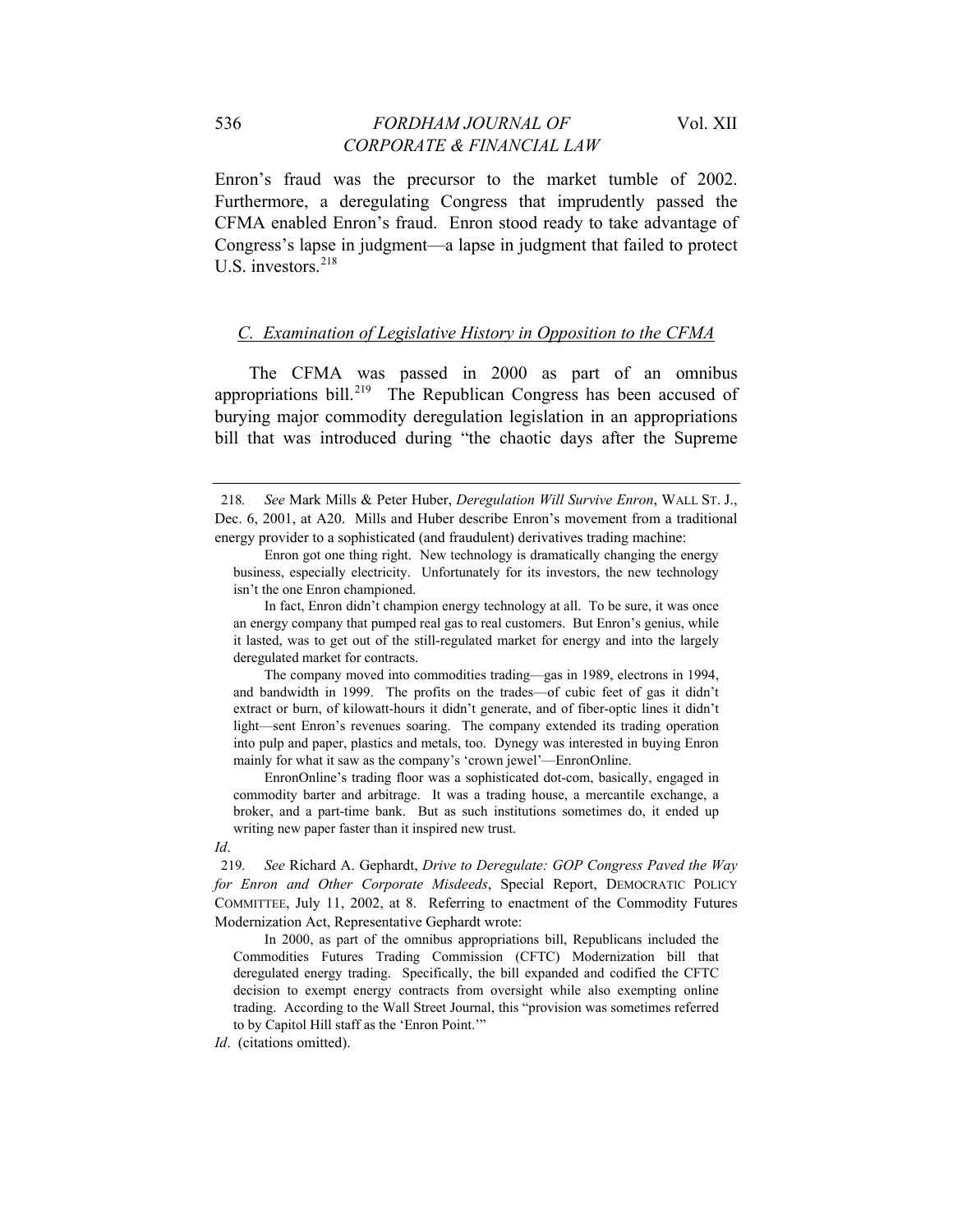Enron's fraud was the precursor to the market tumble of 2002. Furthermore, a deregulating Congress that imprudently passed the CFMA enabled Enron's fraud. Enron stood ready to take advantage of Congress's lapse in judgment—a lapse in judgment that failed to protect U.S. investors.[218]

### *C. Examination of Legislative History in Opposition to the CFMA*

The CFMA was passed in 2000 as part of an omnibus appropriations bill.[219] The Republican Congress has been accused of burying major commodity deregulation legislation in an appropriations bill that was introduced during "the chaotic days after the Supreme

---

218. *See* Mark Mills & Peter Huber, *Deregulation Will Survive Enron*, WALL ST. J., Dec. 6, 2001, at A20. Mills and Huber describe Enron's movement from a traditional energy provider to a sophisticated (and fraudulent) derivatives trading machine:

> Enron got one thing right. New technology is dramatically changing the energy business, especially electricity. Unfortunately for its investors, the new technology isn't the one Enron championed.
>
> In fact, Enron didn't champion energy technology at all. To be sure, it was once an energy company that pumped real gas to real customers. But Enron's genius, while it lasted, was to get out of the still-regulated market for energy and into the largely deregulated market for contracts.
>
> The company moved into commodities trading—gas in 1989, electrons in 1994, and bandwidth in 1999. The profits on the trades—of cubic feet of gas it didn't extract or burn, of kilowatt-hours it didn't generate, and of fiber-optic lines it didn't light—sent Enron's revenues soaring. The company extended its trading operation into pulp and paper, plastics and metals, too. Dynegy was interested in buying Enron mainly for what it saw as the company's 'crown jewel'—EnronOnline.
>
> EnronOnline's trading floor was a sophisticated dot-com, basically, engaged in commodity barter and arbitrage. It was a trading house, a mercantile exchange, a broker, and a part-time bank. But as such institutions sometimes do, it ended up writing new paper faster than it inspired new trust.

*Id*.

219. *See* Richard A. Gephardt, *Drive to Deregulate: GOP Congress Paved the Way for Enron and Other Corporate Misdeeds*, Special Report, DEMOCRATIC POLICY COMMITTEE, July 11, 2002, at 8. Referring to enactment of the Commodity Futures Modernization Act, Representative Gephardt wrote:

> In 2000, as part of the omnibus appropriations bill, Republicans included the Commodities Futures Trading Commission (CFTC) Modernization bill that deregulated energy trading. Specifically, the bill expanded and codified the CFTC decision to exempt energy contracts from oversight while also exempting online trading. According to the Wall Street Journal, this "provision was sometimes referred to by Capitol Hill staff as the 'Enron Point.'"

*Id*. (citations omitted).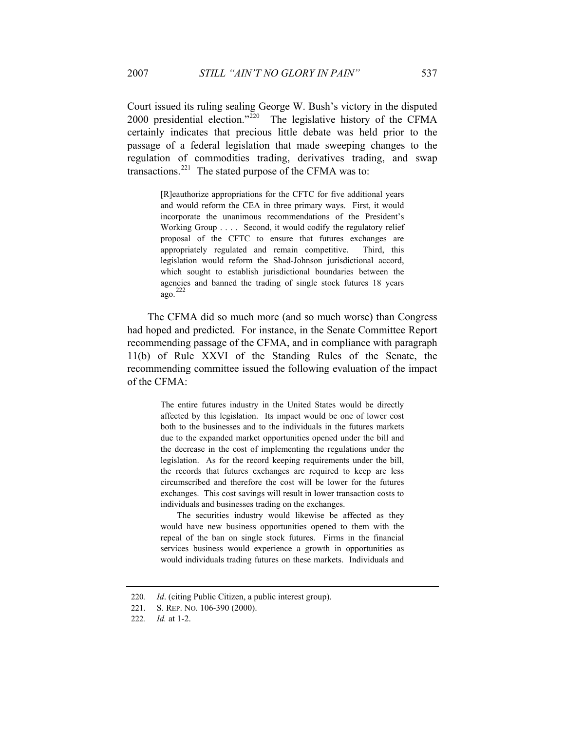Court issued its ruling sealing George W. Bush's victory in the disputed 2000 presidential election."[220] The legislative history of the CFMA certainly indicates that precious little debate was held prior to the passage of a federal legislation that made sweeping changes to the regulation of commodities trading, derivatives trading, and swap transactions.[221] The stated purpose of the CFMA was to:

> [R]eauthorize appropriations for the CFTC for five additional years and would reform the CEA in three primary ways. First, it would incorporate the unanimous recommendations of the President's Working Group . . . . Second, it would codify the regulatory relief proposal of the CFTC to ensure that futures exchanges are appropriately regulated and remain competitive. Third, this legislation would reform the Shad-Johnson jurisdictional accord, which sought to establish jurisdictional boundaries between the agencies and banned the trading of single stock futures 18 years ago.[222]

The CFMA did so much more (and so much worse) than Congress had hoped and predicted. For instance, in the Senate Committee Report recommending passage of the CFMA, and in compliance with paragraph 11(b) of Rule XXVI of the Standing Rules of the Senate, the recommending committee issued the following evaluation of the impact of the CFMA:

> The entire futures industry in the United States would be directly affected by this legislation. Its impact would be one of lower cost both to the businesses and to the individuals in the futures markets due to the expanded market opportunities opened under the bill and the decrease in the cost of implementing the regulations under the legislation. As for the record keeping requirements under the bill, the records that futures exchanges are required to keep are less circumscribed and therefore the cost will be lower for the futures exchanges. This cost savings will result in lower transaction costs to individuals and businesses trading on the exchanges.
>
> The securities industry would likewise be affected as they would have new business opportunities opened to them with the repeal of the ban on single stock futures. Firms in the financial services business would experience a growth in opportunities as would individuals trading futures on these markets. Individuals and

---

220. *Id*. (citing Public Citizen, a public interest group).

221. S. REP. NO. 106-390 (2000).

222. *Id.* at 1-2.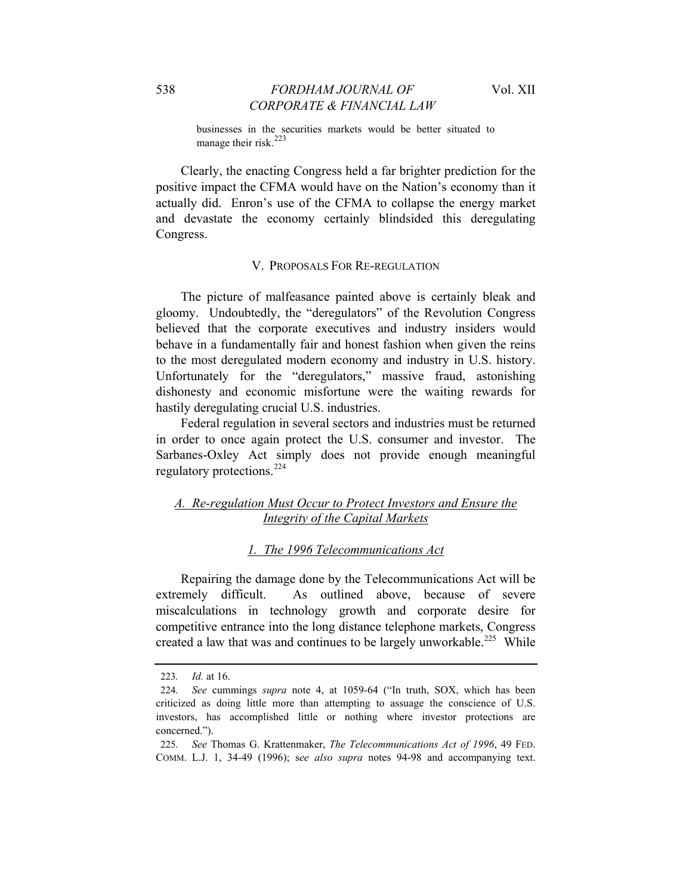> businesses in the securities markets would be better situated to manage their risk.[223]

Clearly, the enacting Congress held a far brighter prediction for the positive impact the CFMA would have on the Nation's economy than it actually did. Enron's use of the CFMA to collapse the energy market and devastate the economy certainly blindsided this deregulating Congress.

## V. PROPOSALS FOR RE-REGULATION

The picture of malfeasance painted above is certainly bleak and gloomy. Undoubtedly, the "deregulators" of the Revolution Congress believed that the corporate executives and industry insiders would behave in a fundamentally fair and honest fashion when given the reins to the most deregulated modern economy and industry in U.S. history. Unfortunately for the "deregulators," massive fraud, astonishing dishonesty and economic misfortune were the waiting rewards for hastily deregulating crucial U.S. industries.

Federal regulation in several sectors and industries must be returned in order to once again protect the U.S. consumer and investor. The Sarbanes-Oxley Act simply does not provide enough meaningful regulatory protections.[224]

### *A. Re-regulation Must Occur to Protect Investors and Ensure the Integrity of the Capital Markets*

#### *1. The 1996 Telecommunications Act*

Repairing the damage done by the Telecommunications Act will be extremely difficult. As outlined above, because of severe miscalculations in technology growth and corporate desire for competitive entrance into the long distance telephone markets, Congress created a law that was and continues to be largely unworkable.[225] While

---

223. *Id.* at 16.

224. *See* cummings *supra* note 4, at 1059-64 ("In truth, SOX, which has been criticized as doing little more than attempting to assuage the conscience of U.S. investors, has accomplished little or nothing where investor protections are concerned.").

225. *See* Thomas G. Krattenmaker, *The Telecommunications Act of 1996*, 49 FED. COMM. L.J. 1, 34-49 (1996); s*ee also supra* notes 94-98 and accompanying text.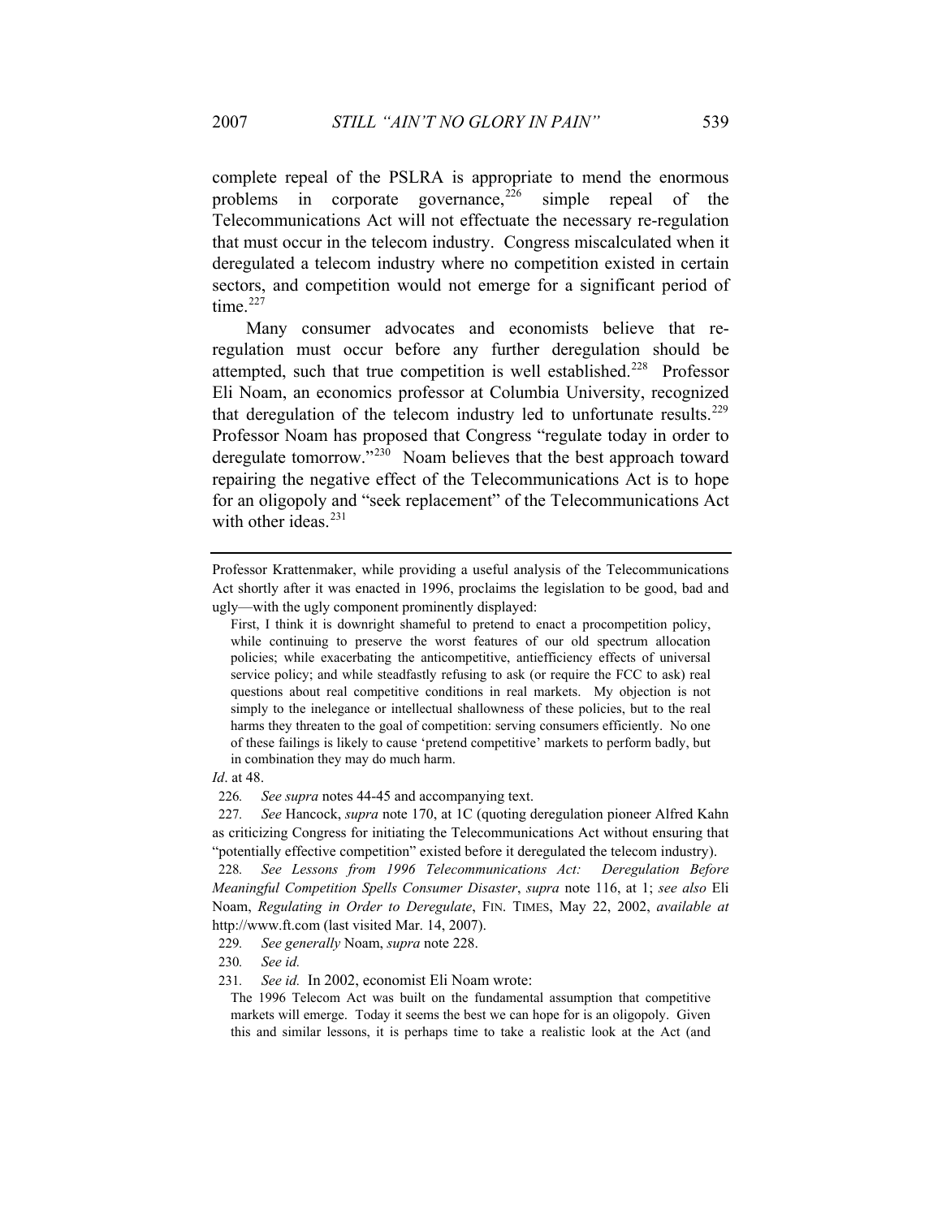complete repeal of the PSLRA is appropriate to mend the enormous problems in corporate governance,[226] simple repeal of the Telecommunications Act will not effectuate the necessary re-regulation that must occur in the telecom industry. Congress miscalculated when it deregulated a telecom industry where no competition existed in certain sectors, and competition would not emerge for a significant period of time.[227]

Many consumer advocates and economists believe that re-regulation must occur before any further deregulation should be attempted, such that true competition is well established.[228] Professor Eli Noam, an economics professor at Columbia University, recognized that deregulation of the telecom industry led to unfortunate results.[229] Professor Noam has proposed that Congress "regulate today in order to deregulate tomorrow."[230] Noam believes that the best approach toward repairing the negative effect of the Telecommunications Act is to hope for an oligopoly and "seek replacement" of the Telecommunications Act with other ideas.[231]

---

Professor Krattenmaker, while providing a useful analysis of the Telecommunications Act shortly after it was enacted in 1996, proclaims the legislation to be good, bad and ugly—with the ugly component prominently displayed:

> First, I think it is downright shameful to pretend to enact a procompetition policy, while continuing to preserve the worst features of our old spectrum allocation policies; while exacerbating the anticompetitive, antiefficiency effects of universal service policy; and while steadfastly refusing to ask (or require the FCC to ask) real questions about real competitive conditions in real markets. My objection is not simply to the inelegance or intellectual shallowness of these policies, but to the real harms they threaten to the goal of competition: serving consumers efficiently. No one of these failings is likely to cause 'pretend competitive' markets to perform badly, but in combination they may do much harm.

*Id*. at 48.

226. *See supra* notes 44-45 and accompanying text.

227. *See* Hancock, *supra* note 170, at 1C (quoting deregulation pioneer Alfred Kahn as criticizing Congress for initiating the Telecommunications Act without ensuring that "potentially effective competition" existed before it deregulated the telecom industry).

228. *See Lessons from 1996 Telecommunications Act: Deregulation Before Meaningful Competition Spells Consumer Disaster*, *supra* note 116, at 1; *see also* Eli Noam, *Regulating in Order to Deregulate*, FIN. TIMES, May 22, 2002, *available at* http://www.ft.com (last visited Mar. 14, 2007).

229. *See generally* Noam, *supra* note 228.

230. *See id.*

231. *See id.* In 2002, economist Eli Noam wrote:

> The 1996 Telecom Act was built on the fundamental assumption that competitive markets will emerge. Today it seems the best we can hope for is an oligopoly. Given this and similar lessons, it is perhaps time to take a realistic look at the Act (and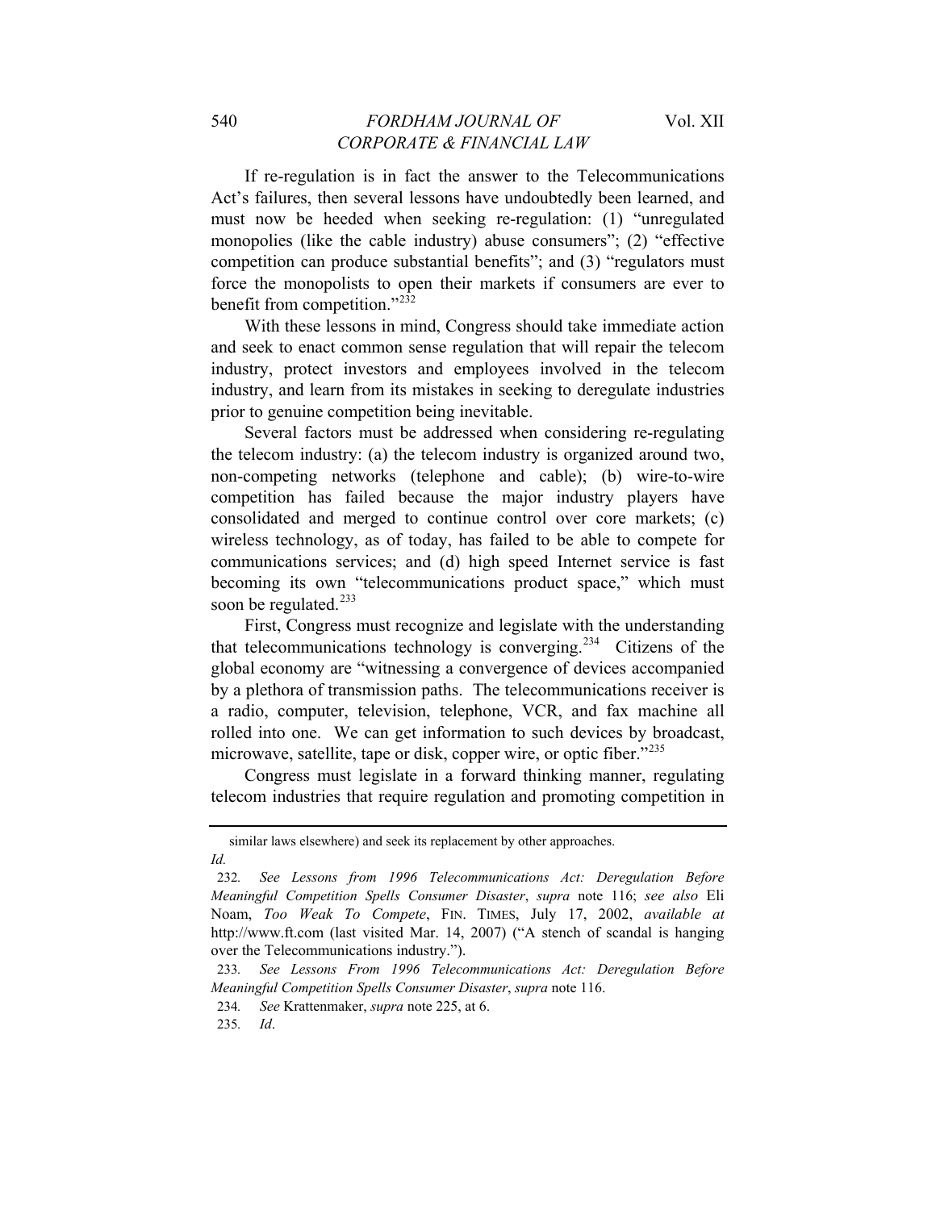If re-regulation is in fact the answer to the Telecommunications Act's failures, then several lessons have undoubtedly been learned, and must now be heeded when seeking re-regulation: (1) "unregulated monopolies (like the cable industry) abuse consumers"; (2) "effective competition can produce substantial benefits"; and (3) "regulators must force the monopolists to open their markets if consumers are ever to benefit from competition."[232]

With these lessons in mind, Congress should take immediate action and seek to enact common sense regulation that will repair the telecom industry, protect investors and employees involved in the telecom industry, and learn from its mistakes in seeking to deregulate industries prior to genuine competition being inevitable.

Several factors must be addressed when considering re-regulating the telecom industry: (a) the telecom industry is organized around two, non-competing networks (telephone and cable); (b) wire-to-wire competition has failed because the major industry players have consolidated and merged to continue control over core markets; (c) wireless technology, as of today, has failed to be able to compete for communications services; and (d) high speed Internet service is fast becoming its own "telecommunications product space," which must soon be regulated.[233]

First, Congress must recognize and legislate with the understanding that telecommunications technology is converging.[234] Citizens of the global economy are "witnessing a convergence of devices accompanied by a plethora of transmission paths. The telecommunications receiver is a radio, computer, television, telephone, VCR, and fax machine all rolled into one. We can get information to such devices by broadcast, microwave, satellite, tape or disk, copper wire, or optic fiber."[235]

Congress must legislate in a forward thinking manner, regulating telecom industries that require regulation and promoting competition in

---

similar laws elsewhere) and seek its replacement by other approaches.
*Id.*

232. *See Lessons from 1996 Telecommunications Act: Deregulation Before Meaningful Competition Spells Consumer Disaster*, *supra* note 116; *see also* Eli Noam, *Too Weak To Compete*, FIN. TIMES, July 17, 2002, *available at* http://www.ft.com (last visited Mar. 14, 2007) ("A stench of scandal is hanging over the Telecommunications industry.").

233. *See Lessons From 1996 Telecommunications Act: Deregulation Before Meaningful Competition Spells Consumer Disaster*, *supra* note 116.

234. *See* Krattenmaker, *supra* note 225, at 6.

235. *Id*.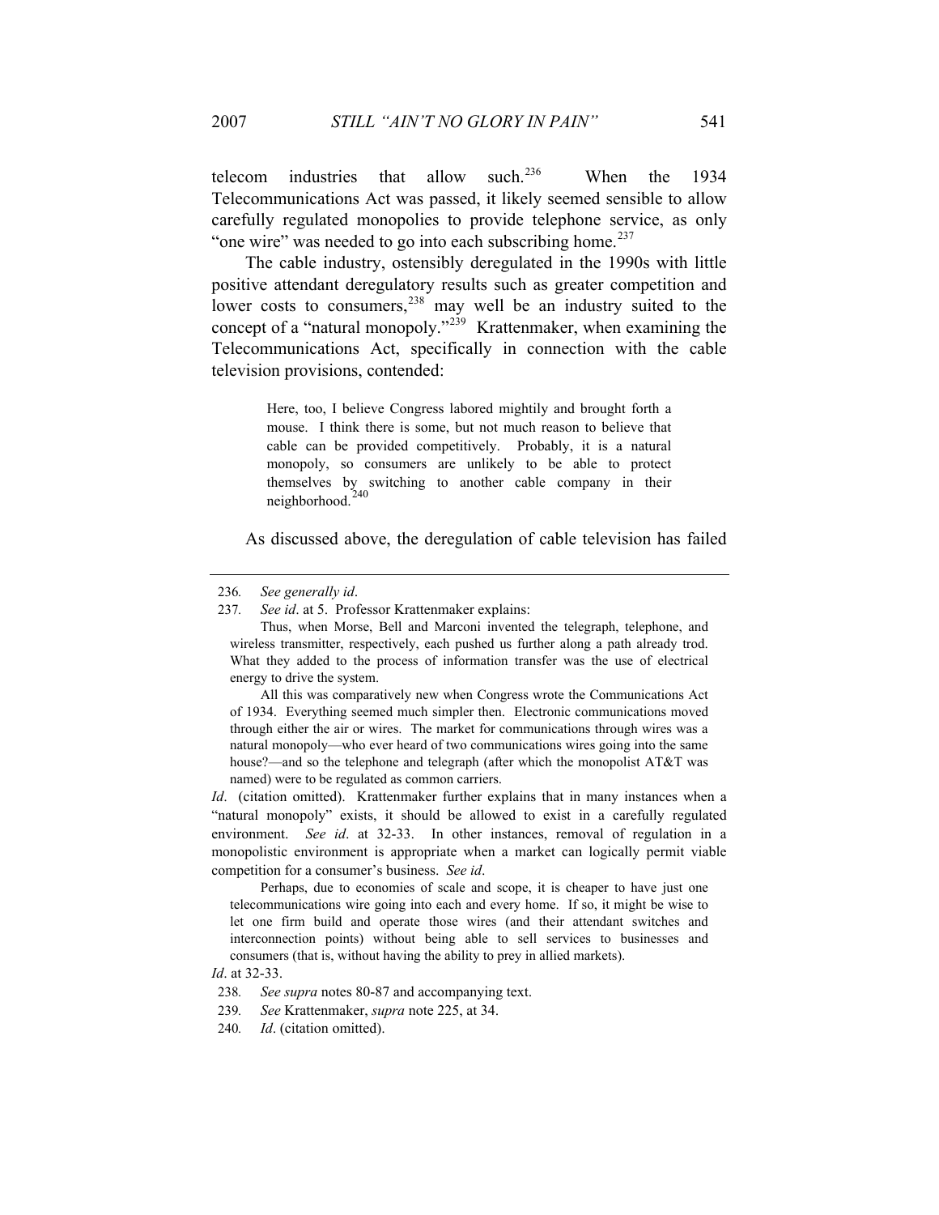telecom industries that allow such.[236] When the 1934 Telecommunications Act was passed, it likely seemed sensible to allow carefully regulated monopolies to provide telephone service, as only "one wire" was needed to go into each subscribing home.[237]

The cable industry, ostensibly deregulated in the 1990s with little positive attendant deregulatory results such as greater competition and lower costs to consumers,[238] may well be an industry suited to the concept of a "natural monopoly."[239] Krattenmaker, when examining the Telecommunications Act, specifically in connection with the cable television provisions, contended:

> Here, too, I believe Congress labored mightily and brought forth a mouse. I think there is some, but not much reason to believe that cable can be provided competitively. Probably, it is a natural monopoly, so consumers are unlikely to be able to protect themselves by switching to another cable company in their neighborhood.[240]

As discussed above, the deregulation of cable television has failed

---

236. *See generally id*.

237. *See id*. at 5. Professor Krattenmaker explains:

> Thus, when Morse, Bell and Marconi invented the telegraph, telephone, and wireless transmitter, respectively, each pushed us further along a path already trod. What they added to the process of information transfer was the use of electrical energy to drive the system.
>
> All this was comparatively new when Congress wrote the Communications Act of 1934. Everything seemed much simpler then. Electronic communications moved through either the air or wires. The market for communications through wires was a natural monopoly—who ever heard of two communications wires going into the same house?—and so the telephone and telegraph (after which the monopolist AT&T was named) were to be regulated as common carriers.

*Id*. (citation omitted). Krattenmaker further explains that in many instances when a "natural monopoly" exists, it should be allowed to exist in a carefully regulated environment. *See id*. at 32-33. In other instances, removal of regulation in a monopolistic environment is appropriate when a market can logically permit viable competition for a consumer's business. *See id*.

> Perhaps, due to economies of scale and scope, it is cheaper to have just one telecommunications wire going into each and every home. If so, it might be wise to let one firm build and operate those wires (and their attendant switches and interconnection points) without being able to sell services to businesses and consumers (that is, without having the ability to prey in allied markets).

*Id*. at 32-33.

238. *See supra* notes 80-87 and accompanying text.

239. *See* Krattenmaker, *supra* note 225, at 34.

240. *Id*. (citation omitted).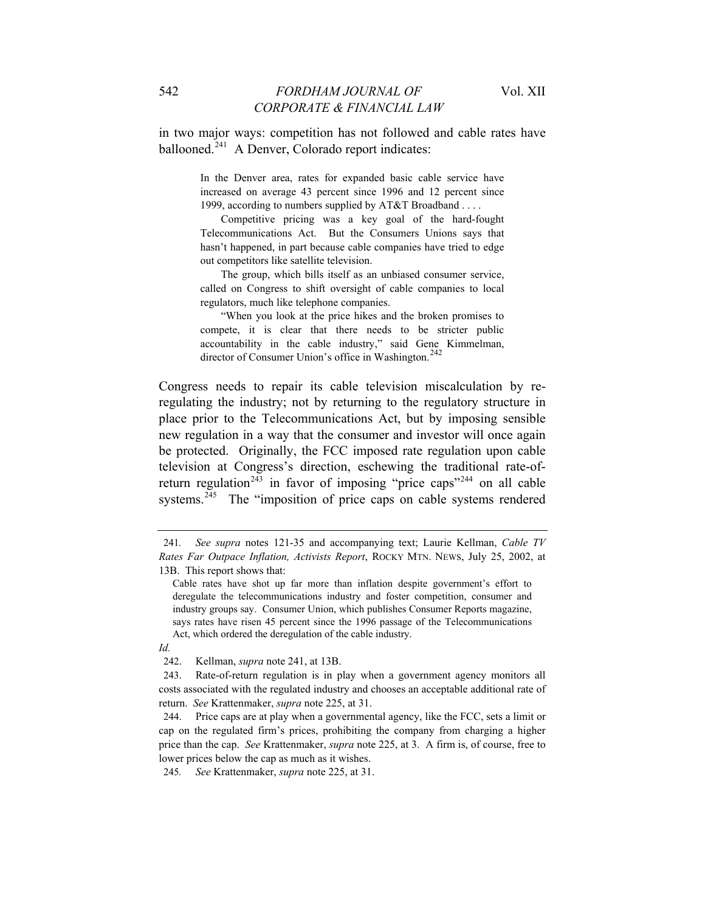in two major ways: competition has not followed and cable rates have ballooned.[241] A Denver, Colorado report indicates:

> In the Denver area, rates for expanded basic cable service have increased on average 43 percent since 1996 and 12 percent since 1999, according to numbers supplied by AT&T Broadband . . . .
>
> Competitive pricing was a key goal of the hard-fought Telecommunications Act. But the Consumers Unions says that hasn't happened, in part because cable companies have tried to edge out competitors like satellite television.
>
> The group, which bills itself as an unbiased consumer service, called on Congress to shift oversight of cable companies to local regulators, much like telephone companies.
>
> "When you look at the price hikes and the broken promises to compete, it is clear that there needs to be stricter public accountability in the cable industry," said Gene Kimmelman, director of Consumer Union's office in Washington.[242]

Congress needs to repair its cable television miscalculation by re-regulating the industry; not by returning to the regulatory structure in place prior to the Telecommunications Act, but by imposing sensible new regulation in a way that the consumer and investor will once again be protected. Originally, the FCC imposed rate regulation upon cable television at Congress's direction, eschewing the traditional rate-of-return regulation[243] in favor of imposing "price caps"[244] on all cable systems.[245] The "imposition of price caps on cable systems rendered

---

241. *See supra* notes 121-35 and accompanying text; Laurie Kellman, *Cable TV Rates Far Outpace Inflation, Activists Report*, ROCKY MTN. NEWS, July 25, 2002, at 13B. This report shows that:

> Cable rates have shot up far more than inflation despite government's effort to deregulate the telecommunications industry and foster competition, consumer and industry groups say. Consumer Union, which publishes Consumer Reports magazine, says rates have risen 45 percent since the 1996 passage of the Telecommunications Act, which ordered the deregulation of the cable industry.

*Id.*

242. Kellman, *supra* note 241, at 13B.

243. Rate-of-return regulation is in play when a government agency monitors all costs associated with the regulated industry and chooses an acceptable additional rate of return. *See* Krattenmaker, *supra* note 225, at 31.

244. Price caps are at play when a governmental agency, like the FCC, sets a limit or cap on the regulated firm's prices, prohibiting the company from charging a higher price than the cap. *See* Krattenmaker, *supra* note 225, at 3. A firm is, of course, free to lower prices below the cap as much as it wishes.

245. *See* Krattenmaker, *supra* note 225, at 31.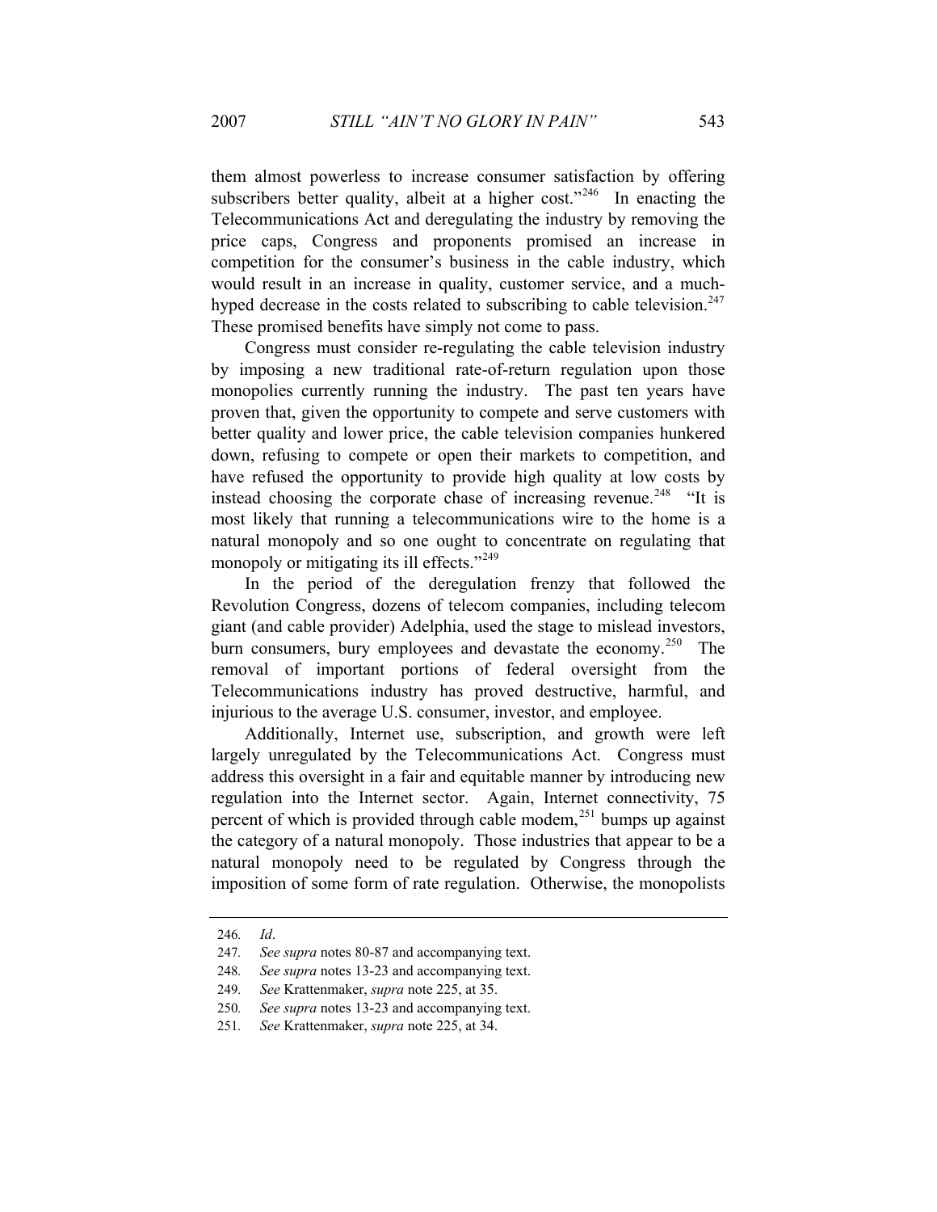them almost powerless to increase consumer satisfaction by offering subscribers better quality, albeit at a higher cost."[246] In enacting the Telecommunications Act and deregulating the industry by removing the price caps, Congress and proponents promised an increase in competition for the consumer's business in the cable industry, which would result in an increase in quality, customer service, and a much-hyped decrease in the costs related to subscribing to cable television.[247] These promised benefits have simply not come to pass.

Congress must consider re-regulating the cable television industry by imposing a new traditional rate-of-return regulation upon those monopolies currently running the industry. The past ten years have proven that, given the opportunity to compete and serve customers with better quality and lower price, the cable television companies hunkered down, refusing to compete or open their markets to competition, and have refused the opportunity to provide high quality at low costs by instead choosing the corporate chase of increasing revenue.[248] "It is most likely that running a telecommunications wire to the home is a natural monopoly and so one ought to concentrate on regulating that monopoly or mitigating its ill effects."[249]

In the period of the deregulation frenzy that followed the Revolution Congress, dozens of telecom companies, including telecom giant (and cable provider) Adelphia, used the stage to mislead investors, burn consumers, bury employees and devastate the economy.[250] The removal of important portions of federal oversight from the Telecommunications industry has proved destructive, harmful, and injurious to the average U.S. consumer, investor, and employee.

Additionally, Internet use, subscription, and growth were left largely unregulated by the Telecommunications Act. Congress must address this oversight in a fair and equitable manner by introducing new regulation into the Internet sector. Again, Internet connectivity, 75 percent of which is provided through cable modem,[251] bumps up against the category of a natural monopoly. Those industries that appear to be a natural monopoly need to be regulated by Congress through the imposition of some form of rate regulation. Otherwise, the monopolists

---

246. *Id*.

247. *See supra* notes 80-87 and accompanying text.

248. *See supra* notes 13-23 and accompanying text.

249. *See* Krattenmaker, *supra* note 225, at 35.

250. *See supra* notes 13-23 and accompanying text.

251. *See* Krattenmaker, *supra* note 225, at 34.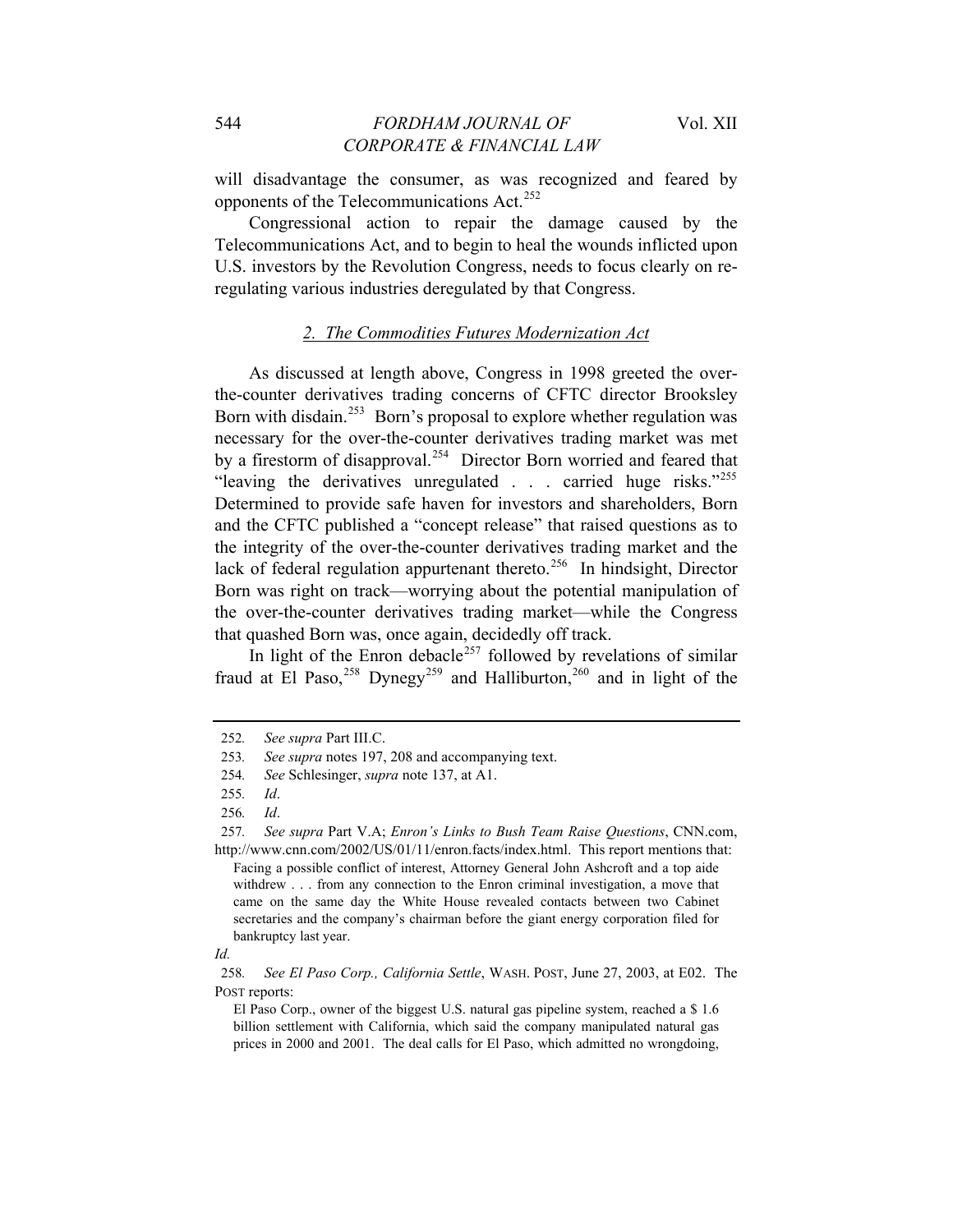will disadvantage the consumer, as was recognized and feared by opponents of the Telecommunications Act.[252]

Congressional action to repair the damage caused by the Telecommunications Act, and to begin to heal the wounds inflicted upon U.S. investors by the Revolution Congress, needs to focus clearly on re-regulating various industries deregulated by that Congress.

### *2. The Commodities Futures Modernization Act*

As discussed at length above, Congress in 1998 greeted the over-the-counter derivatives trading concerns of CFTC director Brooksley Born with disdain.[253] Born's proposal to explore whether regulation was necessary for the over-the-counter derivatives trading market was met by a firestorm of disapproval.[254] Director Born worried and feared that "leaving the derivatives unregulated . . . carried huge risks."[255] Determined to provide safe haven for investors and shareholders, Born and the CFTC published a "concept release" that raised questions as to the integrity of the over-the-counter derivatives trading market and the lack of federal regulation appurtenant thereto.[256] In hindsight, Director Born was right on track—worrying about the potential manipulation of the over-the-counter derivatives trading market—while the Congress that quashed Born was, once again, decidedly off track.

In light of the Enron debacle[257] followed by revelations of similar fraud at El Paso,[258] Dynegy[259] and Halliburton,[260] and in light of the

---

252. *See supra* Part III.C.

253. *See supra* notes 197, 208 and accompanying text.

254. *See* Schlesinger, *supra* note 137, at A1.

255. *Id*.

256. *Id*.

257. *See supra* Part V.A; *Enron's Links to Bush Team Raise Questions*, CNN.com, http://www.cnn.com/2002/US/01/11/enron.facts/index.html. This report mentions that:

> Facing a possible conflict of interest, Attorney General John Ashcroft and a top aide withdrew . . . from any connection to the Enron criminal investigation, a move that came on the same day the White House revealed contacts between two Cabinet secretaries and the company's chairman before the giant energy corporation filed for bankruptcy last year.

*Id.*

258. *See El Paso Corp., California Settle*, WASH. POST, June 27, 2003, at E02. The POST reports:

> El Paso Corp., owner of the biggest U.S. natural gas pipeline system, reached a $ 1.6 billion settlement with California, which said the company manipulated natural gas prices in 2000 and 2001. The deal calls for El Paso, which admitted no wrongdoing,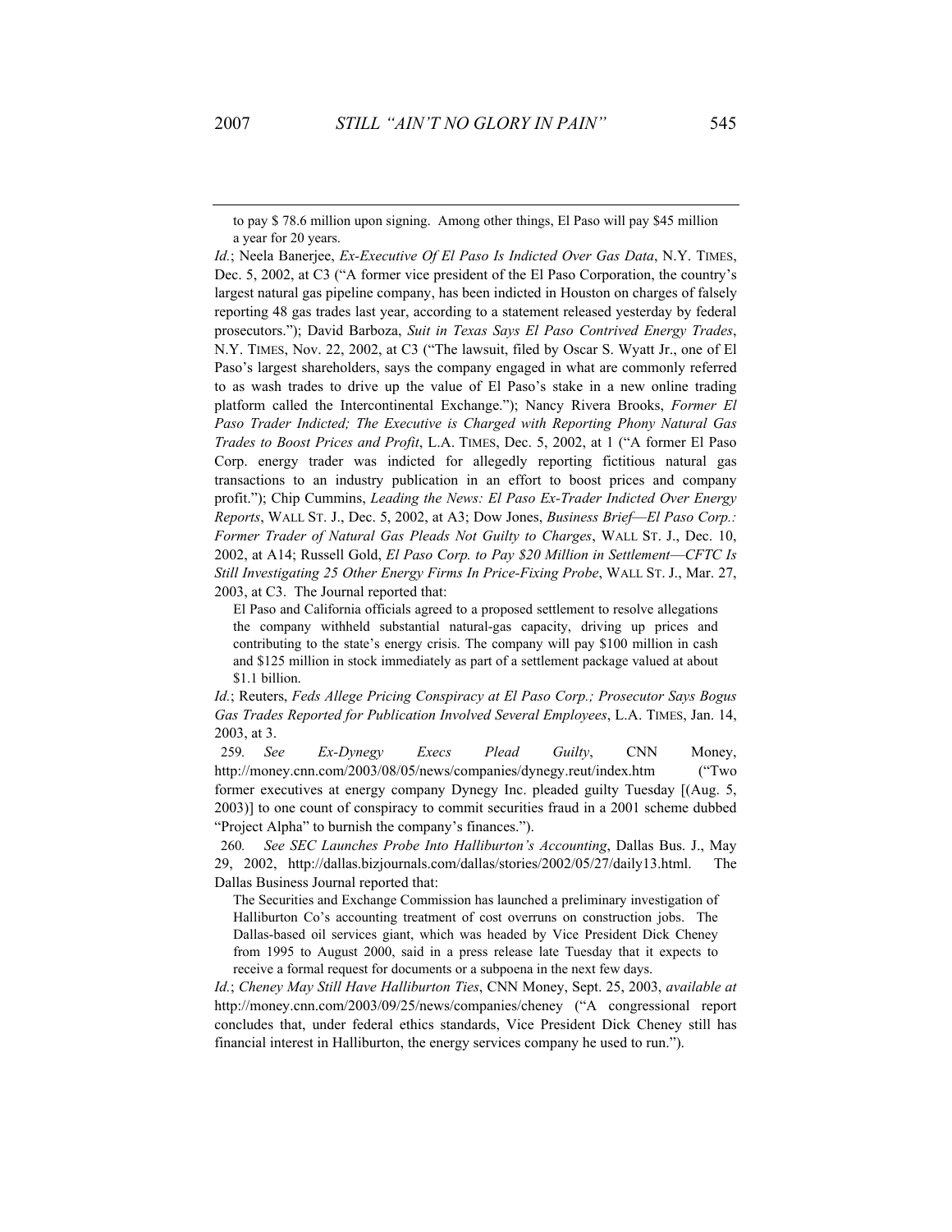> to pay $ 78.6 million upon signing. Among other things, El Paso will pay $45 million a year for 20 years.

*Id.*; Neela Banerjee, *Ex-Executive Of El Paso Is Indicted Over Gas Data*, N.Y. TIMES, Dec. 5, 2002, at C3 ("A former vice president of the El Paso Corporation, the country's largest natural gas pipeline company, has been indicted in Houston on charges of falsely reporting 48 gas trades last year, according to a statement released yesterday by federal prosecutors."); David Barboza, *Suit in Texas Says El Paso Contrived Energy Trades*, N.Y. TIMES, Nov. 22, 2002, at C3 ("The lawsuit, filed by Oscar S. Wyatt Jr., one of El Paso's largest shareholders, says the company engaged in what are commonly referred to as wash trades to drive up the value of El Paso's stake in a new online trading platform called the Intercontinental Exchange."); Nancy Rivera Brooks, *Former El Paso Trader Indicted; The Executive is Charged with Reporting Phony Natural Gas Trades to Boost Prices and Profit*, L.A. TIMES, Dec. 5, 2002, at 1 ("A former El Paso Corp. energy trader was indicted for allegedly reporting fictitious natural gas transactions to an industry publication in an effort to boost prices and company profit."); Chip Cummins, *Leading the News: El Paso Ex-Trader Indicted Over Energy Reports*, WALL ST. J., Dec. 5, 2002, at A3; Dow Jones, *Business Brief—El Paso Corp.: Former Trader of Natural Gas Pleads Not Guilty to Charges*, WALL ST. J., Dec. 10, 2002, at A14; Russell Gold, *El Paso Corp. to Pay $20 Million in Settlement—CFTC Is Still Investigating 25 Other Energy Firms In Price-Fixing Probe*, WALL ST. J., Mar. 27, 2003, at C3. The Journal reported that:

> El Paso and California officials agreed to a proposed settlement to resolve allegations the company withheld substantial natural-gas capacity, driving up prices and contributing to the state's energy crisis. The company will pay $100 million in cash and $125 million in stock immediately as part of a settlement package valued at about $1.1 billion.

*Id.*; Reuters, *Feds Allege Pricing Conspiracy at El Paso Corp.; Prosecutor Says Bogus Gas Trades Reported for Publication Involved Several Employees*, L.A. TIMES, Jan. 14, 2003, at 3.

259. *See Ex-Dynegy Execs Plead Guilty*, CNN Money, http://money.cnn.com/2003/08/05/news/companies/dynegy.reut/index.htm ("Two former executives at energy company Dynegy Inc. pleaded guilty Tuesday [(Aug. 5, 2003)] to one count of conspiracy to commit securities fraud in a 2001 scheme dubbed "Project Alpha" to burnish the company's finances.").

260. *See SEC Launches Probe Into Halliburton's Accounting*, Dallas Bus. J., May 29, 2002, http://dallas.bizjournals.com/dallas/stories/2002/05/27/daily13.html. The Dallas Business Journal reported that:

> The Securities and Exchange Commission has launched a preliminary investigation of Halliburton Co's accounting treatment of cost overruns on construction jobs. The Dallas-based oil services giant, which was headed by Vice President Dick Cheney from 1995 to August 2000, said in a press release late Tuesday that it expects to receive a formal request for documents or a subpoena in the next few days.

*Id.*; *Cheney May Still Have Halliburton Ties*, CNN Money, Sept. 25, 2003, *available at* http://money.cnn.com/2003/09/25/news/companies/cheney ("A congressional report concludes that, under federal ethics standards, Vice President Dick Cheney still has financial interest in Halliburton, the energy services company he used to run.").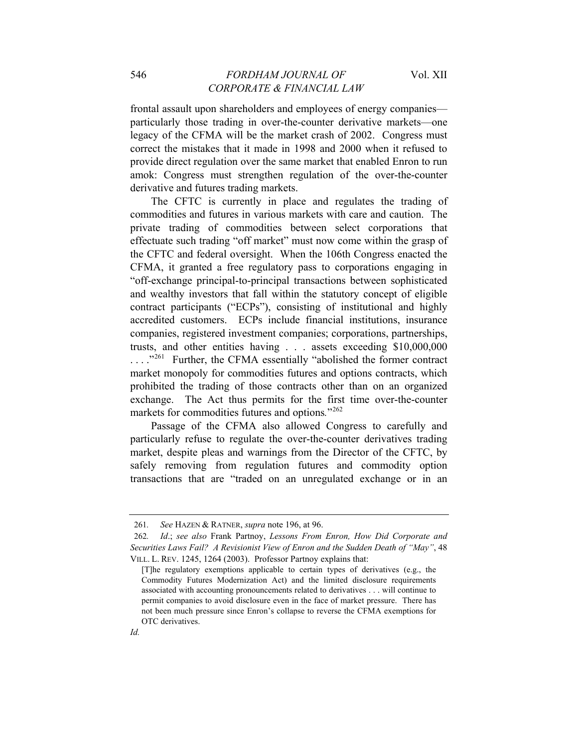frontal assault upon shareholders and employees of energy companies—particularly those trading in over-the-counter derivative markets—one legacy of the CFMA will be the market crash of 2002. Congress must correct the mistakes that it made in 1998 and 2000 when it refused to provide direct regulation over the same market that enabled Enron to run amok: Congress must strengthen regulation of the over-the-counter derivative and futures trading markets.

The CFTC is currently in place and regulates the trading of commodities and futures in various markets with care and caution. The private trading of commodities between select corporations that effectuate such trading "off market" must now come within the grasp of the CFTC and federal oversight. When the 106th Congress enacted the CFMA, it granted a free regulatory pass to corporations engaging in "off-exchange principal-to-principal transactions between sophisticated and wealthy investors that fall within the statutory concept of eligible contract participants ("ECPs"), consisting of institutional and highly accredited customers. ECPs include financial institutions, insurance companies, registered investment companies; corporations, partnerships, trusts, and other entities having . . . assets exceeding $10,000,000 . . . ."[261] Further, the CFMA essentially "abolished the former contract market monopoly for commodities futures and options contracts, which prohibited the trading of those contracts other than on an organized exchange. The Act thus permits for the first time over-the-counter markets for commodities futures and options."[262]

Passage of the CFMA also allowed Congress to carefully and particularly refuse to regulate the over-the-counter derivatives trading market, despite pleas and warnings from the Director of the CFTC, by safely removing from regulation futures and commodity option transactions that are "traded on an unregulated exchange or in an

---

261. *See* HAZEN & RATNER, *supra* note 196, at 96.

262. *Id*.; *see also* Frank Partnoy, *Lessons From Enron, How Did Corporate and Securities Laws Fail? A Revisionist View of Enron and the Sudden Death of "May"*, 48 VILL. L. REV. 1245, 1264 (2003). Professor Partnoy explains that:

> [T]he regulatory exemptions applicable to certain types of derivatives (e.g., the Commodity Futures Modernization Act) and the limited disclosure requirements associated with accounting pronouncements related to derivatives . . . will continue to permit companies to avoid disclosure even in the face of market pressure. There has not been much pressure since Enron's collapse to reverse the CFMA exemptions for OTC derivatives.

*Id.*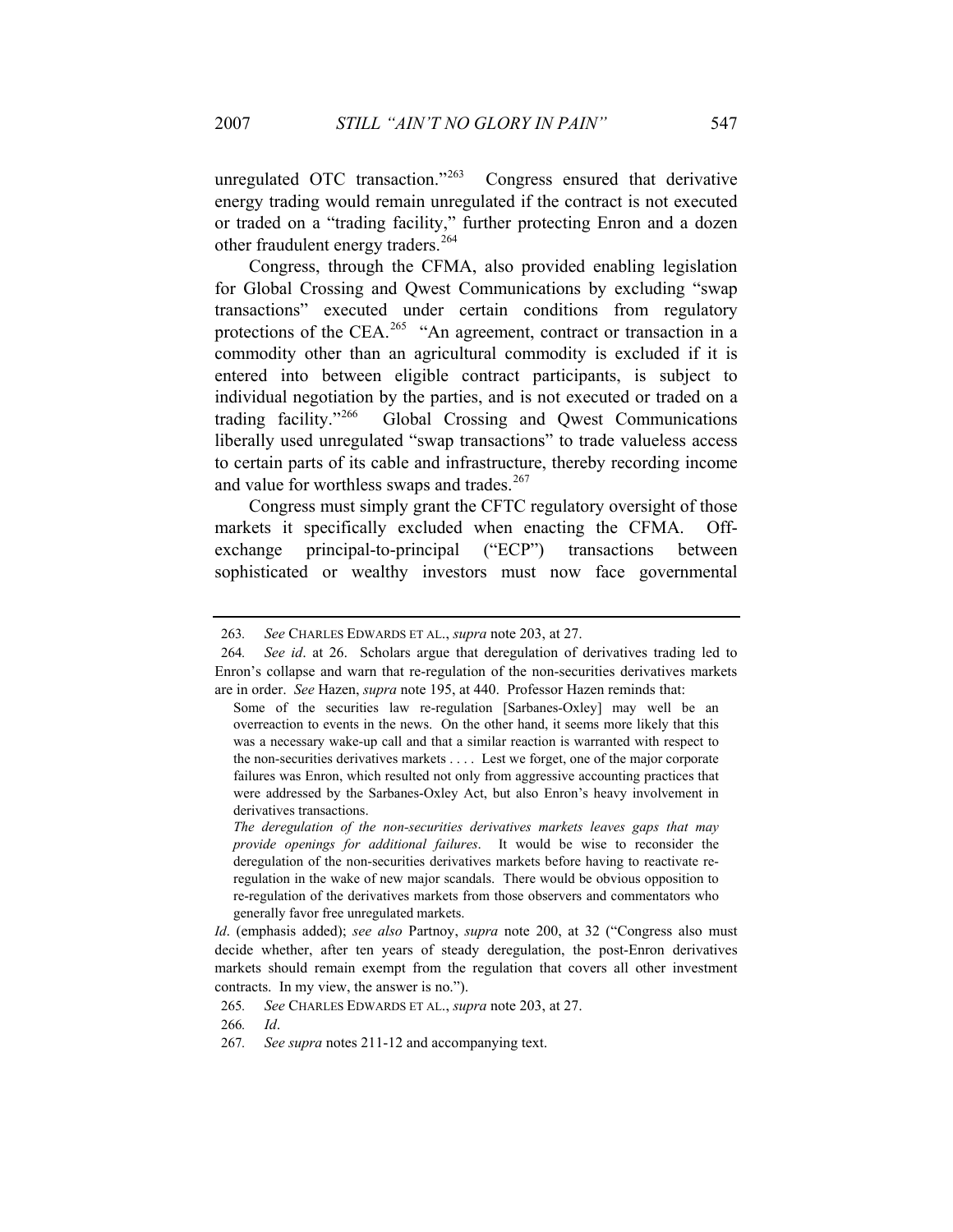unregulated OTC transaction."[263] Congress ensured that derivative energy trading would remain unregulated if the contract is not executed or traded on a "trading facility," further protecting Enron and a dozen other fraudulent energy traders.[264]

Congress, through the CFMA, also provided enabling legislation for Global Crossing and Qwest Communications by excluding "swap transactions" executed under certain conditions from regulatory protections of the CEA.[265] "An agreement, contract or transaction in a commodity other than an agricultural commodity is excluded if it is entered into between eligible contract participants, is subject to individual negotiation by the parties, and is not executed or traded on a trading facility."[266] Global Crossing and Qwest Communications liberally used unregulated "swap transactions" to trade valueless access to certain parts of its cable and infrastructure, thereby recording income and value for worthless swaps and trades.[267]

Congress must simply grant the CFTC regulatory oversight of those markets it specifically excluded when enacting the CFMA. Off-exchange principal-to-principal ("ECP") transactions between sophisticated or wealthy investors must now face governmental

---

263. *See* CHARLES EDWARDS ET AL., *supra* note 203, at 27.

264. *See id*. at 26. Scholars argue that deregulation of derivatives trading led to Enron's collapse and warn that re-regulation of the non-securities derivatives markets are in order. *See* Hazen, *supra* note 195, at 440. Professor Hazen reminds that:

> Some of the securities law re-regulation [Sarbanes-Oxley] may well be an overreaction to events in the news. On the other hand, it seems more likely that this was a necessary wake-up call and that a similar reaction is warranted with respect to the non-securities derivatives markets . . . . Lest we forget, one of the major corporate failures was Enron, which resulted not only from aggressive accounting practices that were addressed by the Sarbanes-Oxley Act, but also Enron's heavy involvement in derivatives transactions.
>
> *The deregulation of the non-securities derivatives markets leaves gaps that may provide openings for additional failures*. It would be wise to reconsider the deregulation of the non-securities derivatives markets before having to reactivate re-regulation in the wake of new major scandals. There would be obvious opposition to re-regulation of the derivatives markets from those observers and commentators who generally favor free unregulated markets.

*Id*. (emphasis added); *see also* Partnoy, *supra* note 200, at 32 ("Congress also must decide whether, after ten years of steady deregulation, the post-Enron derivatives markets should remain exempt from the regulation that covers all other investment contracts. In my view, the answer is no.").

265. *See* CHARLES EDWARDS ET AL., *supra* note 203, at 27.

266. *Id*.

267. *See supra* notes 211-12 and accompanying text.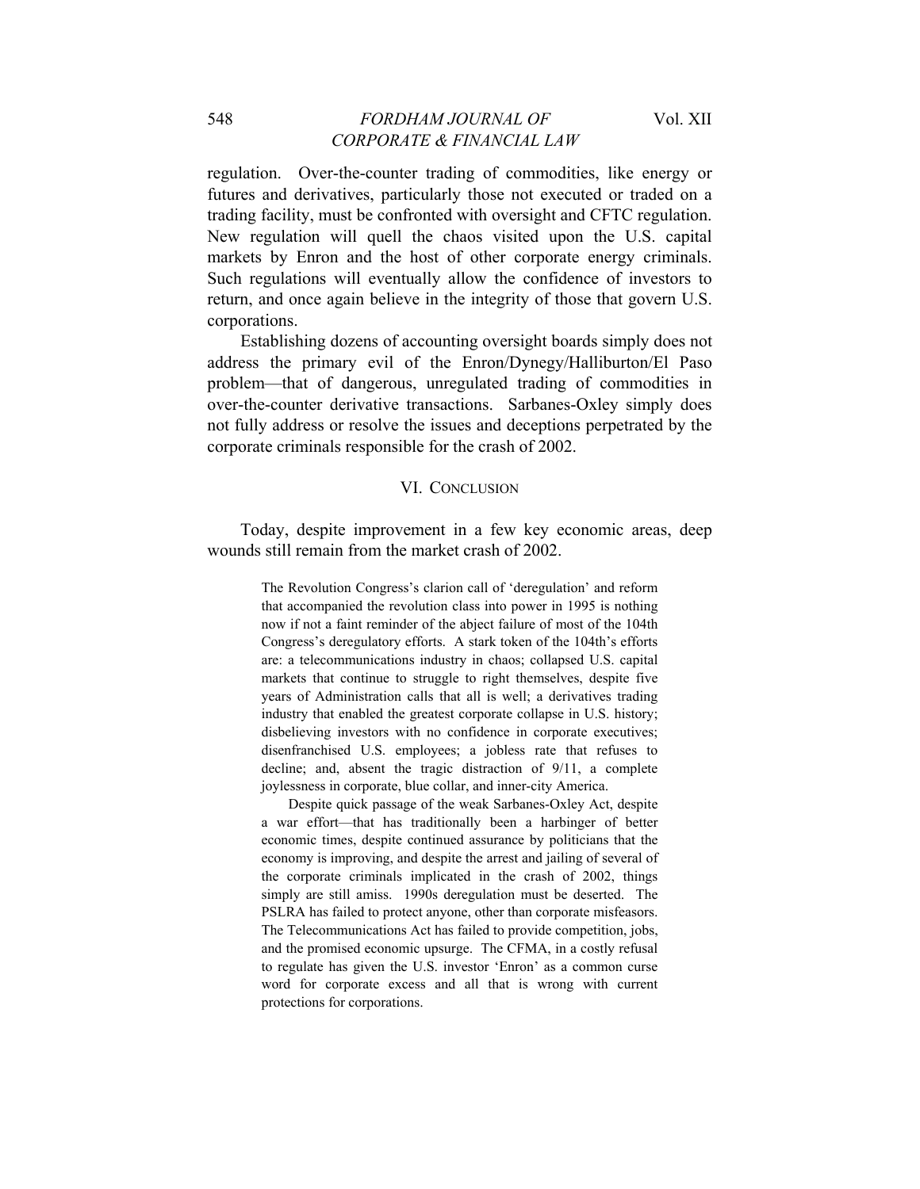regulation. Over-the-counter trading of commodities, like energy or futures and derivatives, particularly those not executed or traded on a trading facility, must be confronted with oversight and CFTC regulation. New regulation will quell the chaos visited upon the U.S. capital markets by Enron and the host of other corporate energy criminals. Such regulations will eventually allow the confidence of investors to return, and once again believe in the integrity of those that govern U.S. corporations.

Establishing dozens of accounting oversight boards simply does not address the primary evil of the Enron/Dynegy/Halliburton/El Paso problem—that of dangerous, unregulated trading of commodities in over-the-counter derivative transactions. Sarbanes-Oxley simply does not fully address or resolve the issues and deceptions perpetrated by the corporate criminals responsible for the crash of 2002.

## VI. CONCLUSION

Today, despite improvement in a few key economic areas, deep wounds still remain from the market crash of 2002.

> The Revolution Congress's clarion call of 'deregulation' and reform that accompanied the revolution class into power in 1995 is nothing now if not a faint reminder of the abject failure of most of the 104th Congress's deregulatory efforts. A stark token of the 104th's efforts are: a telecommunications industry in chaos; collapsed U.S. capital markets that continue to struggle to right themselves, despite five years of Administration calls that all is well; a derivatives trading industry that enabled the greatest corporate collapse in U.S. history; disbelieving investors with no confidence in corporate executives; disenfranchised U.S. employees; a jobless rate that refuses to decline; and, absent the tragic distraction of 9/11, a complete joylessness in corporate, blue collar, and inner-city America.
>
> Despite quick passage of the weak Sarbanes-Oxley Act, despite a war effort—that has traditionally been a harbinger of better economic times, despite continued assurance by politicians that the economy is improving, and despite the arrest and jailing of several of the corporate criminals implicated in the crash of 2002, things simply are still amiss. 1990s deregulation must be deserted. The PSLRA has failed to protect anyone, other than corporate misfeasors. The Telecommunications Act has failed to provide competition, jobs, and the promised economic upsurge. The CFMA, in a costly refusal to regulate has given the U.S. investor 'Enron' as a common curse word for corporate excess and all that is wrong with current protections for corporations.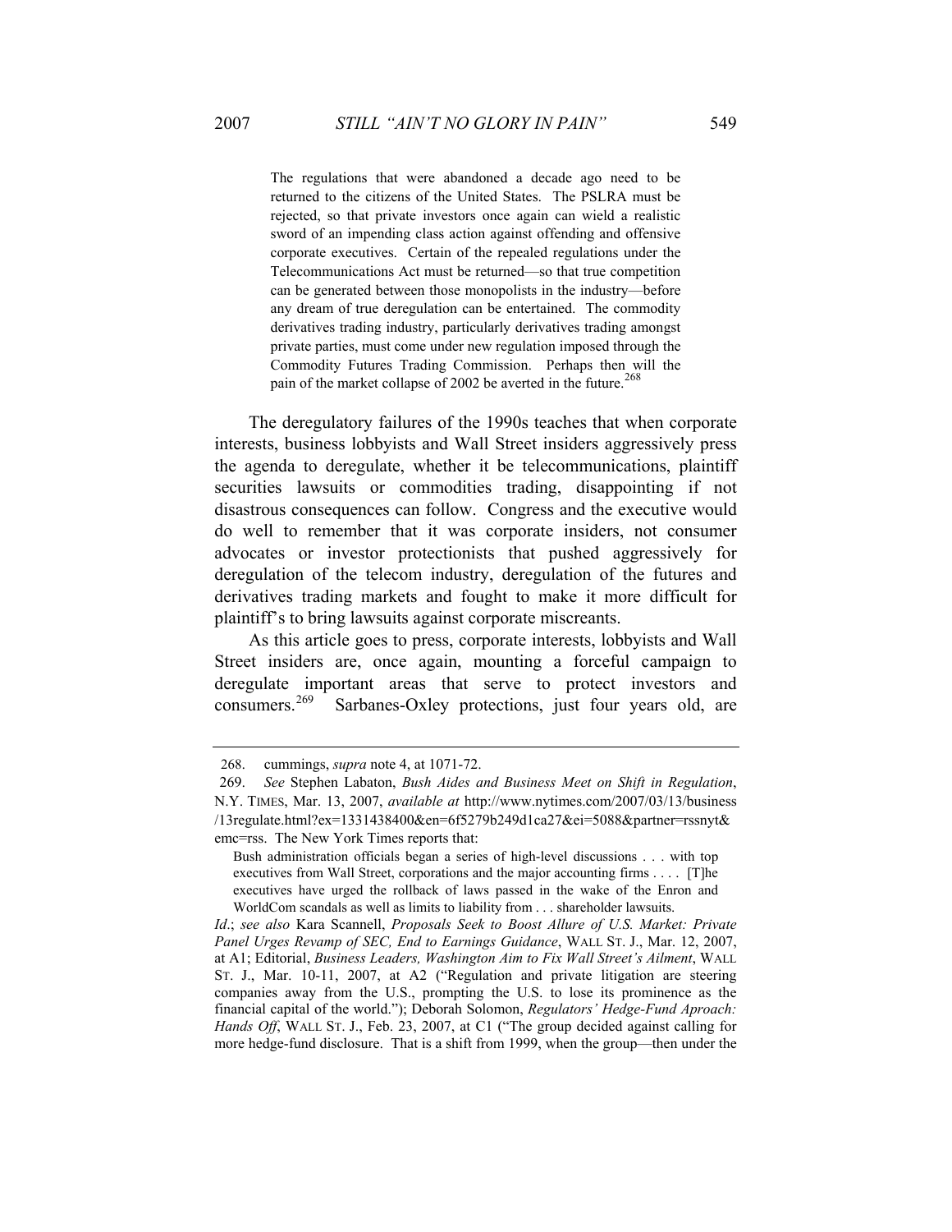> The regulations that were abandoned a decade ago need to be returned to the citizens of the United States. The PSLRA must be rejected, so that private investors once again can wield a realistic sword of an impending class action against offending and offensive corporate executives. Certain of the repealed regulations under the Telecommunications Act must be returned—so that true competition can be generated between those monopolists in the industry—before any dream of true deregulation can be entertained. The commodity derivatives trading industry, particularly derivatives trading amongst private parties, must come under new regulation imposed through the Commodity Futures Trading Commission. Perhaps then will the pain of the market collapse of 2002 be averted in the future.[268]

The deregulatory failures of the 1990s teaches that when corporate interests, business lobbyists and Wall Street insiders aggressively press the agenda to deregulate, whether it be telecommunications, plaintiff securities lawsuits or commodities trading, disappointing if not disastrous consequences can follow. Congress and the executive would do well to remember that it was corporate insiders, not consumer advocates or investor protectionists that pushed aggressively for deregulation of the telecom industry, deregulation of the futures and derivatives trading markets and fought to make it more difficult for plaintiff's to bring lawsuits against corporate miscreants.

As this article goes to press, corporate interests, lobbyists and Wall Street insiders are, once again, mounting a forceful campaign to deregulate important areas that serve to protect investors and consumers.[269] Sarbanes-Oxley protections, just four years old, are

---

268. cummings, *supra* note 4, at 1071-72.

269. *See* Stephen Labaton, *Bush Aides and Business Meet on Shift in Regulation*, N.Y. TIMES, Mar. 13, 2007, *available at* http://www.nytimes.com/2007/03/13/business/13regulate.html?ex=1331438400&en=6f5279b249d1ca27&ei=5088&partner=rssnyt&emc=rss. The New York Times reports that:

> Bush administration officials began a series of high-level discussions . . . with top executives from Wall Street, corporations and the major accounting firms . . . . [T]he executives have urged the rollback of laws passed in the wake of the Enron and WorldCom scandals as well as limits to liability from . . . shareholder lawsuits.

*Id*.; *see also* Kara Scannell, *Proposals Seek to Boost Allure of U.S. Market: Private Panel Urges Revamp of SEC, End to Earnings Guidance*, WALL ST. J., Mar. 12, 2007, at A1; Editorial, *Business Leaders, Washington Aim to Fix Wall Street's Ailment*, WALL ST. J., Mar. 10-11, 2007, at A2 ("Regulation and private litigation are steering companies away from the U.S., prompting the U.S. to lose its prominence as the financial capital of the world."); Deborah Solomon, *Regulators' Hedge-Fund Aproach: Hands Off*, WALL ST. J., Feb. 23, 2007, at C1 ("The group decided against calling for more hedge-fund disclosure. That is a shift from 1999, when the group—then under the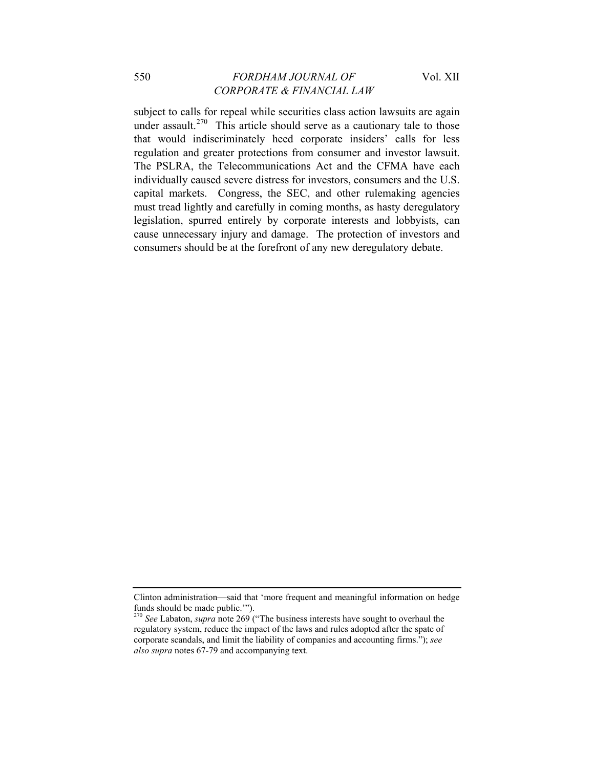subject to calls for repeal while securities class action lawsuits are again under assault.[270] This article should serve as a cautionary tale to those that would indiscriminately heed corporate insiders' calls for less regulation and greater protections from consumer and investor lawsuit. The PSLRA, the Telecommunications Act and the CFMA have each individually caused severe distress for investors, consumers and the U.S. capital markets. Congress, the SEC, and other rulemaking agencies must tread lightly and carefully in coming months, as hasty deregulatory legislation, spurred entirely by corporate interests and lobbyists, can cause unnecessary injury and damage. The protection of investors and consumers should be at the forefront of any new deregulatory debate.

---

Clinton administration—said that 'more frequent and meaningful information on hedge funds should be made public.'").

[270] *See* Labaton, *supra* note 269 ("The business interests have sought to overhaul the regulatory system, reduce the impact of the laws and rules adopted after the spate of corporate scandals, and limit the liability of companies and accounting firms."); *see also supra* notes 67-79 and accompanying text.